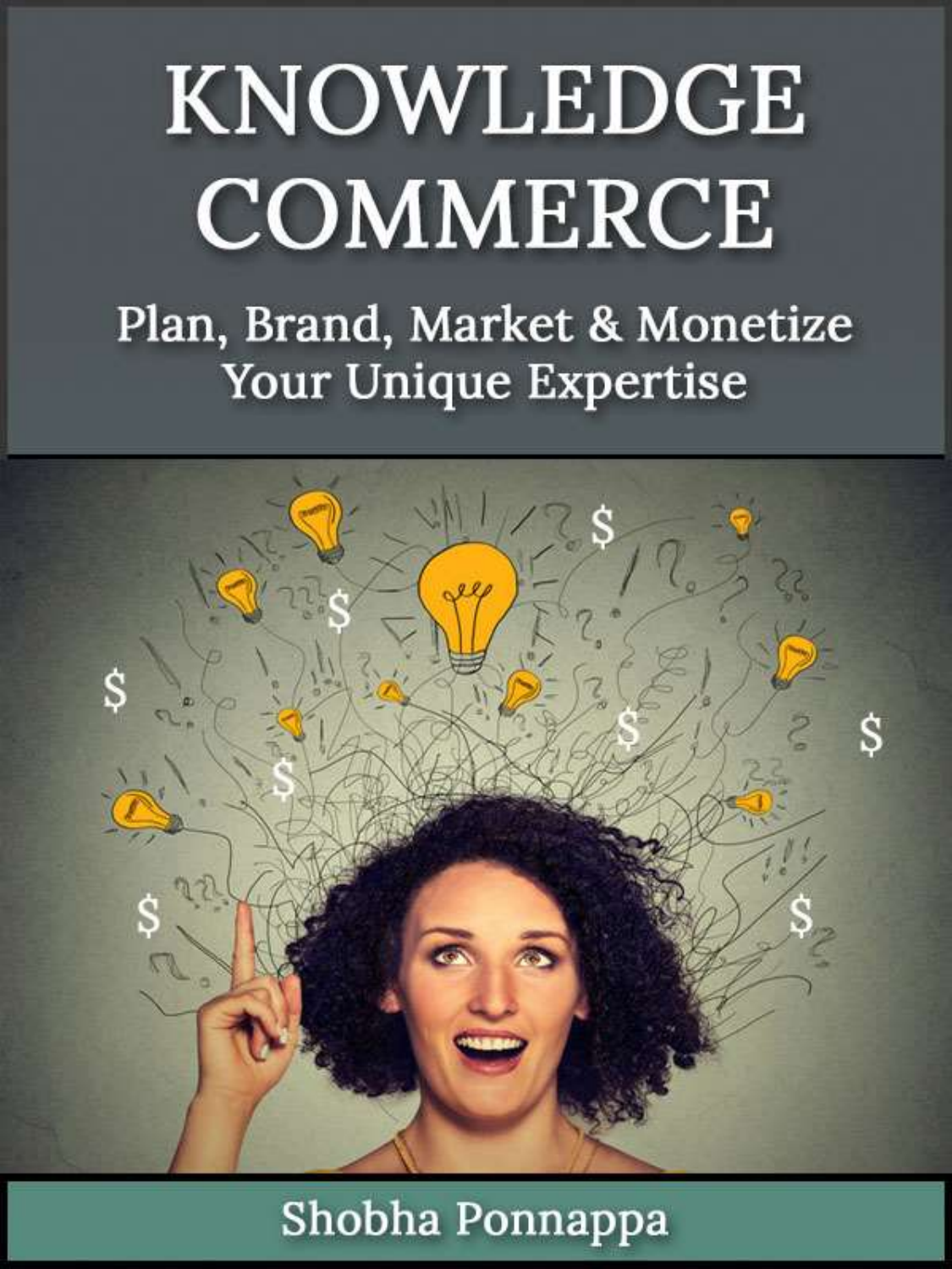# KNOWLEDGE COMMERCE

## Plan, Brand, Market & Monetize Your Unique Expertise

Shobha Ponnappa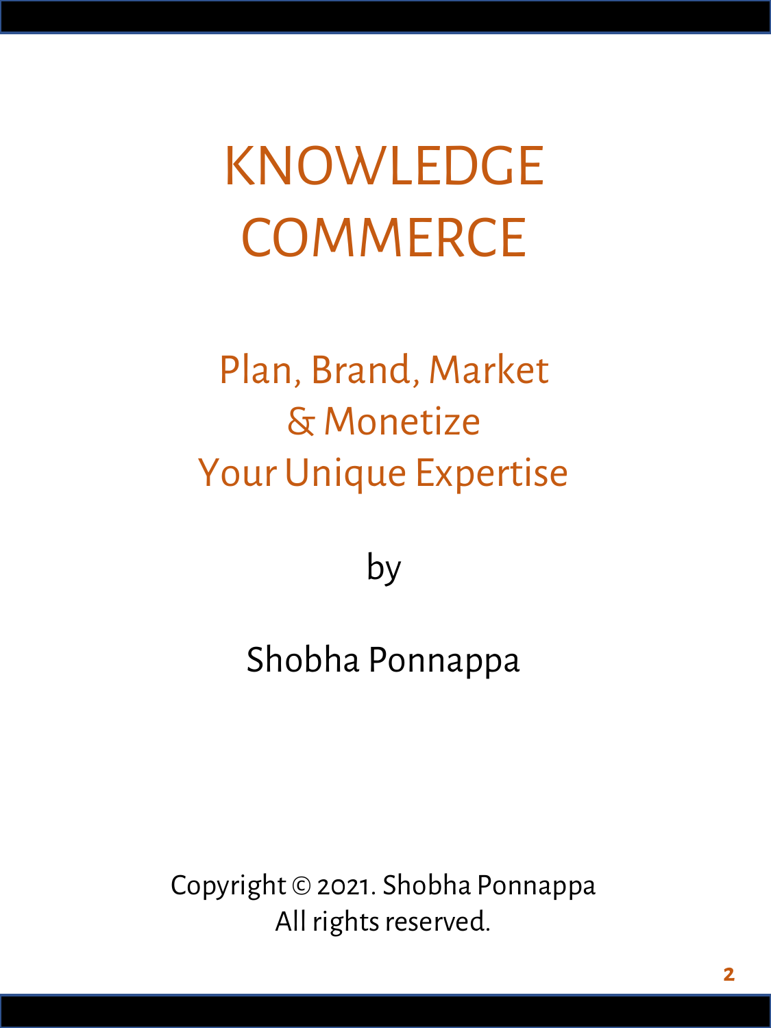# KNOWLEDGE COMMERCE

## Plan, Brand, Market & Monetize Your Unique Expertise

by

Shobha Ponnappa

Copyright © 2021. Shobha Ponnappa
All rights reserved.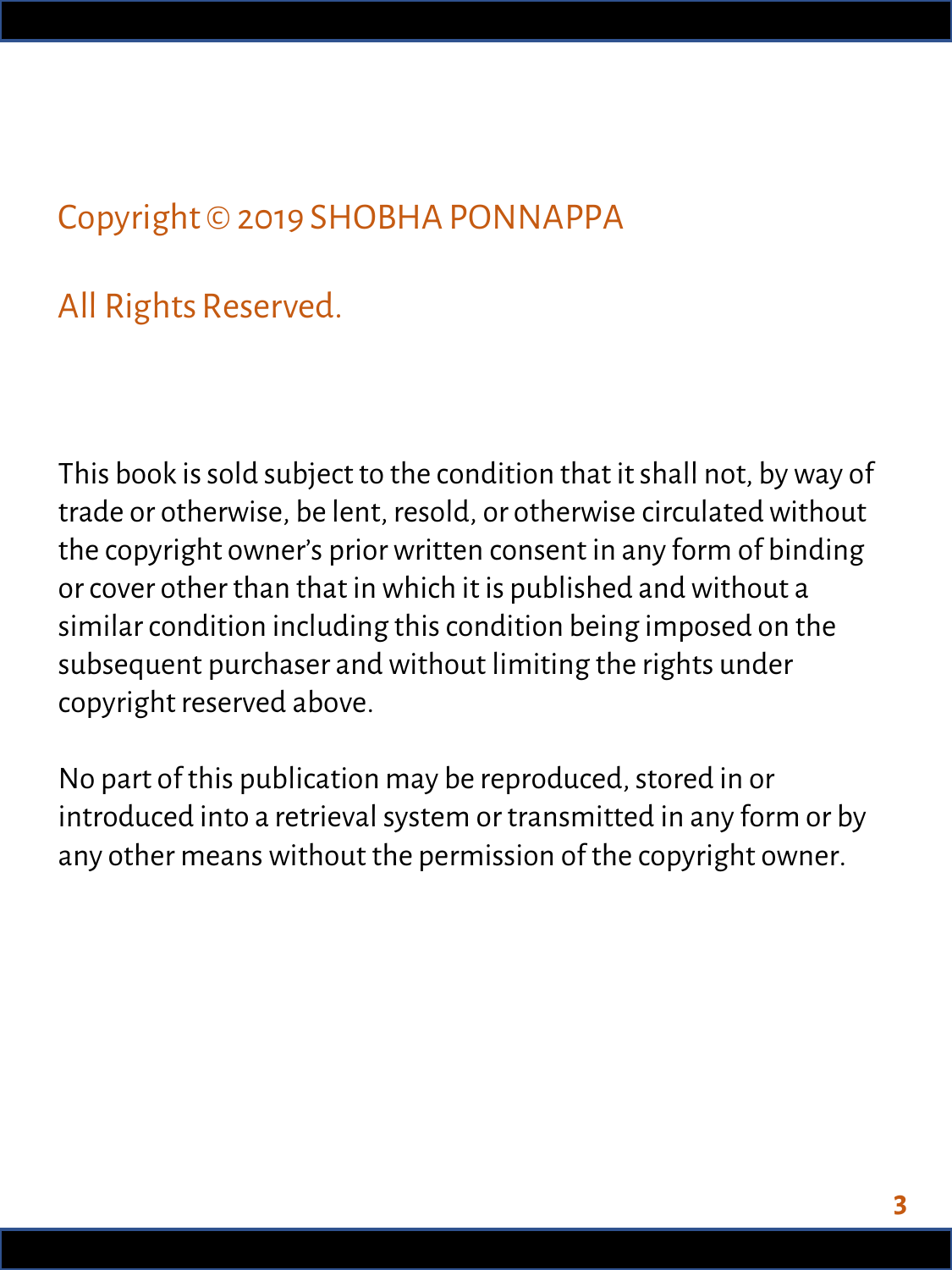Copyright © 2019 SHOBHA PONNAPPA

All Rights Reserved.

This book is sold subject to the condition that it shall not, by way of trade or otherwise, be lent, resold, or otherwise circulated without the copyright owner's prior written consent in any form of binding or cover other than that in which it is published and without a similar condition including this condition being imposed on the subsequent purchaser and without limiting the rights under copyright reserved above.

No part of this publication may be reproduced, stored in or introduced into a retrieval system or transmitted in any form or by any other means without the permission of the copyright owner.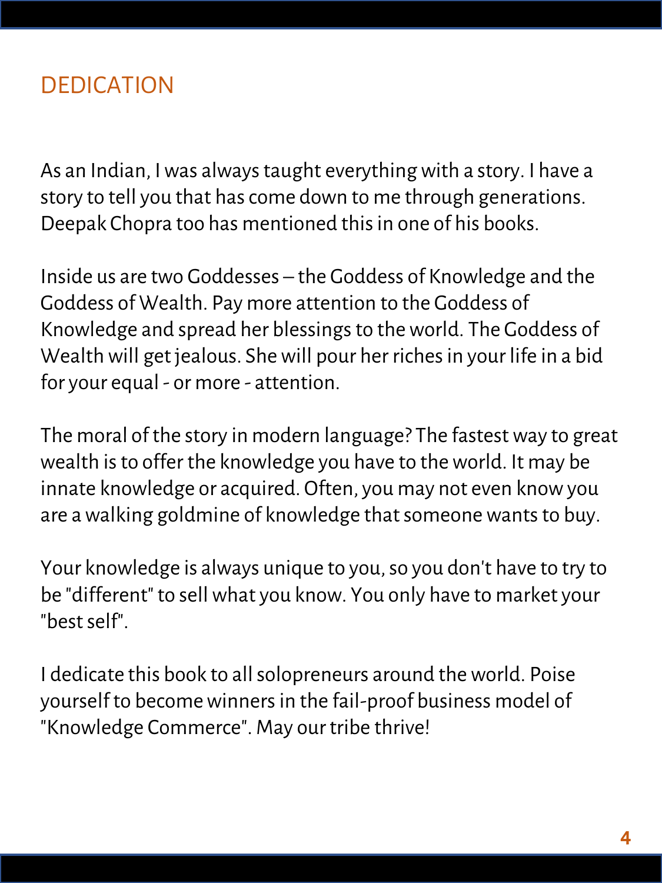# DEDICATION

As an Indian, I was always taught everything with a story. I have a story to tell you that has come down to me through generations. Deepak Chopra too has mentioned this in one of his books.

Inside us are two Goddesses – the Goddess of Knowledge and the Goddess of Wealth. Pay more attention to the Goddess of Knowledge and spread her blessings to the world. The Goddess of Wealth will get jealous. She will pour her riches in your life in a bid for your equal - or more - attention.

The moral of the story in modern language? The fastest way to great wealth is to offer the knowledge you have to the world. It may be innate knowledge or acquired. Often, you may not even know you are a walking goldmine of knowledge that someone wants to buy.

Your knowledge is always unique to you, so you don't have to try to be "different" to sell what you know. You only have to market your "best self".

I dedicate this book to all solopreneurs around the world. Poise yourself to become winners in the fail-proof business model of "Knowledge Commerce". May our tribe thrive!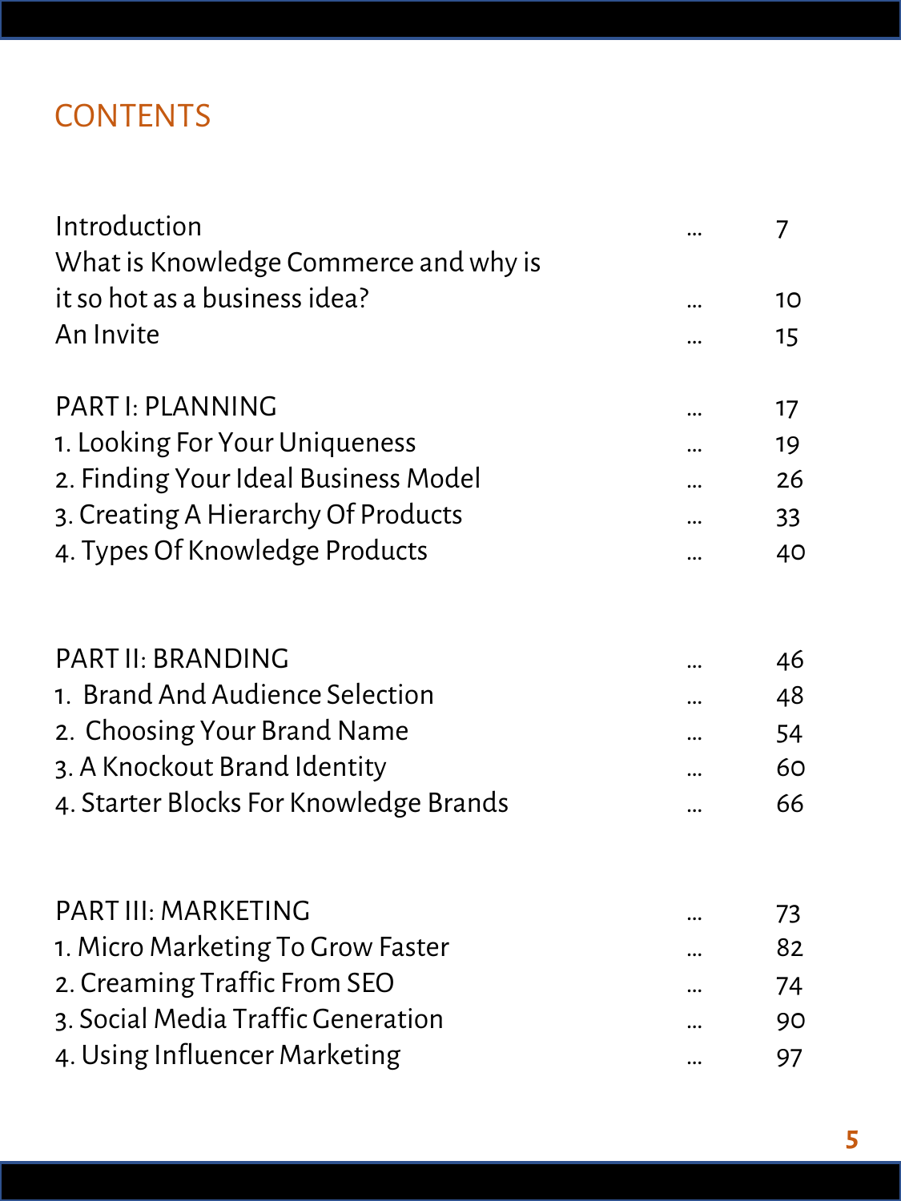# CONTENTS

| | | |
|---|---|---|
| Introduction | ... | 7 |
| What is Knowledge Commerce and why is it so hot as a business idea? | ... | 10 |
| An Invite | ... | 15 |
| | | |
| PART I: PLANNING | ... | 17 |
| 1. Looking For Your Uniqueness | ... | 19 |
| 2. Finding Your Ideal Business Model | ... | 26 |
| 3. Creating A Hierarchy Of Products | ... | 33 |
| 4. Types Of Knowledge Products | ... | 40 |
| | | |
| PART II: BRANDING | ... | 46 |
| 1. Brand And Audience Selection | ... | 48 |
| 2. Choosing Your Brand Name | ... | 54 |
| 3. A Knockout Brand Identity | ... | 60 |
| 4. Starter Blocks For Knowledge Brands | ... | 66 |
| | | |
| PART III: MARKETING | ... | 73 |
| 1. Micro Marketing To Grow Faster | ... | 82 |
| 2. Creaming Traffic From SEO | ... | 74 |
| 3. Social Media Traffic Generation | ... | 90 |
| 4. Using Influencer Marketing | ... | 97 |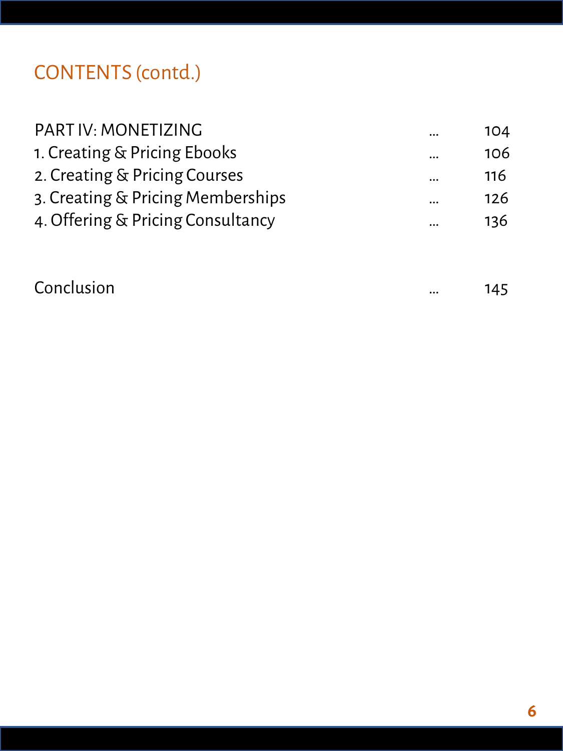# CONTENTS (contd.)

| | | |
|---|---|---|
| PART IV: MONETIZING | ... | 104 |
| 1. Creating & Pricing Ebooks | ... | 106 |
| 2. Creating & Pricing Courses | ... | 116 |
| 3. Creating & Pricing Memberships | ... | 126 |
| 4. Offering & Pricing Consultancy | ... | 136 |
| | | |
| Conclusion | ... | 145 |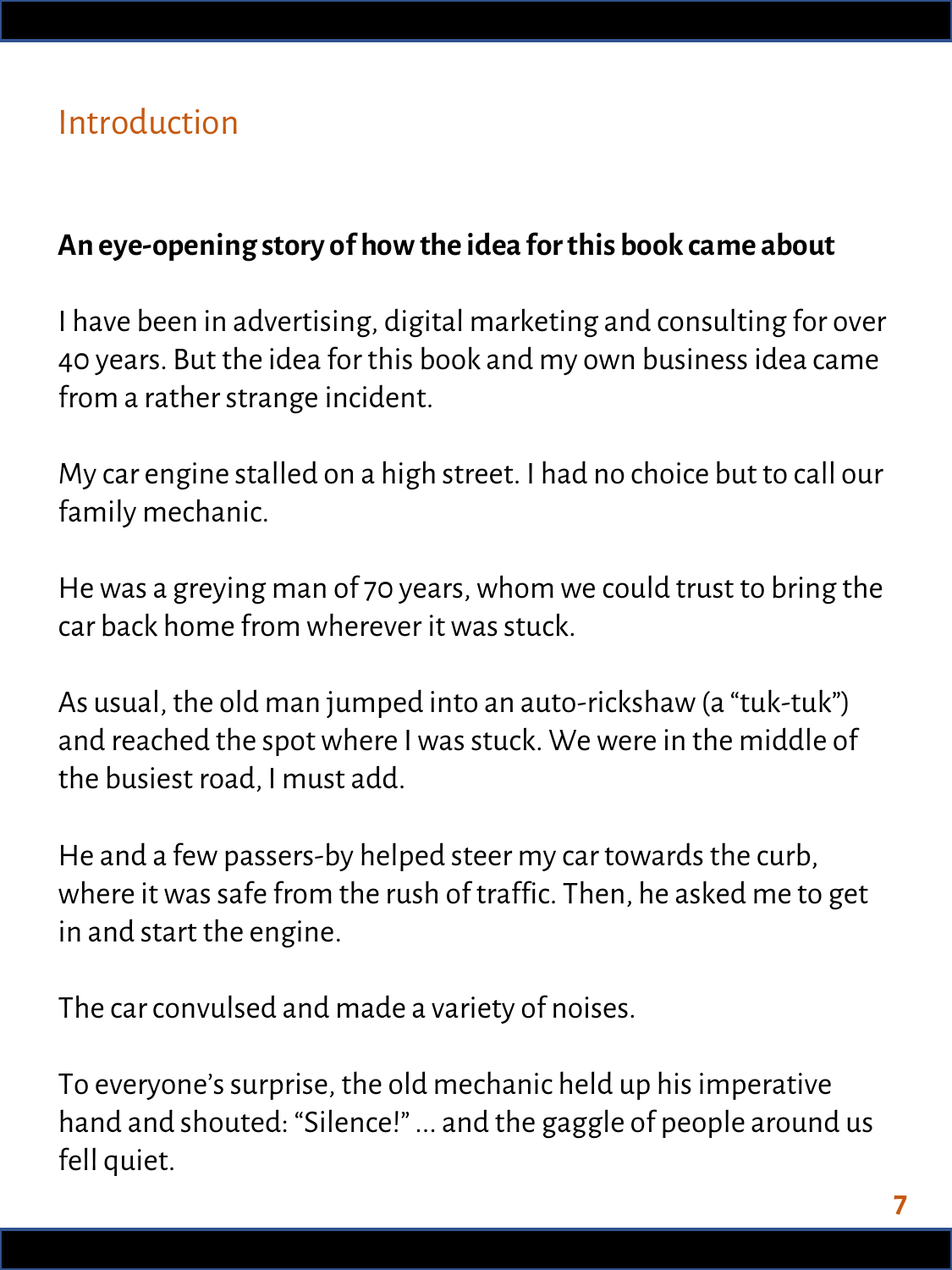# Introduction

**An eye-opening story of how the idea for this book came about**

I have been in advertising, digital marketing and consulting for over 40 years. But the idea for this book and my own business idea came from a rather strange incident.

My car engine stalled on a high street. I had no choice but to call our family mechanic.

He was a greying man of 70 years, whom we could trust to bring the car back home from wherever it was stuck.

As usual, the old man jumped into an auto-rickshaw (a "tuk-tuk") and reached the spot where I was stuck. We were in the middle of the busiest road, I must add.

He and a few passers-by helped steer my car towards the curb, where it was safe from the rush of traffic. Then, he asked me to get in and start the engine.

The car convulsed and made a variety of noises.

To everyone's surprise, the old mechanic held up his imperative hand and shouted: "Silence!" ... and the gaggle of people around us fell quiet.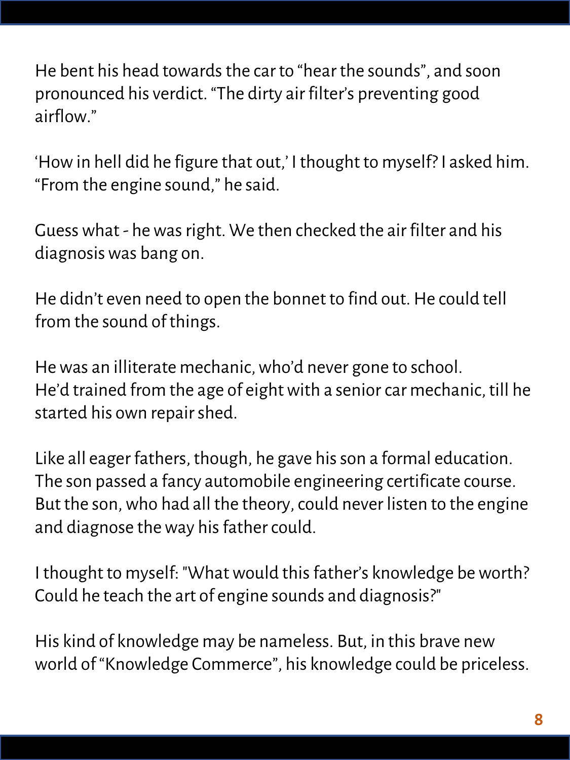He bent his head towards the car to “hear the sounds”, and soon pronounced his verdict. “The dirty air filter’s preventing good airflow.”

‘How in hell did he figure that out,’ I thought to myself? I asked him. “From the engine sound,” he said.

Guess what - he was right. We then checked the air filter and his diagnosis was bang on.

He didn’t even need to open the bonnet to find out. He could tell from the sound of things.

He was an illiterate mechanic, who’d never gone to school.
He’d trained from the age of eight with a senior car mechanic, till he started his own repair shed.

Like all eager fathers, though, he gave his son a formal education. The son passed a fancy automobile engineering certificate course. But the son, who had all the theory, could never listen to the engine and diagnose the way his father could.

I thought to myself: "What would this father’s knowledge be worth? Could he teach the art of engine sounds and diagnosis?"

His kind of knowledge may be nameless. But, in this brave new world of “Knowledge Commerce”, his knowledge could be priceless.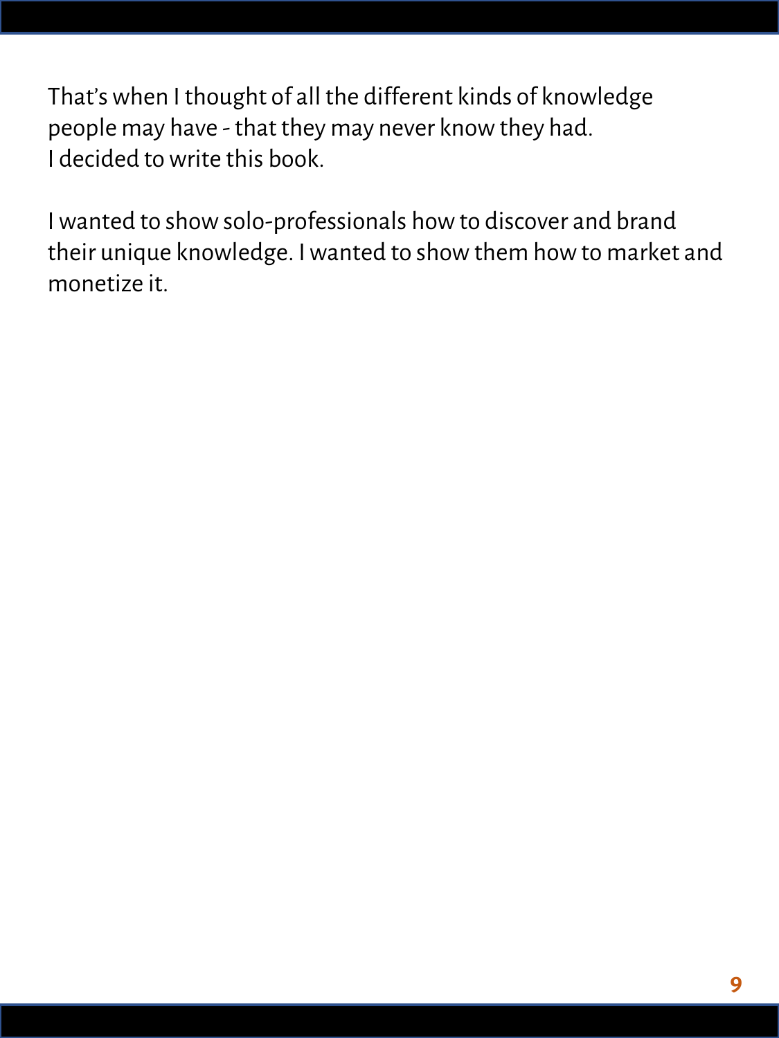That's when I thought of all the different kinds of knowledge people may have - that they may never know they had.
I decided to write this book.

I wanted to show solo-professionals how to discover and brand their unique knowledge. I wanted to show them how to market and monetize it.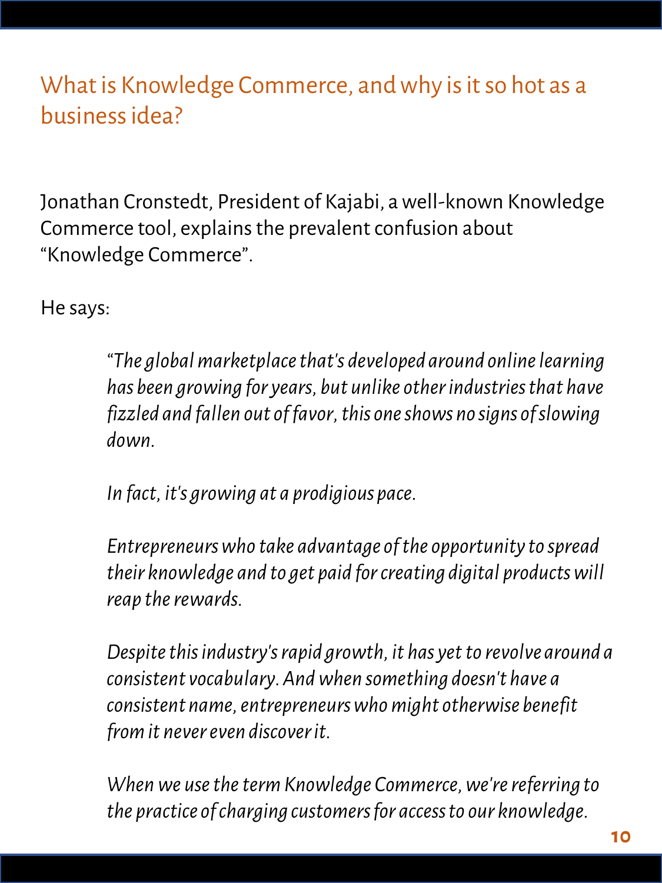## What is Knowledge Commerce, and why is it so hot as a business idea?

Jonathan Cronstedt, President of Kajabi, a well-known Knowledge Commerce tool, explains the prevalent confusion about "Knowledge Commerce".

He says:

> *"The global marketplace that's developed around online learning has been growing for years, but unlike other industries that have fizzled and fallen out of favor, this one shows no signs of slowing down.*
>
> *In fact, it's growing at a prodigious pace.*
>
> *Entrepreneurs who take advantage of the opportunity to spread their knowledge and to get paid for creating digital products will reap the rewards.*
>
> *Despite this industry's rapid growth, it has yet to revolve around a consistent vocabulary. And when something doesn't have a consistent name, entrepreneurs who might otherwise benefit from it never even discover it.*
>
> *When we use the term Knowledge Commerce, we're referring to the practice of charging customers for access to our knowledge.*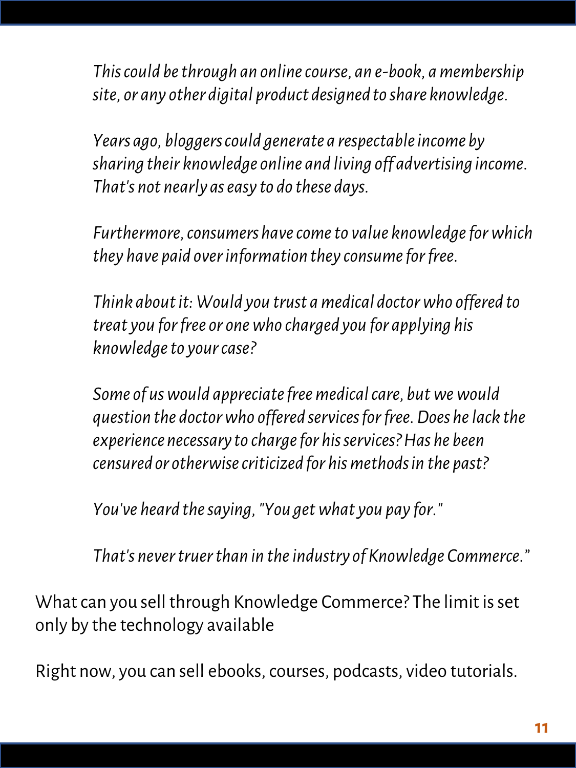*This could be through an online course, an e-book, a membership site, or any other digital product designed to share knowledge.*

*Years ago, bloggers could generate a respectable income by sharing their knowledge online and living off advertising income. That's not nearly as easy to do these days.*

*Furthermore, consumers have come to value knowledge for which they have paid over information they consume for free.*

*Think about it: Would you trust a medical doctor who offered to treat you for free or one who charged you for applying his knowledge to your case?*

*Some of us would appreciate free medical care, but we would question the doctor who offered services for free. Does he lack the experience necessary to charge for his services? Has he been censured or otherwise criticized for his methods in the past?*

*You've heard the saying, "You get what you pay for."*

*That's never truer than in the industry of Knowledge Commerce."*

What can you sell through Knowledge Commerce? The limit is set only by the technology available

Right now, you can sell ebooks, courses, podcasts, video tutorials.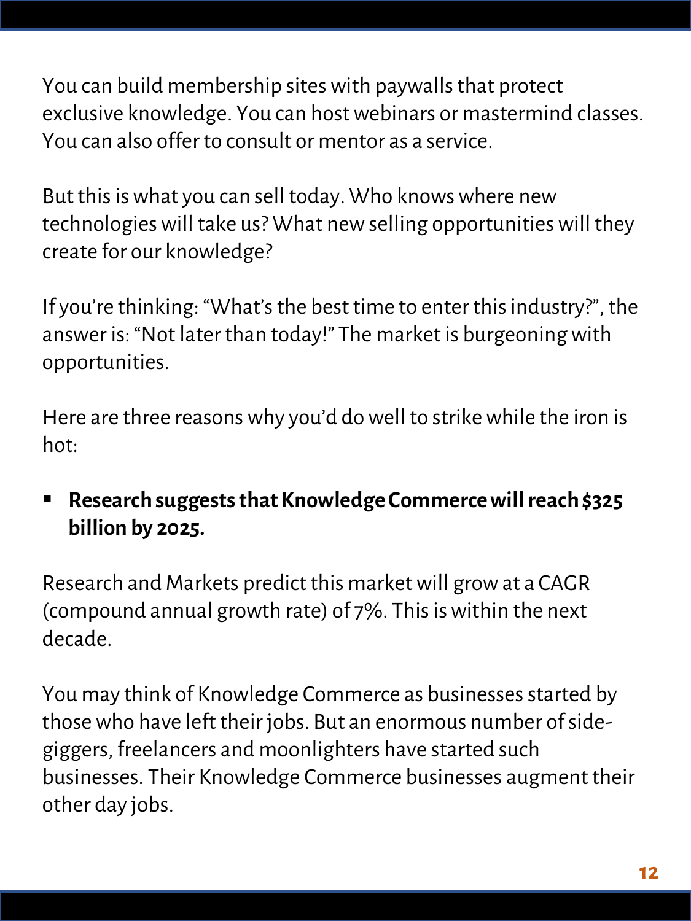You can build membership sites with paywalls that protect exclusive knowledge. You can host webinars or mastermind classes. You can also offer to consult or mentor as a service.

But this is what you can sell today. Who knows where new technologies will take us? What new selling opportunities will they create for our knowledge?

If you're thinking: "What's the best time to enter this industry?", the answer is: "Not later than today!" The market is burgeoning with opportunities.

Here are three reasons why you'd do well to strike while the iron is hot:

- **Research suggests that Knowledge Commerce will reach $325 billion by 2025.**

Research and Markets predict this market will grow at a CAGR (compound annual growth rate) of 7%. This is within the next decade.

You may think of Knowledge Commerce as businesses started by those who have left their jobs. But an enormous number of side-giggers, freelancers and moonlighters have started such businesses. Their Knowledge Commerce businesses augment their other day jobs.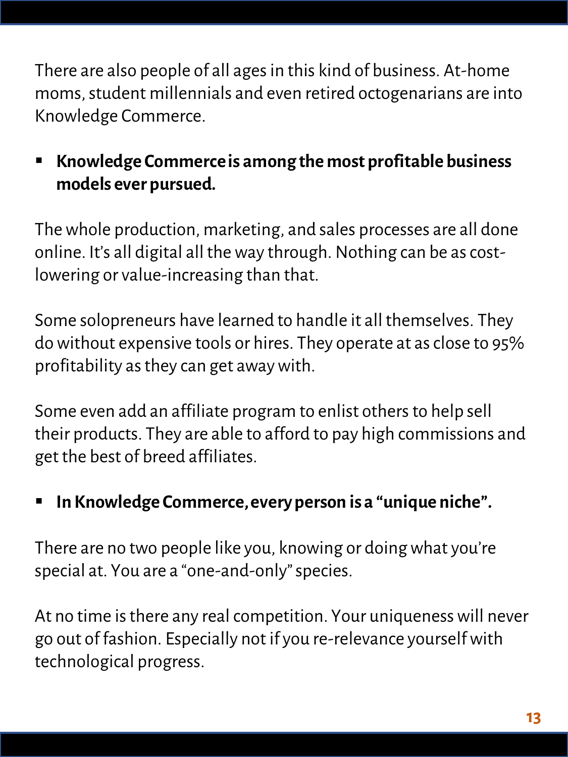There are also people of all ages in this kind of business. At-home moms, student millennials and even retired octogenarians are into Knowledge Commerce.

- **Knowledge Commerce is among the most profitable business models ever pursued.**

The whole production, marketing, and sales processes are all done online. It's all digital all the way through. Nothing can be as cost-lowering or value-increasing than that.

Some solopreneurs have learned to handle it all themselves. They do without expensive tools or hires. They operate at as close to 95% profitability as they can get away with.

Some even add an affiliate program to enlist others to help sell their products. They are able to afford to pay high commissions and get the best of breed affiliates.

- **In Knowledge Commerce, every person is a "unique niche".**

There are no two people like you, knowing or doing what you're special at. You are a "one-and-only" species.

At no time is there any real competition. Your uniqueness will never go out of fashion. Especially not if you re-relevance yourself with technological progress.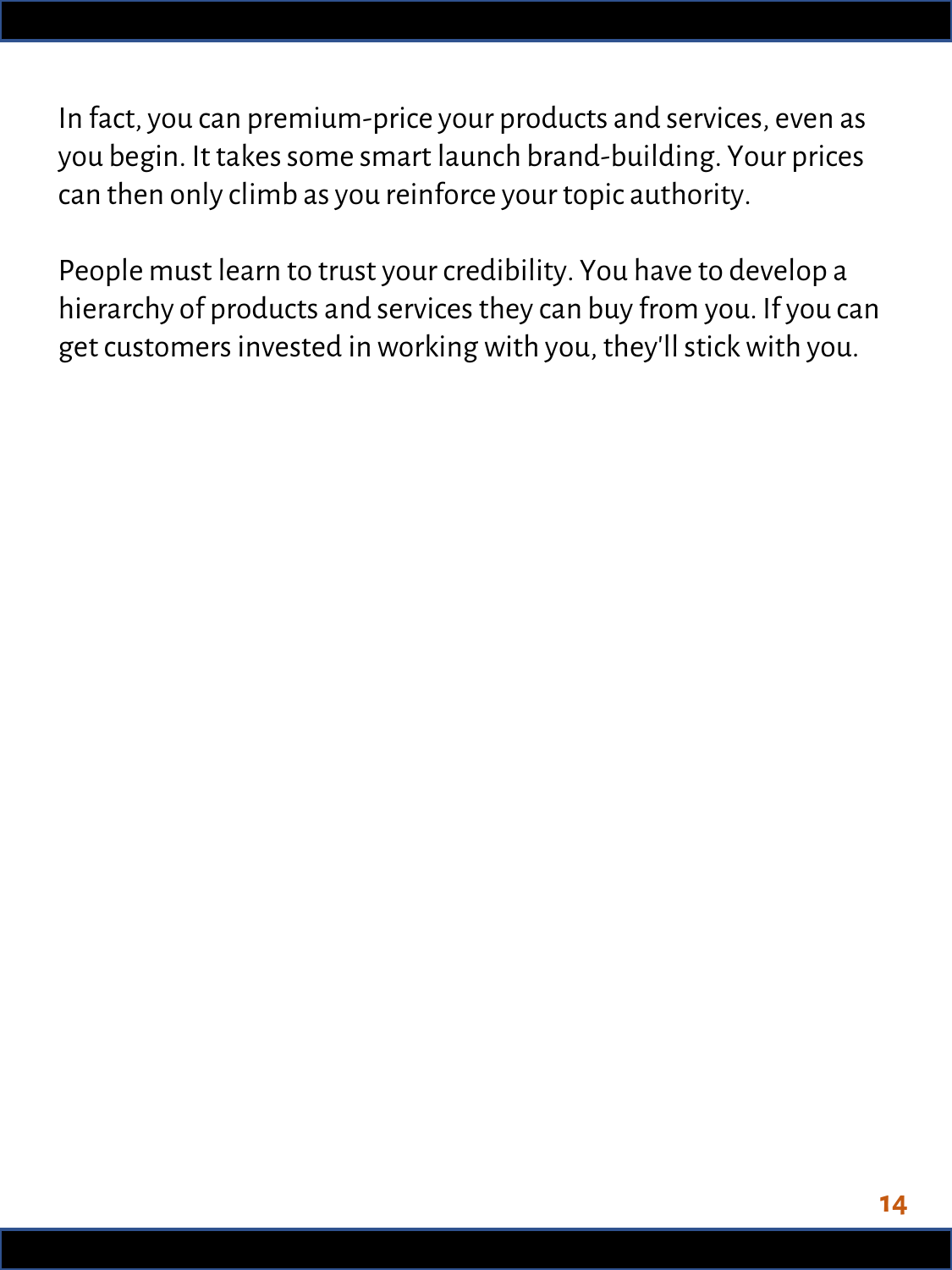In fact, you can premium-price your products and services, even as you begin. It takes some smart launch brand-building. Your prices can then only climb as you reinforce your topic authority.

People must learn to trust your credibility. You have to develop a hierarchy of products and services they can buy from you. If you can get customers invested in working with you, they'll stick with you.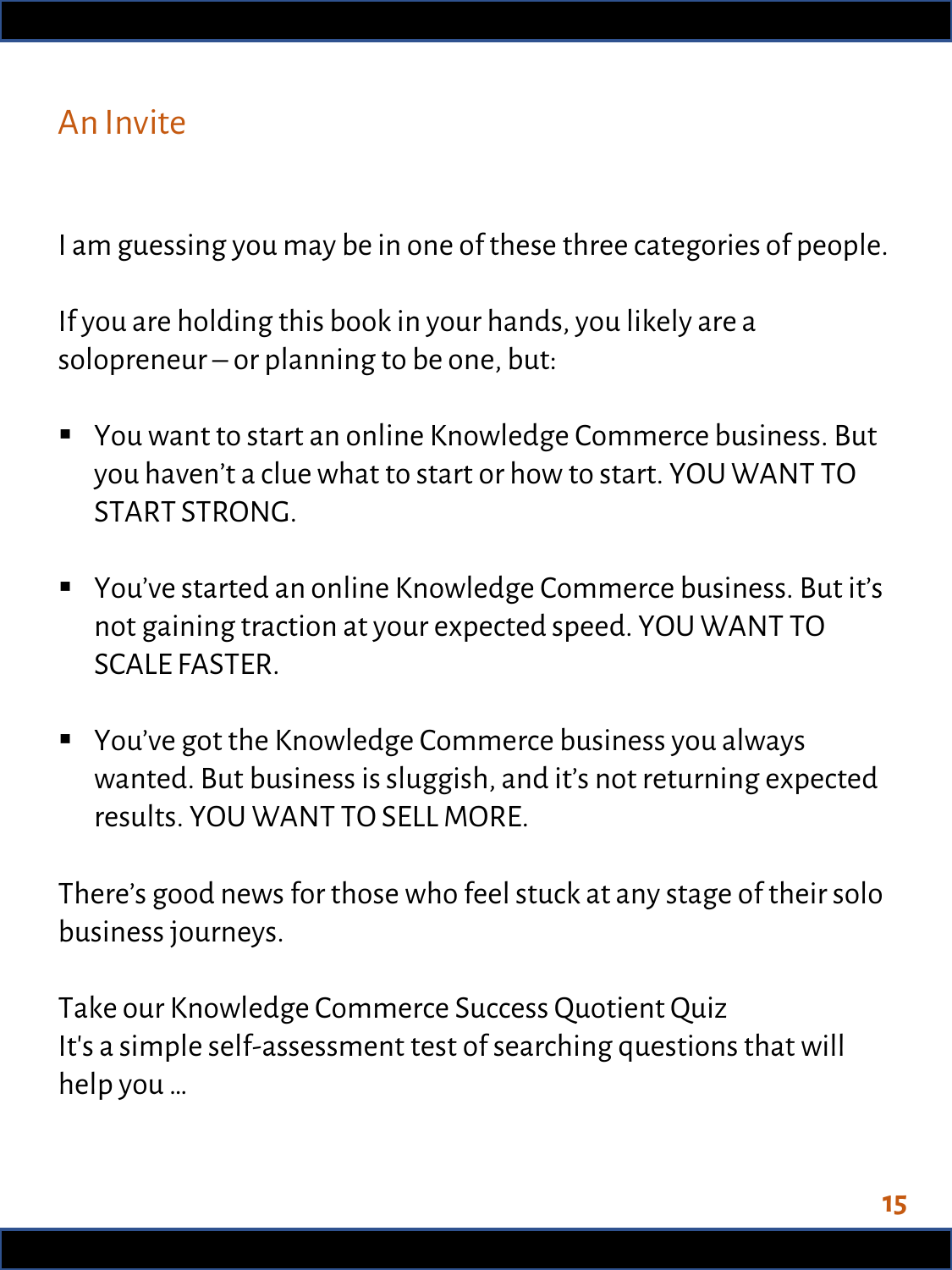## An Invite

I am guessing you may be in one of these three categories of people.

If you are holding this book in your hands, you likely are a solopreneur – or planning to be one, but:

- You want to start an online Knowledge Commerce business. But you haven't a clue what to start or how to start. YOU WANT TO START STRONG.
- You've started an online Knowledge Commerce business. But it's not gaining traction at your expected speed. YOU WANT TO SCALE FASTER.
- You've got the Knowledge Commerce business you always wanted. But business is sluggish, and it's not returning expected results. YOU WANT TO SELL MORE.

There's good news for those who feel stuck at any stage of their solo business journeys.

Take our Knowledge Commerce Success Quotient Quiz
It's a simple self-assessment test of searching questions that will help you ...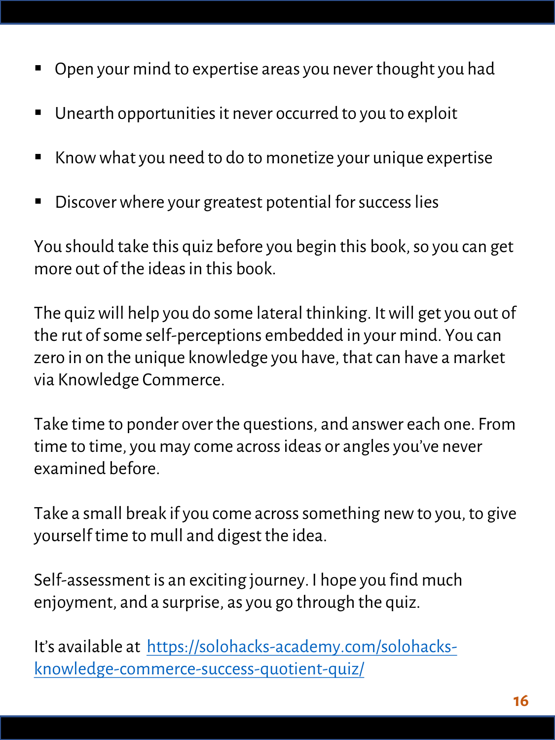- Open your mind to expertise areas you never thought you had
- Unearth opportunities it never occurred to you to exploit
- Know what you need to do to monetize your unique expertise
- Discover where your greatest potential for success lies

You should take this quiz before you begin this book, so you can get more out of the ideas in this book.

The quiz will help you do some lateral thinking. It will get you out of the rut of some self-perceptions embedded in your mind. You can zero in on the unique knowledge you have, that can have a market via Knowledge Commerce.

Take time to ponder over the questions, and answer each one. From time to time, you may come across ideas or angles you've never examined before.

Take a small break if you come across something new to you, to give yourself time to mull and digest the idea.

Self-assessment is an exciting journey. I hope you find much enjoyment, and a surprise, as you go through the quiz.

It's available at [https://solohacks-academy.com/solohacks-knowledge-commerce-success-quotient-quiz/](https://solohacks-academy.com/solohacks-knowledge-commerce-success-quotient-quiz/)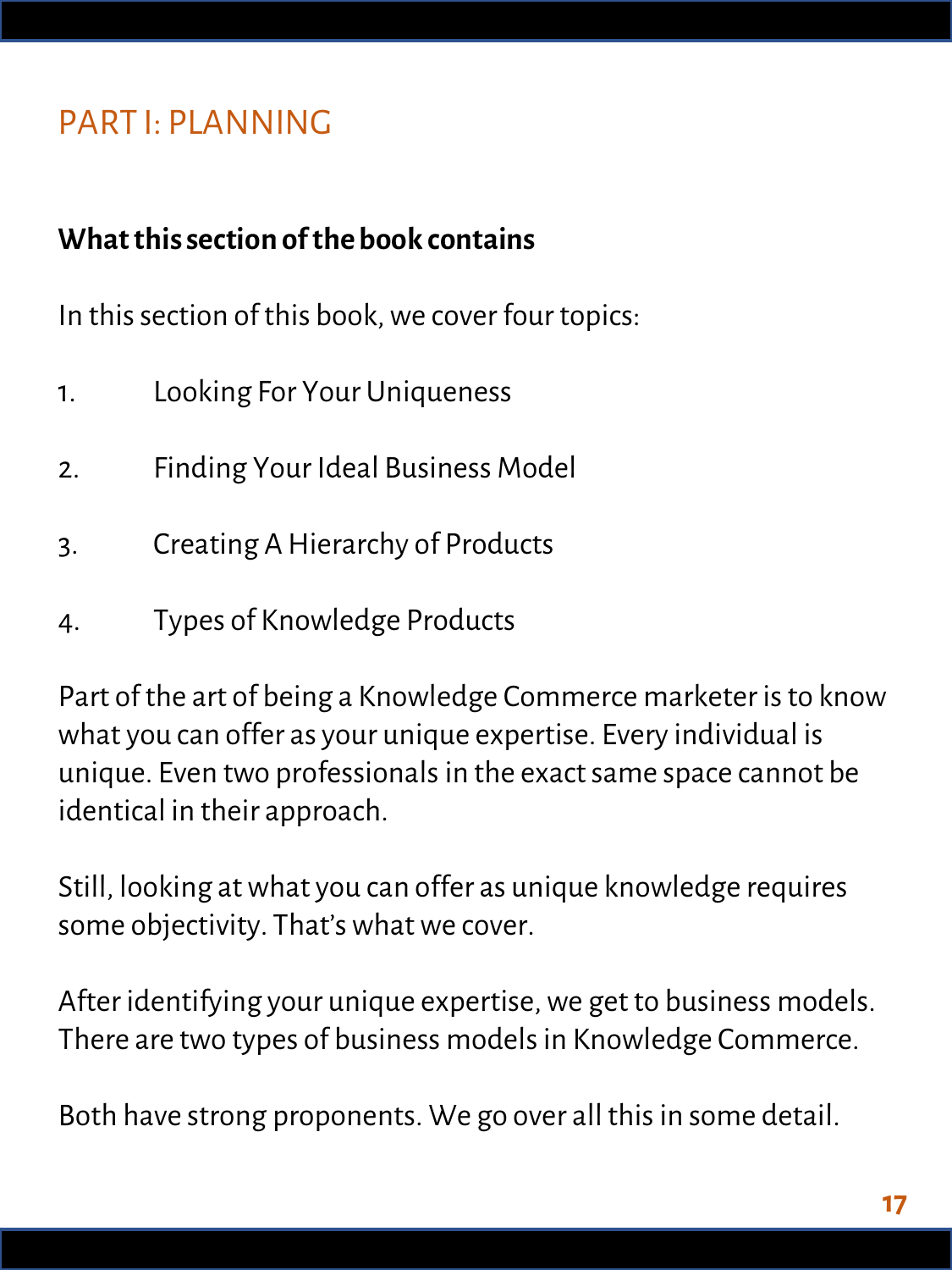# PART I: PLANNING

**What this section of the book contains**

In this section of this book, we cover four topics:

1. Looking For Your Uniqueness
2. Finding Your Ideal Business Model
3. Creating A Hierarchy of Products
4. Types of Knowledge Products

Part of the art of being a Knowledge Commerce marketer is to know what you can offer as your unique expertise. Every individual is unique. Even two professionals in the exact same space cannot be identical in their approach.

Still, looking at what you can offer as unique knowledge requires some objectivity. That's what we cover.

After identifying your unique expertise, we get to business models. There are two types of business models in Knowledge Commerce.

Both have strong proponents. We go over all this in some detail.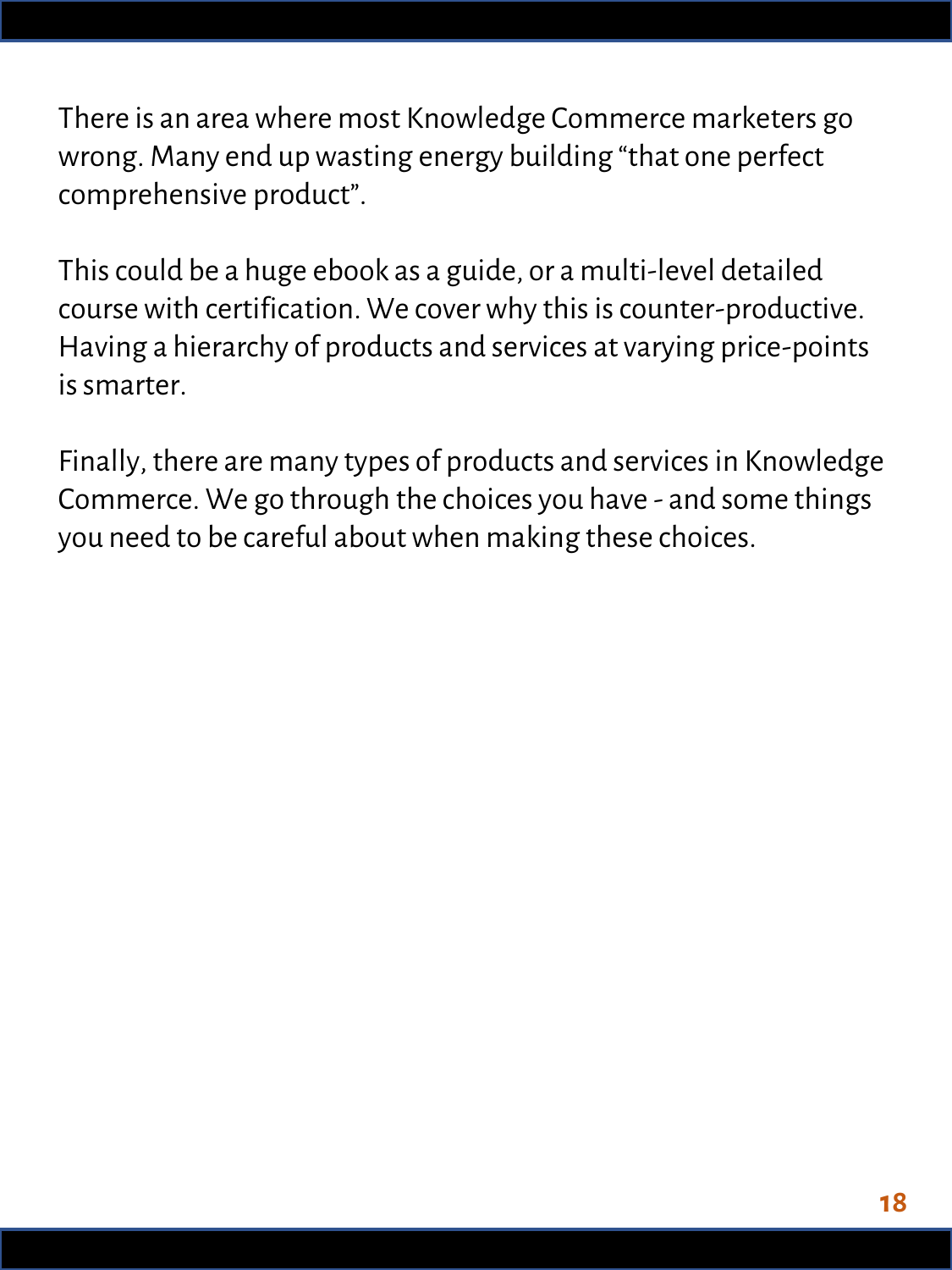There is an area where most Knowledge Commerce marketers go wrong. Many end up wasting energy building “that one perfect comprehensive product”.

This could be a huge ebook as a guide, or a multi-level detailed course with certification. We cover why this is counter-productive. Having a hierarchy of products and services at varying price-points is smarter.

Finally, there are many types of products and services in Knowledge Commerce. We go through the choices you have - and some things you need to be careful about when making these choices.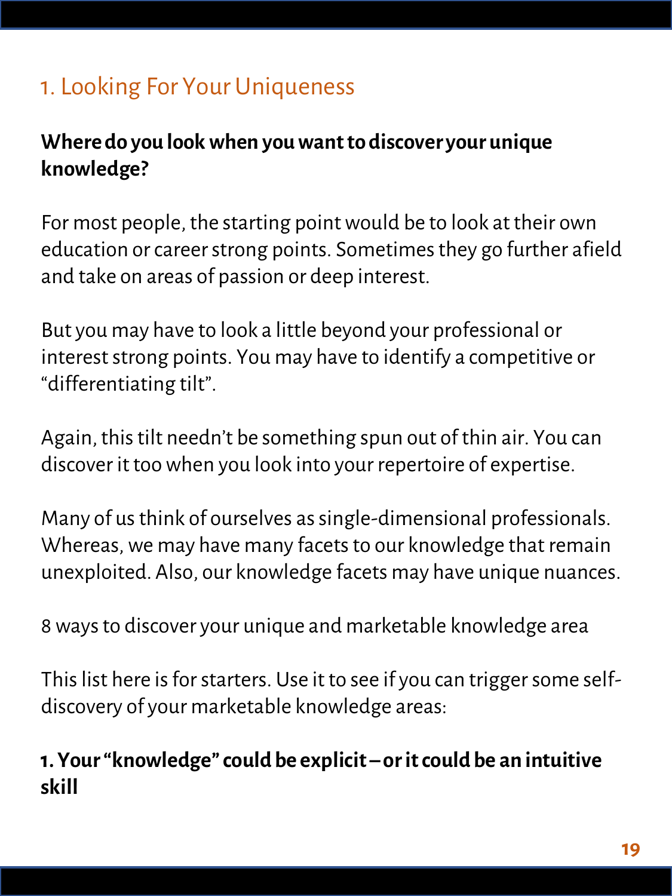## 1. Looking For Your Uniqueness

**Where do you look when you want to discover your unique knowledge?**

For most people, the starting point would be to look at their own education or career strong points. Sometimes they go further afield and take on areas of passion or deep interest.

But you may have to look a little beyond your professional or interest strong points. You may have to identify a competitive or "differentiating tilt".

Again, this tilt needn't be something spun out of thin air. You can discover it too when you look into your repertoire of expertise.

Many of us think of ourselves as single-dimensional professionals. Whereas, we may have many facets to our knowledge that remain unexploited. Also, our knowledge facets may have unique nuances.

8 ways to discover your unique and marketable knowledge area

This list here is for starters. Use it to see if you can trigger some self-discovery of your marketable knowledge areas:

**1. Your "knowledge" could be explicit – or it could be an intuitive skill**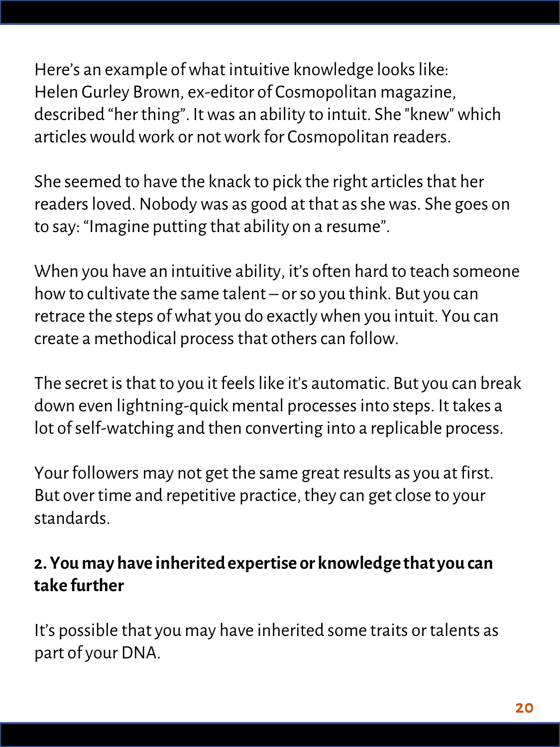Here's an example of what intuitive knowledge looks like: Helen Gurley Brown, ex-editor of Cosmopolitan magazine, described "her thing". It was an ability to intuit. She "knew" which articles would work or not work for Cosmopolitan readers.

She seemed to have the knack to pick the right articles that her readers loved. Nobody was as good at that as she was. She goes on to say: "Imagine putting that ability on a resume".

When you have an intuitive ability, it's often hard to teach someone how to cultivate the same talent – or so you think. But you can retrace the steps of what you do exactly when you intuit. You can create a methodical process that others can follow.

The secret is that to you it feels like it's automatic. But you can break down even lightning-quick mental processes into steps. It takes a lot of self-watching and then converting into a replicable process.

Your followers may not get the same great results as you at first. But over time and repetitive practice, they can get close to your standards.

**2. You may have inherited expertise or knowledge that you can take further**

It's possible that you may have inherited some traits or talents as part of your DNA.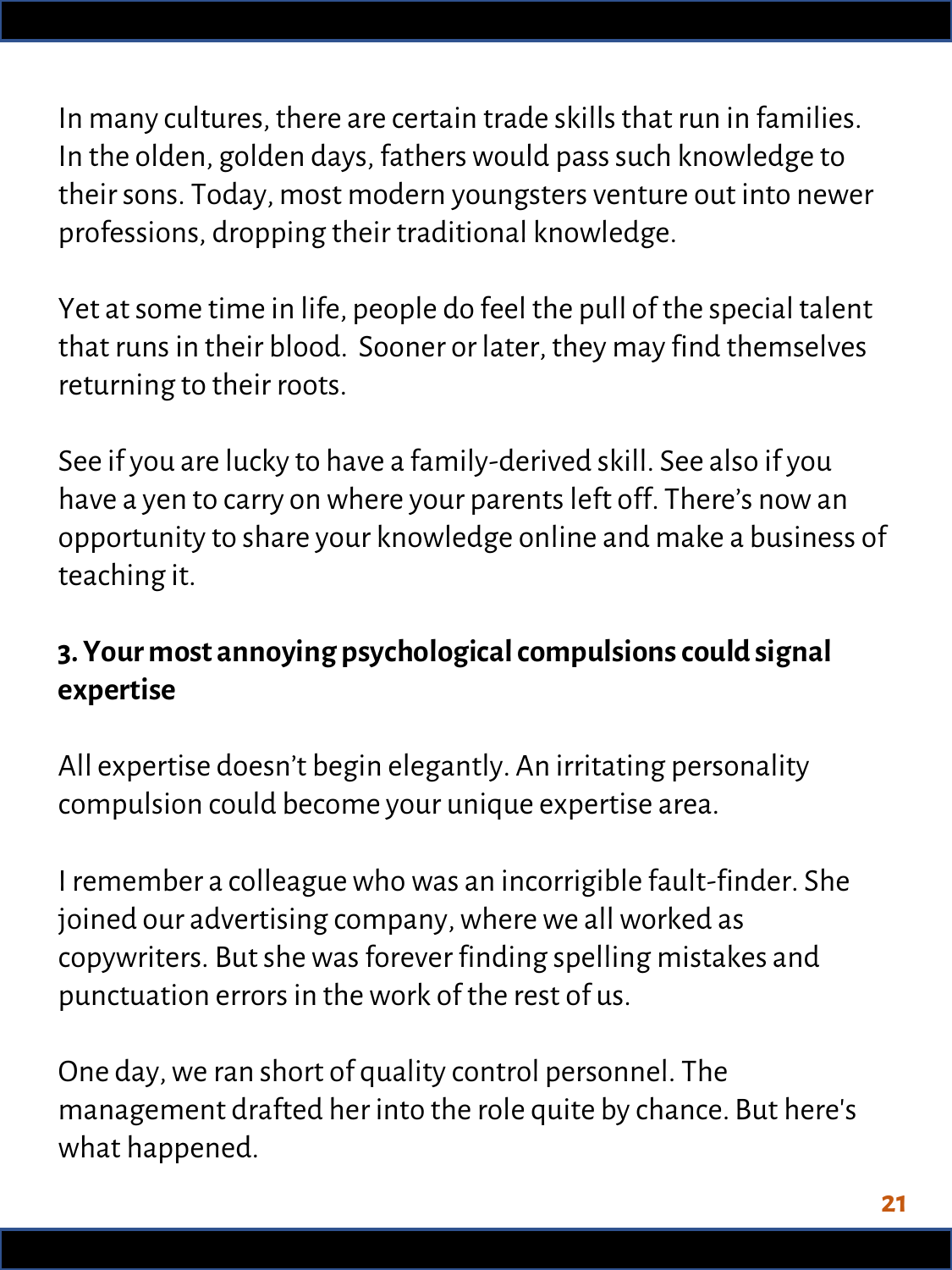In many cultures, there are certain trade skills that run in families. In the olden, golden days, fathers would pass such knowledge to their sons. Today, most modern youngsters venture out into newer professions, dropping their traditional knowledge.

Yet at some time in life, people do feel the pull of the special talent that runs in their blood. Sooner or later, they may find themselves returning to their roots.

See if you are lucky to have a family-derived skill. See also if you have a yen to carry on where your parents left off. There's now an opportunity to share your knowledge online and make a business of teaching it.

### 3. Your most annoying psychological compulsions could signal expertise

All expertise doesn't begin elegantly. An irritating personality compulsion could become your unique expertise area.

I remember a colleague who was an incorrigible fault-finder. She joined our advertising company, where we all worked as copywriters. But she was forever finding spelling mistakes and punctuation errors in the work of the rest of us.

One day, we ran short of quality control personnel. The management drafted her into the role quite by chance. But here's what happened.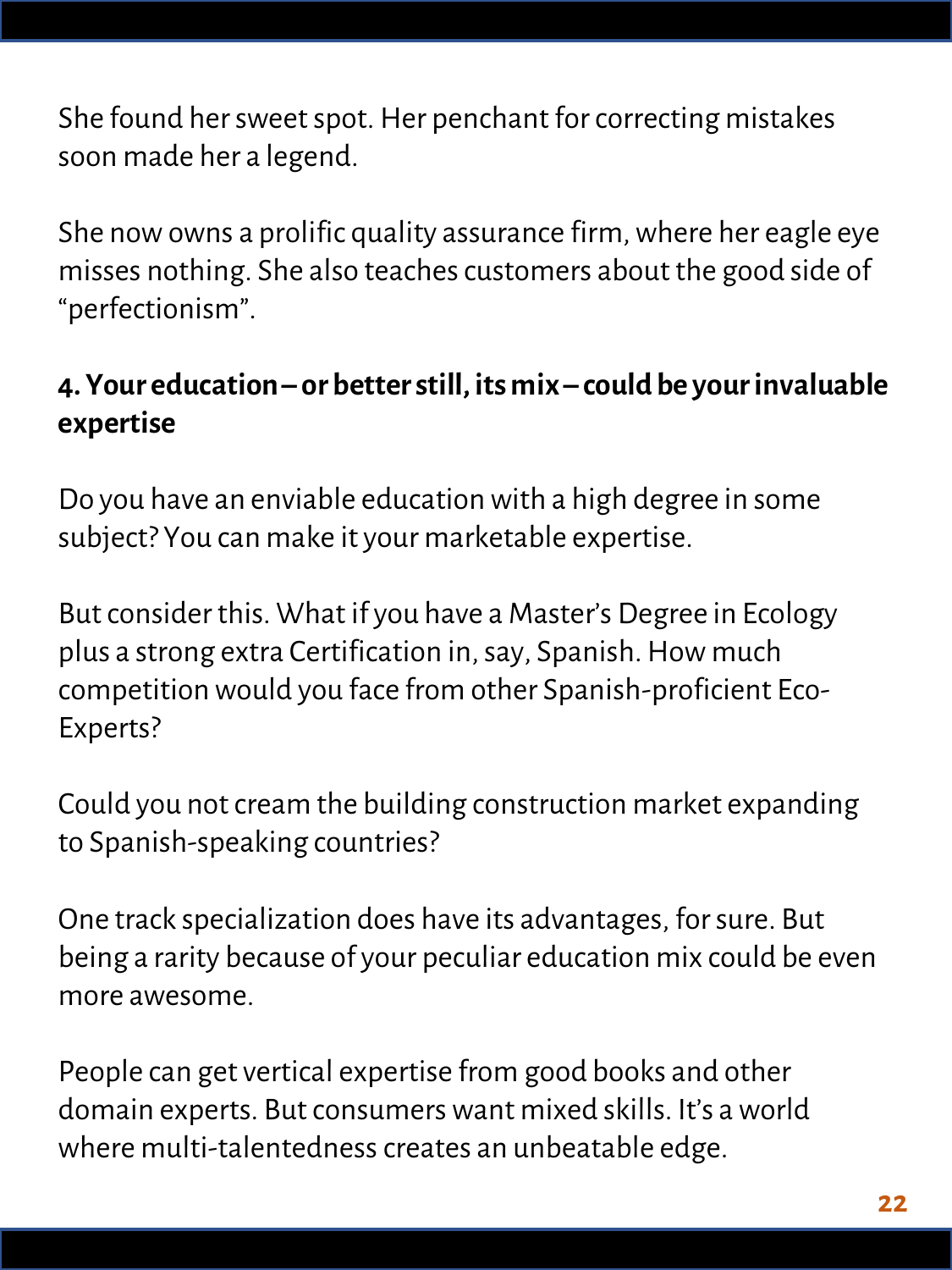She found her sweet spot. Her penchant for correcting mistakes soon made her a legend.

She now owns a prolific quality assurance firm, where her eagle eye misses nothing. She also teaches customers about the good side of "perfectionism".

**4. Your education – or better still, its mix – could be your invaluable expertise**

Do you have an enviable education with a high degree in some subject? You can make it your marketable expertise.

But consider this. What if you have a Master's Degree in Ecology plus a strong extra Certification in, say, Spanish. How much competition would you face from other Spanish-proficient Eco-Experts?

Could you not cream the building construction market expanding to Spanish-speaking countries?

One track specialization does have its advantages, for sure. But being a rarity because of your peculiar education mix could be even more awesome.

People can get vertical expertise from good books and other domain experts. But consumers want mixed skills. It's a world where multi-talentedness creates an unbeatable edge.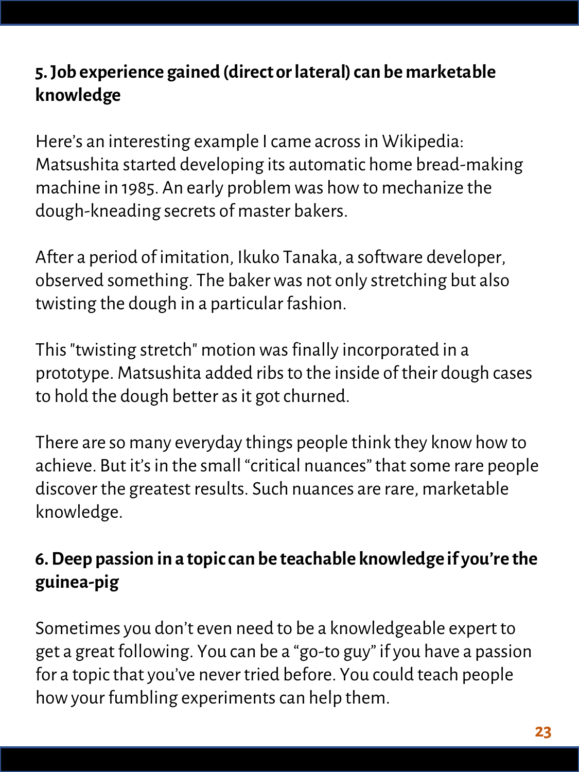### 5. Job experience gained (direct or lateral) can be marketable knowledge

Here's an interesting example I came across in Wikipedia: Matsushita started developing its automatic home bread-making machine in 1985. An early problem was how to mechanize the dough-kneading secrets of master bakers.

After a period of imitation, Ikuko Tanaka, a software developer, observed something. The baker was not only stretching but also twisting the dough in a particular fashion.

This "twisting stretch" motion was finally incorporated in a prototype. Matsushita added ribs to the inside of their dough cases to hold the dough better as it got churned.

There are so many everyday things people think they know how to achieve. But it's in the small "critical nuances" that some rare people discover the greatest results. Such nuances are rare, marketable knowledge.

### 6. Deep passion in a topic can be teachable knowledge if you're the guinea-pig

Sometimes you don't even need to be a knowledgeable expert to get a great following. You can be a "go-to guy" if you have a passion for a topic that you've never tried before. You could teach people how your fumbling experiments can help them.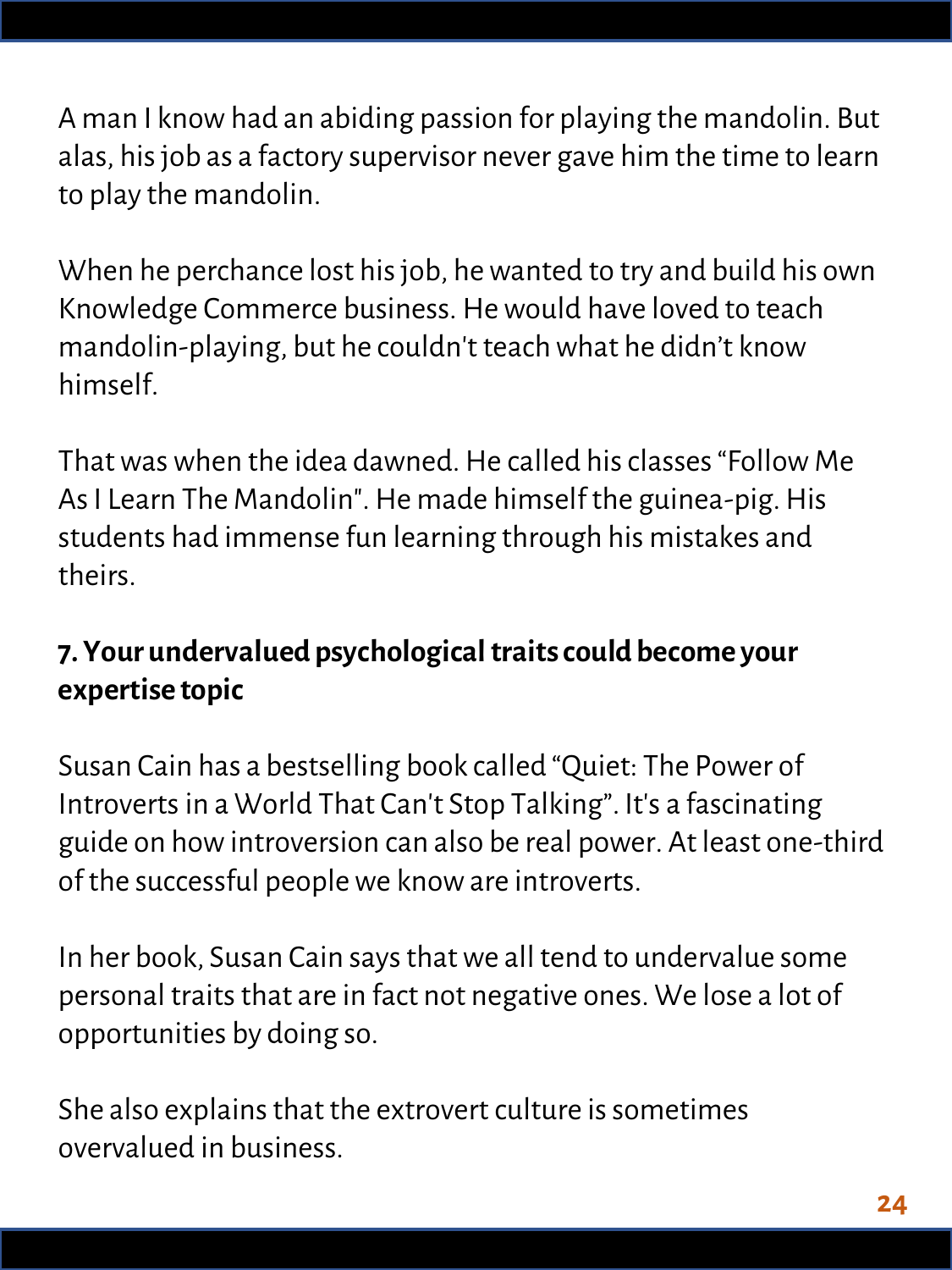A man I know had an abiding passion for playing the mandolin. But alas, his job as a factory supervisor never gave him the time to learn to play the mandolin.

When he perchance lost his job, he wanted to try and build his own Knowledge Commerce business. He would have loved to teach mandolin-playing, but he couldn't teach what he didn't know himself.

That was when the idea dawned. He called his classes "Follow Me As I Learn The Mandolin". He made himself the guinea-pig. His students had immense fun learning through his mistakes and theirs.

### 7. Your undervalued psychological traits could become your expertise topic

Susan Cain has a bestselling book called "Quiet: The Power of Introverts in a World That Can't Stop Talking". It's a fascinating guide on how introversion can also be real power. At least one-third of the successful people we know are introverts.

In her book, Susan Cain says that we all tend to undervalue some personal traits that are in fact not negative ones. We lose a lot of opportunities by doing so.

She also explains that the extrovert culture is sometimes overvalued in business.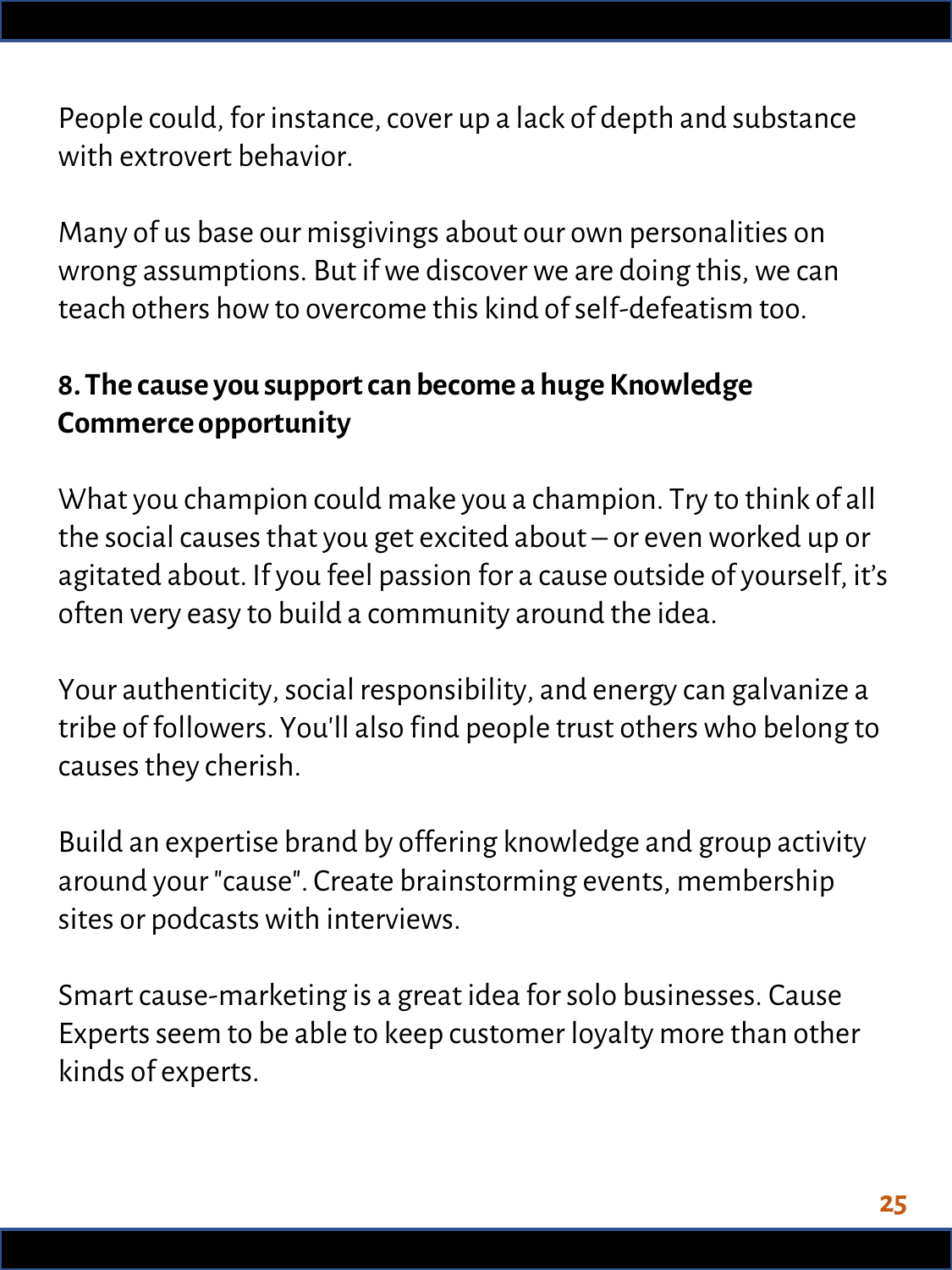People could, for instance, cover up a lack of depth and substance with extrovert behavior.

Many of us base our misgivings about our own personalities on wrong assumptions. But if we discover we are doing this, we can teach others how to overcome this kind of self-defeatism too.

**8. The cause you support can become a huge Knowledge Commerce opportunity**

What you champion could make you a champion. Try to think of all the social causes that you get excited about – or even worked up or agitated about. If you feel passion for a cause outside of yourself, it's often very easy to build a community around the idea.

Your authenticity, social responsibility, and energy can galvanize a tribe of followers. You'll also find people trust others who belong to causes they cherish.

Build an expertise brand by offering knowledge and group activity around your "cause". Create brainstorming events, membership sites or podcasts with interviews.

Smart cause-marketing is a great idea for solo businesses. Cause Experts seem to be able to keep customer loyalty more than other kinds of experts.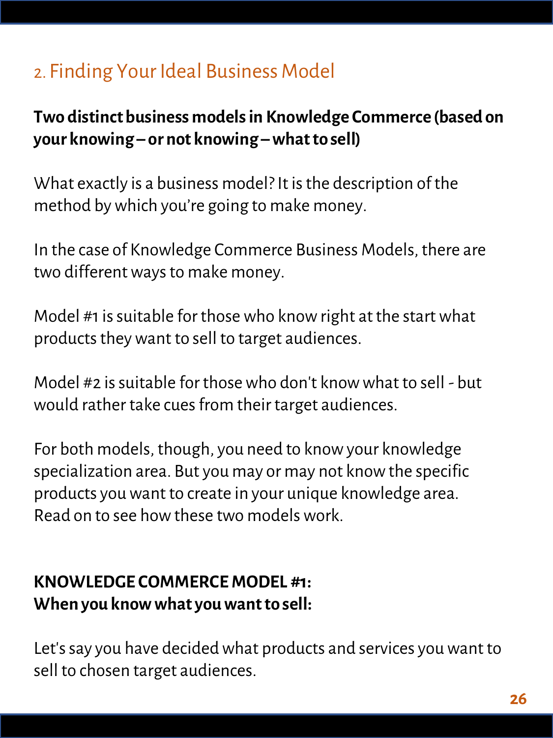## 2. Finding Your Ideal Business Model

**Two distinct business models in Knowledge Commerce (based on your knowing – or not knowing – what to sell)**

What exactly is a business model? It is the description of the method by which you're going to make money.

In the case of Knowledge Commerce Business Models, there are two different ways to make money.

Model #1 is suitable for those who know right at the start what products they want to sell to target audiences.

Model #2 is suitable for those who don't know what to sell - but would rather take cues from their target audiences.

For both models, though, you need to know your knowledge specialization area. But you may or may not know the specific products you want to create in your unique knowledge area. Read on to see how these two models work.

**KNOWLEDGE COMMERCE MODEL #1:**
**When you know what you want to sell:**

Let's say you have decided what products and services you want to sell to chosen target audiences.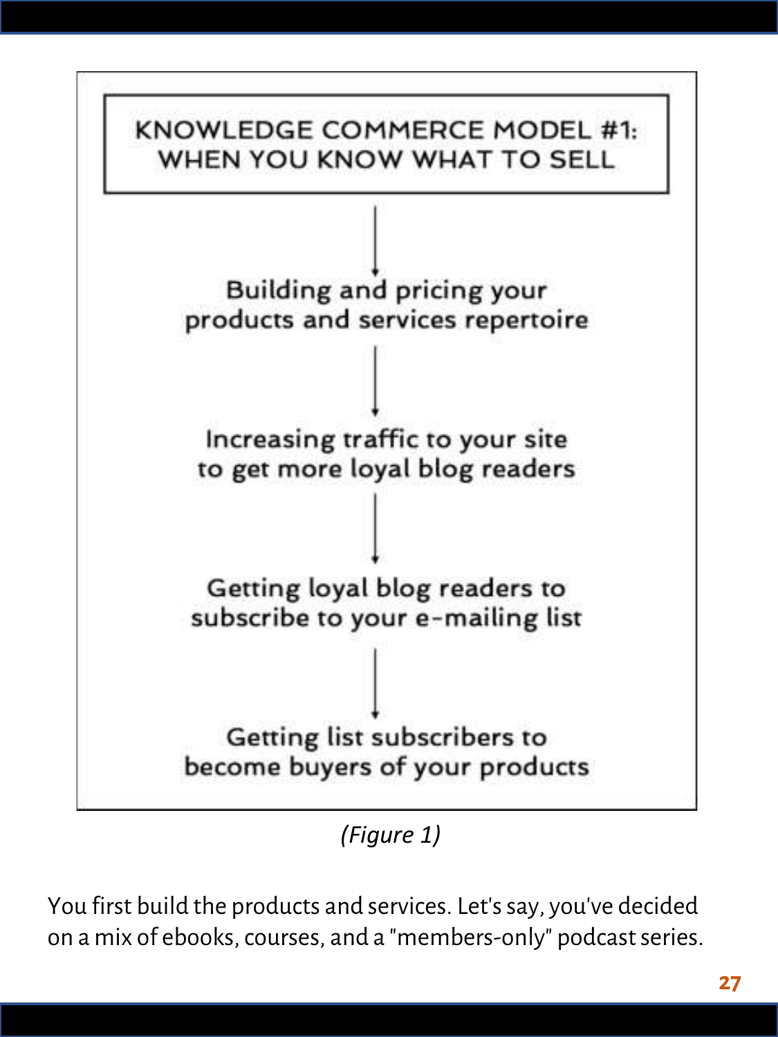**KNOWLEDGE COMMERCE MODEL #1: WHEN YOU KNOW WHAT TO SELL**

↓

Building and pricing your products and services repertoire

↓

Increasing traffic to your site to get more loyal blog readers

↓

Getting loyal blog readers to subscribe to your e-mailing list

↓

Getting list subscribers to become buyers of your products

*(Figure 1)*

You first build the products and services. Let's say, you've decided on a mix of ebooks, courses, and a "members-only" podcast series.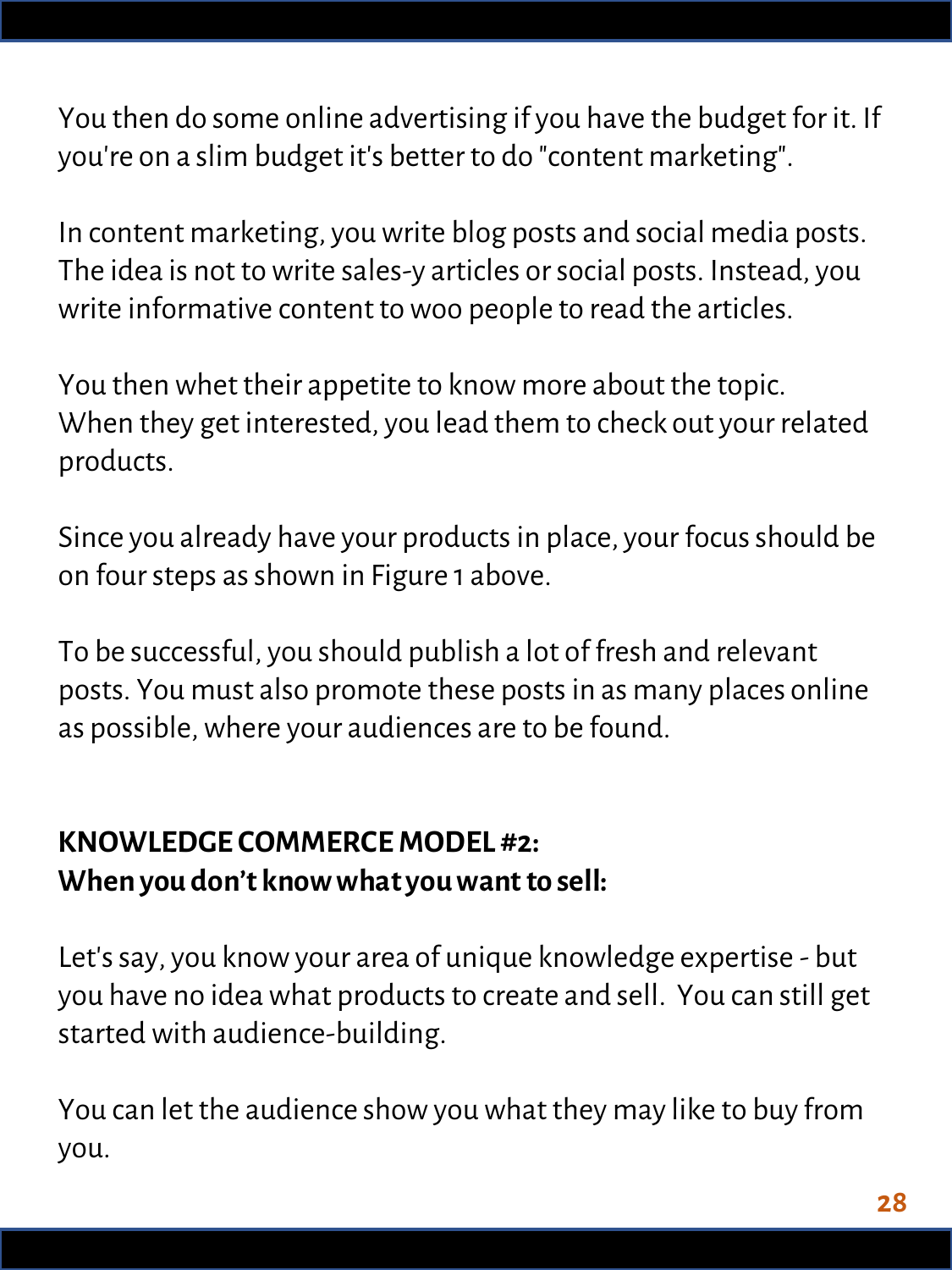You then do some online advertising if you have the budget for it. If you're on a slim budget it's better to do "content marketing".

In content marketing, you write blog posts and social media posts. The idea is not to write sales-y articles or social posts. Instead, you write informative content to woo people to read the articles.

You then whet their appetite to know more about the topic. When they get interested, you lead them to check out your related products.

Since you already have your products in place, your focus should be on four steps as shown in Figure 1 above.

To be successful, you should publish a lot of fresh and relevant posts. You must also promote these posts in as many places online as possible, where your audiences are to be found.

**KNOWLEDGE COMMERCE MODEL #2:**
**When you don't know what you want to sell:**

Let's say, you know your area of unique knowledge expertise - but you have no idea what products to create and sell. You can still get started with audience-building.

You can let the audience show you what they may like to buy from you.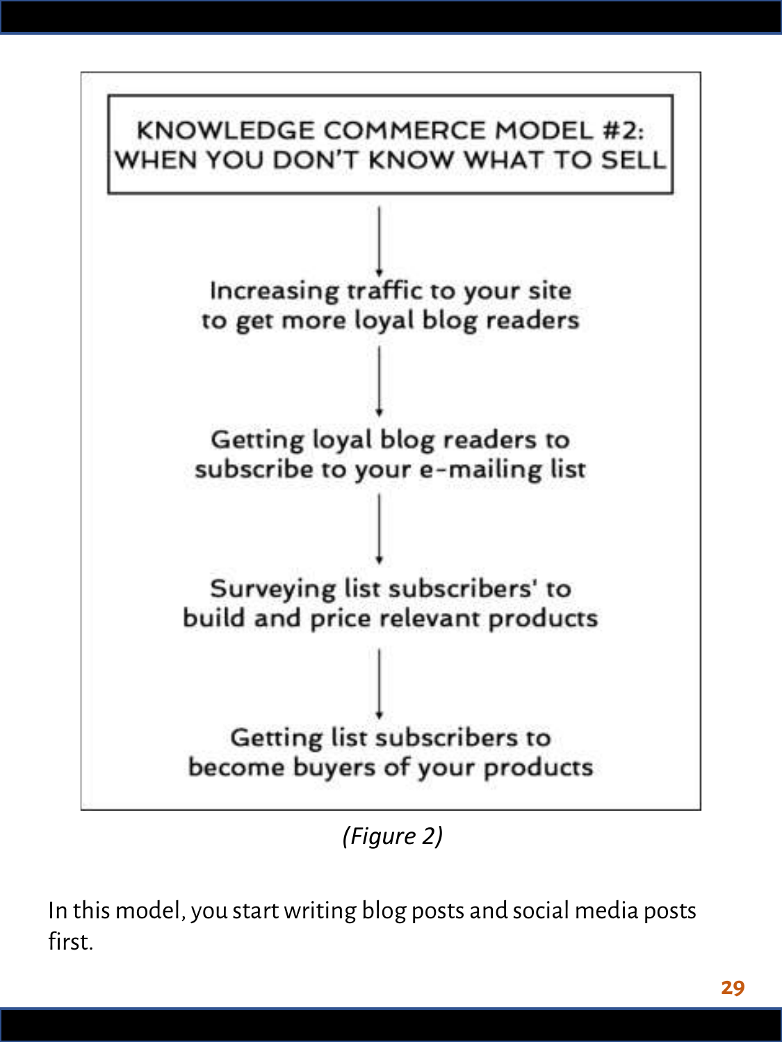**KNOWLEDGE COMMERCE MODEL #2: WHEN YOU DON'T KNOW WHAT TO SELL**

↓

Increasing traffic to your site to get more loyal blog readers

↓

Getting loyal blog readers to subscribe to your e-mailing list

↓

Surveying list subscribers' to build and price relevant products

↓

Getting list subscribers to become buyers of your products

*(Figure 2)*

In this model, you start writing blog posts and social media posts first.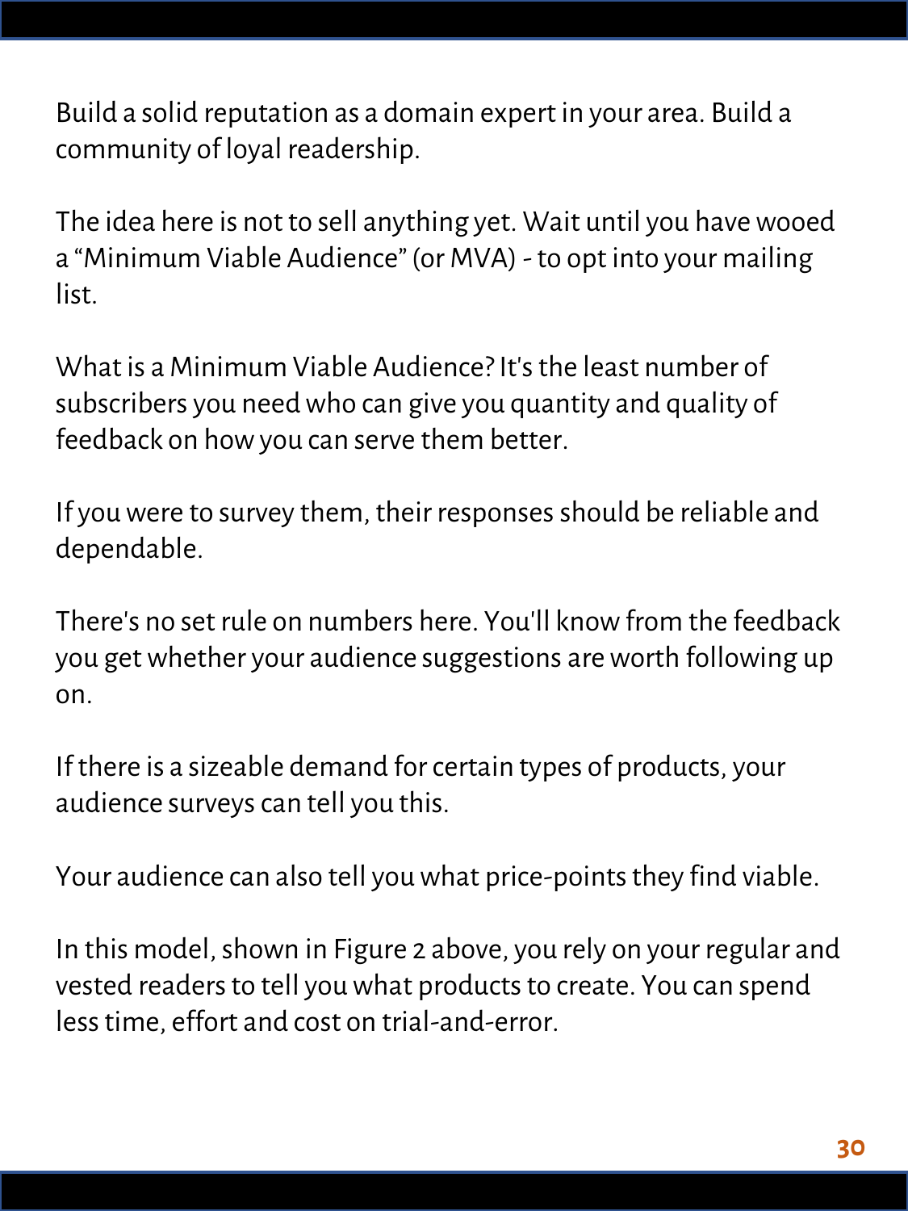Build a solid reputation as a domain expert in your area. Build a community of loyal readership.

The idea here is not to sell anything yet. Wait until you have wooed a “Minimum Viable Audience” (or MVA) - to opt into your mailing list.

What is a Minimum Viable Audience? It's the least number of subscribers you need who can give you quantity and quality of feedback on how you can serve them better.

If you were to survey them, their responses should be reliable and dependable.

There's no set rule on numbers here. You'll know from the feedback you get whether your audience suggestions are worth following up on.

If there is a sizeable demand for certain types of products, your audience surveys can tell you this.

Your audience can also tell you what price-points they find viable.

In this model, shown in Figure 2 above, you rely on your regular and vested readers to tell you what products to create. You can spend less time, effort and cost on trial-and-error.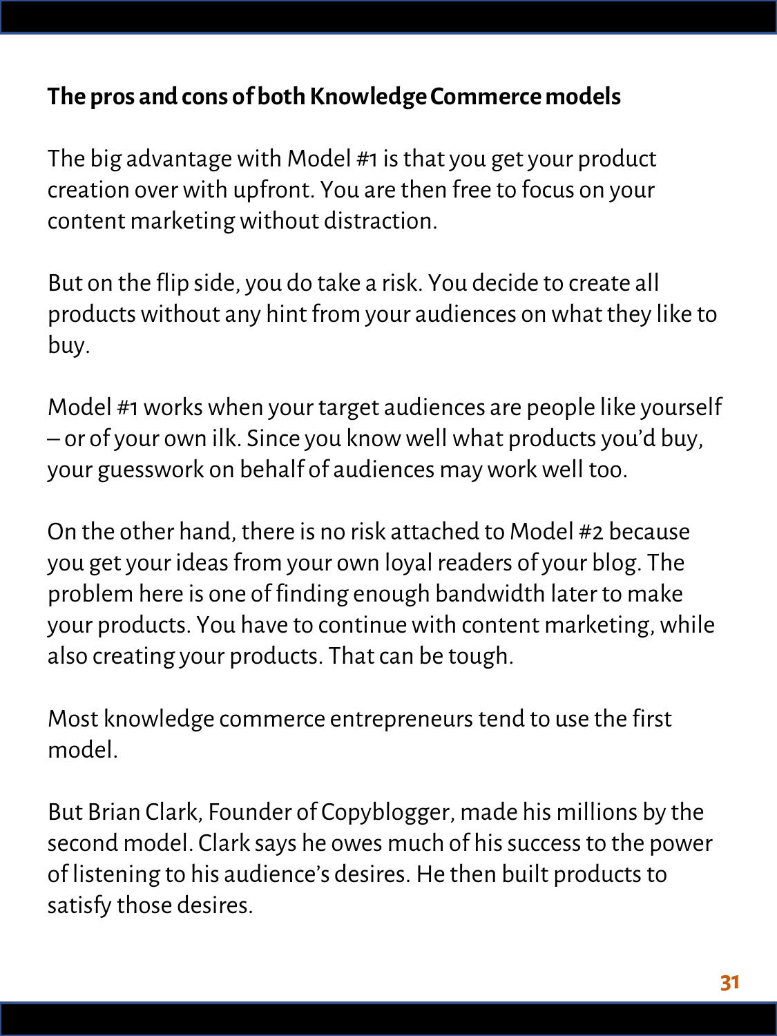**The pros and cons of both Knowledge Commerce models**

The big advantage with Model #1 is that you get your product creation over with upfront. You are then free to focus on your content marketing without distraction.

But on the flip side, you do take a risk. You decide to create all products without any hint from your audiences on what they like to buy.

Model #1 works when your target audiences are people like yourself – or of your own ilk. Since you know well what products you'd buy, your guesswork on behalf of audiences may work well too.

On the other hand, there is no risk attached to Model #2 because you get your ideas from your own loyal readers of your blog. The problem here is one of finding enough bandwidth later to make your products. You have to continue with content marketing, while also creating your products. That can be tough.

Most knowledge commerce entrepreneurs tend to use the first model.

But Brian Clark, Founder of Copyblogger, made his millions by the second model. Clark says he owes much of his success to the power of listening to his audience's desires. He then built products to satisfy those desires.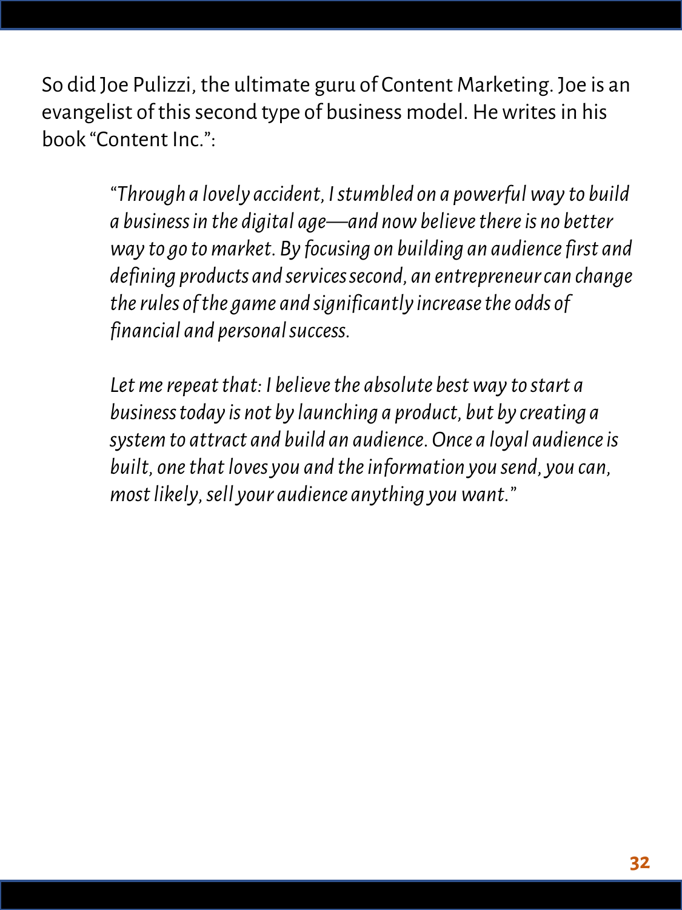So did Joe Pulizzi, the ultimate guru of Content Marketing. Joe is an evangelist of this second type of business model. He writes in his book "Content Inc.":

> *"Through a lovely accident, I stumbled on a powerful way to build a business in the digital age—and now believe there is no better way to go to market. By focusing on building an audience first and defining products and services second, an entrepreneur can change the rules of the game and significantly increase the odds of financial and personal success.*
>
> *Let me repeat that: I believe the absolute best way to start a business today is not by launching a product, but by creating a system to attract and build an audience. Once a loyal audience is built, one that loves you and the information you send, you can, most likely, sell your audience anything you want."*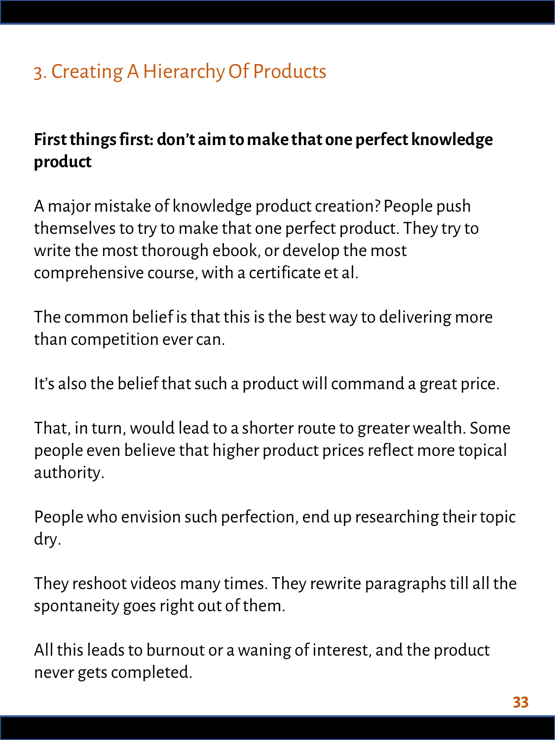## 3. Creating A Hierarchy Of Products

**First things first: don't aim to make that one perfect knowledge product**

A major mistake of knowledge product creation? People push themselves to try to make that one perfect product. They try to write the most thorough ebook, or develop the most comprehensive course, with a certificate et al.

The common belief is that this is the best way to delivering more than competition ever can.

It's also the belief that such a product will command a great price.

That, in turn, would lead to a shorter route to greater wealth. Some people even believe that higher product prices reflect more topical authority.

People who envision such perfection, end up researching their topic dry.

They reshoot videos many times. They rewrite paragraphs till all the spontaneity goes right out of them.

All this leads to burnout or a waning of interest, and the product never gets completed.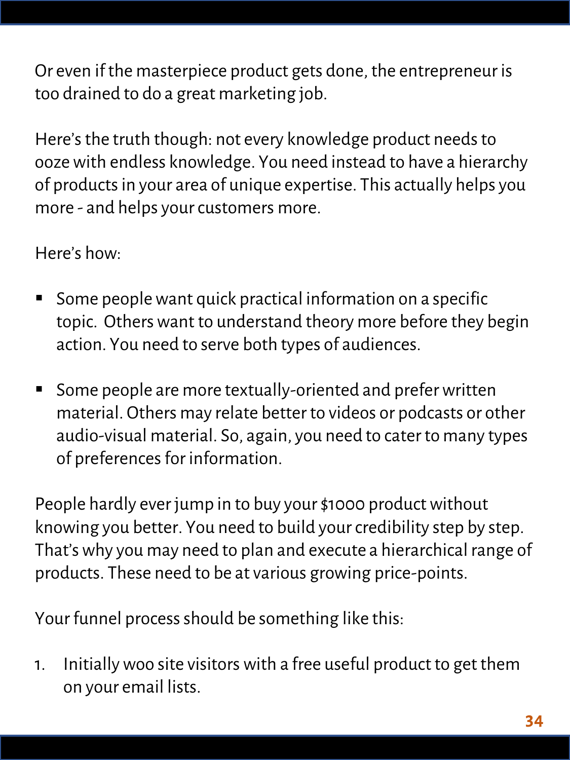Or even if the masterpiece product gets done, the entrepreneur is too drained to do a great marketing job.

Here's the truth though: not every knowledge product needs to ooze with endless knowledge. You need instead to have a hierarchy of products in your area of unique expertise. This actually helps you more - and helps your customers more.

Here's how:

- Some people want quick practical information on a specific topic. Others want to understand theory more before they begin action. You need to serve both types of audiences.

- Some people are more textually-oriented and prefer written material. Others may relate better to videos or podcasts or other audio-visual material. So, again, you need to cater to many types of preferences for information.

People hardly ever jump in to buy your $1000 product without knowing you better. You need to build your credibility step by step. That's why you may need to plan and execute a hierarchical range of products. These need to be at various growing price-points.

Your funnel process should be something like this:

1. Initially woo site visitors with a free useful product to get them on your email lists.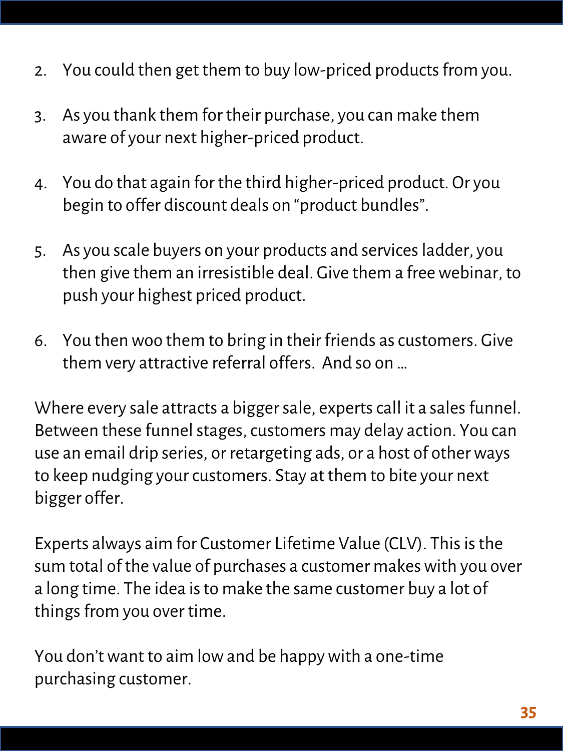2. You could then get them to buy low-priced products from you.

3. As you thank them for their purchase, you can make them aware of your next higher-priced product.

4. You do that again for the third higher-priced product. Or you begin to offer discount deals on “product bundles”.

5. As you scale buyers on your products and services ladder, you then give them an irresistible deal. Give them a free webinar, to push your highest priced product.

6. You then woo them to bring in their friends as customers. Give them very attractive referral offers.  And so on …

Where every sale attracts a bigger sale, experts call it a sales funnel. Between these funnel stages, customers may delay action. You can use an email drip series, or retargeting ads, or a host of other ways to keep nudging your customers. Stay at them to bite your next bigger offer.

Experts always aim for Customer Lifetime Value (CLV). This is the sum total of the value of purchases a customer makes with you over a long time. The idea is to make the same customer buy a lot of things from you over time.

You don’t want to aim low and be happy with a one-time purchasing customer.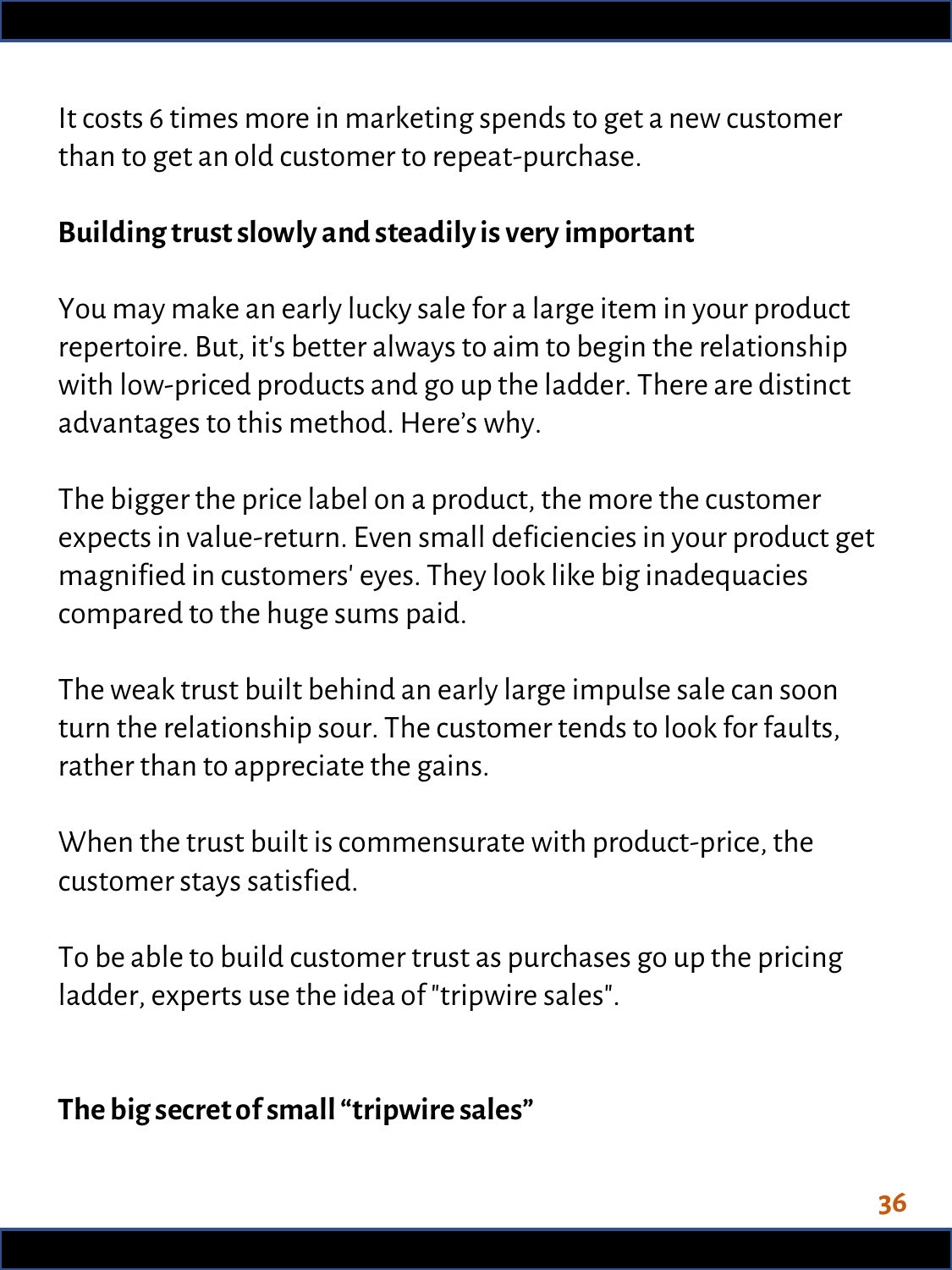It costs 6 times more in marketing spends to get a new customer than to get an old customer to repeat-purchase.

**Building trust slowly and steadily is very important**

You may make an early lucky sale for a large item in your product repertoire. But, it's better always to aim to begin the relationship with low-priced products and go up the ladder. There are distinct advantages to this method. Here's why.

The bigger the price label on a product, the more the customer expects in value-return. Even small deficiencies in your product get magnified in customers' eyes. They look like big inadequacies compared to the huge sums paid.

The weak trust built behind an early large impulse sale can soon turn the relationship sour. The customer tends to look for faults, rather than to appreciate the gains.

When the trust built is commensurate with product-price, the customer stays satisfied.

To be able to build customer trust as purchases go up the pricing ladder, experts use the idea of "tripwire sales".

**The big secret of small "tripwire sales"**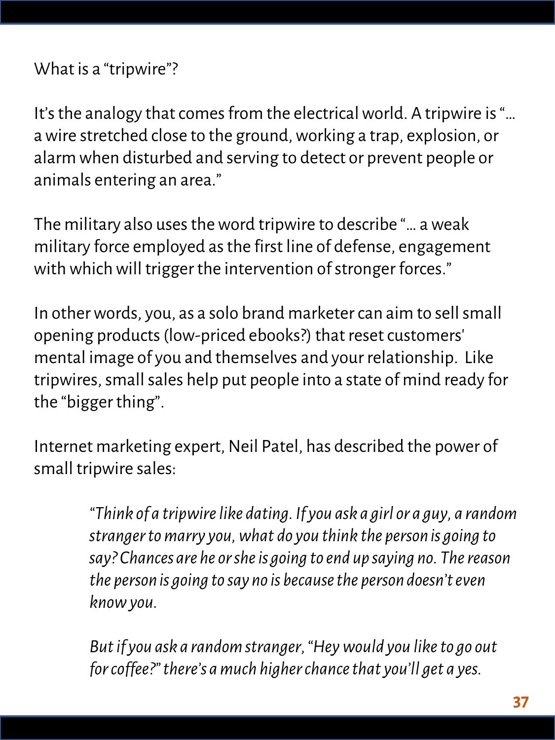What is a “tripwire”?

It’s the analogy that comes from the electrical world. A tripwire is “… a wire stretched close to the ground, working a trap, explosion, or alarm when disturbed and serving to detect or prevent people or animals entering an area.”

The military also uses the word tripwire to describe “… a weak military force employed as the first line of defense, engagement with which will trigger the intervention of stronger forces.”

In other words, you, as a solo brand marketer can aim to sell small opening products (low-priced ebooks?) that reset customers' mental image of you and themselves and your relationship. Like tripwires, small sales help put people into a state of mind ready for the “bigger thing”.

Internet marketing expert, Neil Patel, has described the power of small tripwire sales:

> *“Think of a tripwire like dating. If you ask a girl or a guy, a random stranger to marry you, what do you think the person is going to say? Chances are he or she is going to end up saying no. The reason the person is going to say no is because the person doesn’t even know you.*
>
> *But if you ask a random stranger, “Hey would you like to go out for coffee?” there’s a much higher chance that you’ll get a yes.*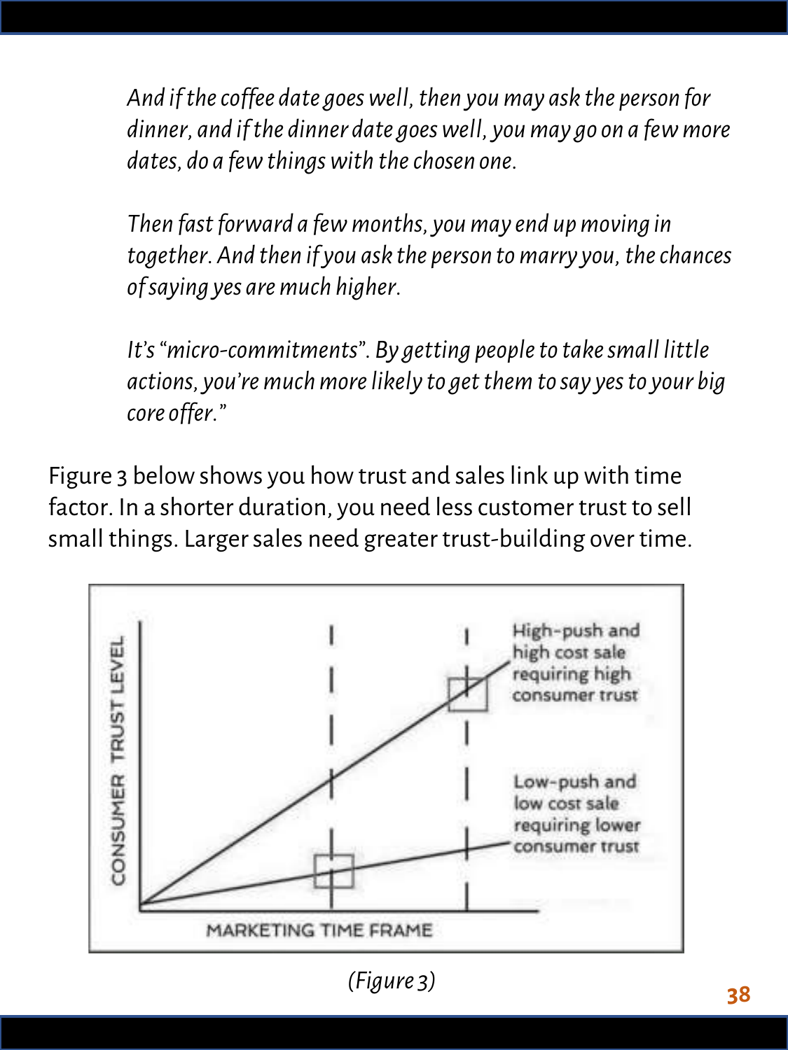*And if the coffee date goes well, then you may ask the person for dinner, and if the dinner date goes well, you may go on a few more dates, do a few things with the chosen one.*

*Then fast forward a few months, you may end up moving in together. And then if you ask the person to marry you, the chances of saying yes are much higher.*

*It's "micro-commitments". By getting people to take small little actions, you're much more likely to get them to say yes to your big core offer."*

Figure 3 below shows you how trust and sales link up with time factor. In a shorter duration, you need less customer trust to sell small things. Larger sales need greater trust-building over time.

(Figure 3)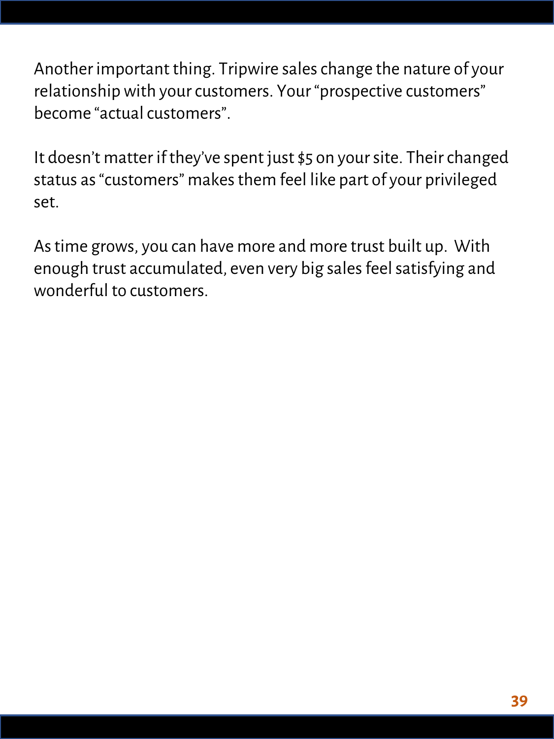Another important thing. Tripwire sales change the nature of your relationship with your customers. Your "prospective customers" become "actual customers".

It doesn't matter if they've spent just $5 on your site. Their changed status as "customers" makes them feel like part of your privileged set.

As time grows, you can have more and more trust built up.  With enough trust accumulated, even very big sales feel satisfying and wonderful to customers.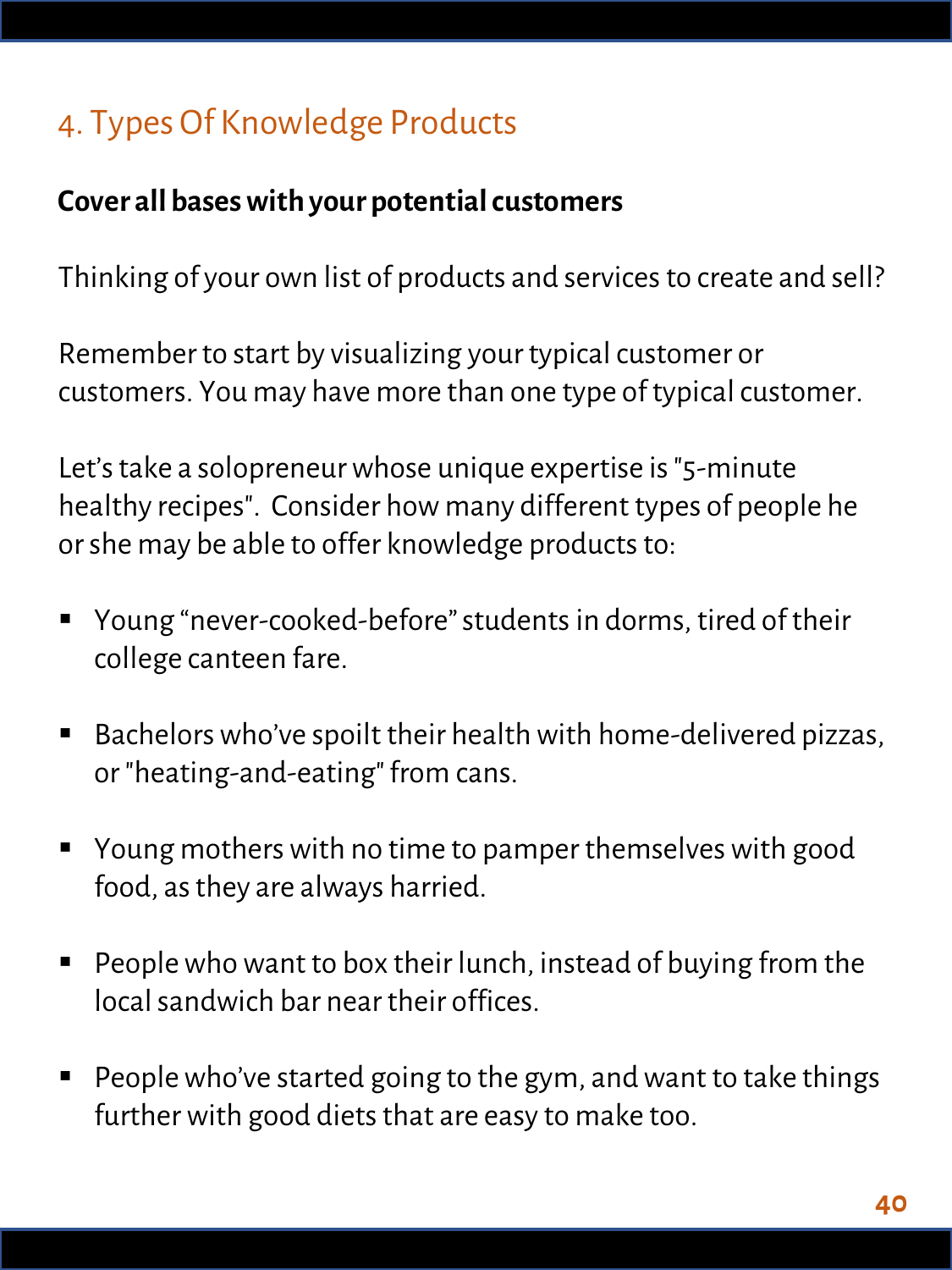## 4. Types Of Knowledge Products

**Cover all bases with your potential customers**

Thinking of your own list of products and services to create and sell?

Remember to start by visualizing your typical customer or customers. You may have more than one type of typical customer.

Let's take a solopreneur whose unique expertise is "5-minute healthy recipes". Consider how many different types of people he or she may be able to offer knowledge products to:

- Young "never-cooked-before" students in dorms, tired of their college canteen fare.
- Bachelors who've spoilt their health with home-delivered pizzas, or "heating-and-eating" from cans.
- Young mothers with no time to pamper themselves with good food, as they are always harried.
- People who want to box their lunch, instead of buying from the local sandwich bar near their offices.
- People who've started going to the gym, and want to take things further with good diets that are easy to make too.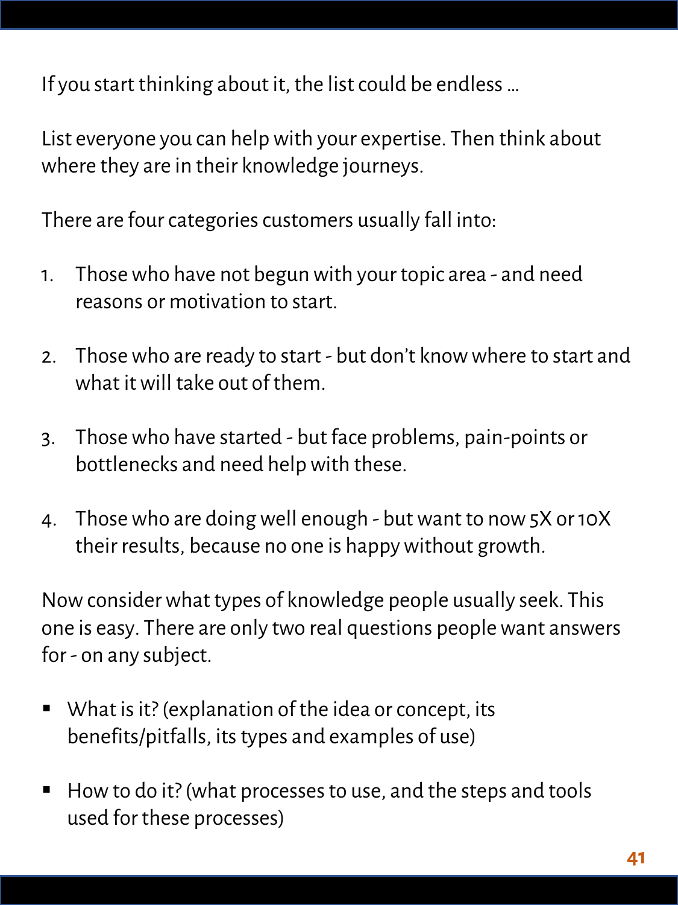If you start thinking about it, the list could be endless ...

List everyone you can help with your expertise. Then think about where they are in their knowledge journeys.

There are four categories customers usually fall into:

1. Those who have not begun with your topic area - and need reasons or motivation to start.

2. Those who are ready to start - but don't know where to start and what it will take out of them.

3. Those who have started - but face problems, pain-points or bottlenecks and need help with these.

4. Those who are doing well enough - but want to now 5X or 10X their results, because no one is happy without growth.

Now consider what types of knowledge people usually seek. This one is easy. There are only two real questions people want answers for - on any subject.

- What is it? (explanation of the idea or concept, its benefits/pitfalls, its types and examples of use)

- How to do it? (what processes to use, and the steps and tools used for these processes)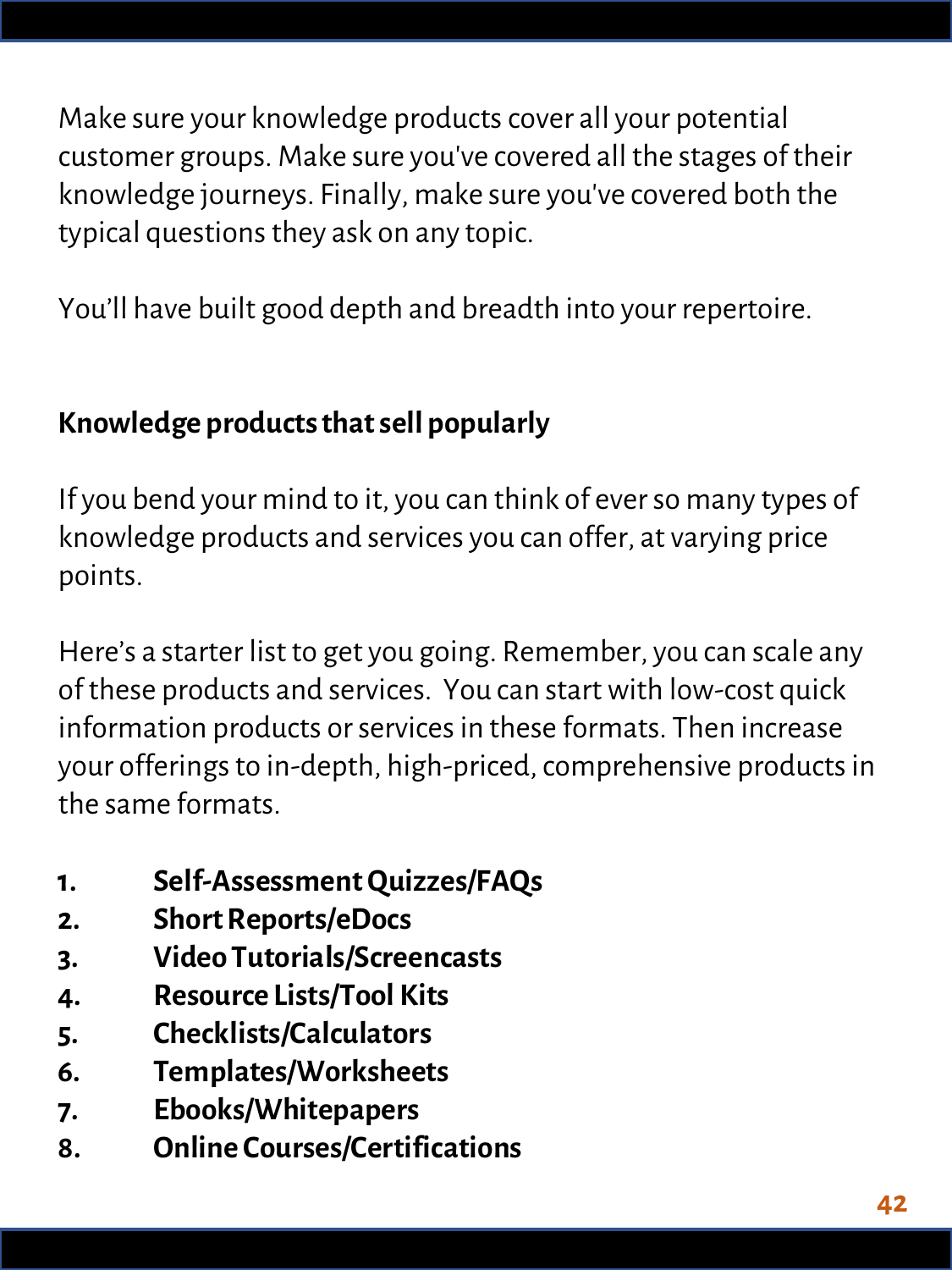Make sure your knowledge products cover all your potential customer groups. Make sure you've covered all the stages of their knowledge journeys. Finally, make sure you've covered both the typical questions they ask on any topic.

You'll have built good depth and breadth into your repertoire.

**Knowledge products that sell popularly**

If you bend your mind to it, you can think of ever so many types of knowledge products and services you can offer, at varying price points.

Here's a starter list to get you going. Remember, you can scale any of these products and services. You can start with low-cost quick information products or services in these formats. Then increase your offerings to in-depth, high-priced, comprehensive products in the same formats.

1. **Self-Assessment Quizzes/FAQs**
2. **Short Reports/eDocs**
3. **Video Tutorials/Screencasts**
4. **Resource Lists/Tool Kits**
5. **Checklists/Calculators**
6. **Templates/Worksheets**
7. **Ebooks/Whitepapers**
8. **Online Courses/Certifications**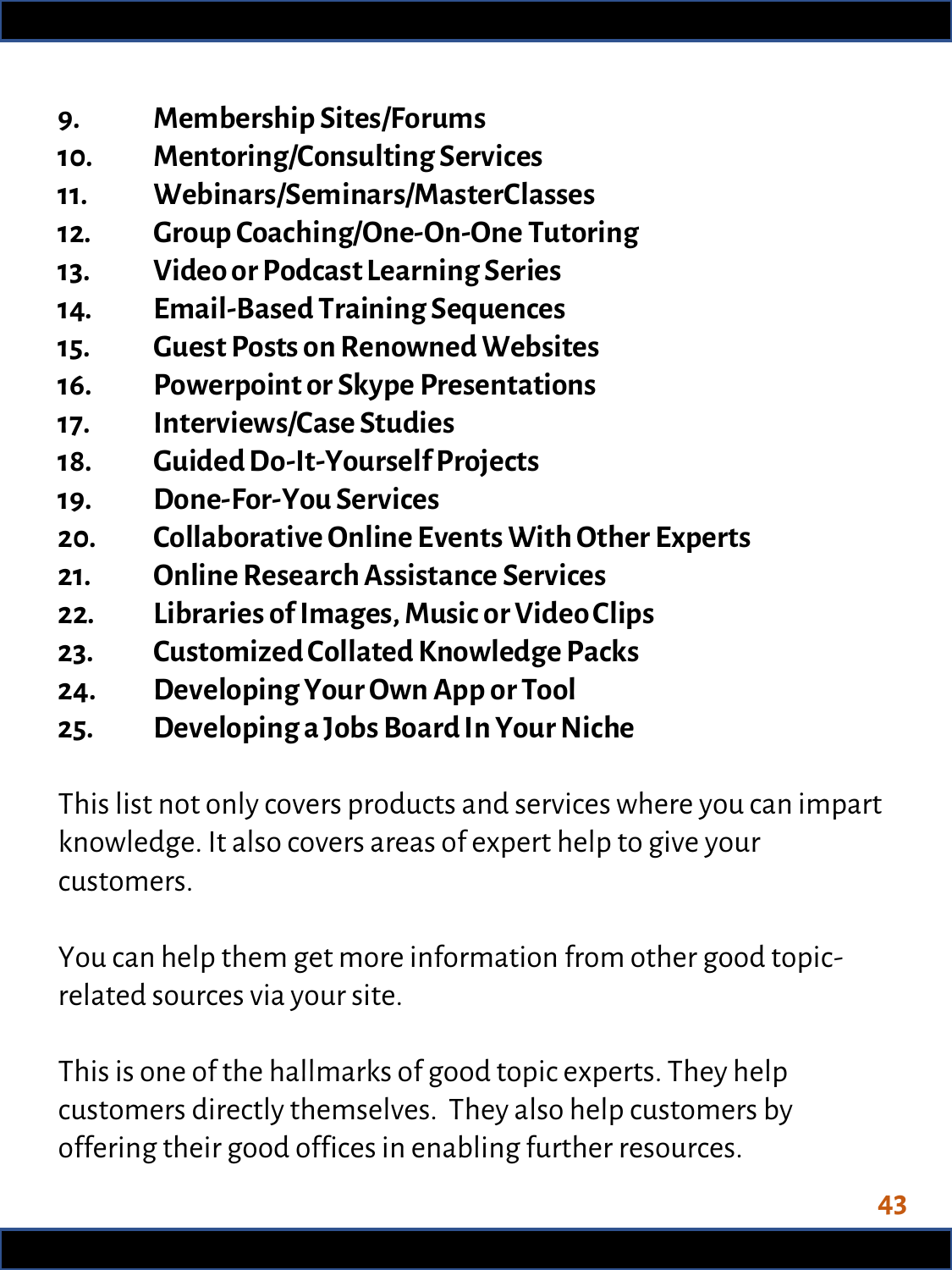9. **Membership Sites/Forums**
10. **Mentoring/Consulting Services**
11. **Webinars/Seminars/MasterClasses**
12. **Group Coaching/One-On-One Tutoring**
13. **Video or Podcast Learning Series**
14. **Email-Based Training Sequences**
15. **Guest Posts on Renowned Websites**
16. **Powerpoint or Skype Presentations**
17. **Interviews/Case Studies**
18. **Guided Do-It-Yourself Projects**
19. **Done-For-You Services**
20. **Collaborative Online Events With Other Experts**
21. **Online Research Assistance Services**
22. **Libraries of Images, Music or Video Clips**
23. **Customized Collated Knowledge Packs**
24. **Developing Your Own App or Tool**
25. **Developing a Jobs Board In Your Niche**

This list not only covers products and services where you can impart knowledge. It also covers areas of expert help to give your customers.

You can help them get more information from other good topic-related sources via your site.

This is one of the hallmarks of good topic experts. They help customers directly themselves. They also help customers by offering their good offices in enabling further resources.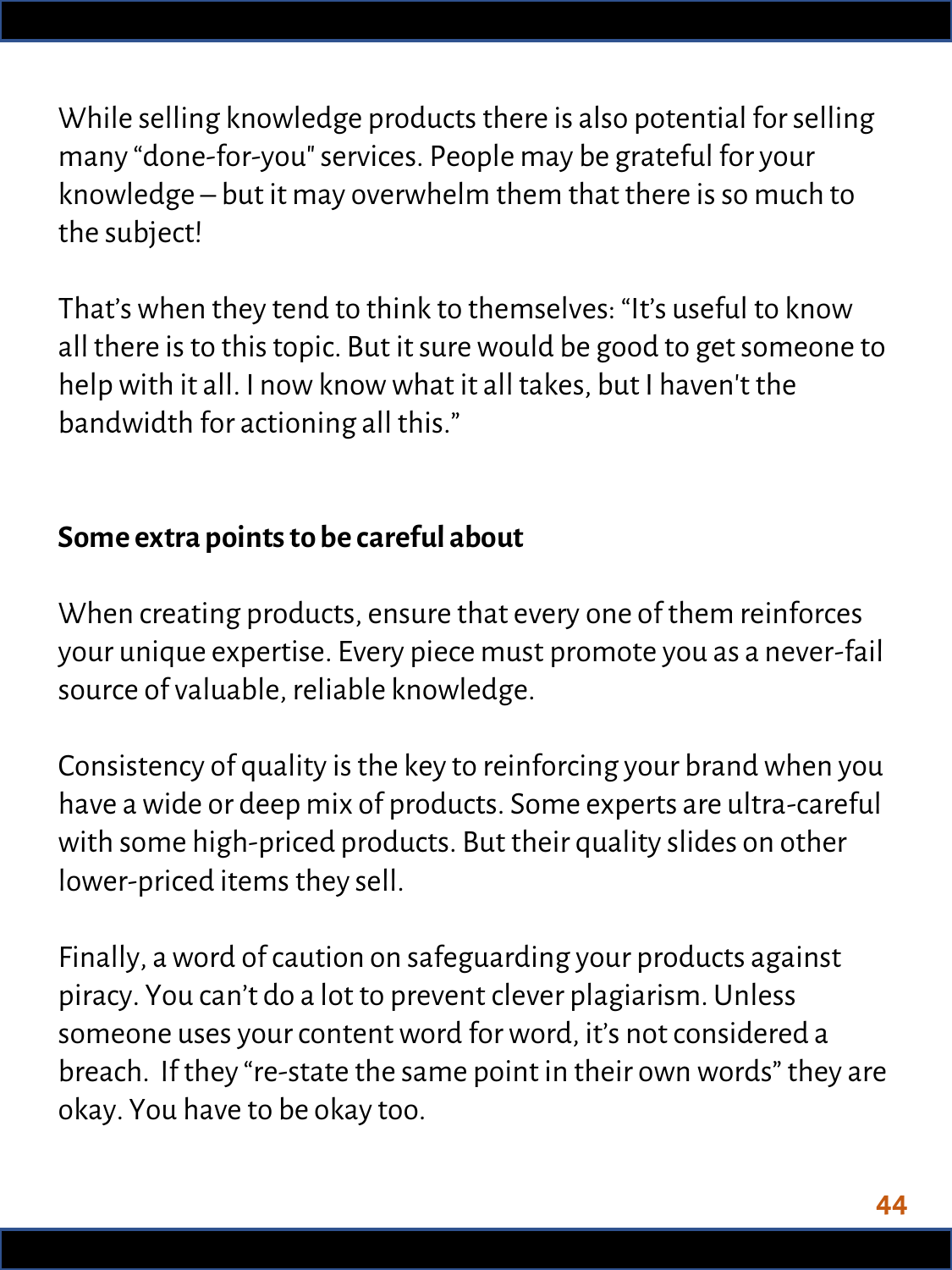While selling knowledge products there is also potential for selling many "done-for-you" services. People may be grateful for your knowledge – but it may overwhelm them that there is so much to the subject!

That's when they tend to think to themselves: "It's useful to know all there is to this topic. But it sure would be good to get someone to help with it all. I now know what it all takes, but I haven't the bandwidth for actioning all this."

**Some extra points to be careful about**

When creating products, ensure that every one of them reinforces your unique expertise. Every piece must promote you as a never-fail source of valuable, reliable knowledge.

Consistency of quality is the key to reinforcing your brand when you have a wide or deep mix of products. Some experts are ultra-careful with some high-priced products. But their quality slides on other lower-priced items they sell.

Finally, a word of caution on safeguarding your products against piracy. You can't do a lot to prevent clever plagiarism. Unless someone uses your content word for word, it's not considered a breach. If they "re-state the same point in their own words" they are okay. You have to be okay too.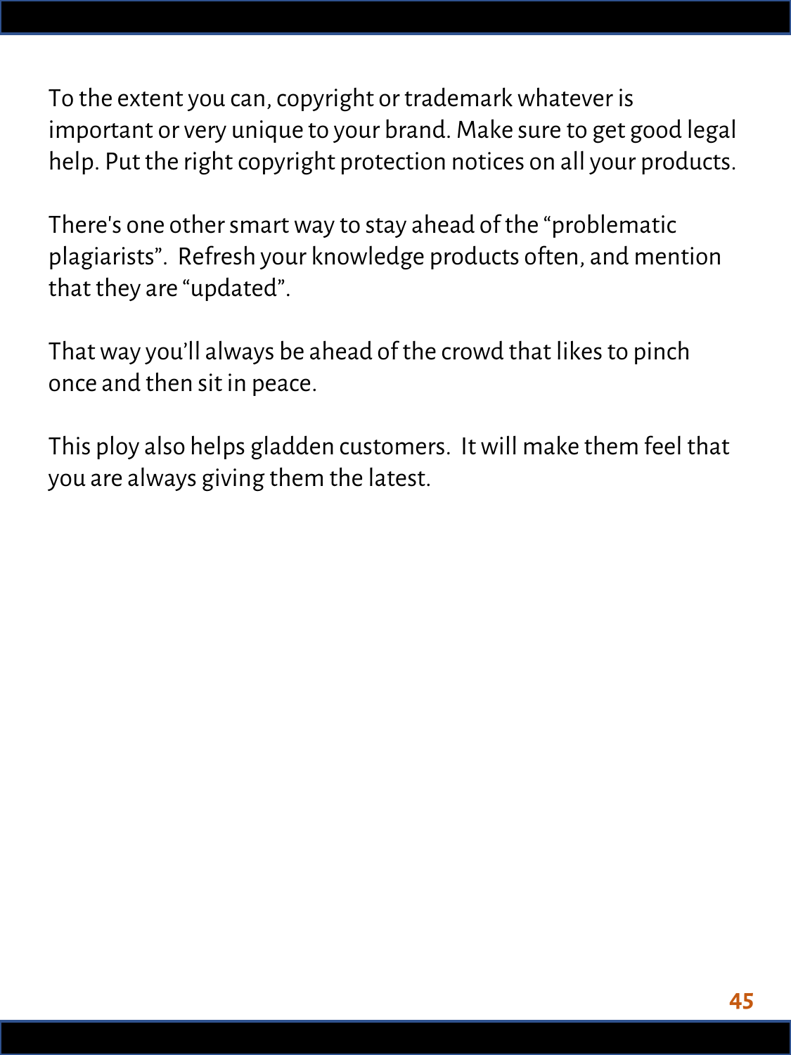To the extent you can, copyright or trademark whatever is important or very unique to your brand. Make sure to get good legal help. Put the right copyright protection notices on all your products.

There's one other smart way to stay ahead of the “problematic plagiarists”.  Refresh your knowledge products often, and mention that they are “updated”.

That way you’ll always be ahead of the crowd that likes to pinch once and then sit in peace.

This ploy also helps gladden customers.  It will make them feel that you are always giving them the latest.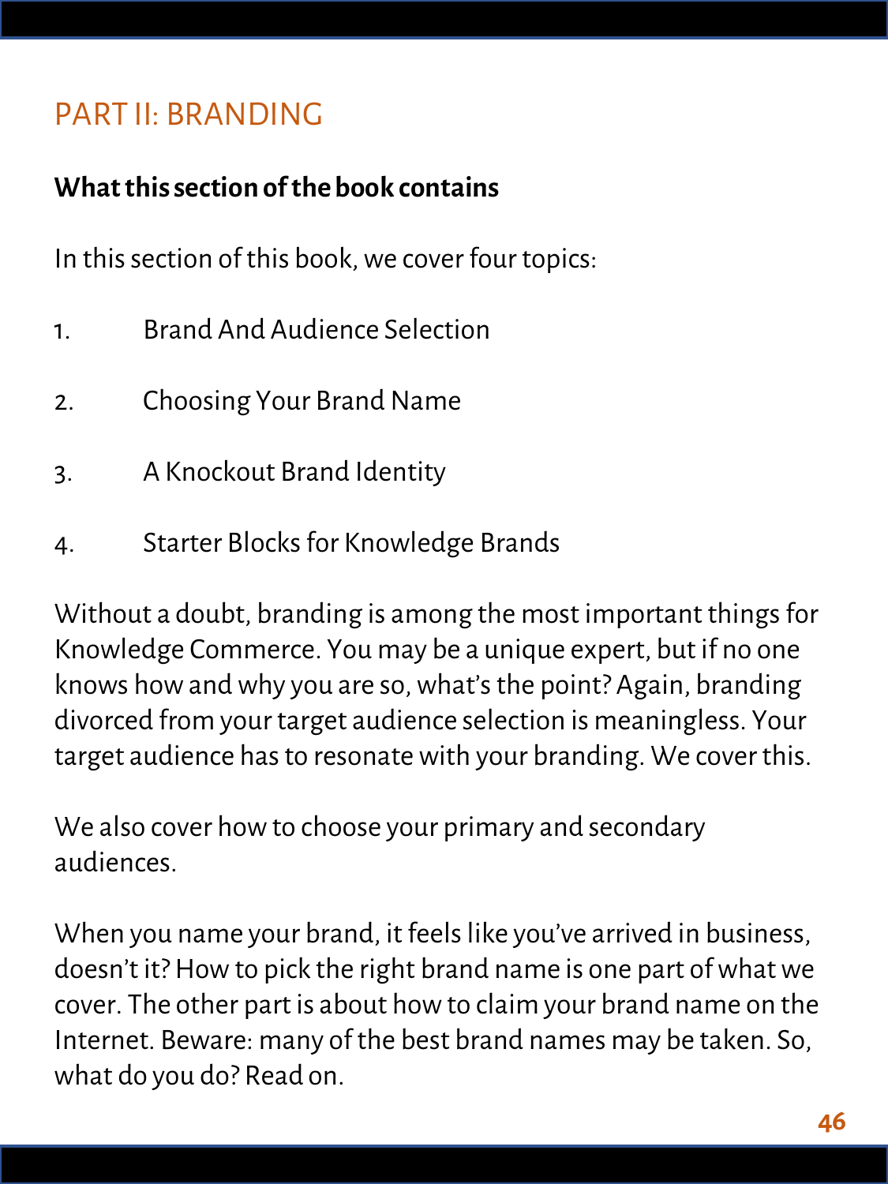# PART II: BRANDING

**What this section of the book contains**

In this section of this book, we cover four topics:

1. Brand And Audience Selection

2. Choosing Your Brand Name

3. A Knockout Brand Identity

4. Starter Blocks for Knowledge Brands

Without a doubt, branding is among the most important things for Knowledge Commerce. You may be a unique expert, but if no one knows how and why you are so, what's the point? Again, branding divorced from your target audience selection is meaningless. Your target audience has to resonate with your branding. We cover this.

We also cover how to choose your primary and secondary audiences.

When you name your brand, it feels like you've arrived in business, doesn't it? How to pick the right brand name is one part of what we cover. The other part is about how to claim your brand name on the Internet. Beware: many of the best brand names may be taken. So, what do you do? Read on.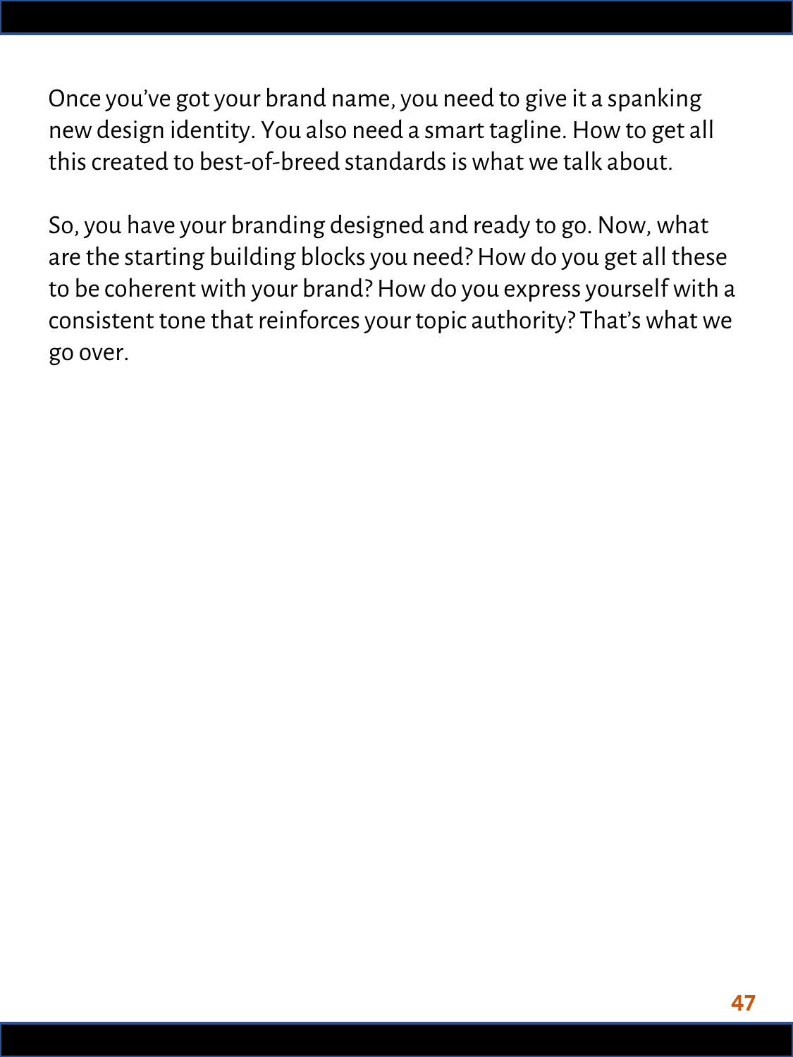Once you've got your brand name, you need to give it a spanking new design identity. You also need a smart tagline. How to get all this created to best-of-breed standards is what we talk about.

So, you have your branding designed and ready to go. Now, what are the starting building blocks you need? How do you get all these to be coherent with your brand? How do you express yourself with a consistent tone that reinforces your topic authority? That's what we go over.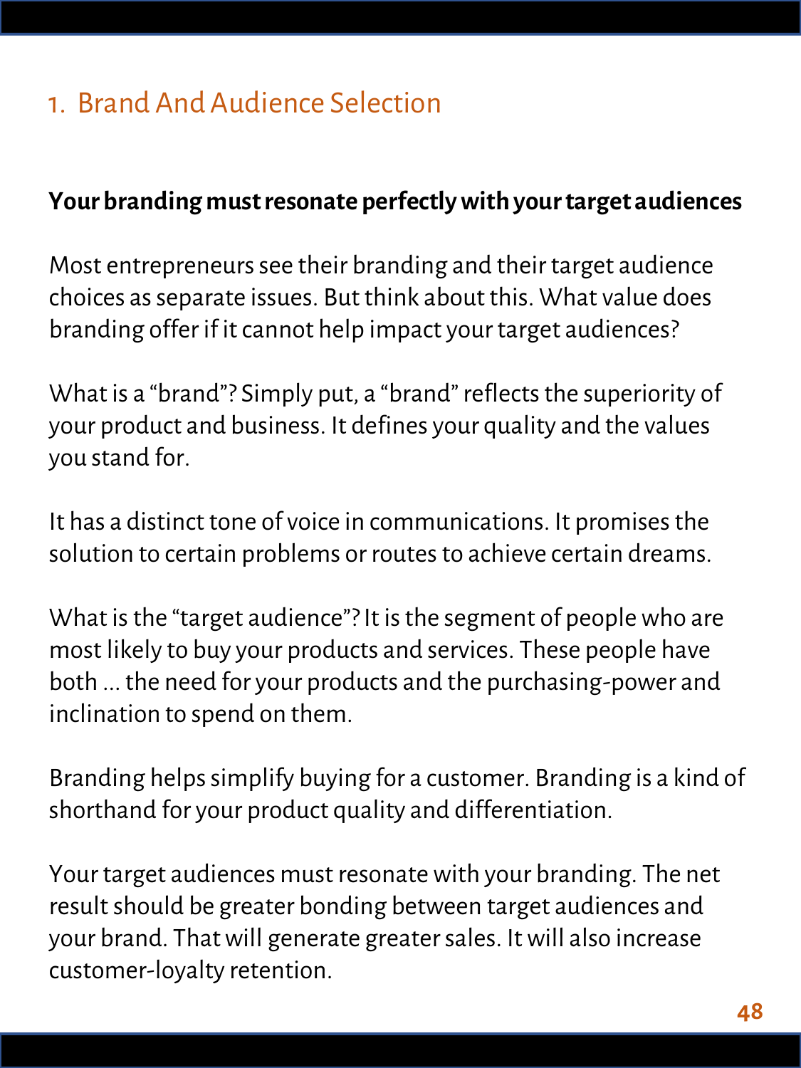## 1. Brand And Audience Selection

**Your branding must resonate perfectly with your target audiences**

Most entrepreneurs see their branding and their target audience choices as separate issues. But think about this. What value does branding offer if it cannot help impact your target audiences?

What is a "brand"? Simply put, a "brand" reflects the superiority of your product and business. It defines your quality and the values you stand for.

It has a distinct tone of voice in communications. It promises the solution to certain problems or routes to achieve certain dreams.

What is the "target audience"? It is the segment of people who are most likely to buy your products and services. These people have both ... the need for your products and the purchasing-power and inclination to spend on them.

Branding helps simplify buying for a customer. Branding is a kind of shorthand for your product quality and differentiation.

Your target audiences must resonate with your branding. The net result should be greater bonding between target audiences and your brand. That will generate greater sales. It will also increase customer-loyalty retention.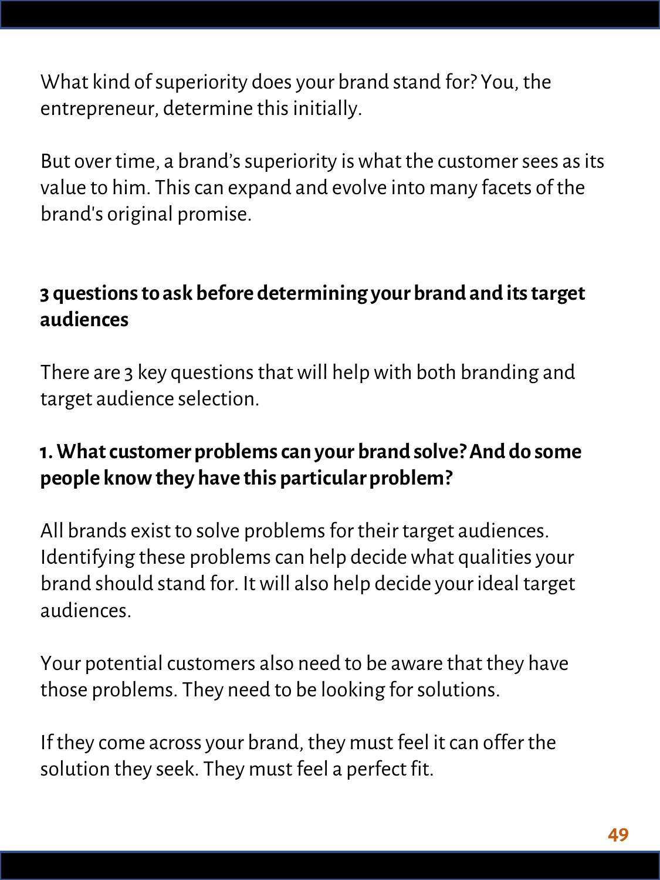What kind of superiority does your brand stand for? You, the entrepreneur, determine this initially.

But over time, a brand's superiority is what the customer sees as its value to him. This can expand and evolve into many facets of the brand's original promise.

## 3 questions to ask before determining your brand and its target audiences

There are 3 key questions that will help with both branding and target audience selection.

### 1. What customer problems can your brand solve? And do some people know they have this particular problem?

All brands exist to solve problems for their target audiences. Identifying these problems can help decide what qualities your brand should stand for. It will also help decide your ideal target audiences.

Your potential customers also need to be aware that they have those problems. They need to be looking for solutions.

If they come across your brand, they must feel it can offer the solution they seek. They must feel a perfect fit.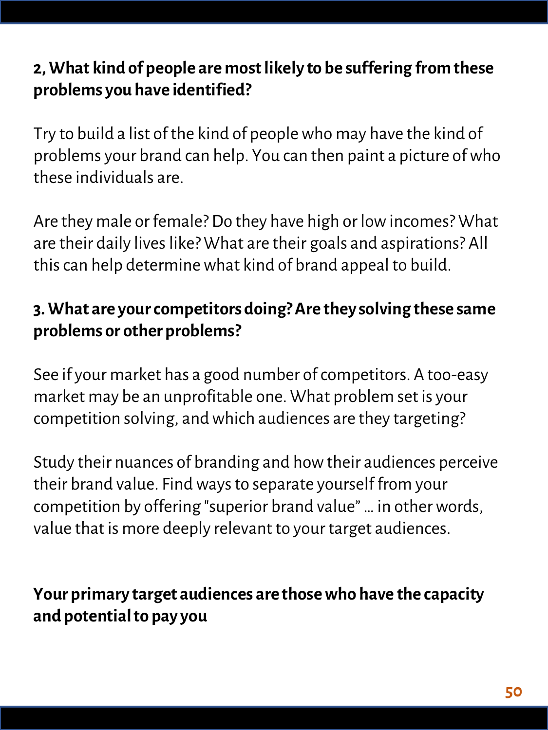**2, What kind of people are most likely to be suffering from these problems you have identified?**

Try to build a list of the kind of people who may have the kind of problems your brand can help. You can then paint a picture of who these individuals are.

Are they male or female? Do they have high or low incomes? What are their daily lives like? What are their goals and aspirations? All this can help determine what kind of brand appeal to build.

**3. What are your competitors doing? Are they solving these same problems or other problems?**

See if your market has a good number of competitors. A too-easy market may be an unprofitable one. What problem set is your competition solving, and which audiences are they targeting?

Study their nuances of branding and how their audiences perceive their brand value. Find ways to separate yourself from your competition by offering "superior brand value" … in other words, value that is more deeply relevant to your target audiences.

**Your primary target audiences are those who have the capacity and potential to pay you**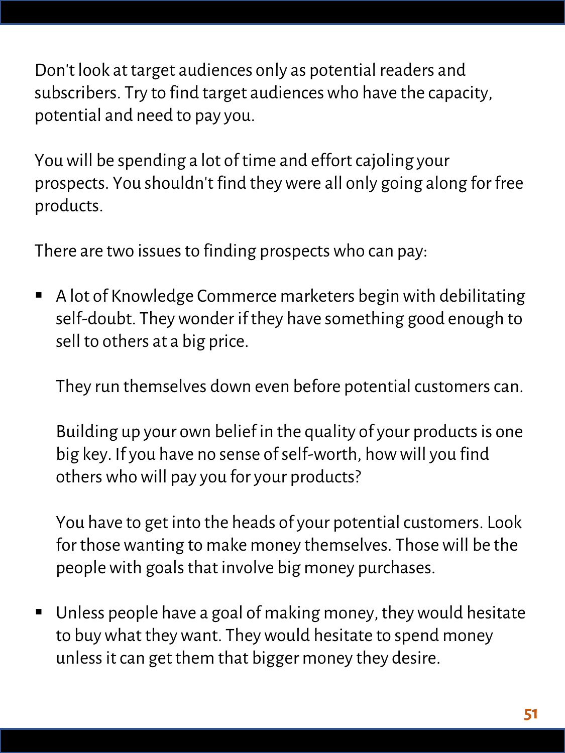Don't look at target audiences only as potential readers and subscribers. Try to find target audiences who have the capacity, potential and need to pay you.

You will be spending a lot of time and effort cajoling your prospects. You shouldn't find they were all only going along for free products.

There are two issues to finding prospects who can pay:

- A lot of Knowledge Commerce marketers begin with debilitating self-doubt. They wonder if they have something good enough to sell to others at a big price.

  They run themselves down even before potential customers can.

  Building up your own belief in the quality of your products is one big key. If you have no sense of self-worth, how will you find others who will pay you for your products?

  You have to get into the heads of your potential customers. Look for those wanting to make money themselves. Those will be the people with goals that involve big money purchases.

- Unless people have a goal of making money, they would hesitate to buy what they want. They would hesitate to spend money unless it can get them that bigger money they desire.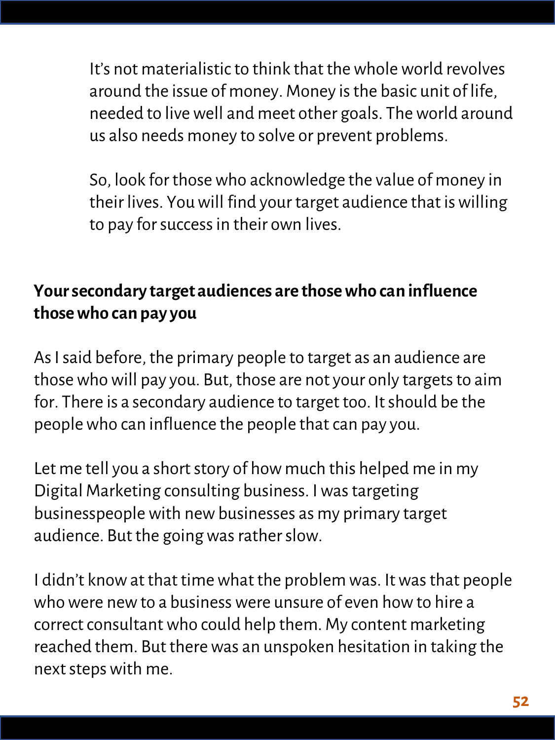It's not materialistic to think that the whole world revolves around the issue of money. Money is the basic unit of life, needed to live well and meet other goals. The world around us also needs money to solve or prevent problems.

So, look for those who acknowledge the value of money in their lives. You will find your target audience that is willing to pay for success in their own lives.

**Your secondary target audiences are those who can influence those who can pay you**

As I said before, the primary people to target as an audience are those who will pay you. But, those are not your only targets to aim for. There is a secondary audience to target too. It should be the people who can influence the people that can pay you.

Let me tell you a short story of how much this helped me in my Digital Marketing consulting business. I was targeting businesspeople with new businesses as my primary target audience. But the going was rather slow.

I didn't know at that time what the problem was. It was that people who were new to a business were unsure of even how to hire a correct consultant who could help them. My content marketing reached them. But there was an unspoken hesitation in taking the next steps with me.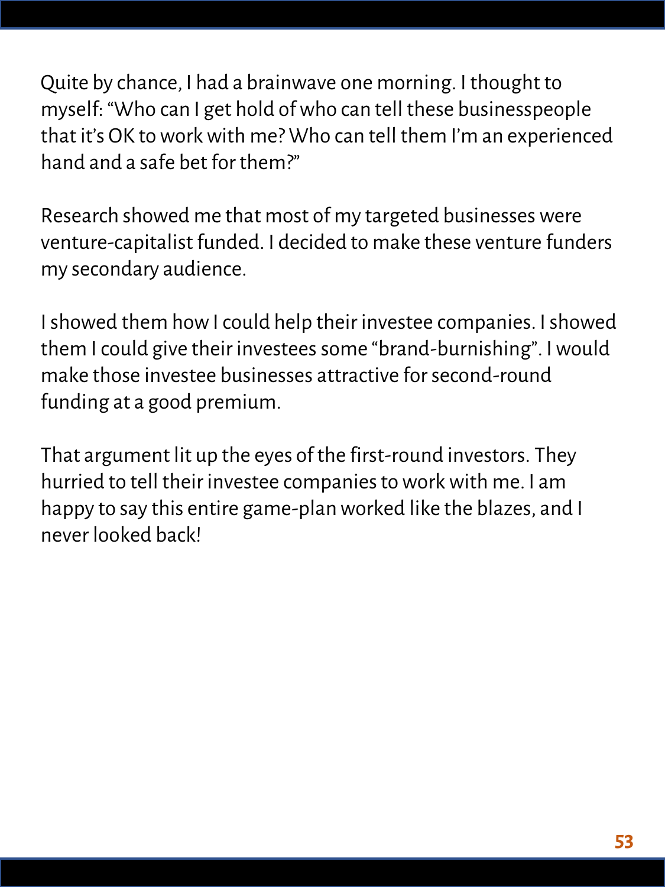Quite by chance, I had a brainwave one morning. I thought to myself: "Who can I get hold of who can tell these businesspeople that it's OK to work with me? Who can tell them I'm an experienced hand and a safe bet for them?"

Research showed me that most of my targeted businesses were venture-capitalist funded. I decided to make these venture funders my secondary audience.

I showed them how I could help their investee companies. I showed them I could give their investees some "brand-burnishing". I would make those investee businesses attractive for second-round funding at a good premium.

That argument lit up the eyes of the first-round investors. They hurried to tell their investee companies to work with me. I am happy to say this entire game-plan worked like the blazes, and I never looked back!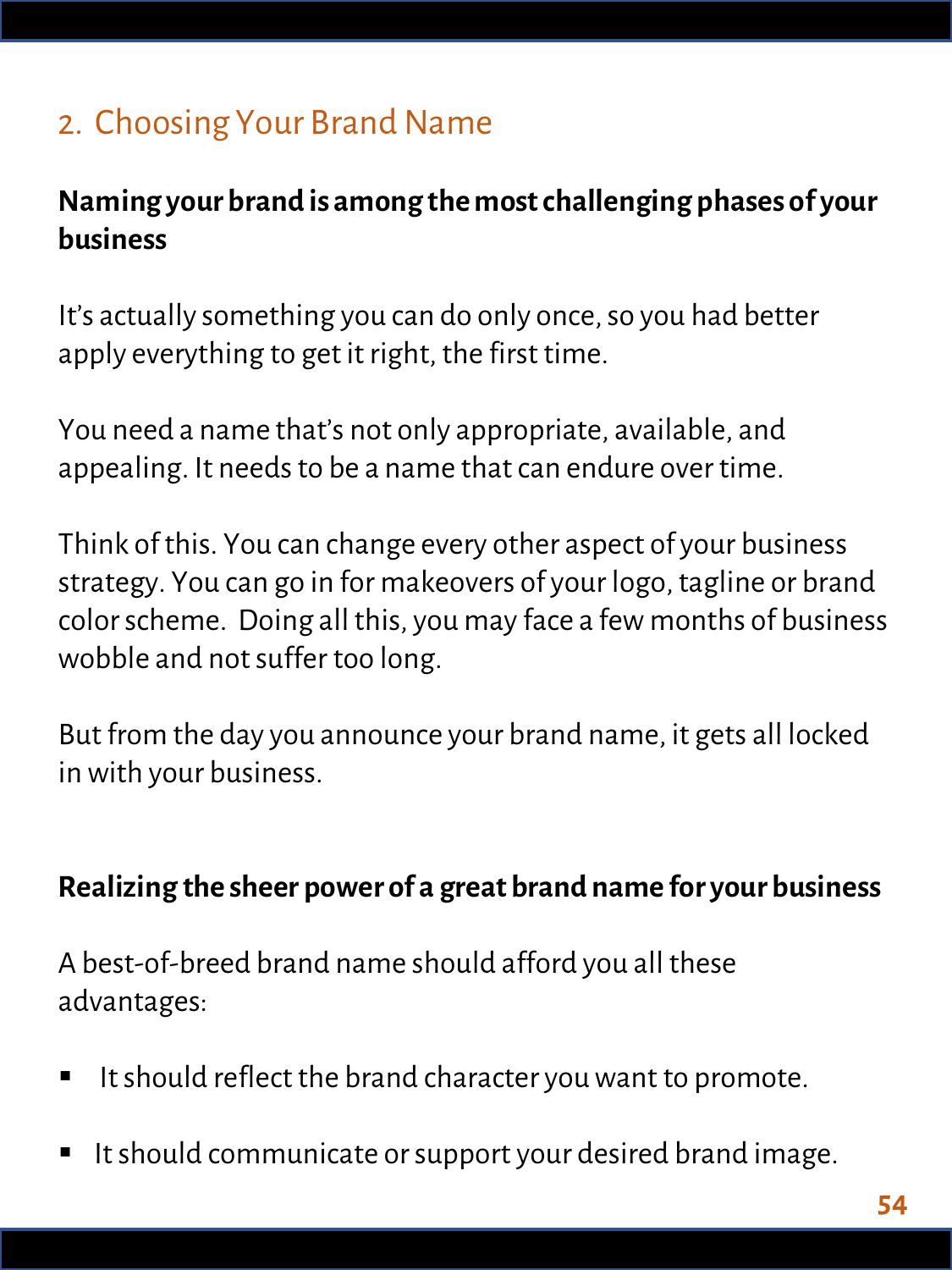## 2. Choosing Your Brand Name

**Naming your brand is among the most challenging phases of your business**

It's actually something you can do only once, so you had better apply everything to get it right, the first time.

You need a name that's not only appropriate, available, and appealing. It needs to be a name that can endure over time.

Think of this. You can change every other aspect of your business strategy. You can go in for makeovers of your logo, tagline or brand color scheme.  Doing all this, you may face a few months of business wobble and not suffer too long.

But from the day you announce your brand name, it gets all locked in with your business.

**Realizing the sheer power of a great brand name for your business**

A best-of-breed brand name should afford you all these advantages:

- It should reflect the brand character you want to promote.
- It should communicate or support your desired brand image.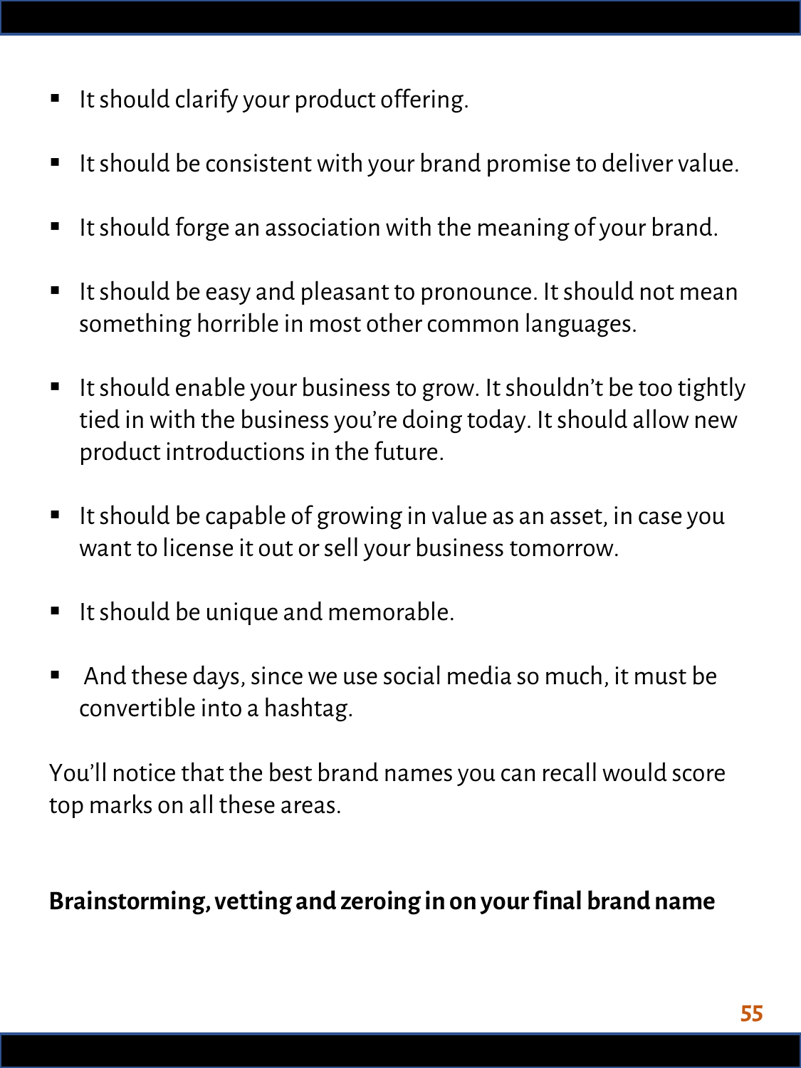- It should clarify your product offering.
- It should be consistent with your brand promise to deliver value.
- It should forge an association with the meaning of your brand.
- It should be easy and pleasant to pronounce. It should not mean something horrible in most other common languages.
- It should enable your business to grow. It shouldn't be too tightly tied in with the business you're doing today. It should allow new product introductions in the future.
- It should be capable of growing in value as an asset, in case you want to license it out or sell your business tomorrow.
- It should be unique and memorable.
- And these days, since we use social media so much, it must be convertible into a hashtag.

You'll notice that the best brand names you can recall would score top marks on all these areas.

**Brainstorming, vetting and zeroing in on your final brand name**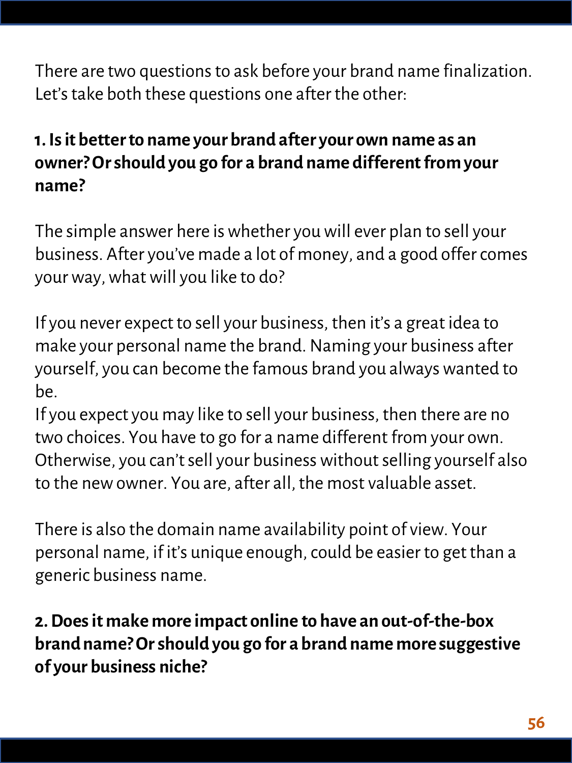There are two questions to ask before your brand name finalization. Let's take both these questions one after the other:

**1. Is it better to name your brand after your own name as an owner? Or should you go for a brand name different from your name?**

The simple answer here is whether you will ever plan to sell your business. After you've made a lot of money, and a good offer comes your way, what will you like to do?

If you never expect to sell your business, then it's a great idea to make your personal name the brand. Naming your business after yourself, you can become the famous brand you always wanted to be.
If you expect you may like to sell your business, then there are no two choices. You have to go for a name different from your own. Otherwise, you can't sell your business without selling yourself also to the new owner. You are, after all, the most valuable asset.

There is also the domain name availability point of view. Your personal name, if it's unique enough, could be easier to get than a generic business name.

**2. Does it make more impact online to have an out-of-the-box brand name? Or should you go for a brand name more suggestive of your business niche?**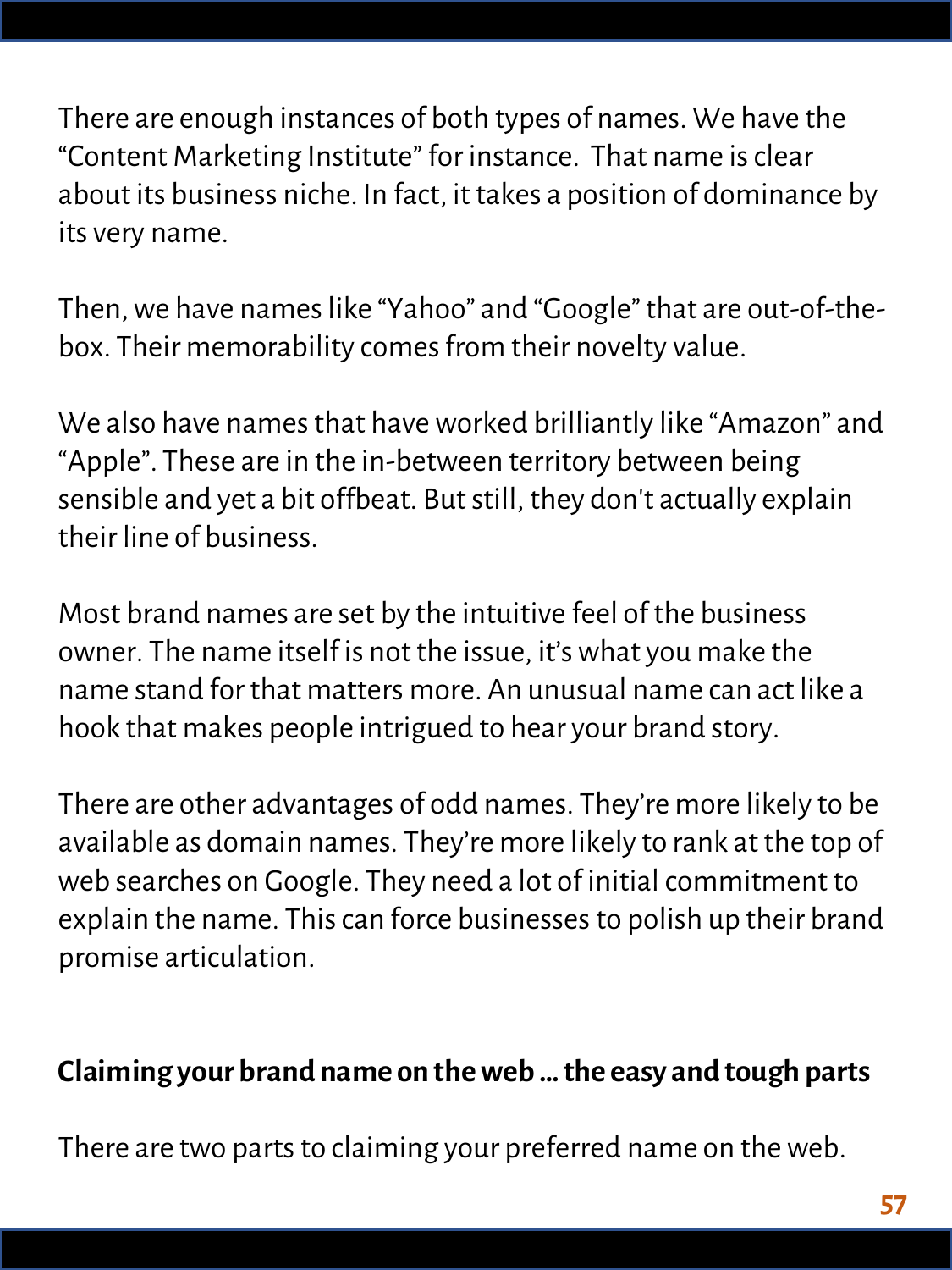There are enough instances of both types of names. We have the "Content Marketing Institute" for instance.  That name is clear about its business niche. In fact, it takes a position of dominance by its very name.

Then, we have names like "Yahoo" and "Google" that are out-of-the-box. Their memorability comes from their novelty value.

We also have names that have worked brilliantly like "Amazon" and "Apple". These are in the in-between territory between being sensible and yet a bit offbeat. But still, they don't actually explain their line of business.

Most brand names are set by the intuitive feel of the business owner. The name itself is not the issue, it's what you make the name stand for that matters more. An unusual name can act like a hook that makes people intrigued to hear your brand story.

There are other advantages of odd names. They're more likely to be available as domain names. They're more likely to rank at the top of web searches on Google. They need a lot of initial commitment to explain the name. This can force businesses to polish up their brand promise articulation.

**Claiming your brand name on the web … the easy and tough parts**

There are two parts to claiming your preferred name on the web.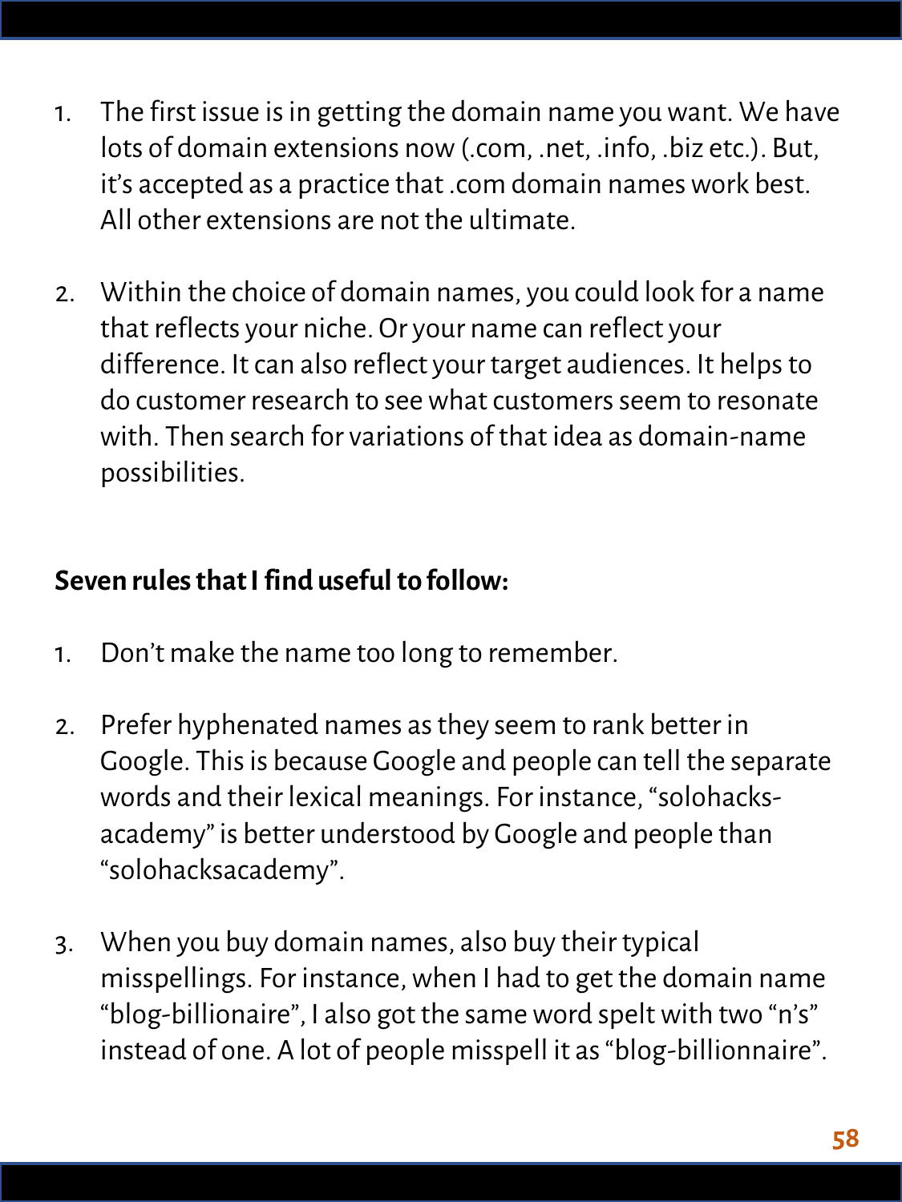1. The first issue is in getting the domain name you want. We have lots of domain extensions now (.com, .net, .info, .biz etc.). But, it's accepted as a practice that .com domain names work best. All other extensions are not the ultimate.

2. Within the choice of domain names, you could look for a name that reflects your niche. Or your name can reflect your difference. It can also reflect your target audiences. It helps to do customer research to see what customers seem to resonate with. Then search for variations of that idea as domain-name possibilities.

**Seven rules that I find useful to follow:**

1. Don't make the name too long to remember.

2. Prefer hyphenated names as they seem to rank better in Google. This is because Google and people can tell the separate words and their lexical meanings. For instance, "solohacks-academy" is better understood by Google and people than "solohacksacademy".

3. When you buy domain names, also buy their typical misspellings. For instance, when I had to get the domain name "blog-billionaire", I also got the same word spelt with two "n's" instead of one. A lot of people misspell it as "blog-billionnaire".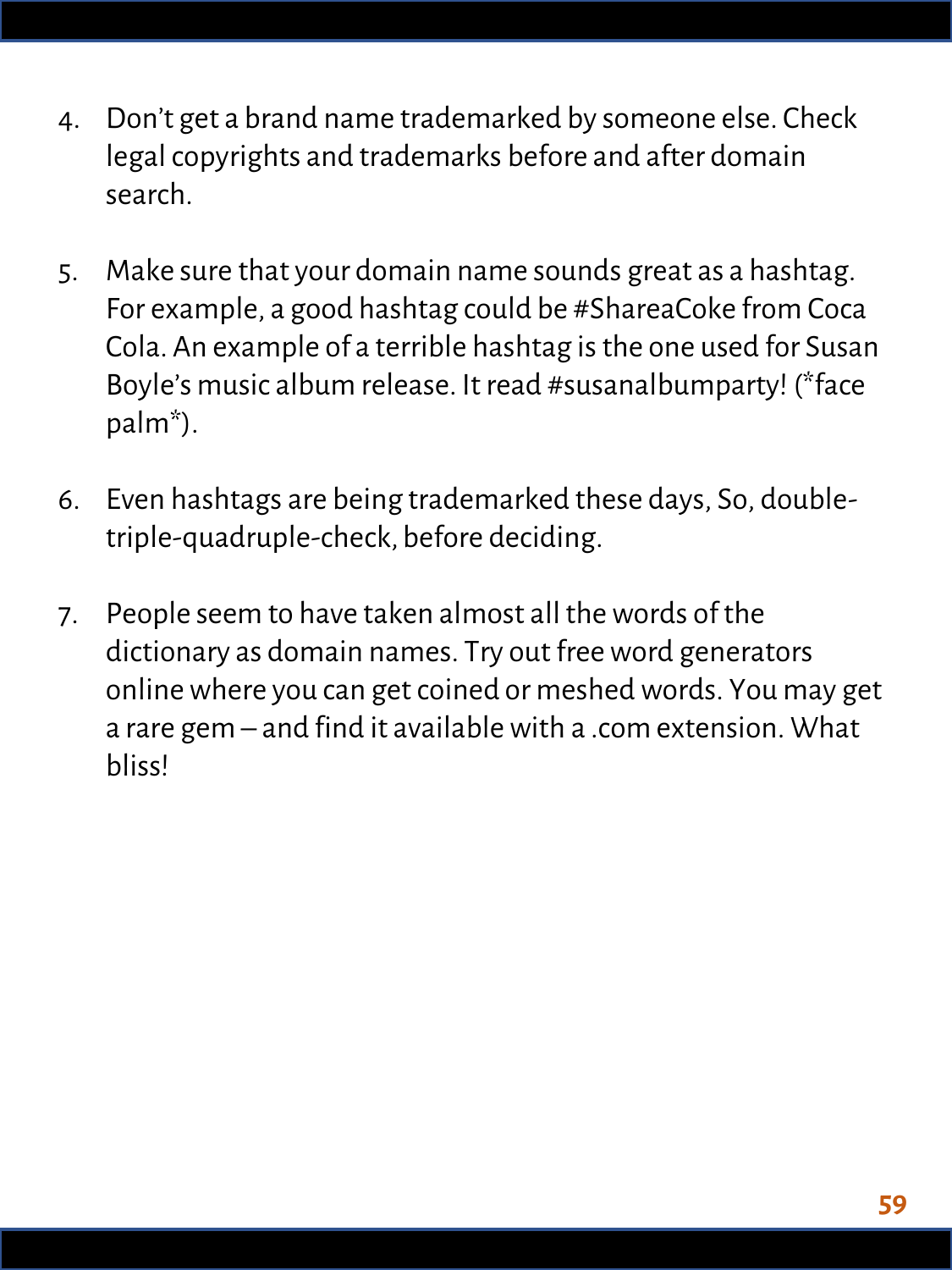4. Don't get a brand name trademarked by someone else. Check legal copyrights and trademarks before and after domain search.

5. Make sure that your domain name sounds great as a hashtag. For example, a good hashtag could be #ShareaCoke from Coca Cola. An example of a terrible hashtag is the one used for Susan Boyle's music album release. It read #susanalbumparty! (*face palm*).

6. Even hashtags are being trademarked these days, So, double-triple-quadruple-check, before deciding.

7. People seem to have taken almost all the words of the dictionary as domain names. Try out free word generators online where you can get coined or meshed words. You may get a rare gem – and find it available with a .com extension. What bliss!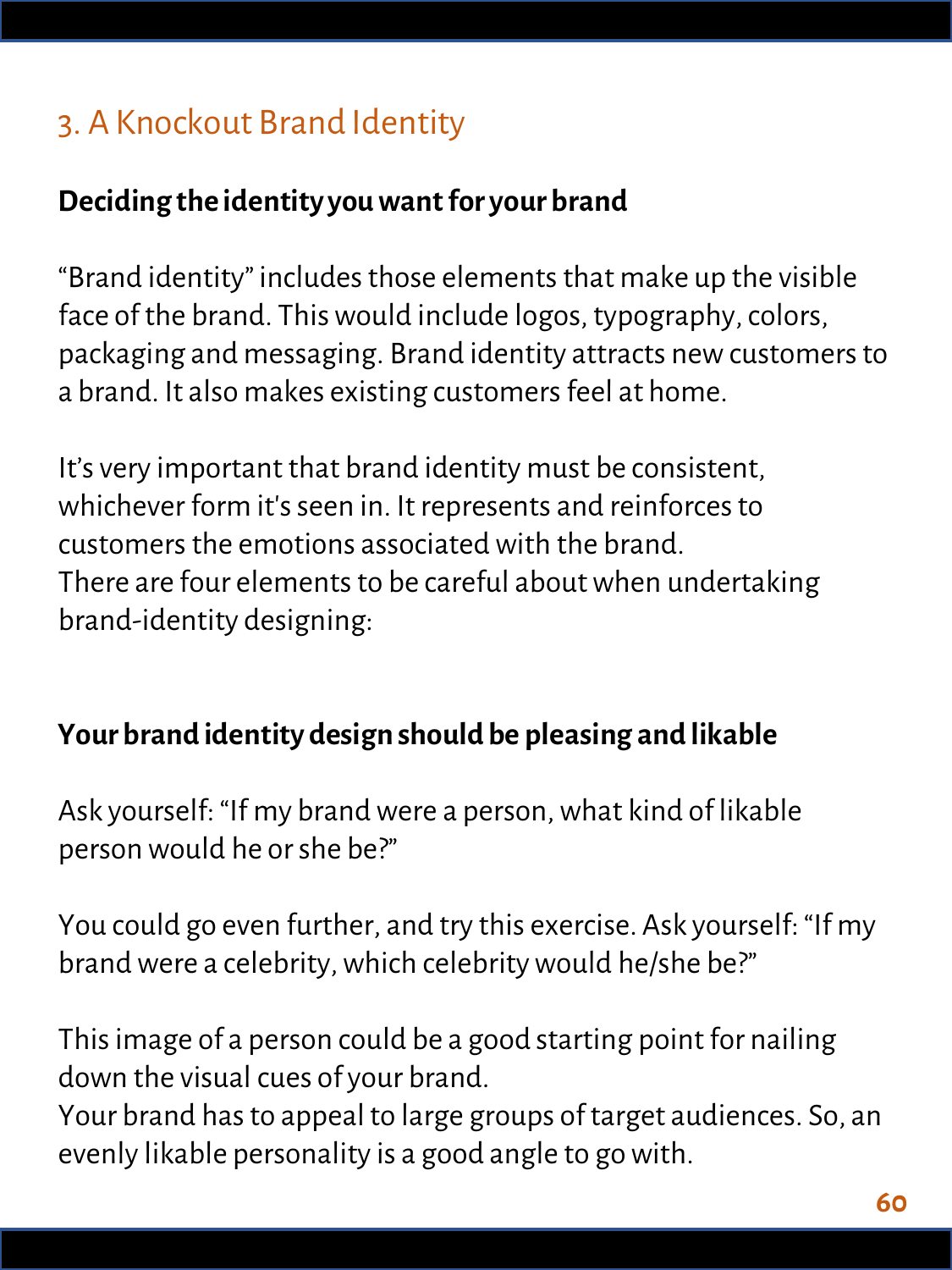## 3. A Knockout Brand Identity

**Deciding the identity you want for your brand**

“Brand identity” includes those elements that make up the visible face of the brand. This would include logos, typography, colors, packaging and messaging. Brand identity attracts new customers to a brand. It also makes existing customers feel at home.

It’s very important that brand identity must be consistent, whichever form it's seen in. It represents and reinforces to customers the emotions associated with the brand.
There are four elements to be careful about when undertaking brand-identity designing:

**Your brand identity design should be pleasing and likable**

Ask yourself: “If my brand were a person, what kind of likable person would he or she be?”

You could go even further, and try this exercise. Ask yourself: “If my brand were a celebrity, which celebrity would he/she be?”

This image of a person could be a good starting point for nailing down the visual cues of your brand.
Your brand has to appeal to large groups of target audiences. So, an evenly likable personality is a good angle to go with.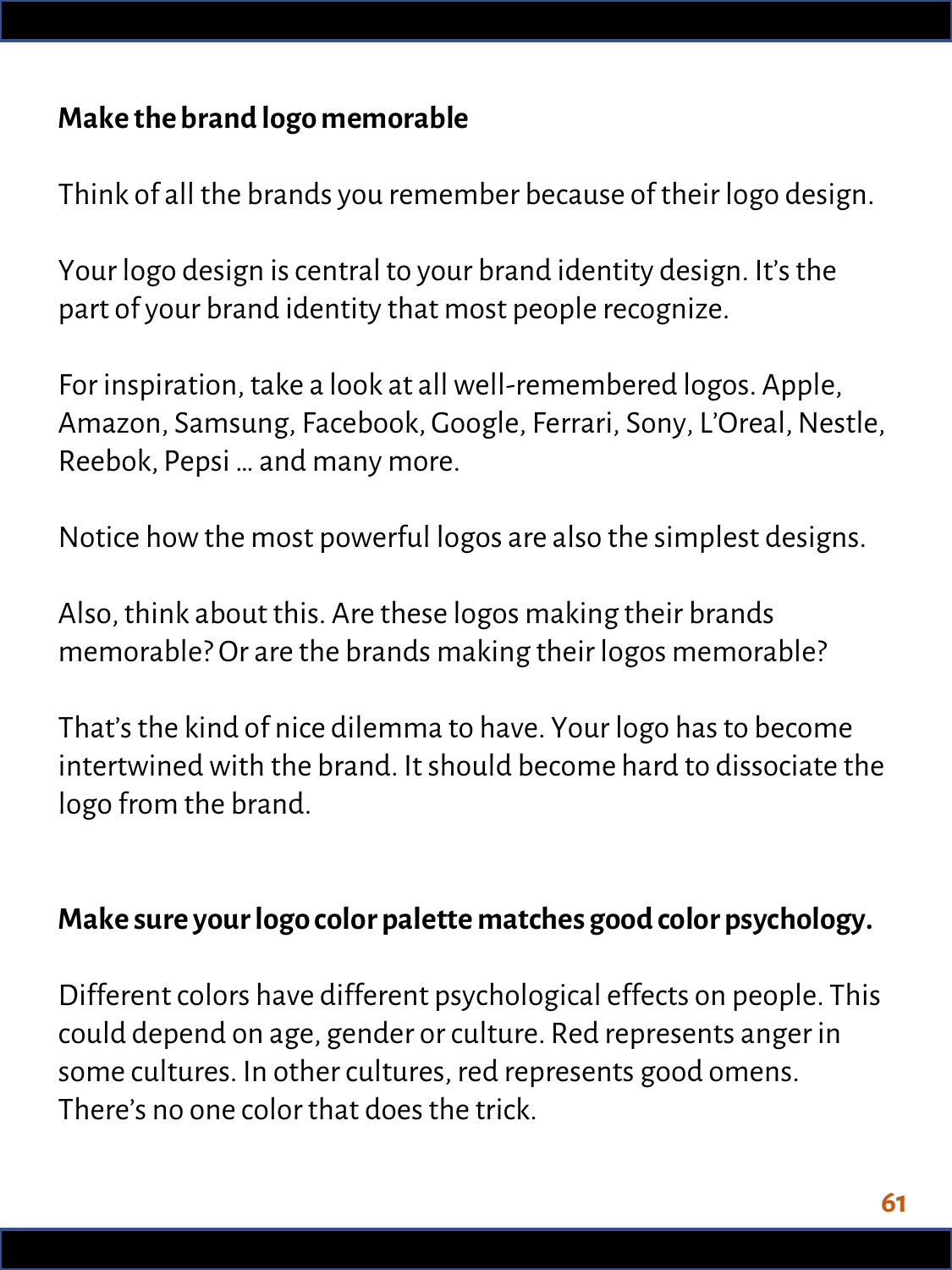**Make the brand logo memorable**

Think of all the brands you remember because of their logo design.

Your logo design is central to your brand identity design. It's the part of your brand identity that most people recognize.

For inspiration, take a look at all well-remembered logos. Apple, Amazon, Samsung, Facebook, Google, Ferrari, Sony, L'Oreal, Nestle, Reebok, Pepsi … and many more.

Notice how the most powerful logos are also the simplest designs.

Also, think about this. Are these logos making their brands memorable? Or are the brands making their logos memorable?

That's the kind of nice dilemma to have. Your logo has to become intertwined with the brand. It should become hard to dissociate the logo from the brand.

**Make sure your logo color palette matches good color psychology.**

Different colors have different psychological effects on people. This could depend on age, gender or culture. Red represents anger in some cultures. In other cultures, red represents good omens. There's no one color that does the trick.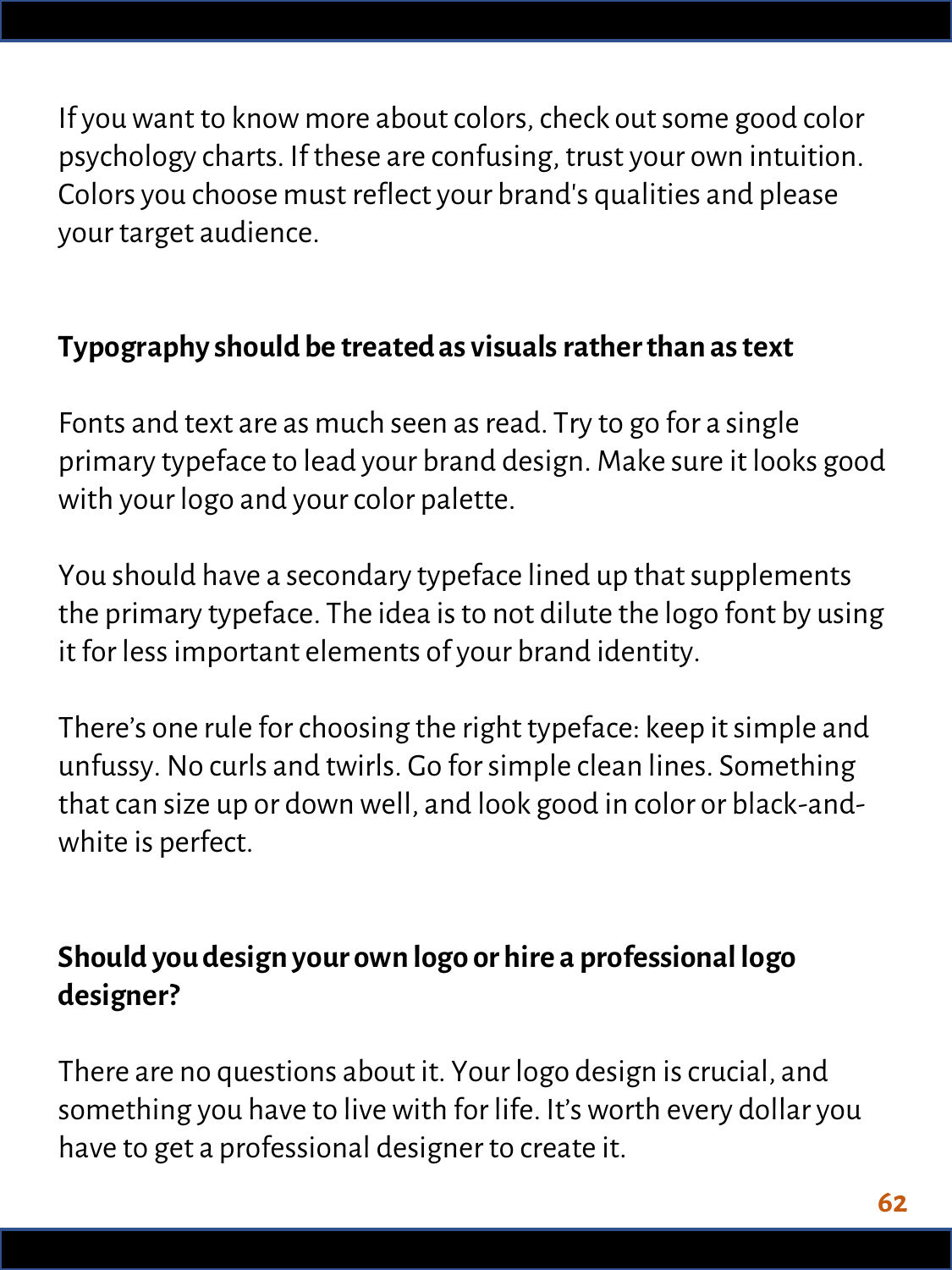If you want to know more about colors, check out some good color psychology charts. If these are confusing, trust your own intuition. Colors you choose must reflect your brand's qualities and please your target audience.

**Typography should be treated as visuals rather than as text**

Fonts and text are as much seen as read. Try to go for a single primary typeface to lead your brand design. Make sure it looks good with your logo and your color palette.

You should have a secondary typeface lined up that supplements the primary typeface. The idea is to not dilute the logo font by using it for less important elements of your brand identity.

There's one rule for choosing the right typeface: keep it simple and unfussy. No curls and twirls. Go for simple clean lines. Something that can size up or down well, and look good in color or black-and-white is perfect.

**Should you design your own logo or hire a professional logo designer?**

There are no questions about it. Your logo design is crucial, and something you have to live with for life. It's worth every dollar you have to get a professional designer to create it.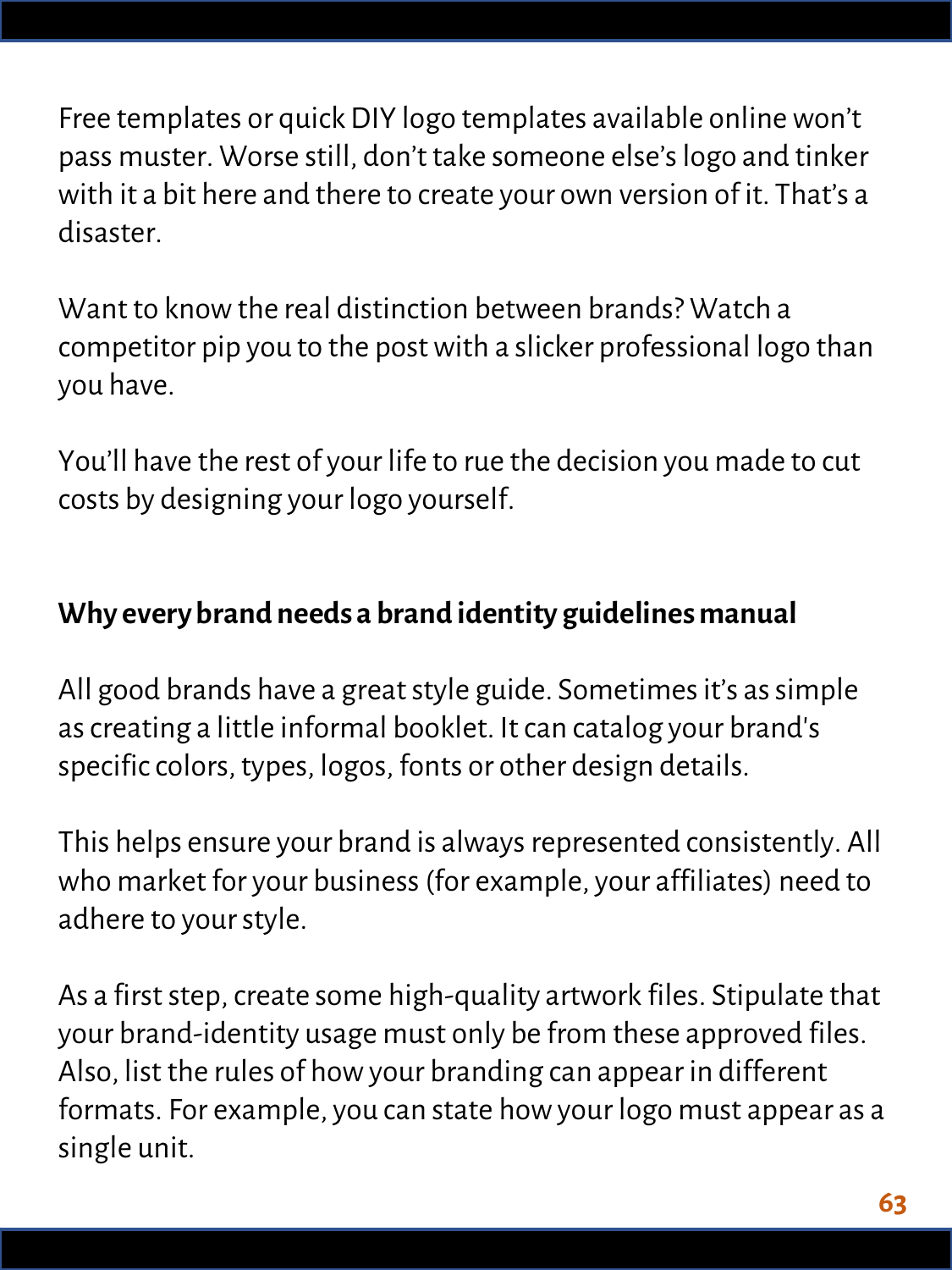Free templates or quick DIY logo templates available online won't pass muster. Worse still, don't take someone else's logo and tinker with it a bit here and there to create your own version of it. That's a disaster.

Want to know the real distinction between brands? Watch a competitor pip you to the post with a slicker professional logo than you have.

You'll have the rest of your life to rue the decision you made to cut costs by designing your logo yourself.

**Why every brand needs a brand identity guidelines manual**

All good brands have a great style guide. Sometimes it's as simple as creating a little informal booklet. It can catalog your brand's specific colors, types, logos, fonts or other design details.

This helps ensure your brand is always represented consistently. All who market for your business (for example, your affiliates) need to adhere to your style.

As a first step, create some high-quality artwork files. Stipulate that your brand-identity usage must only be from these approved files. Also, list the rules of how your branding can appear in different formats. For example, you can state how your logo must appear as a single unit.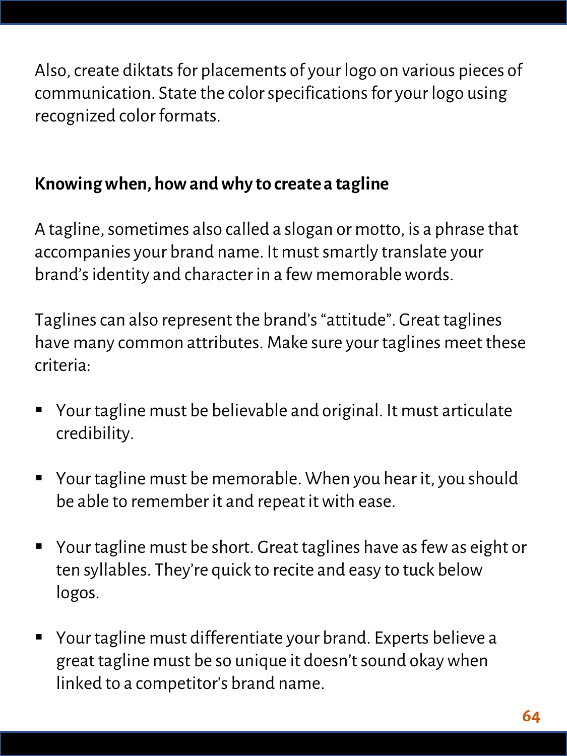Also, create diktats for placements of your logo on various pieces of communication. State the color specifications for your logo using recognized color formats.

**Knowing when, how and why to create a tagline**

A tagline, sometimes also called a slogan or motto, is a phrase that accompanies your brand name. It must smartly translate your brand's identity and character in a few memorable words.

Taglines can also represent the brand's "attitude". Great taglines have many common attributes. Make sure your taglines meet these criteria:

- Your tagline must be believable and original. It must articulate credibility.
- Your tagline must be memorable. When you hear it, you should be able to remember it and repeat it with ease.
- Your tagline must be short. Great taglines have as few as eight or ten syllables. They're quick to recite and easy to tuck below logos.
- Your tagline must differentiate your brand. Experts believe a great tagline must be so unique it doesn't sound okay when linked to a competitor's brand name.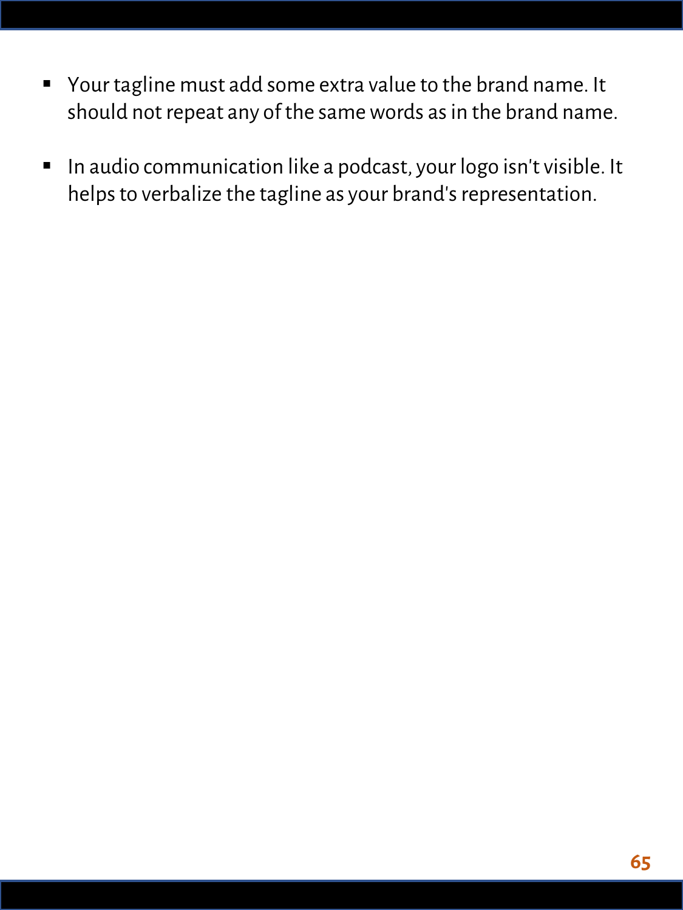- Your tagline must add some extra value to the brand name. It should not repeat any of the same words as in the brand name.

- In audio communication like a podcast, your logo isn't visible. It helps to verbalize the tagline as your brand's representation.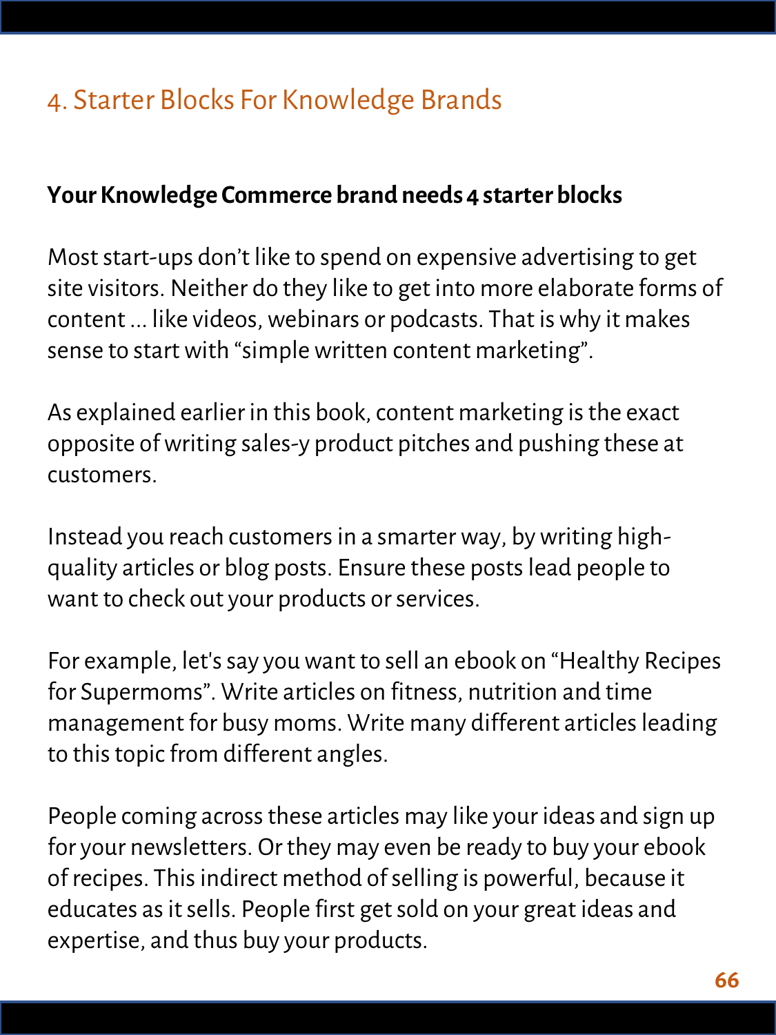## 4. Starter Blocks For Knowledge Brands

**Your Knowledge Commerce brand needs 4 starter blocks**

Most start-ups don't like to spend on expensive advertising to get site visitors. Neither do they like to get into more elaborate forms of content ... like videos, webinars or podcasts. That is why it makes sense to start with "simple written content marketing".

As explained earlier in this book, content marketing is the exact opposite of writing sales-y product pitches and pushing these at customers.

Instead you reach customers in a smarter way, by writing high-quality articles or blog posts. Ensure these posts lead people to want to check out your products or services.

For example, let's say you want to sell an ebook on "Healthy Recipes for Supermoms". Write articles on fitness, nutrition and time management for busy moms. Write many different articles leading to this topic from different angles.

People coming across these articles may like your ideas and sign up for your newsletters. Or they may even be ready to buy your ebook of recipes. This indirect method of selling is powerful, because it educates as it sells. People first get sold on your great ideas and expertise, and thus buy your products.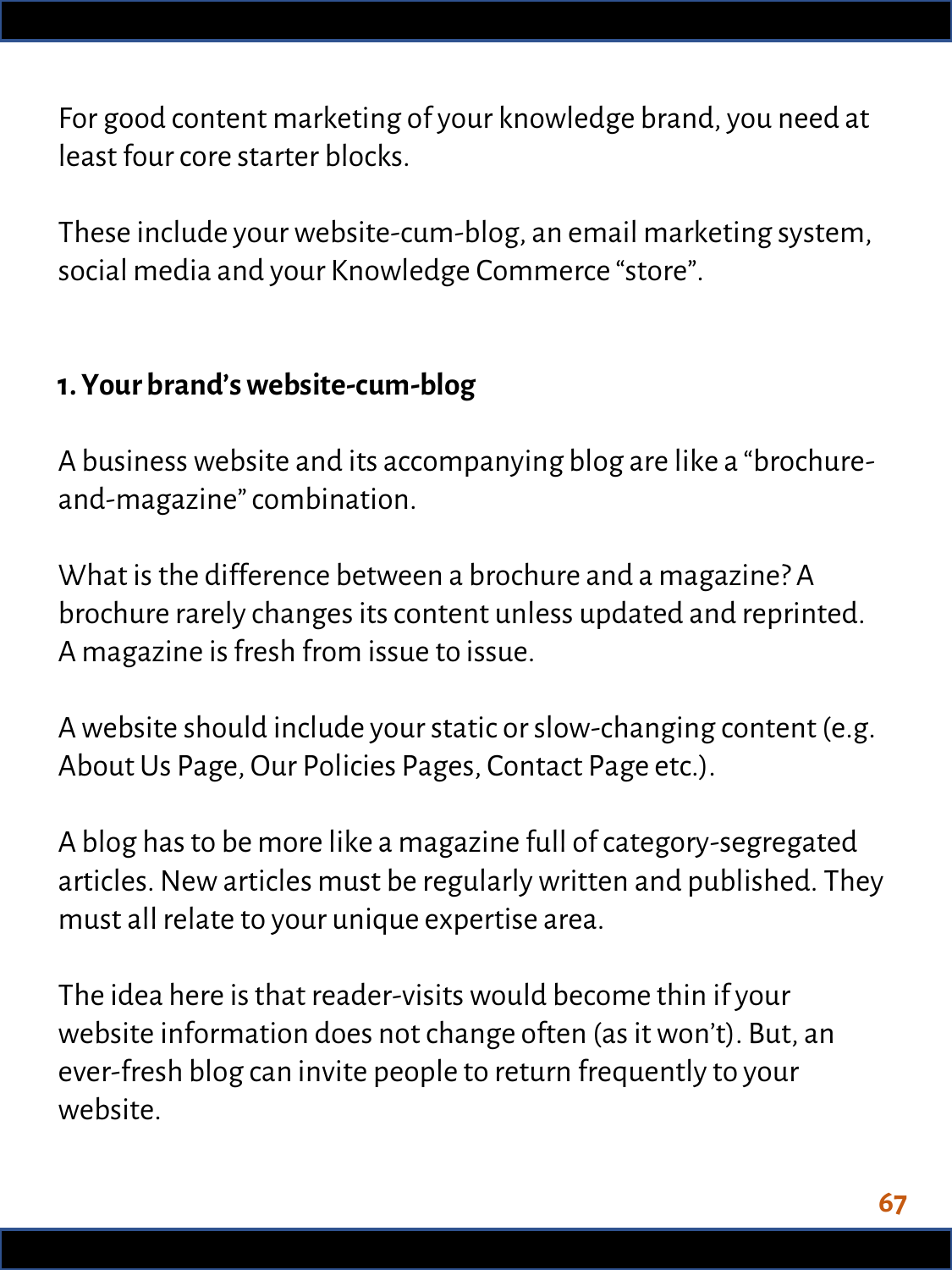For good content marketing of your knowledge brand, you need at least four core starter blocks.

These include your website-cum-blog, an email marketing system, social media and your Knowledge Commerce "store".

### 1. Your brand's website-cum-blog

A business website and its accompanying blog are like a "brochure-and-magazine" combination.

What is the difference between a brochure and a magazine? A brochure rarely changes its content unless updated and reprinted. A magazine is fresh from issue to issue.

A website should include your static or slow-changing content (e.g. About Us Page, Our Policies Pages, Contact Page etc.).

A blog has to be more like a magazine full of category-segregated articles. New articles must be regularly written and published. They must all relate to your unique expertise area.

The idea here is that reader-visits would become thin if your website information does not change often (as it won't). But, an ever-fresh blog can invite people to return frequently to your website.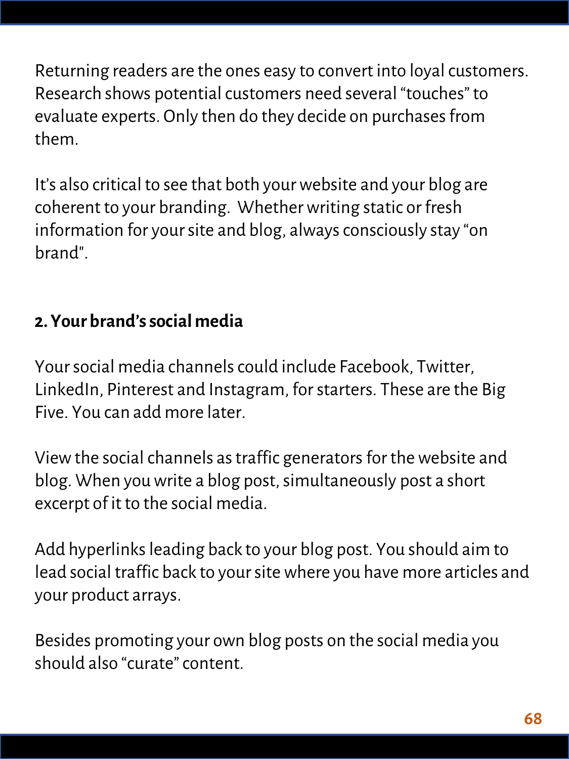Returning readers are the ones easy to convert into loyal customers. Research shows potential customers need several "touches" to evaluate experts. Only then do they decide on purchases from them.

It's also critical to see that both your website and your blog are coherent to your branding.  Whether writing static or fresh information for your site and blog, always consciously stay "on brand".

**2. Your brand's social media**

Your social media channels could include Facebook, Twitter, LinkedIn, Pinterest and Instagram, for starters. These are the Big Five. You can add more later.

View the social channels as traffic generators for the website and blog. When you write a blog post, simultaneously post a short excerpt of it to the social media.

Add hyperlinks leading back to your blog post. You should aim to lead social traffic back to your site where you have more articles and your product arrays.

Besides promoting your own blog posts on the social media you should also "curate" content.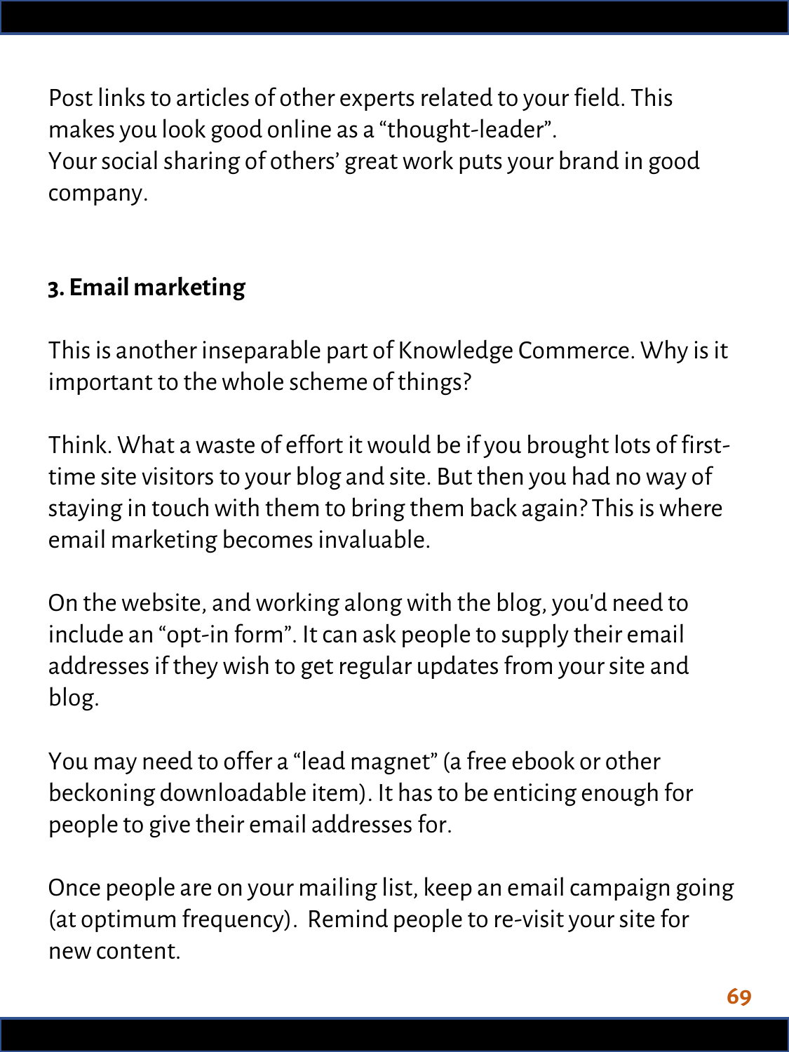Post links to articles of other experts related to your field. This makes you look good online as a "thought-leader".
Your social sharing of others' great work puts your brand in good company.

### 3. Email marketing

This is another inseparable part of Knowledge Commerce. Why is it important to the whole scheme of things?

Think. What a waste of effort it would be if you brought lots of first-time site visitors to your blog and site. But then you had no way of staying in touch with them to bring them back again? This is where email marketing becomes invaluable.

On the website, and working along with the blog, you'd need to include an "opt-in form". It can ask people to supply their email addresses if they wish to get regular updates from your site and blog.

You may need to offer a "lead magnet" (a free ebook or other beckoning downloadable item). It has to be enticing enough for people to give their email addresses for.

Once people are on your mailing list, keep an email campaign going (at optimum frequency). Remind people to re-visit your site for new content.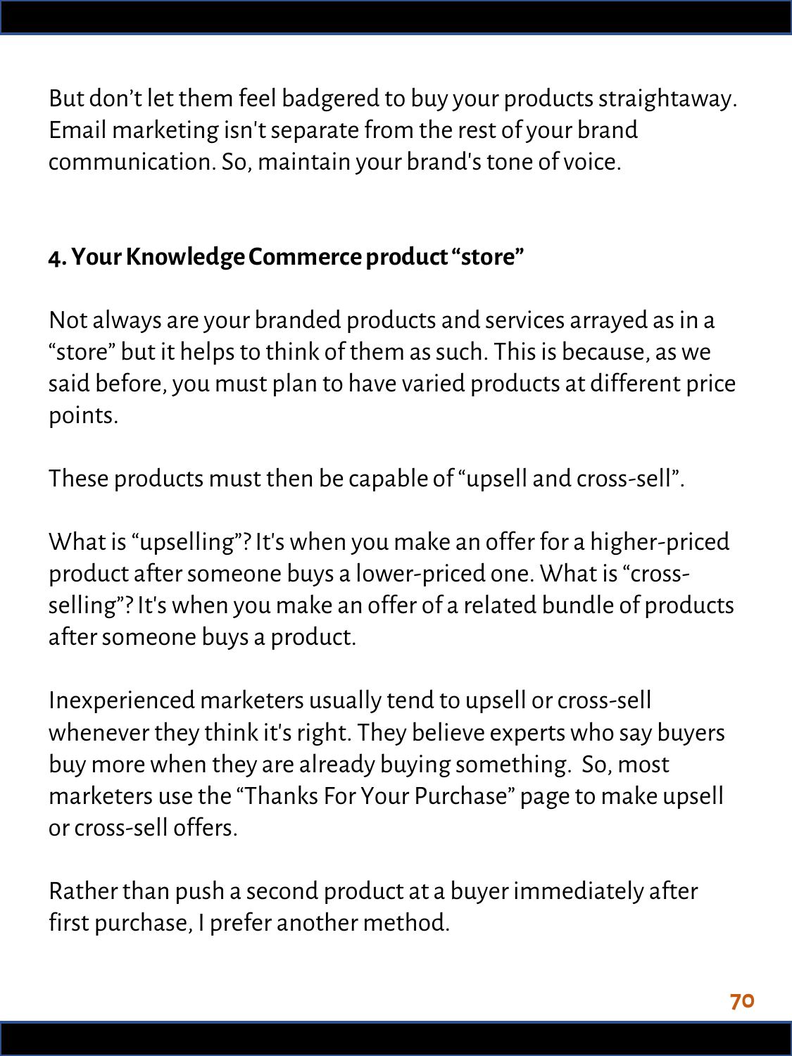But don't let them feel badgered to buy your products straightaway. Email marketing isn't separate from the rest of your brand communication. So, maintain your brand's tone of voice.

### 4. Your Knowledge Commerce product "store"

Not always are your branded products and services arrayed as in a "store" but it helps to think of them as such. This is because, as we said before, you must plan to have varied products at different price points.

These products must then be capable of "upsell and cross-sell".

What is "upselling"? It's when you make an offer for a higher-priced product after someone buys a lower-priced one. What is "cross-selling"? It's when you make an offer of a related bundle of products after someone buys a product.

Inexperienced marketers usually tend to upsell or cross-sell whenever they think it's right. They believe experts who say buyers buy more when they are already buying something. So, most marketers use the "Thanks For Your Purchase" page to make upsell or cross-sell offers.

Rather than push a second product at a buyer immediately after first purchase, I prefer another method.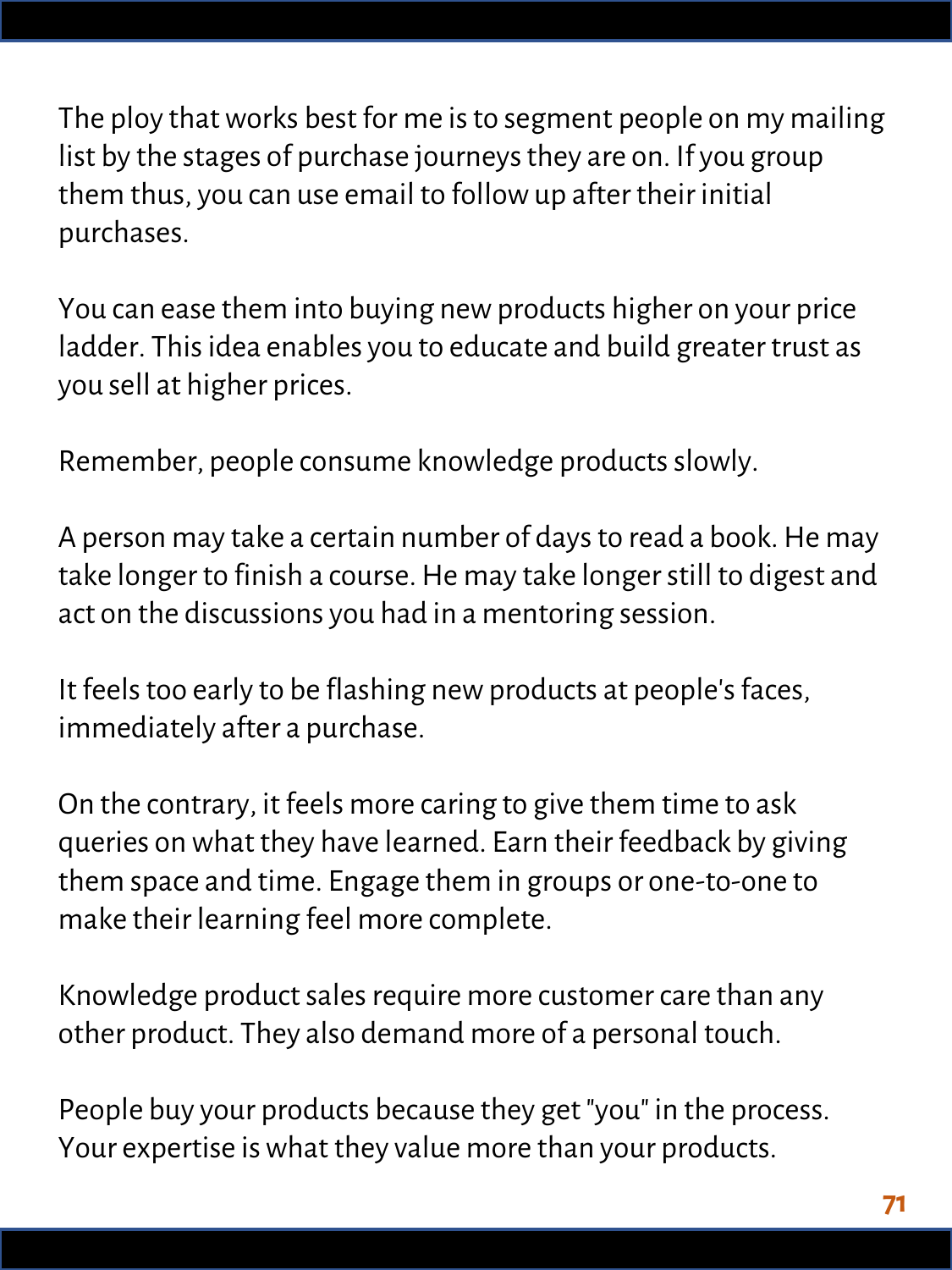The ploy that works best for me is to segment people on my mailing list by the stages of purchase journeys they are on. If you group them thus, you can use email to follow up after their initial purchases.

You can ease them into buying new products higher on your price ladder. This idea enables you to educate and build greater trust as you sell at higher prices.

Remember, people consume knowledge products slowly.

A person may take a certain number of days to read a book. He may take longer to finish a course. He may take longer still to digest and act on the discussions you had in a mentoring session.

It feels too early to be flashing new products at people's faces, immediately after a purchase.

On the contrary, it feels more caring to give them time to ask queries on what they have learned. Earn their feedback by giving them space and time. Engage them in groups or one-to-one to make their learning feel more complete.

Knowledge product sales require more customer care than any other product. They also demand more of a personal touch.

People buy your products because they get "you" in the process. Your expertise is what they value more than your products.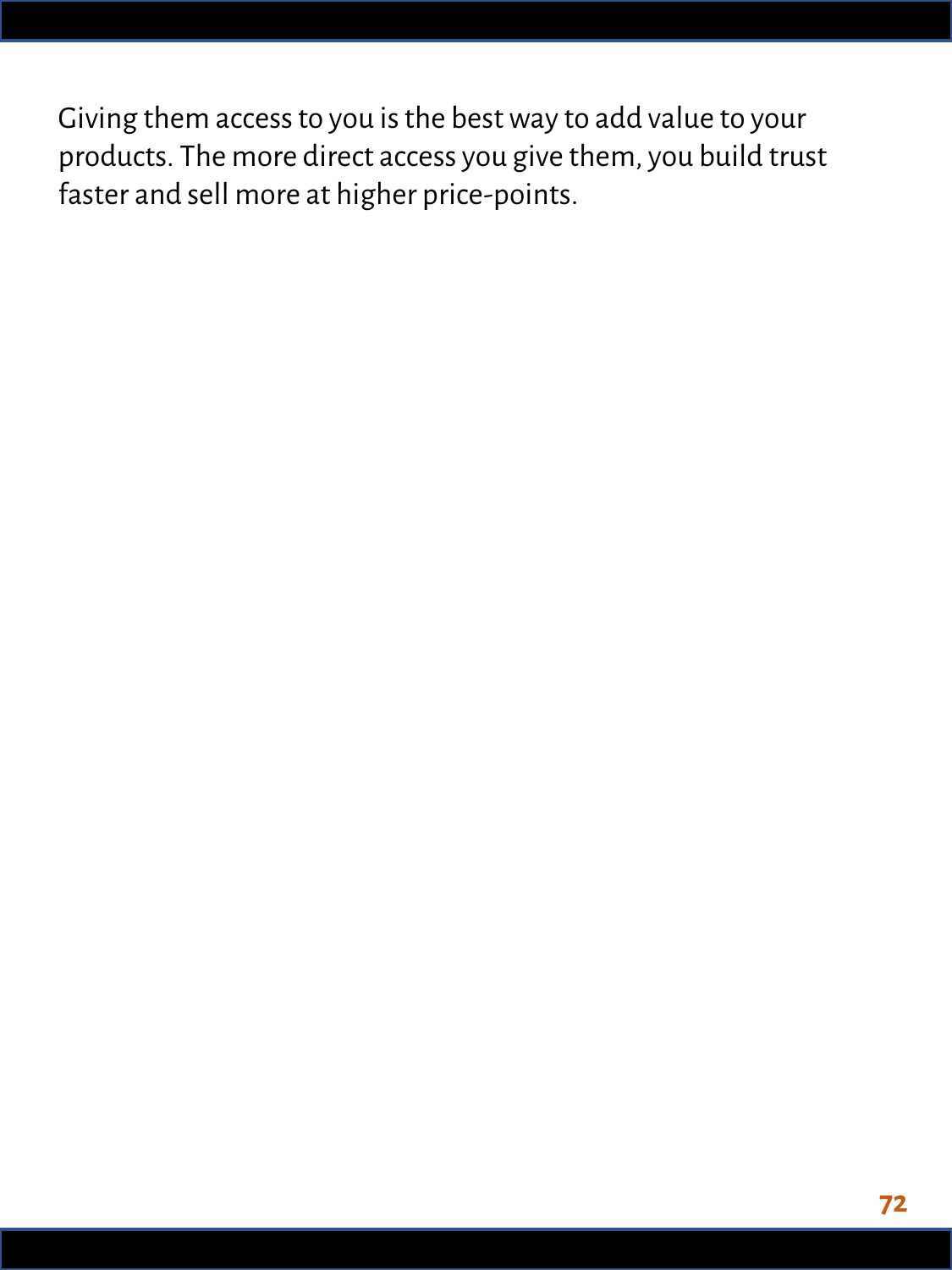Giving them access to you is the best way to add value to your products. The more direct access you give them, you build trust faster and sell more at higher price-points.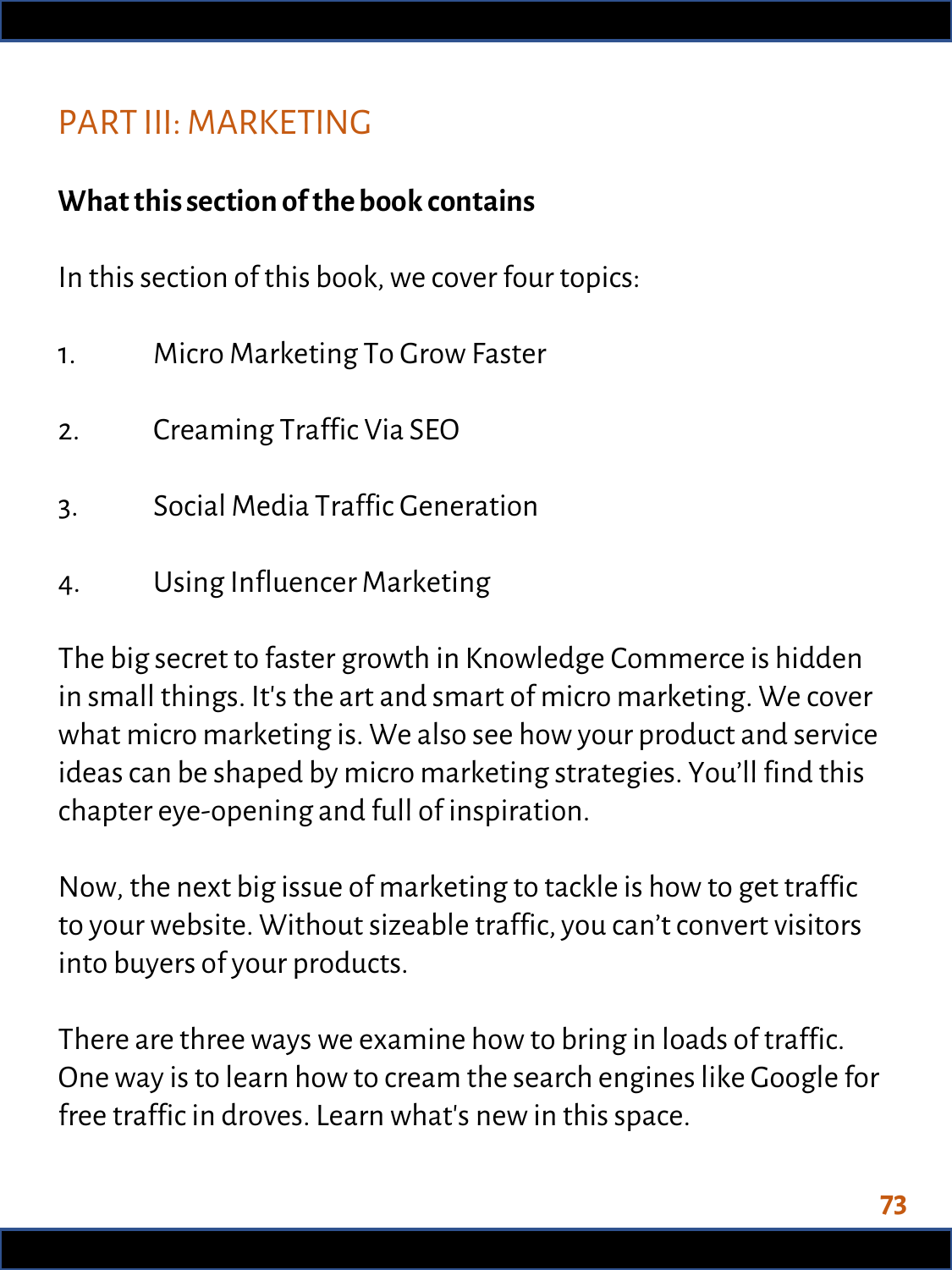# PART III: MARKETING

**What this section of the book contains**

In this section of this book, we cover four topics:

1. Micro Marketing To Grow Faster
2. Creaming Traffic Via SEO
3. Social Media Traffic Generation
4. Using Influencer Marketing

The big secret to faster growth in Knowledge Commerce is hidden in small things. It's the art and smart of micro marketing. We cover what micro marketing is. We also see how your product and service ideas can be shaped by micro marketing strategies. You'll find this chapter eye-opening and full of inspiration.

Now, the next big issue of marketing to tackle is how to get traffic to your website. Without sizeable traffic, you can't convert visitors into buyers of your products.

There are three ways we examine how to bring in loads of traffic. One way is to learn how to cream the search engines like Google for free traffic in droves. Learn what's new in this space.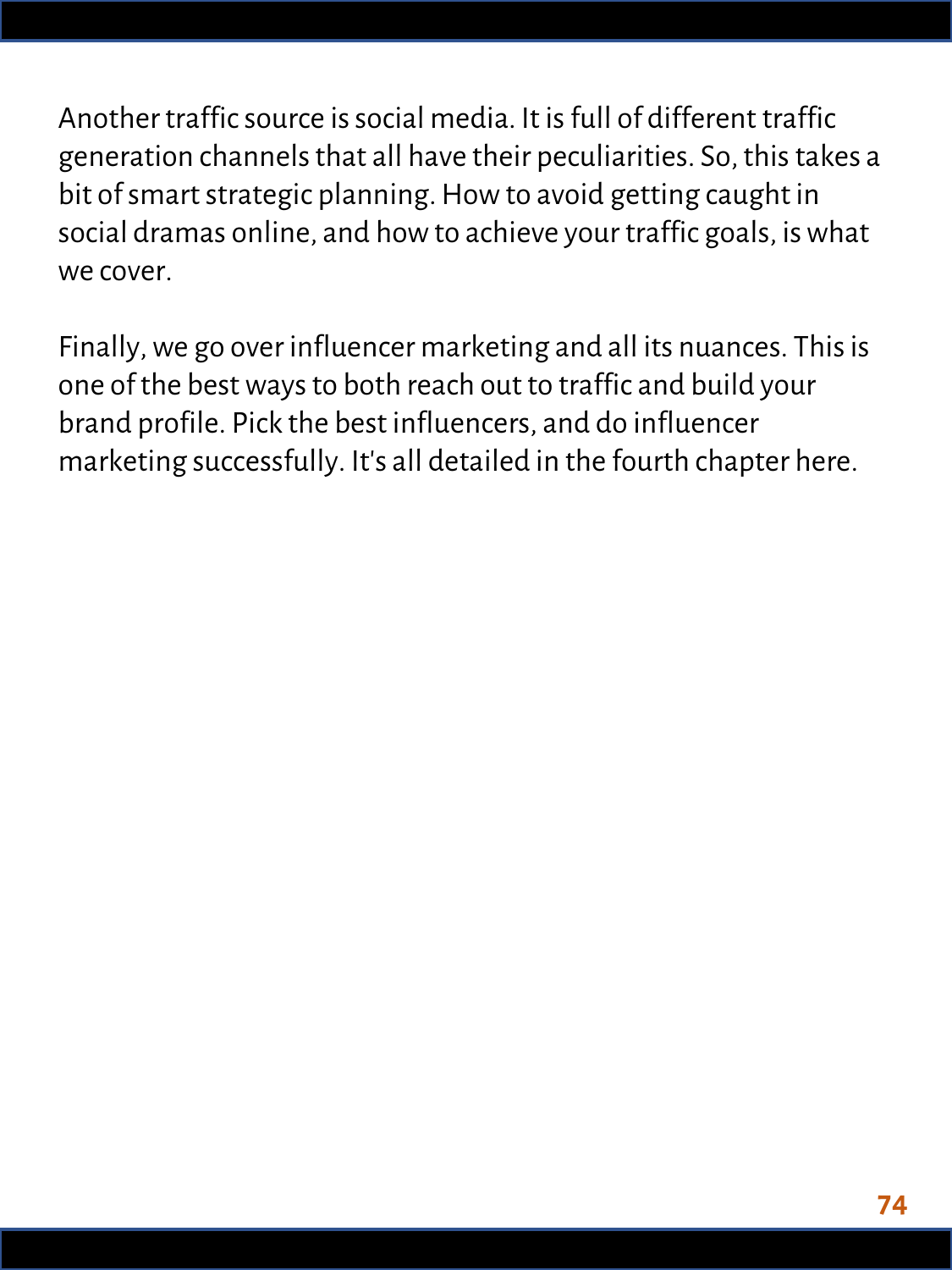Another traffic source is social media. It is full of different traffic generation channels that all have their peculiarities. So, this takes a bit of smart strategic planning. How to avoid getting caught in social dramas online, and how to achieve your traffic goals, is what we cover.

Finally, we go over influencer marketing and all its nuances. This is one of the best ways to both reach out to traffic and build your brand profile. Pick the best influencers, and do influencer marketing successfully. It's all detailed in the fourth chapter here.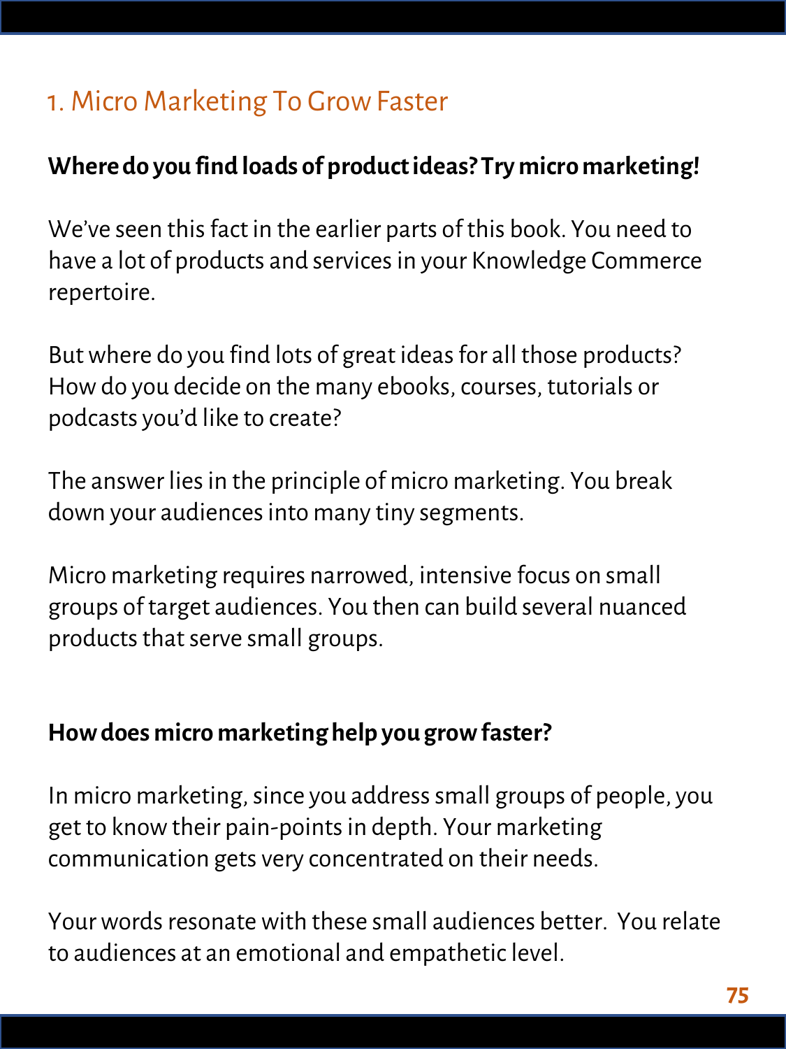## 1. Micro Marketing To Grow Faster

**Where do you find loads of product ideas? Try micro marketing!**

We've seen this fact in the earlier parts of this book. You need to have a lot of products and services in your Knowledge Commerce repertoire.

But where do you find lots of great ideas for all those products? How do you decide on the many ebooks, courses, tutorials or podcasts you'd like to create?

The answer lies in the principle of micro marketing. You break down your audiences into many tiny segments.

Micro marketing requires narrowed, intensive focus on small groups of target audiences. You then can build several nuanced products that serve small groups.

**How does micro marketing help you grow faster?**

In micro marketing, since you address small groups of people, you get to know their pain-points in depth. Your marketing communication gets very concentrated on their needs.

Your words resonate with these small audiences better. You relate to audiences at an emotional and empathetic level.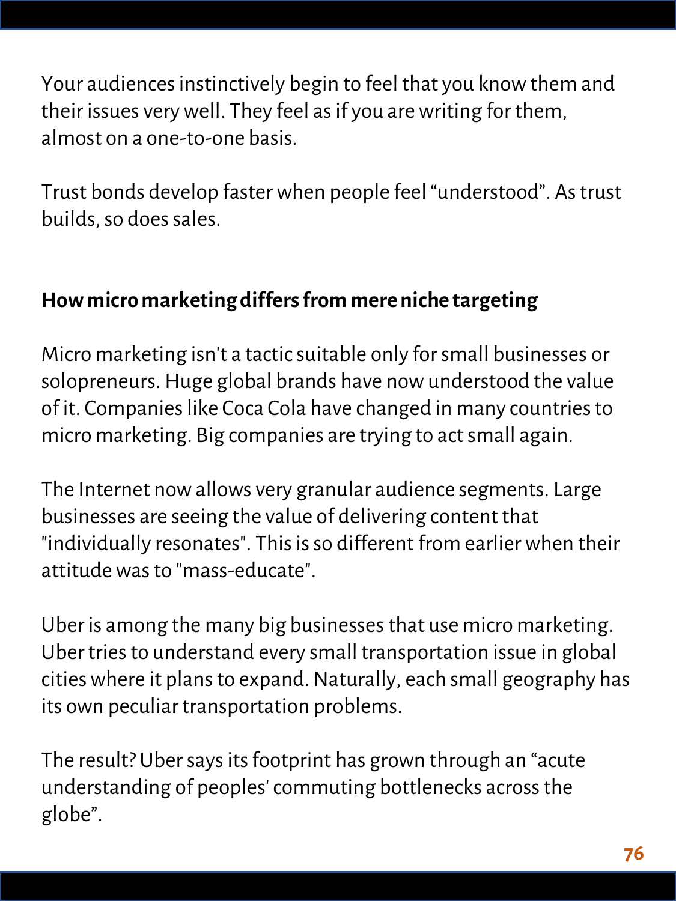Your audiences instinctively begin to feel that you know them and their issues very well. They feel as if you are writing for them, almost on a one-to-one basis.

Trust bonds develop faster when people feel “understood”. As trust builds, so does sales.

**How micro marketing differs from mere niche targeting**

Micro marketing isn't a tactic suitable only for small businesses or solopreneurs. Huge global brands have now understood the value of it. Companies like Coca Cola have changed in many countries to micro marketing. Big companies are trying to act small again.

The Internet now allows very granular audience segments. Large businesses are seeing the value of delivering content that "individually resonates". This is so different from earlier when their attitude was to "mass-educate".

Uber is among the many big businesses that use micro marketing. Uber tries to understand every small transportation issue in global cities where it plans to expand. Naturally, each small geography has its own peculiar transportation problems.

The result? Uber says its footprint has grown through an “acute understanding of peoples' commuting bottlenecks across the globe”.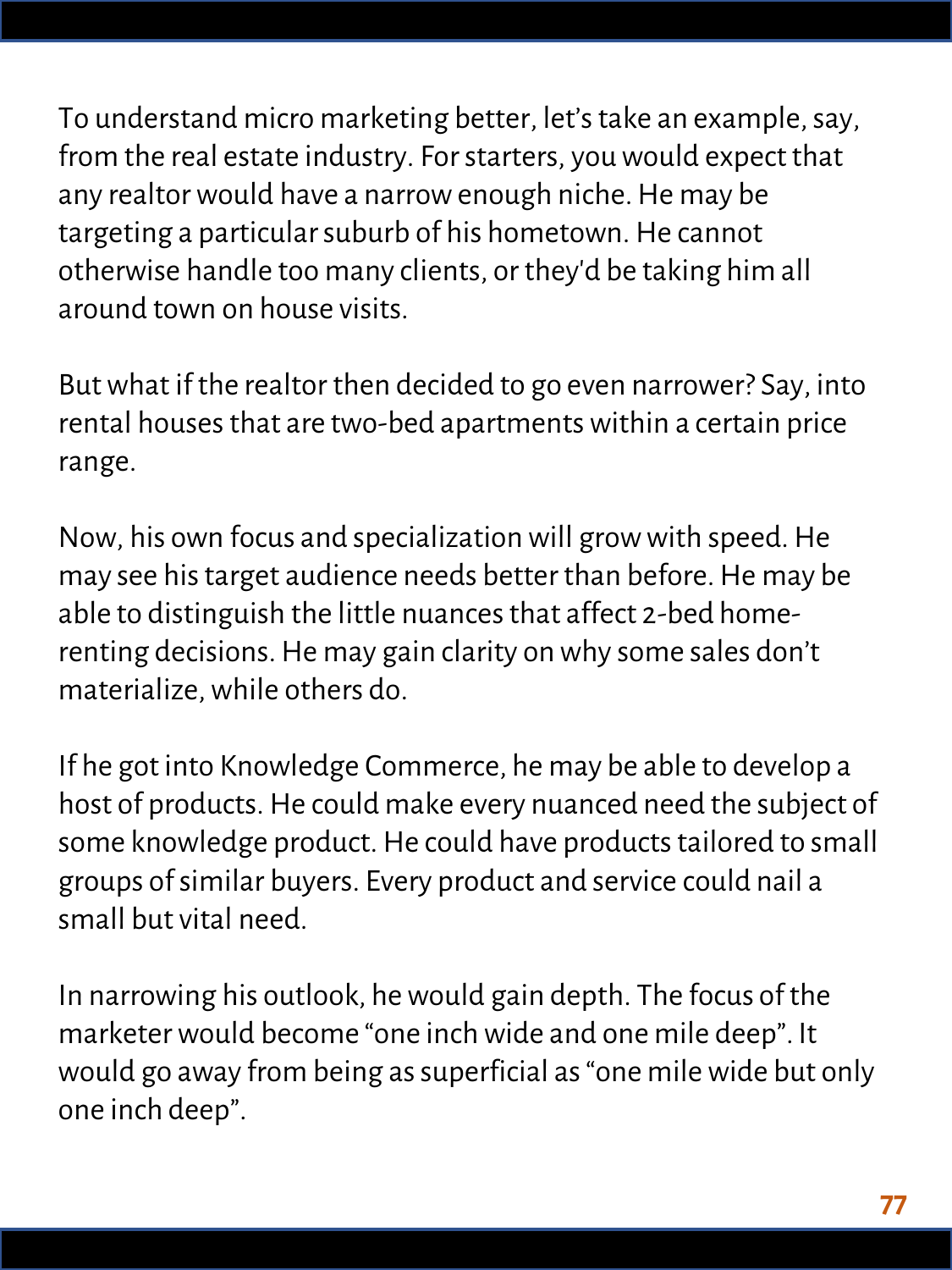To understand micro marketing better, let's take an example, say, from the real estate industry. For starters, you would expect that any realtor would have a narrow enough niche. He may be targeting a particular suburb of his hometown. He cannot otherwise handle too many clients, or they'd be taking him all around town on house visits.

But what if the realtor then decided to go even narrower? Say, into rental houses that are two-bed apartments within a certain price range.

Now, his own focus and specialization will grow with speed. He may see his target audience needs better than before. He may be able to distinguish the little nuances that affect 2-bed home-renting decisions. He may gain clarity on why some sales don't materialize, while others do.

If he got into Knowledge Commerce, he may be able to develop a host of products. He could make every nuanced need the subject of some knowledge product. He could have products tailored to small groups of similar buyers. Every product and service could nail a small but vital need.

In narrowing his outlook, he would gain depth. The focus of the marketer would become "one inch wide and one mile deep". It would go away from being as superficial as "one mile wide but only one inch deep".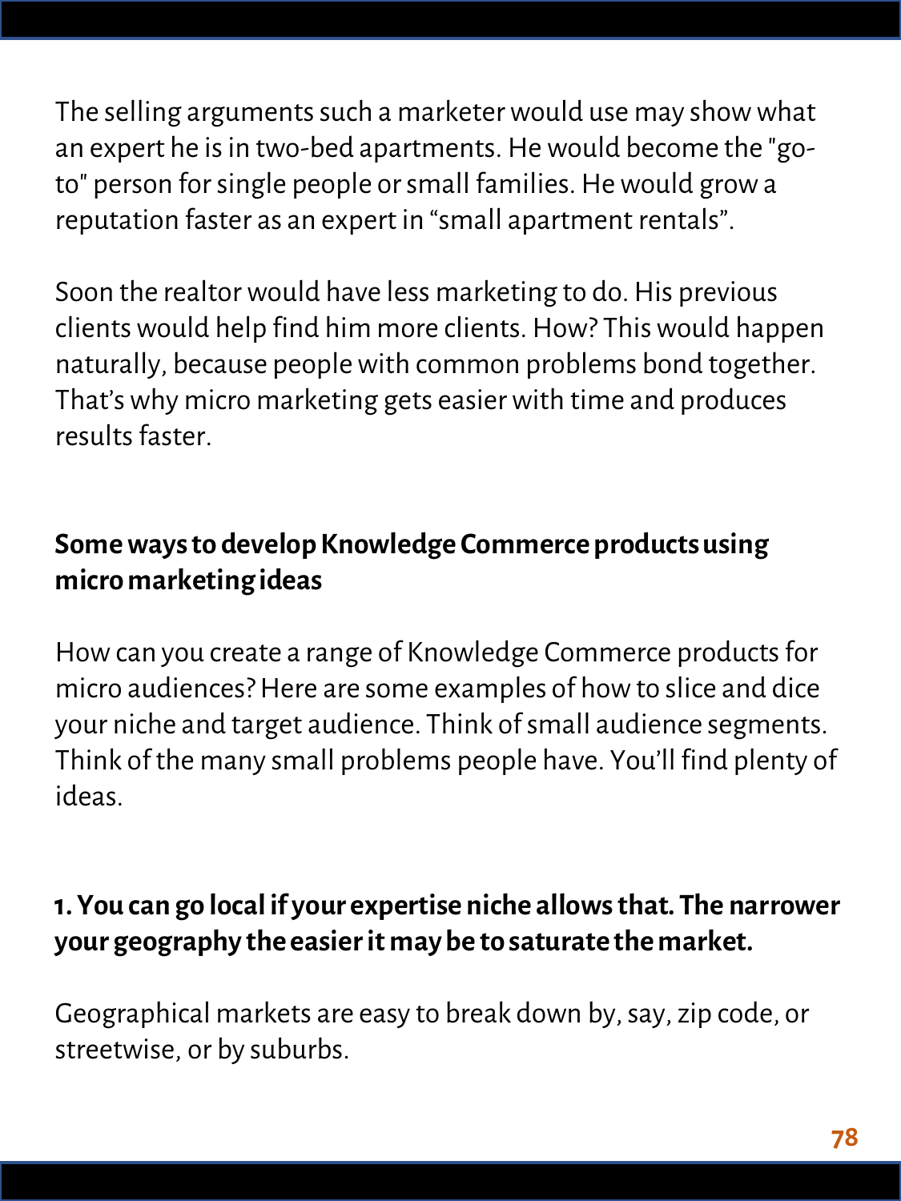The selling arguments such a marketer would use may show what an expert he is in two-bed apartments. He would become the "go-to" person for single people or small families. He would grow a reputation faster as an expert in “small apartment rentals”.

Soon the realtor would have less marketing to do. His previous clients would help find him more clients. How? This would happen naturally, because people with common problems bond together. That’s why micro marketing gets easier with time and produces results faster.

### Some ways to develop Knowledge Commerce products using micro marketing ideas

How can you create a range of Knowledge Commerce products for micro audiences? Here are some examples of how to slice and dice your niche and target audience. Think of small audience segments. Think of the many small problems people have. You’ll find plenty of ideas.

#### 1. You can go local if your expertise niche allows that. The narrower your geography the easier it may be to saturate the market.

Geographical markets are easy to break down by, say, zip code, or streetwise, or by suburbs.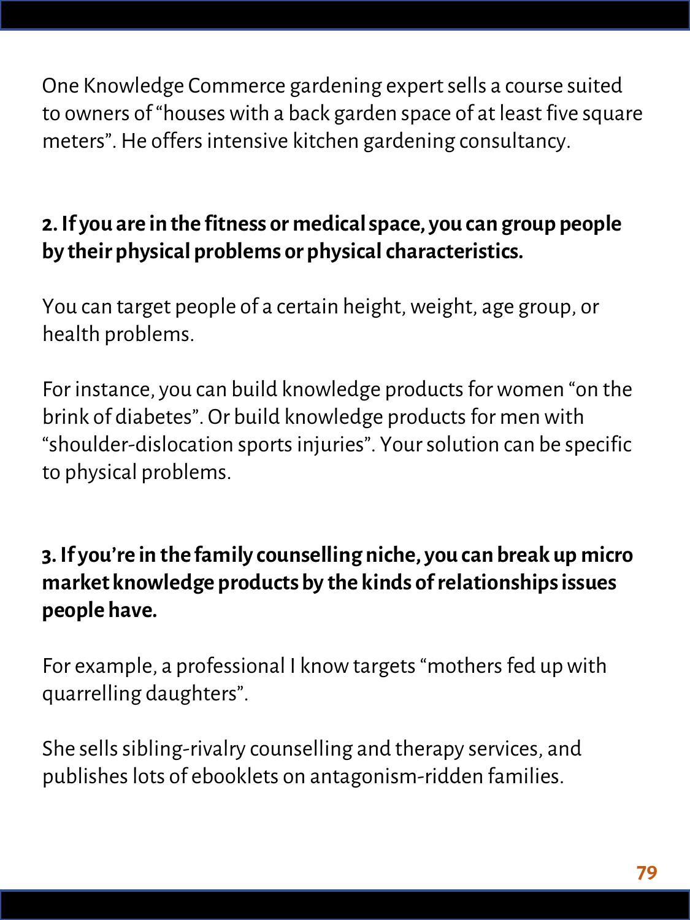One Knowledge Commerce gardening expert sells a course suited to owners of “houses with a back garden space of at least five square meters”. He offers intensive kitchen gardening consultancy.

**2. If you are in the fitness or medical space, you can group people by their physical problems or physical characteristics.**

You can target people of a certain height, weight, age group, or health problems.

For instance, you can build knowledge products for women “on the brink of diabetes”. Or build knowledge products for men with “shoulder-dislocation sports injuries”. Your solution can be specific to physical problems.

**3. If you’re in the family counselling niche, you can break up micro market knowledge products by the kinds of relationships issues people have.**

For example, a professional I know targets “mothers fed up with quarrelling daughters”.

She sells sibling-rivalry counselling and therapy services, and publishes lots of ebooklets on antagonism-ridden families.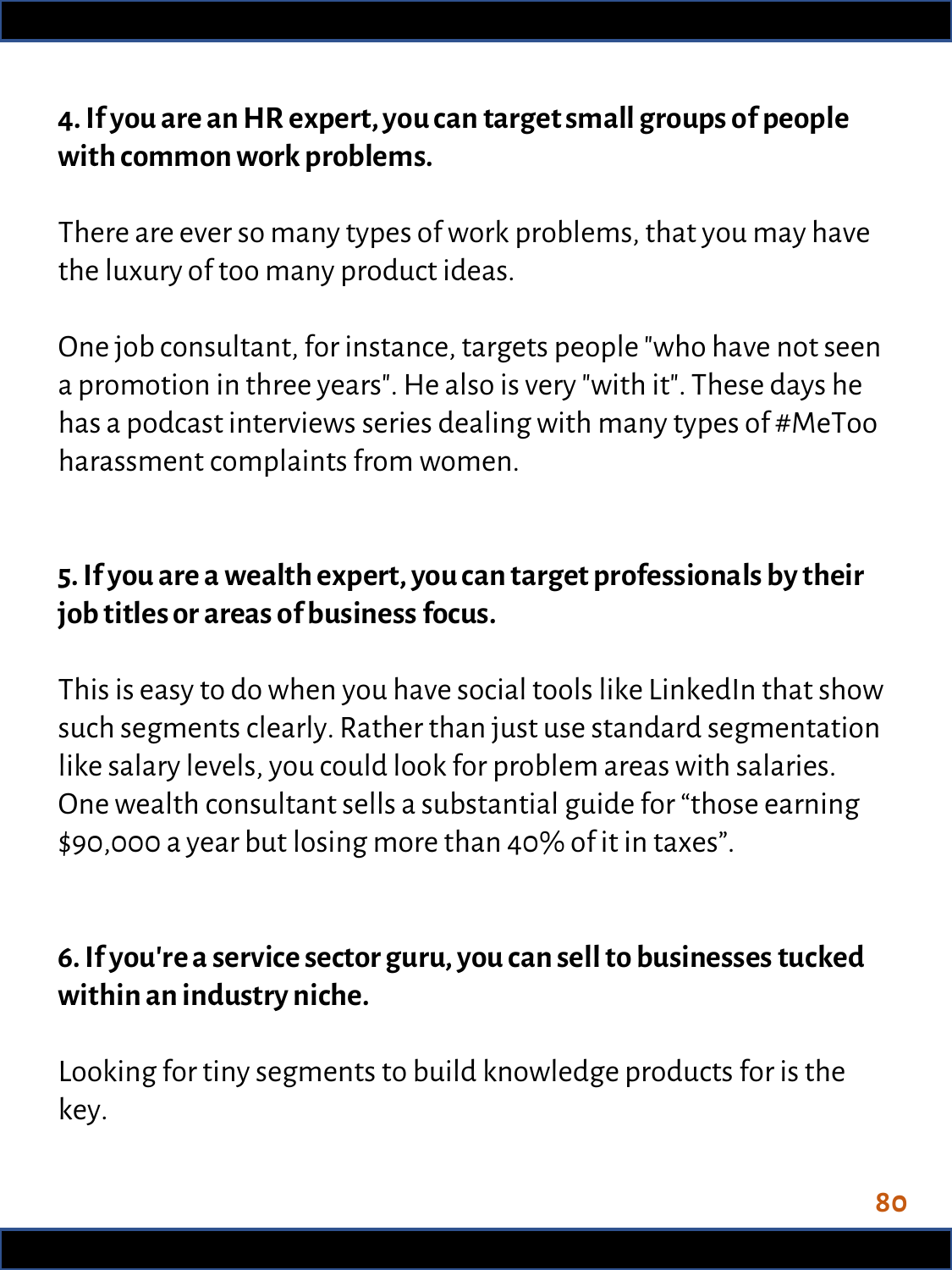**4. If you are an HR expert, you can target small groups of people with common work problems.**

There are ever so many types of work problems, that you may have the luxury of too many product ideas.

One job consultant, for instance, targets people "who have not seen a promotion in three years". He also is very "with it". These days he has a podcast interviews series dealing with many types of #MeToo harassment complaints from women.

**5. If you are a wealth expert, you can target professionals by their job titles or areas of business focus.**

This is easy to do when you have social tools like LinkedIn that show such segments clearly. Rather than just use standard segmentation like salary levels, you could look for problem areas with salaries. One wealth consultant sells a substantial guide for "those earning $90,000 a year but losing more than 40% of it in taxes".

**6. If you're a service sector guru, you can sell to businesses tucked within an industry niche.**

Looking for tiny segments to build knowledge products for is the key.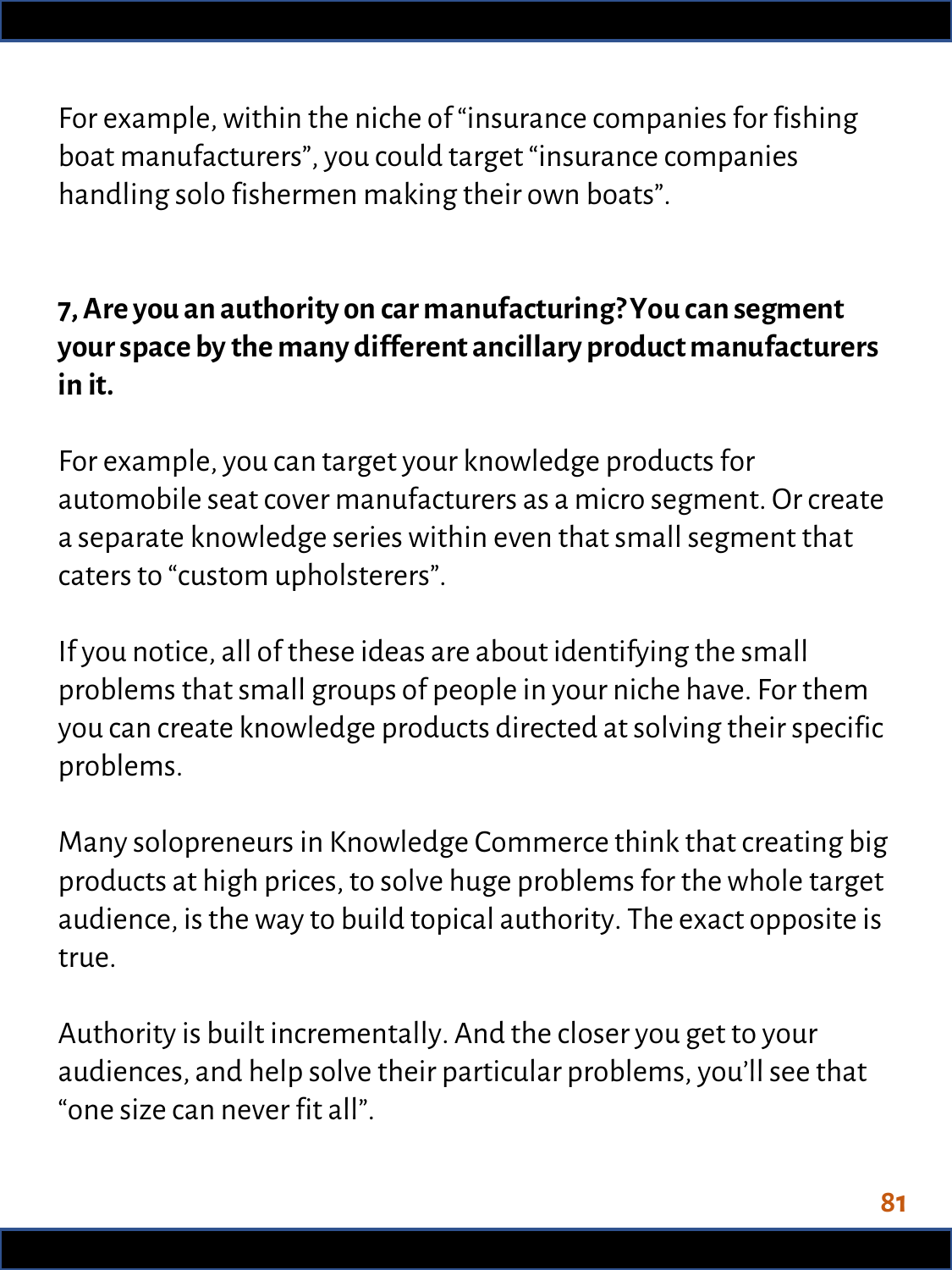For example, within the niche of "insurance companies for fishing boat manufacturers", you could target "insurance companies handling solo fishermen making their own boats".

**7, Are you an authority on car manufacturing? You can segment your space by the many different ancillary product manufacturers in it.**

For example, you can target your knowledge products for automobile seat cover manufacturers as a micro segment. Or create a separate knowledge series within even that small segment that caters to "custom upholsterers".

If you notice, all of these ideas are about identifying the small problems that small groups of people in your niche have. For them you can create knowledge products directed at solving their specific problems.

Many solopreneurs in Knowledge Commerce think that creating big products at high prices, to solve huge problems for the whole target audience, is the way to build topical authority. The exact opposite is true.

Authority is built incrementally. And the closer you get to your audiences, and help solve their particular problems, you'll see that "one size can never fit all".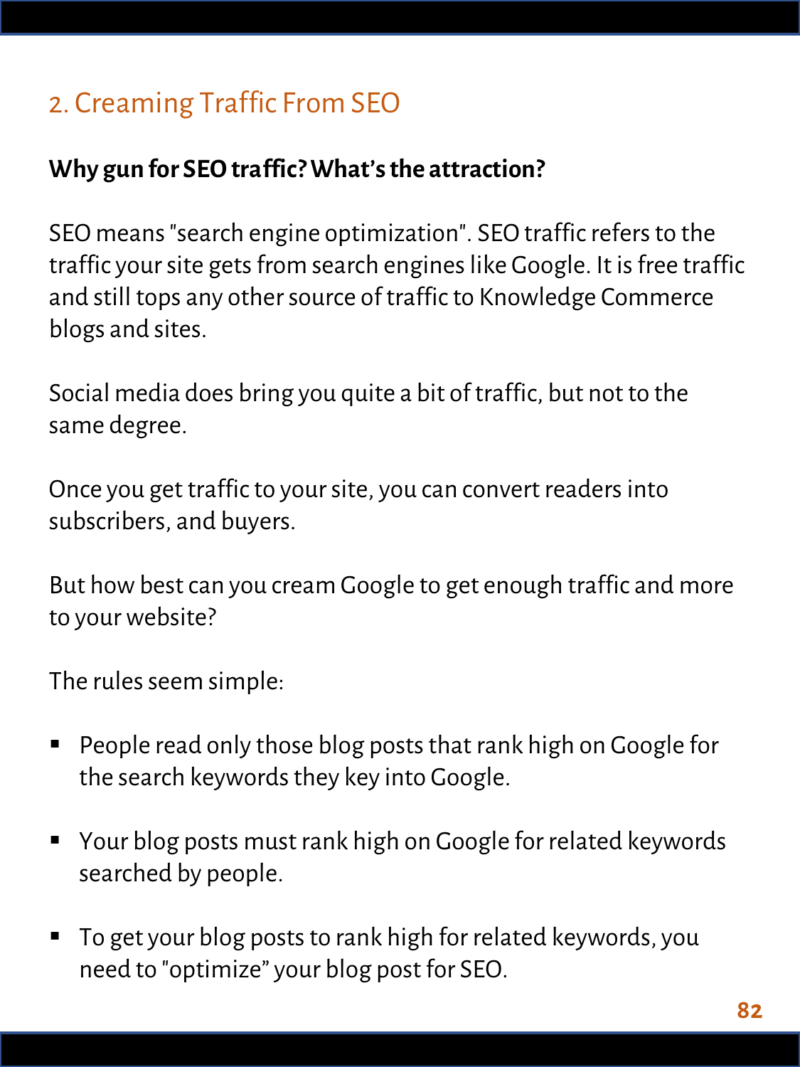## 2. Creaming Traffic From SEO

**Why gun for SEO traffic? What's the attraction?**

SEO means "search engine optimization". SEO traffic refers to the traffic your site gets from search engines like Google. It is free traffic and still tops any other source of traffic to Knowledge Commerce blogs and sites.

Social media does bring you quite a bit of traffic, but not to the same degree.

Once you get traffic to your site, you can convert readers into subscribers, and buyers.

But how best can you cream Google to get enough traffic and more to your website?

The rules seem simple:

- People read only those blog posts that rank high on Google for the search keywords they key into Google.
- Your blog posts must rank high on Google for related keywords searched by people.
- To get your blog posts to rank high for related keywords, you need to "optimize" your blog post for SEO.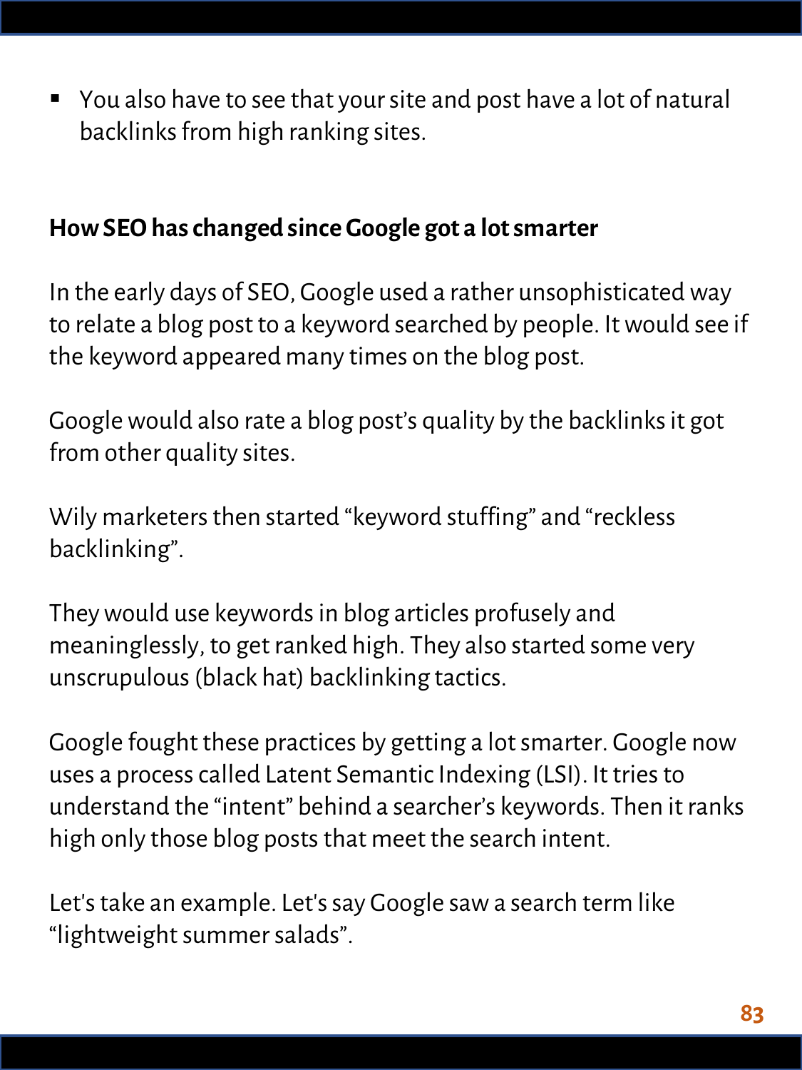- You also have to see that your site and post have a lot of natural backlinks from high ranking sites.

**How SEO has changed since Google got a lot smarter**

In the early days of SEO, Google used a rather unsophisticated way to relate a blog post to a keyword searched by people. It would see if the keyword appeared many times on the blog post.

Google would also rate a blog post's quality by the backlinks it got from other quality sites.

Wily marketers then started "keyword stuffing" and "reckless backlinking".

They would use keywords in blog articles profusely and meaninglessly, to get ranked high. They also started some very unscrupulous (black hat) backlinking tactics.

Google fought these practices by getting a lot smarter. Google now uses a process called Latent Semantic Indexing (LSI). It tries to understand the "intent" behind a searcher's keywords. Then it ranks high only those blog posts that meet the search intent.

Let's take an example. Let's say Google saw a search term like "lightweight summer salads".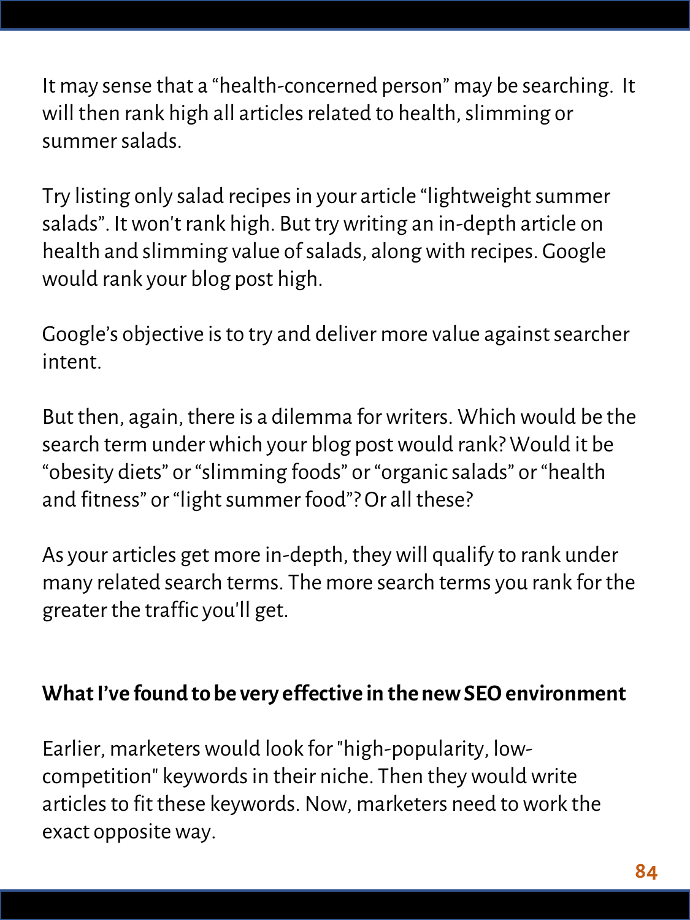It may sense that a "health-concerned person" may be searching.  It will then rank high all articles related to health, slimming or summer salads.

Try listing only salad recipes in your article "lightweight summer salads". It won't rank high. But try writing an in-depth article on health and slimming value of salads, along with recipes. Google would rank your blog post high.

Google's objective is to try and deliver more value against searcher intent.

But then, again, there is a dilemma for writers. Which would be the search term under which your blog post would rank? Would it be "obesity diets" or "slimming foods" or "organic salads" or "health and fitness" or "light summer food"? Or all these?

As your articles get more in-depth, they will qualify to rank under many related search terms. The more search terms you rank for the greater the traffic you'll get.

**What I've found to be very effective in the new SEO environment**

Earlier, marketers would look for "high-popularity, low-competition" keywords in their niche. Then they would write articles to fit these keywords. Now, marketers need to work the exact opposite way.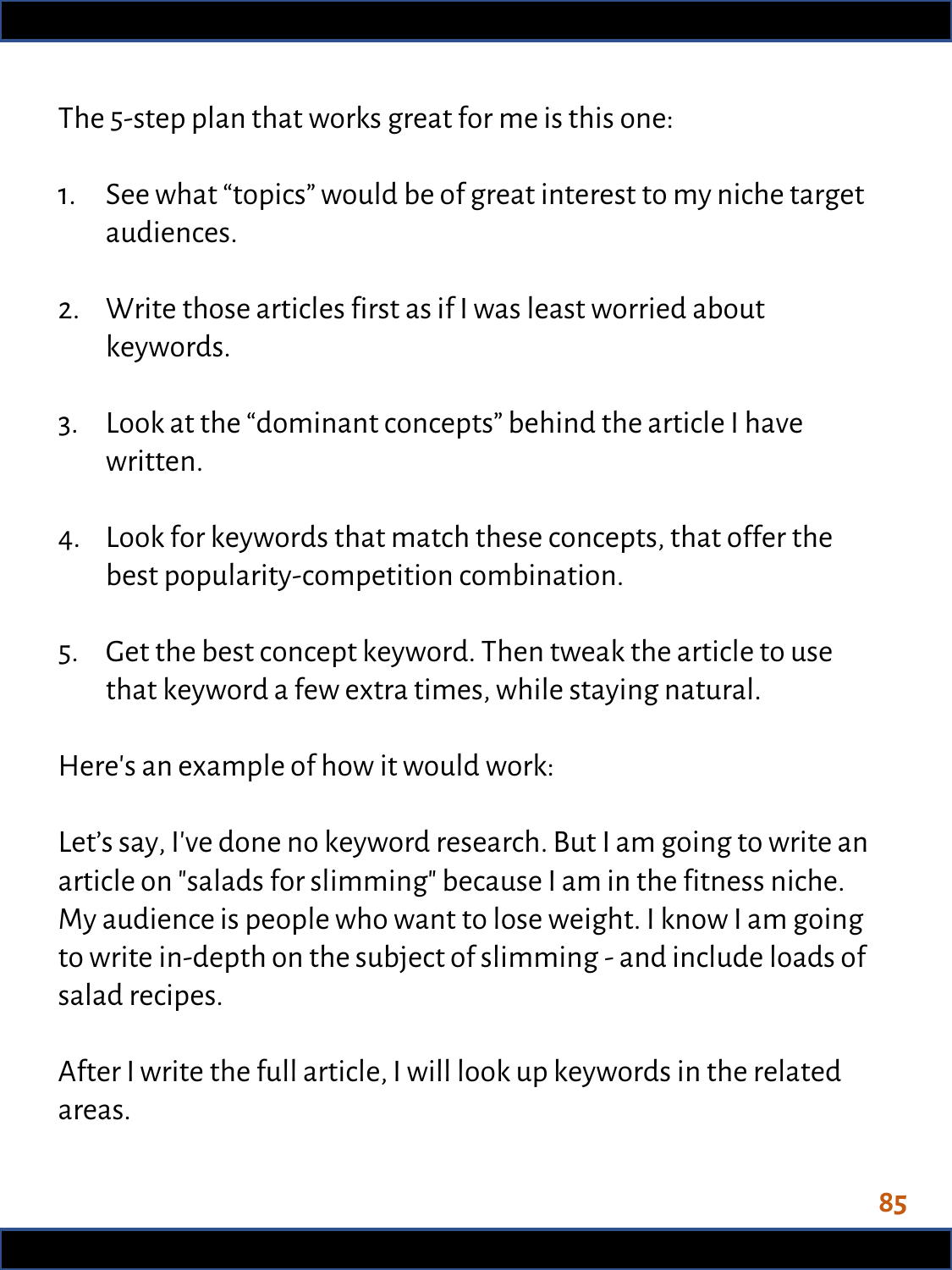The 5-step plan that works great for me is this one:

1. See what "topics" would be of great interest to my niche target audiences.

2. Write those articles first as if I was least worried about keywords.

3. Look at the "dominant concepts" behind the article I have written.

4. Look for keywords that match these concepts, that offer the best popularity-competition combination.

5. Get the best concept keyword. Then tweak the article to use that keyword a few extra times, while staying natural.

Here's an example of how it would work:

Let's say, I've done no keyword research. But I am going to write an article on "salads for slimming" because I am in the fitness niche. My audience is people who want to lose weight. I know I am going to write in-depth on the subject of slimming - and include loads of salad recipes.

After I write the full article, I will look up keywords in the related areas.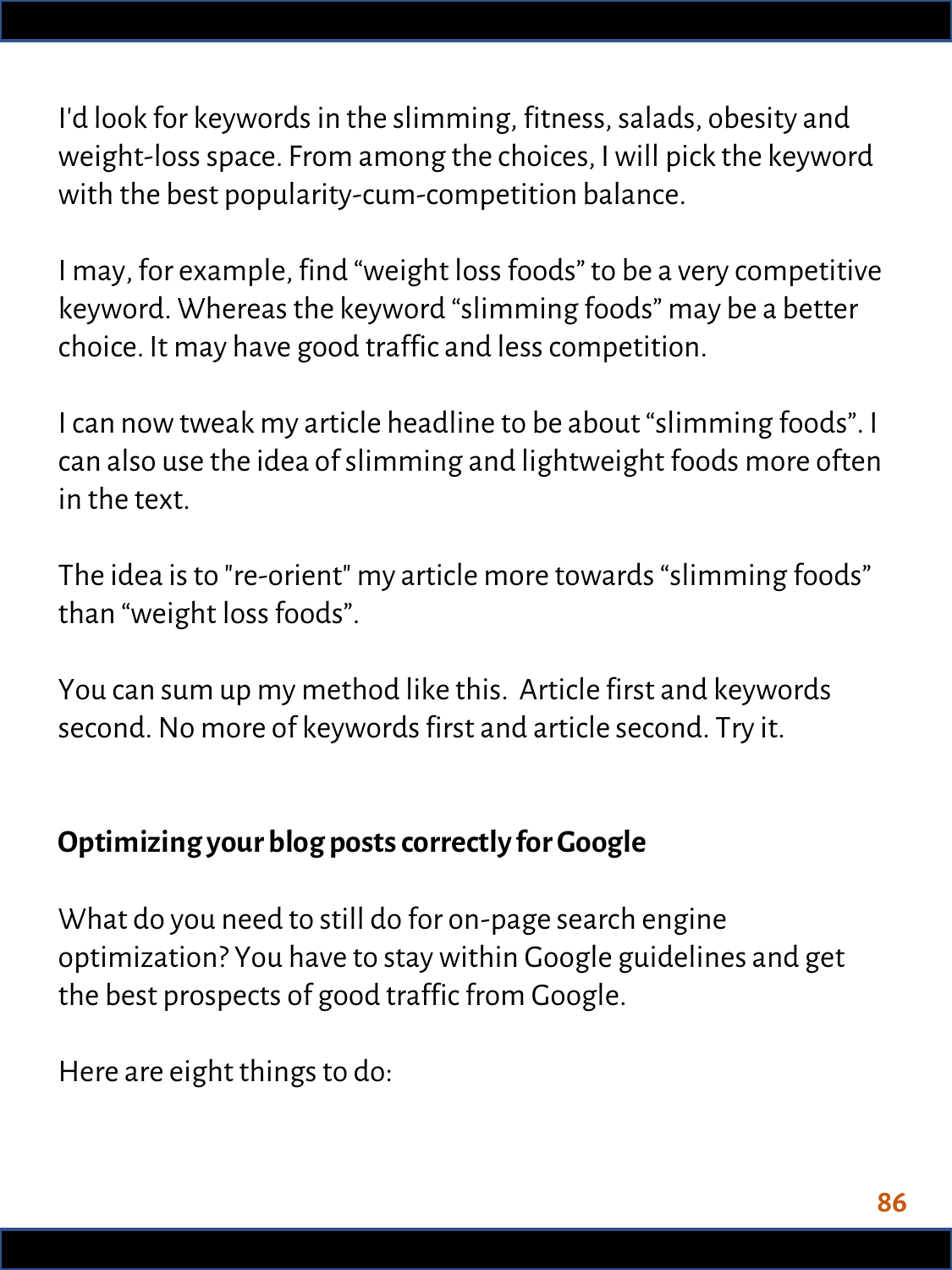I'd look for keywords in the slimming, fitness, salads, obesity and weight-loss space. From among the choices, I will pick the keyword with the best popularity-cum-competition balance.

I may, for example, find "weight loss foods" to be a very competitive keyword. Whereas the keyword "slimming foods" may be a better choice. It may have good traffic and less competition.

I can now tweak my article headline to be about "slimming foods". I can also use the idea of slimming and lightweight foods more often in the text.

The idea is to "re-orient" my article more towards "slimming foods" than "weight loss foods".

You can sum up my method like this. Article first and keywords second. No more of keywords first and article second. Try it.

## Optimizing your blog posts correctly for Google

What do you need to still do for on-page search engine optimization? You have to stay within Google guidelines and get the best prospects of good traffic from Google.

Here are eight things to do: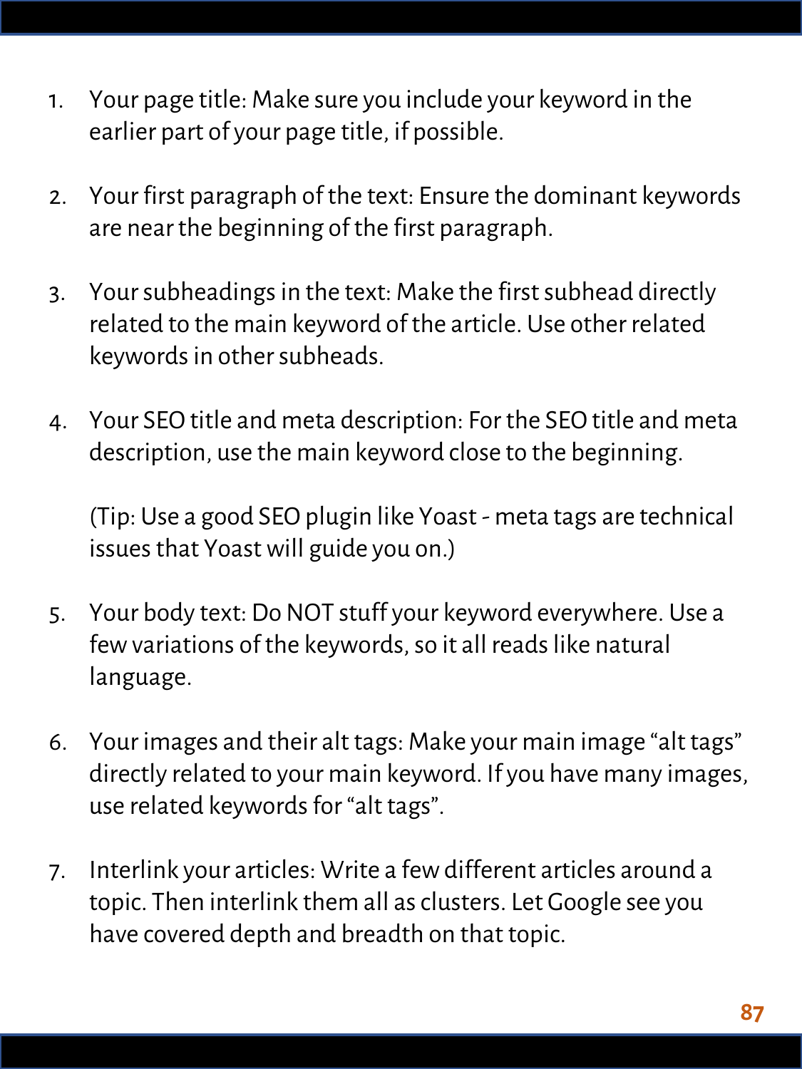1. Your page title: Make sure you include your keyword in the earlier part of your page title, if possible.

2. Your first paragraph of the text: Ensure the dominant keywords are near the beginning of the first paragraph.

3. Your subheadings in the text: Make the first subhead directly related to the main keyword of the article. Use other related keywords in other subheads.

4. Your SEO title and meta description: For the SEO title and meta description, use the main keyword close to the beginning.

   (Tip: Use a good SEO plugin like Yoast - meta tags are technical issues that Yoast will guide you on.)

5. Your body text: Do NOT stuff your keyword everywhere. Use a few variations of the keywords, so it all reads like natural language.

6. Your images and their alt tags: Make your main image "alt tags" directly related to your main keyword. If you have many images, use related keywords for "alt tags".

7. Interlink your articles: Write a few different articles around a topic. Then interlink them all as clusters. Let Google see you have covered depth and breadth on that topic.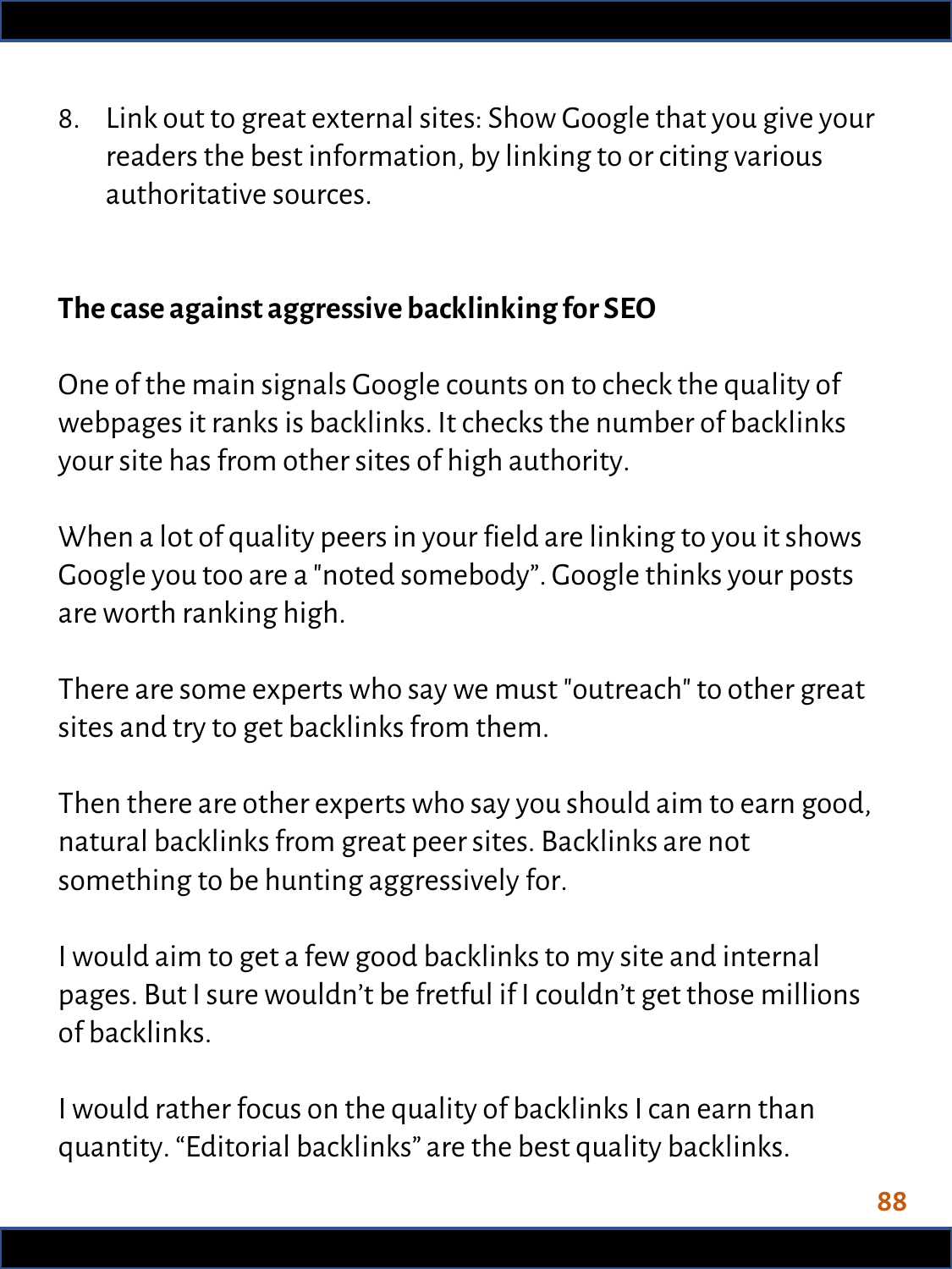8. Link out to great external sites: Show Google that you give your readers the best information, by linking to or citing various authoritative sources.

**The case against aggressive backlinking for SEO**

One of the main signals Google counts on to check the quality of webpages it ranks is backlinks. It checks the number of backlinks your site has from other sites of high authority.

When a lot of quality peers in your field are linking to you it shows Google you too are a "noted somebody". Google thinks your posts are worth ranking high.

There are some experts who say we must "outreach" to other great sites and try to get backlinks from them.

Then there are other experts who say you should aim to earn good, natural backlinks from great peer sites. Backlinks are not something to be hunting aggressively for.

I would aim to get a few good backlinks to my site and internal pages. But I sure wouldn't be fretful if I couldn't get those millions of backlinks.

I would rather focus on the quality of backlinks I can earn than quantity. "Editorial backlinks" are the best quality backlinks.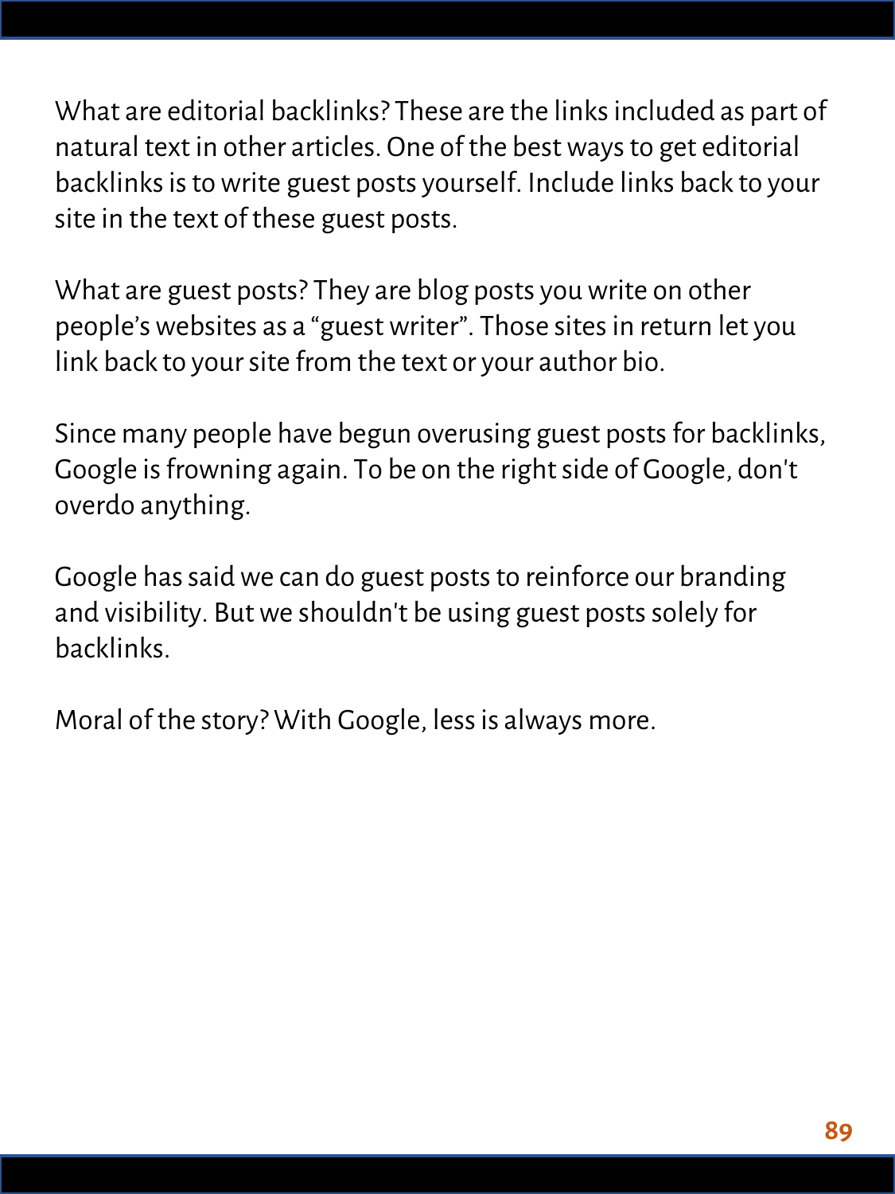What are editorial backlinks? These are the links included as part of natural text in other articles. One of the best ways to get editorial backlinks is to write guest posts yourself. Include links back to your site in the text of these guest posts.

What are guest posts? They are blog posts you write on other people's websites as a "guest writer". Those sites in return let you link back to your site from the text or your author bio.

Since many people have begun overusing guest posts for backlinks, Google is frowning again. To be on the right side of Google, don't overdo anything.

Google has said we can do guest posts to reinforce our branding and visibility. But we shouldn't be using guest posts solely for backlinks.

Moral of the story? With Google, less is always more.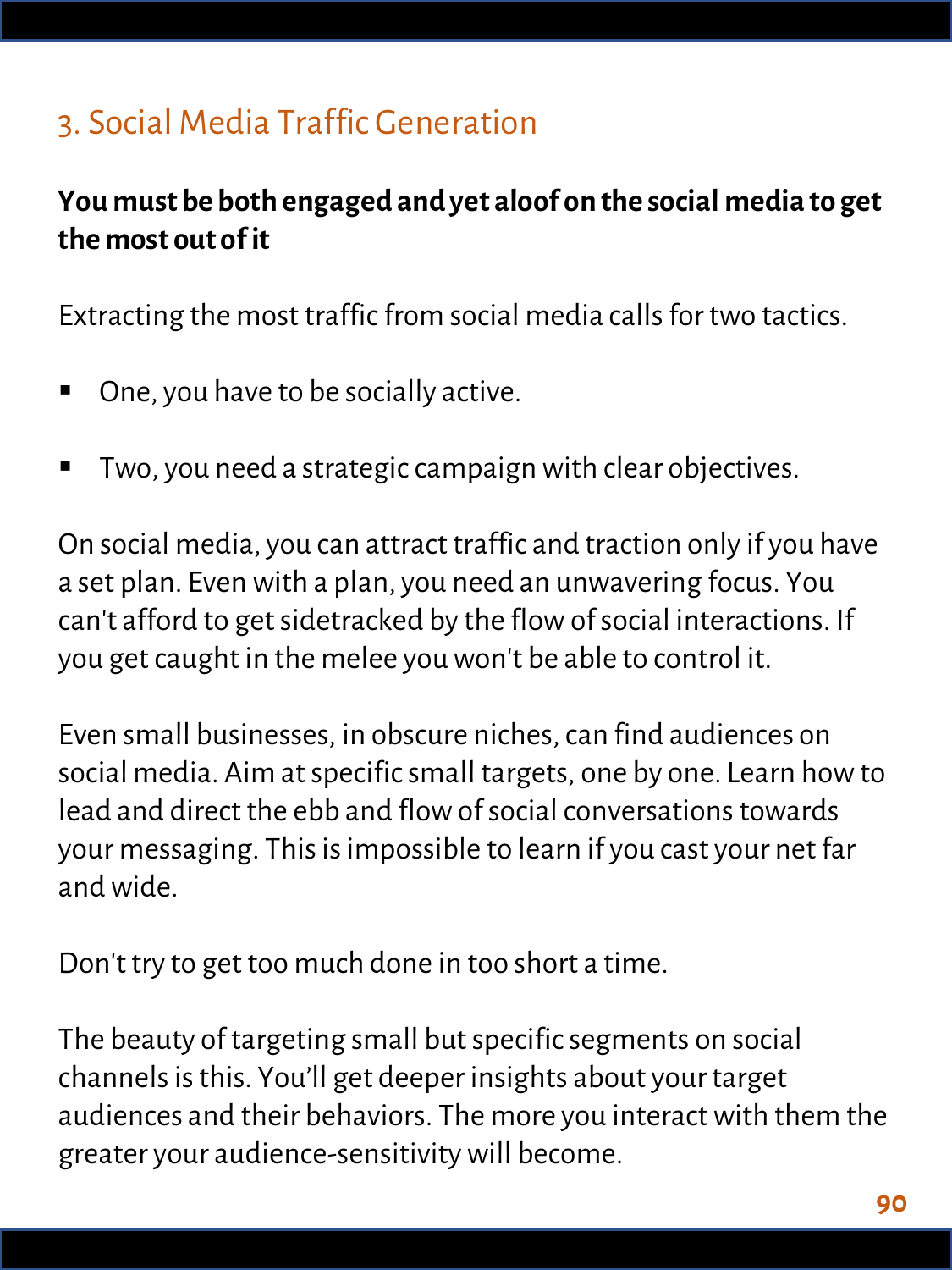## 3. Social Media Traffic Generation

**You must be both engaged and yet aloof on the social media to get the most out of it**

Extracting the most traffic from social media calls for two tactics.

- One, you have to be socially active.
- Two, you need a strategic campaign with clear objectives.

On social media, you can attract traffic and traction only if you have a set plan. Even with a plan, you need an unwavering focus. You can't afford to get sidetracked by the flow of social interactions. If you get caught in the melee you won't be able to control it.

Even small businesses, in obscure niches, can find audiences on social media. Aim at specific small targets, one by one. Learn how to lead and direct the ebb and flow of social conversations towards your messaging. This is impossible to learn if you cast your net far and wide.

Don't try to get too much done in too short a time.

The beauty of targeting small but specific segments on social channels is this. You'll get deeper insights about your target audiences and their behaviors. The more you interact with them the greater your audience-sensitivity will become.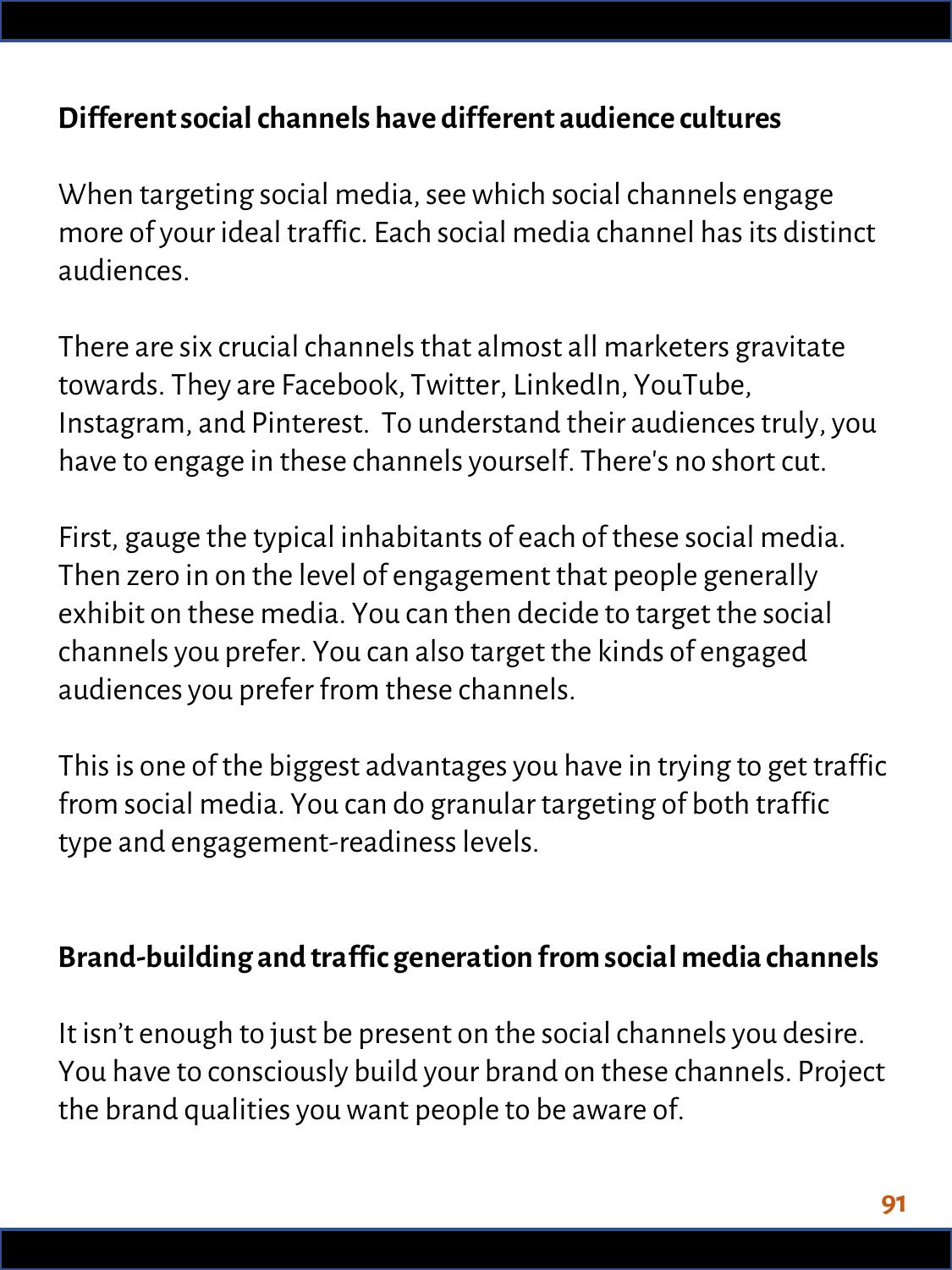**Different social channels have different audience cultures**

When targeting social media, see which social channels engage more of your ideal traffic. Each social media channel has its distinct audiences.

There are six crucial channels that almost all marketers gravitate towards. They are Facebook, Twitter, LinkedIn, YouTube, Instagram, and Pinterest. To understand their audiences truly, you have to engage in these channels yourself. There's no short cut.

First, gauge the typical inhabitants of each of these social media. Then zero in on the level of engagement that people generally exhibit on these media. You can then decide to target the social channels you prefer. You can also target the kinds of engaged audiences you prefer from these channels.

This is one of the biggest advantages you have in trying to get traffic from social media. You can do granular targeting of both traffic type and engagement-readiness levels.

**Brand-building and traffic generation from social media channels**

It isn't enough to just be present on the social channels you desire. You have to consciously build your brand on these channels. Project the brand qualities you want people to be aware of.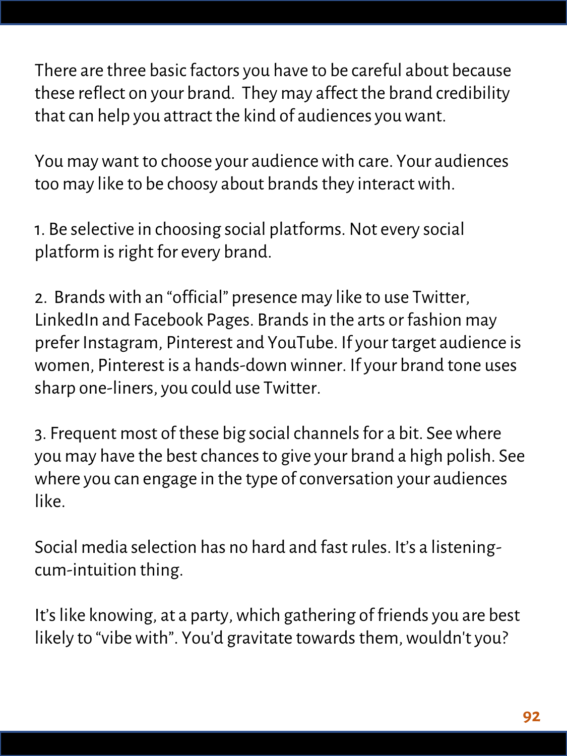There are three basic factors you have to be careful about because these reflect on your brand.  They may affect the brand credibility that can help you attract the kind of audiences you want.

You may want to choose your audience with care. Your audiences too may like to be choosy about brands they interact with.

1. Be selective in choosing social platforms. Not every social platform is right for every brand.

2. Brands with an “official” presence may like to use Twitter, LinkedIn and Facebook Pages. Brands in the arts or fashion may prefer Instagram, Pinterest and YouTube. If your target audience is women, Pinterest is a hands-down winner. If your brand tone uses sharp one-liners, you could use Twitter.

3. Frequent most of these big social channels for a bit. See where you may have the best chances to give your brand a high polish. See where you can engage in the type of conversation your audiences like.

Social media selection has no hard and fast rules. It’s a listening-cum-intuition thing.

It’s like knowing, at a party, which gathering of friends you are best likely to “vibe with”. You'd gravitate towards them, wouldn't you?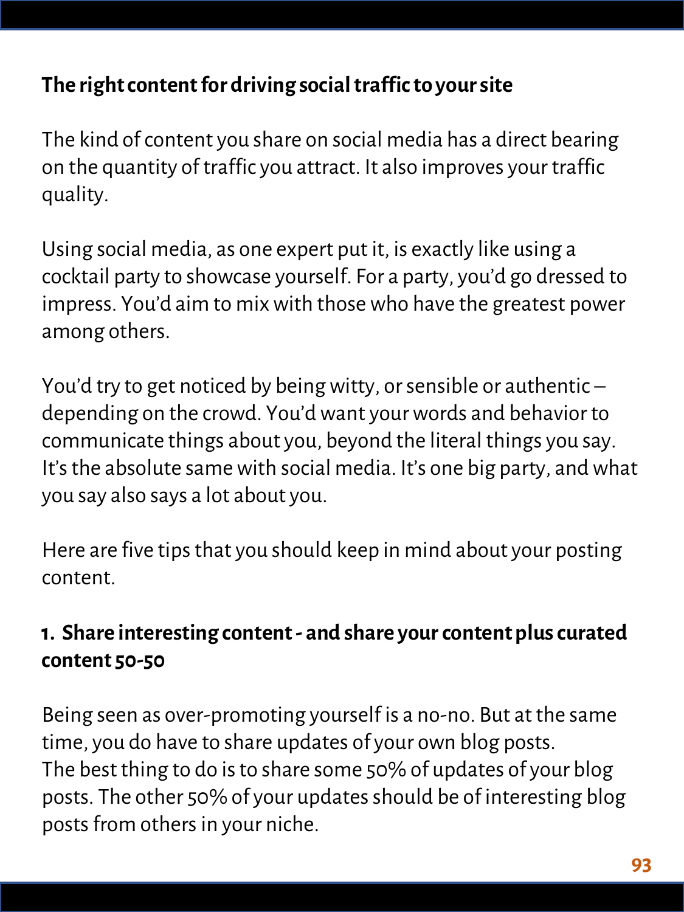## The right content for driving social traffic to your site

The kind of content you share on social media has a direct bearing on the quantity of traffic you attract. It also improves your traffic quality.

Using social media, as one expert put it, is exactly like using a cocktail party to showcase yourself. For a party, you'd go dressed to impress. You'd aim to mix with those who have the greatest power among others.

You'd try to get noticed by being witty, or sensible or authentic – depending on the crowd. You'd want your words and behavior to communicate things about you, beyond the literal things you say. It's the absolute same with social media. It's one big party, and what you say also says a lot about you.

Here are five tips that you should keep in mind about your posting content.

### 1. Share interesting content - and share your content plus curated content 50-50

Being seen as over-promoting yourself is a no-no. But at the same time, you do have to share updates of your own blog posts. The best thing to do is to share some 50% of updates of your blog posts. The other 50% of your updates should be of interesting blog posts from others in your niche.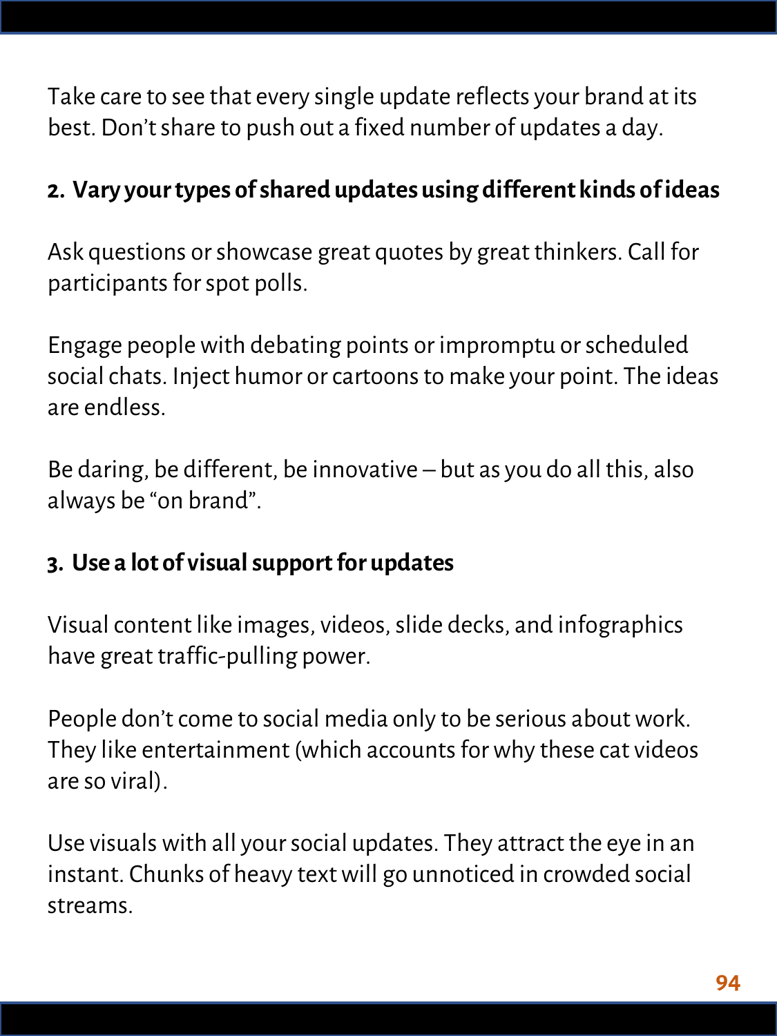Take care to see that every single update reflects your brand at its best. Don't share to push out a fixed number of updates a day.

**2. Vary your types of shared updates using different kinds of ideas**

Ask questions or showcase great quotes by great thinkers. Call for participants for spot polls.

Engage people with debating points or impromptu or scheduled social chats. Inject humor or cartoons to make your point. The ideas are endless.

Be daring, be different, be innovative – but as you do all this, also always be "on brand".

**3. Use a lot of visual support for updates**

Visual content like images, videos, slide decks, and infographics have great traffic-pulling power.

People don't come to social media only to be serious about work. They like entertainment (which accounts for why these cat videos are so viral).

Use visuals with all your social updates. They attract the eye in an instant. Chunks of heavy text will go unnoticed in crowded social streams.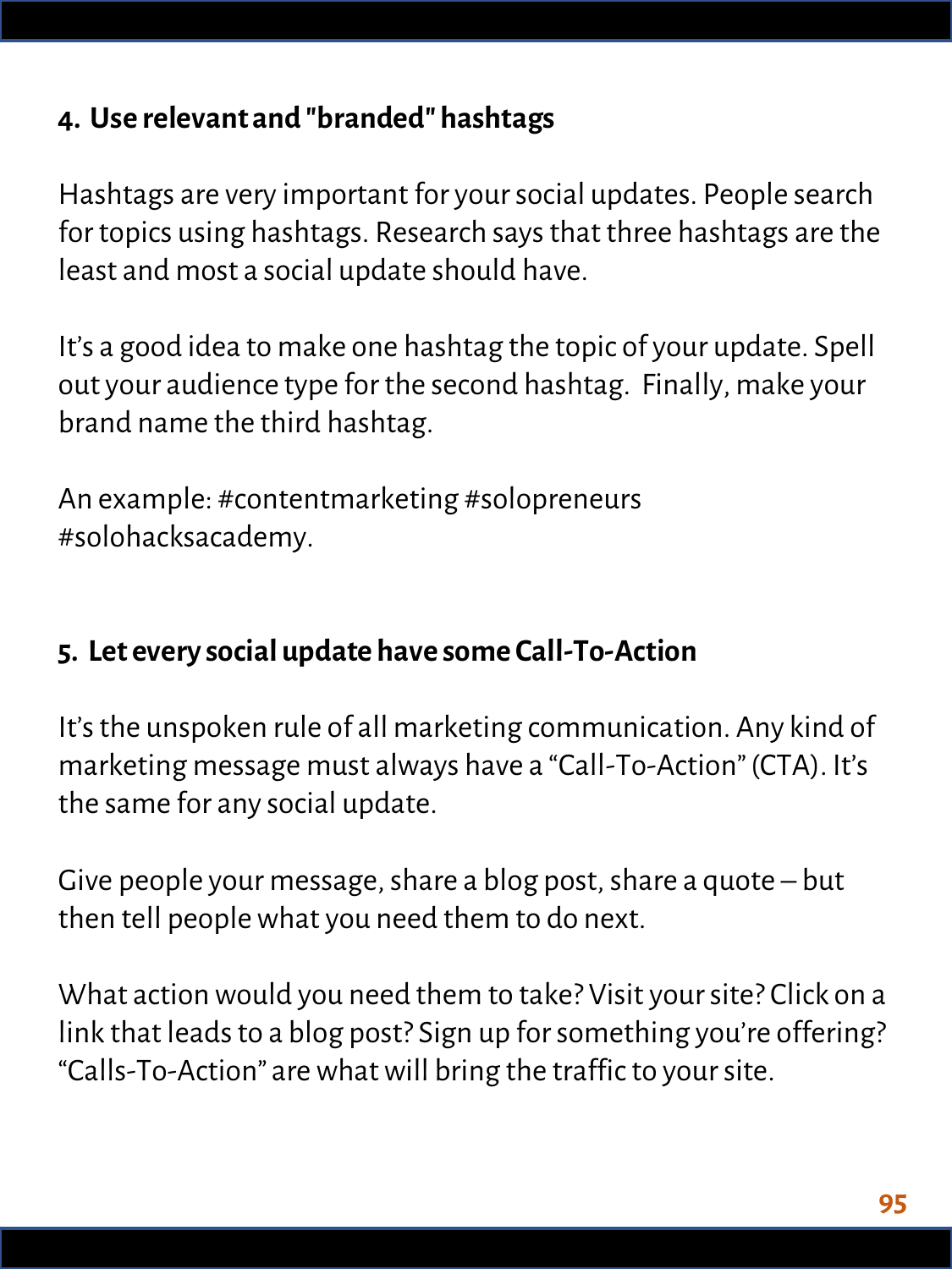#### 4. Use relevant and "branded" hashtags

Hashtags are very important for your social updates. People search for topics using hashtags. Research says that three hashtags are the least and most a social update should have.

It's a good idea to make one hashtag the topic of your update. Spell out your audience type for the second hashtag.  Finally, make your brand name the third hashtag.

An example: #contentmarketing #solopreneurs #solohacksacademy.

#### 5. Let every social update have some Call-To-Action

It's the unspoken rule of all marketing communication. Any kind of marketing message must always have a "Call-To-Action" (CTA). It's the same for any social update.

Give people your message, share a blog post, share a quote – but then tell people what you need them to do next.

What action would you need them to take? Visit your site? Click on a link that leads to a blog post? Sign up for something you're offering? "Calls-To-Action" are what will bring the traffic to your site.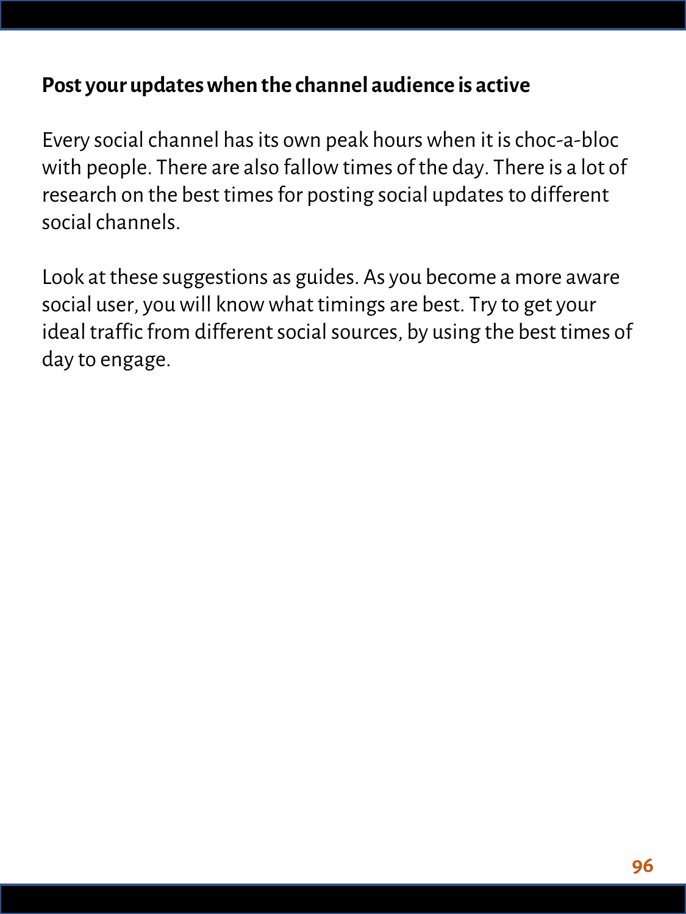**Post your updates when the channel audience is active**

Every social channel has its own peak hours when it is choc-a-bloc with people. There are also fallow times of the day. There is a lot of research on the best times for posting social updates to different social channels.

Look at these suggestions as guides. As you become a more aware social user, you will know what timings are best. Try to get your ideal traffic from different social sources, by using the best times of day to engage.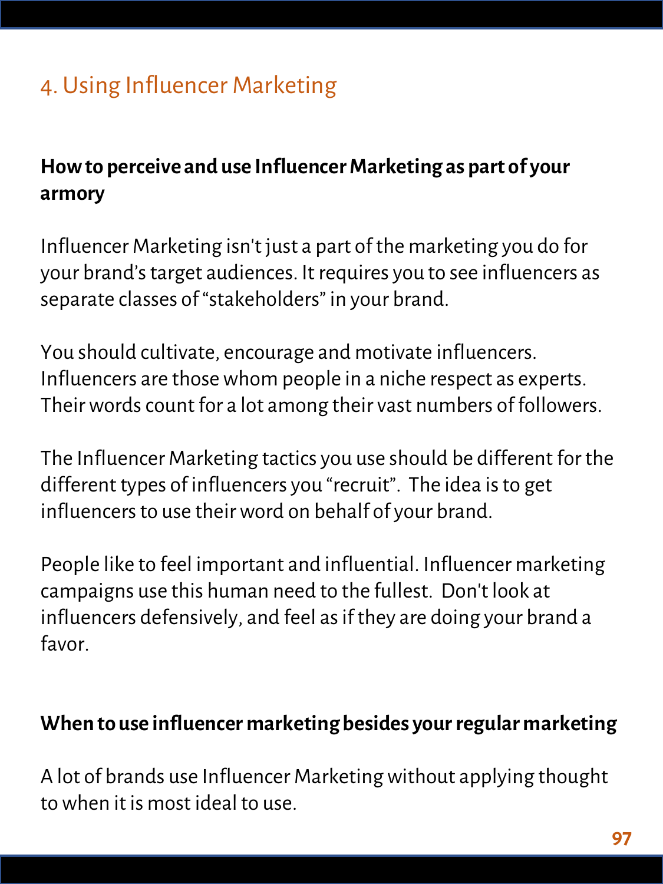## 4. Using Influencer Marketing

**How to perceive and use Influencer Marketing as part of your armory**

Influencer Marketing isn't just a part of the marketing you do for your brand's target audiences. It requires you to see influencers as separate classes of "stakeholders" in your brand.

You should cultivate, encourage and motivate influencers. Influencers are those whom people in a niche respect as experts. Their words count for a lot among their vast numbers of followers.

The Influencer Marketing tactics you use should be different for the different types of influencers you "recruit". The idea is to get influencers to use their word on behalf of your brand.

People like to feel important and influential. Influencer marketing campaigns use this human need to the fullest. Don't look at influencers defensively, and feel as if they are doing your brand a favor.

**When to use influencer marketing besides your regular marketing**

A lot of brands use Influencer Marketing without applying thought to when it is most ideal to use.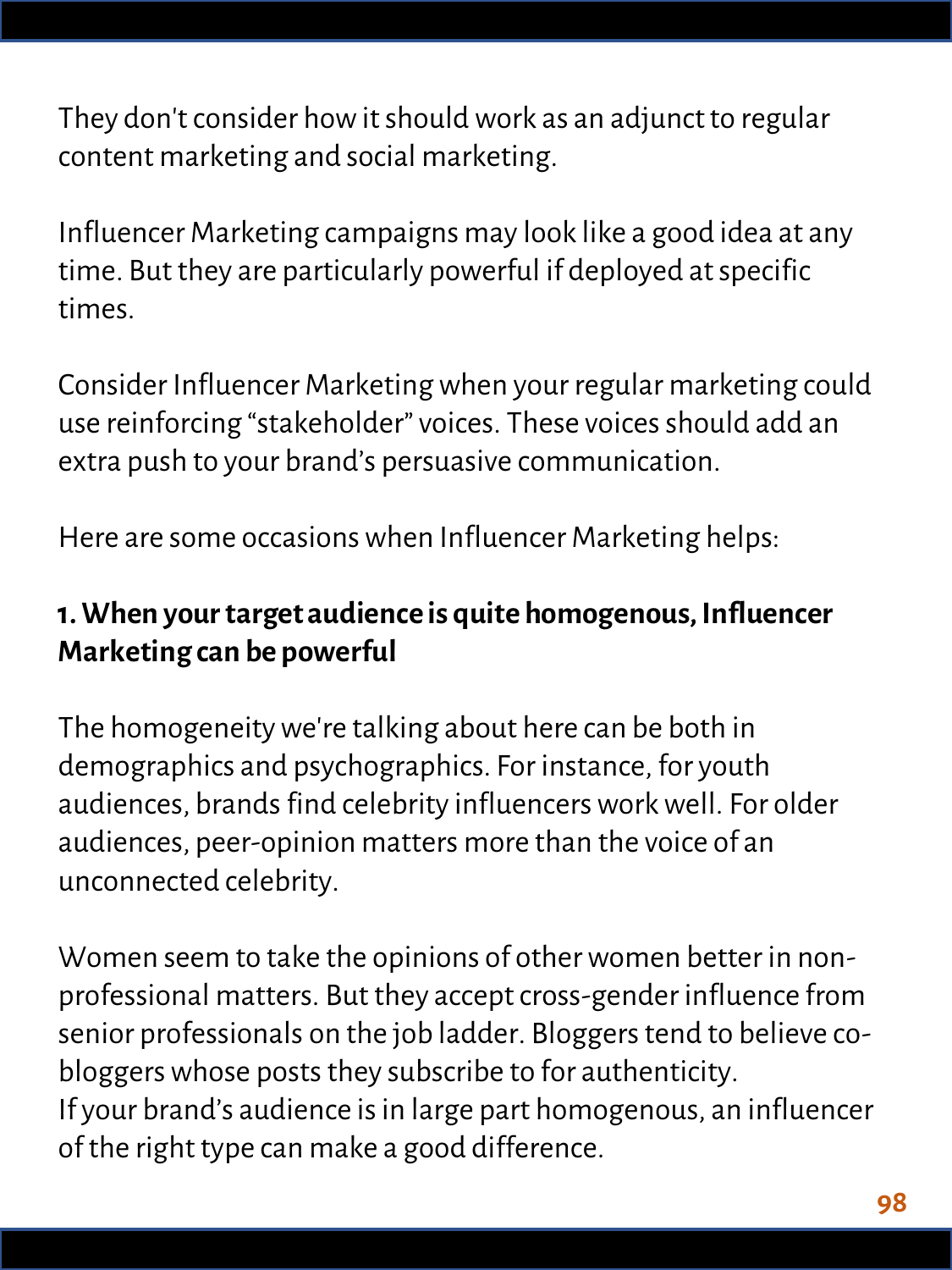They don't consider how it should work as an adjunct to regular content marketing and social marketing.

Influencer Marketing campaigns may look like a good idea at any time. But they are particularly powerful if deployed at specific times.

Consider Influencer Marketing when your regular marketing could use reinforcing "stakeholder" voices. These voices should add an extra push to your brand's persuasive communication.

Here are some occasions when Influencer Marketing helps:

### 1. When your target audience is quite homogenous, Influencer Marketing can be powerful

The homogeneity we're talking about here can be both in demographics and psychographics. For instance, for youth audiences, brands find celebrity influencers work well. For older audiences, peer-opinion matters more than the voice of an unconnected celebrity.

Women seem to take the opinions of other women better in non-professional matters. But they accept cross-gender influence from senior professionals on the job ladder. Bloggers tend to believe co-bloggers whose posts they subscribe to for authenticity.
If your brand's audience is in large part homogenous, an influencer of the right type can make a good difference.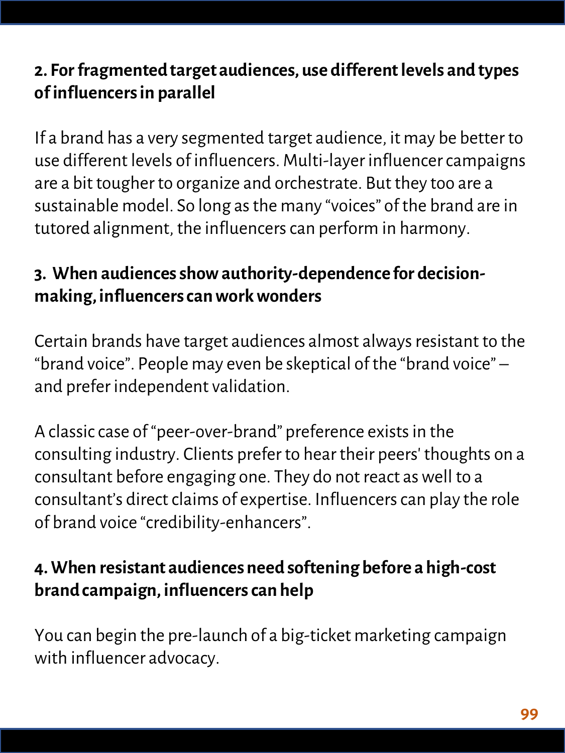### 2. For fragmented target audiences, use different levels and types of influencers in parallel

If a brand has a very segmented target audience, it may be better to use different levels of influencers. Multi-layer influencer campaigns are a bit tougher to organize and orchestrate. But they too are a sustainable model. So long as the many "voices" of the brand are in tutored alignment, the influencers can perform in harmony.

### 3. When audiences show authority-dependence for decision-making, influencers can work wonders

Certain brands have target audiences almost always resistant to the "brand voice". People may even be skeptical of the "brand voice" – and prefer independent validation.

A classic case of "peer-over-brand" preference exists in the consulting industry. Clients prefer to hear their peers' thoughts on a consultant before engaging one. They do not react as well to a consultant's direct claims of expertise. Influencers can play the role of brand voice "credibility-enhancers".

### 4. When resistant audiences need softening before a high-cost brand campaign, influencers can help

You can begin the pre-launch of a big-ticket marketing campaign with influencer advocacy.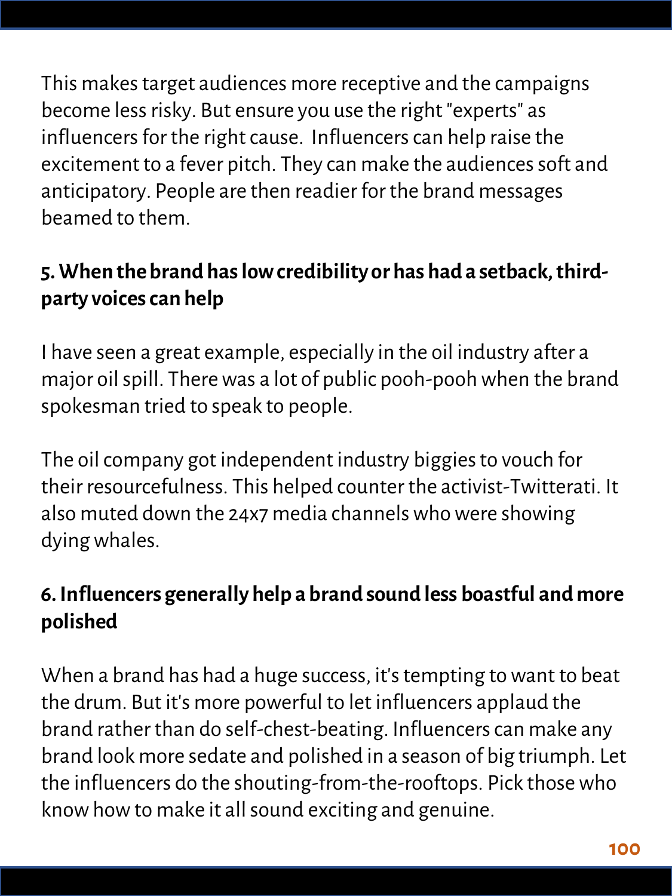This makes target audiences more receptive and the campaigns become less risky. But ensure you use the right "experts" as influencers for the right cause.  Influencers can help raise the excitement to a fever pitch. They can make the audiences soft and anticipatory. People are then readier for the brand messages beamed to them.

**5. When the brand has low credibility or has had a setback, third-party voices can help**

I have seen a great example, especially in the oil industry after a major oil spill. There was a lot of public pooh-pooh when the brand spokesman tried to speak to people.

The oil company got independent industry biggies to vouch for their resourcefulness. This helped counter the activist-Twitterati. It also muted down the 24x7 media channels who were showing dying whales.

**6. Influencers generally help a brand sound less boastful and more polished**

When a brand has had a huge success, it's tempting to want to beat the drum. But it's more powerful to let influencers applaud the brand rather than do self-chest-beating. Influencers can make any brand look more sedate and polished in a season of big triumph. Let the influencers do the shouting-from-the-rooftops. Pick those who know how to make it all sound exciting and genuine.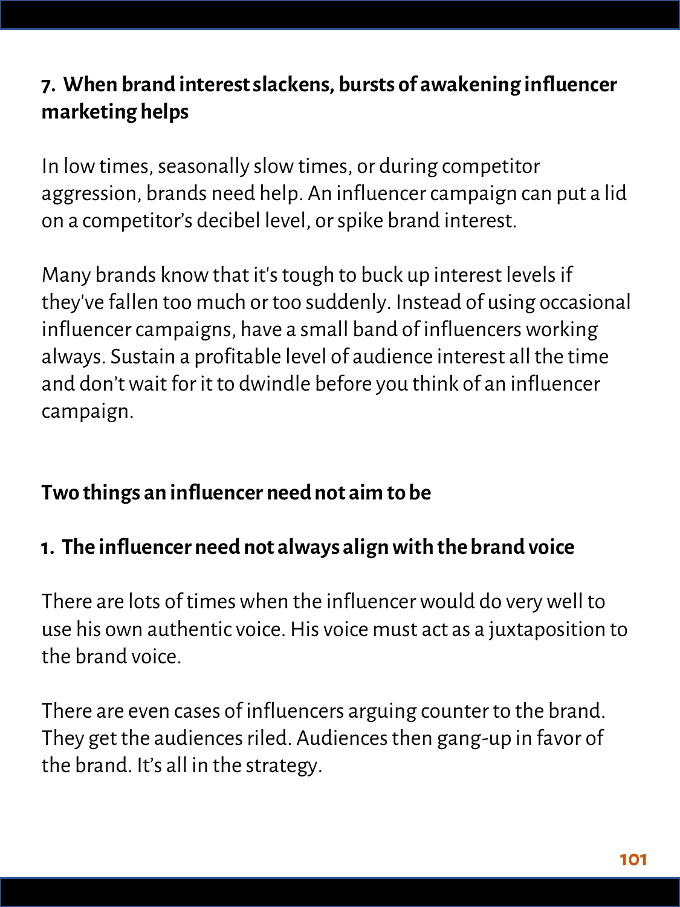### 7. When brand interest slackens, bursts of awakening influencer marketing helps

In low times, seasonally slow times, or during competitor aggression, brands need help. An influencer campaign can put a lid on a competitor's decibel level, or spike brand interest.

Many brands know that it's tough to buck up interest levels if they've fallen too much or too suddenly. Instead of using occasional influencer campaigns, have a small band of influencers working always. Sustain a profitable level of audience interest all the time and don't wait for it to dwindle before you think of an influencer campaign.

## Two things an influencer need not aim to be

### 1. The influencer need not always align with the brand voice

There are lots of times when the influencer would do very well to use his own authentic voice. His voice must act as a juxtaposition to the brand voice.

There are even cases of influencers arguing counter to the brand. They get the audiences riled. Audiences then gang-up in favor of the brand. It's all in the strategy.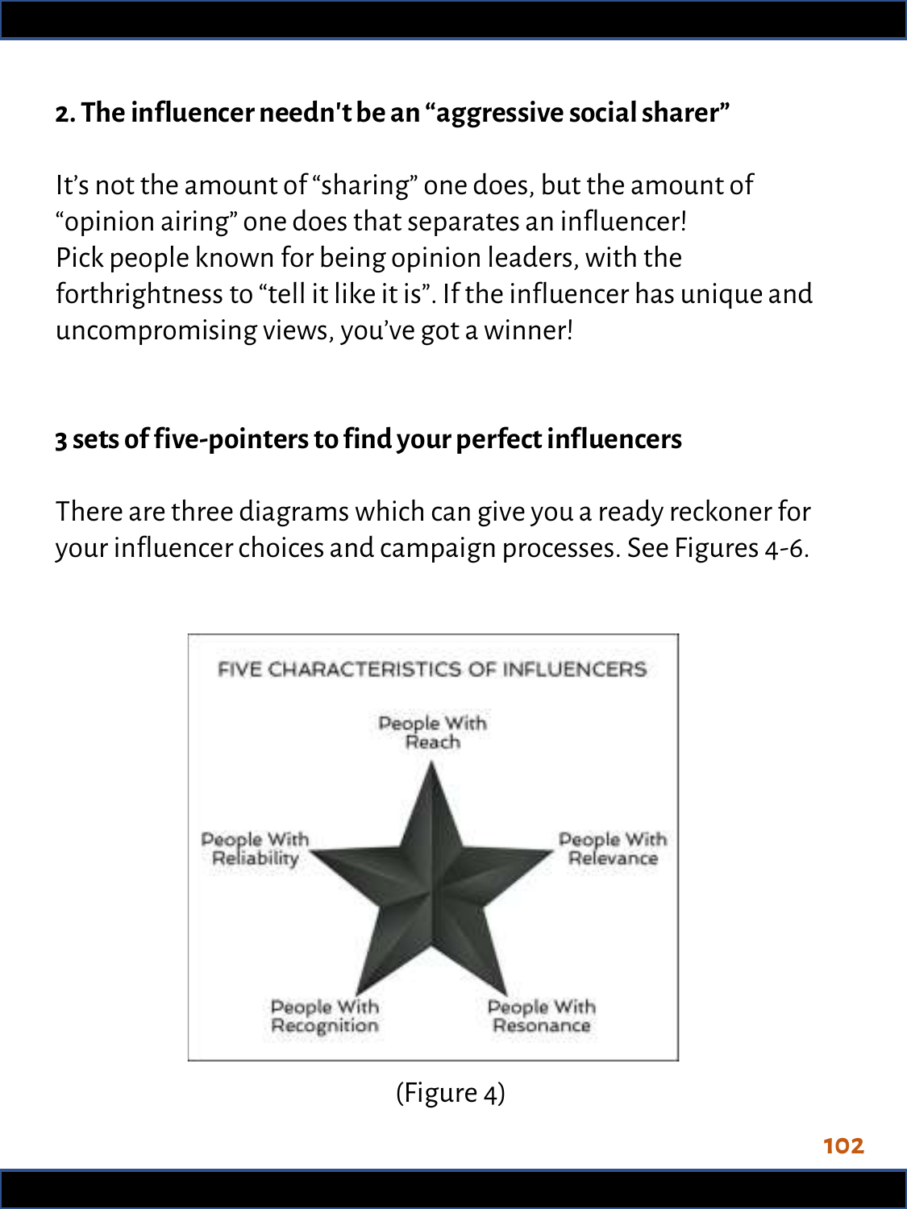**2. The influencer needn't be an "aggressive social sharer"**

It's not the amount of "sharing" one does, but the amount of "opinion airing" one does that separates an influencer!
Pick people known for being opinion leaders, with the forthrightness to "tell it like it is". If the influencer has unique and uncompromising views, you've got a winner!

**3 sets of five-pointers to find your perfect influencers**

There are three diagrams which can give you a ready reckoner for your influencer choices and campaign processes. See Figures 4-6.

FIVE CHARACTERISTICS OF INFLUENCERS

People With Reach

People With Reliability

People With Relevance

People With Recognition

People With Resonance

(Figure 4)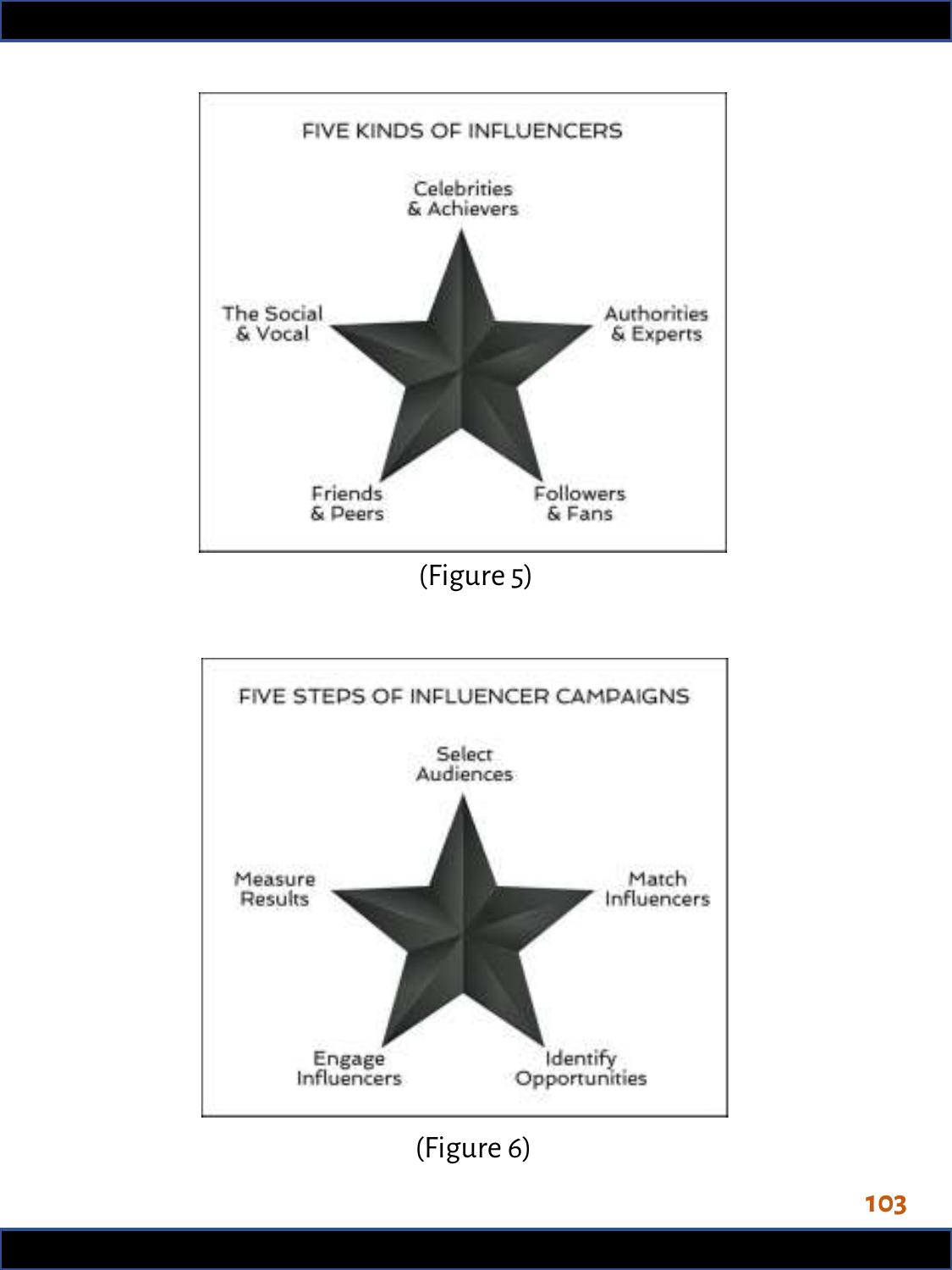FIVE KINDS OF INFLUENCERS

Celebrities & Achievers

The Social & Vocal

Authorities & Experts

Friends & Peers

Followers & Fans

(Figure 5)

FIVE STEPS OF INFLUENCER CAMPAIGNS

Select Audiences

Measure Results

Match Influencers

Engage Influencers

Identify Opportunities

(Figure 6)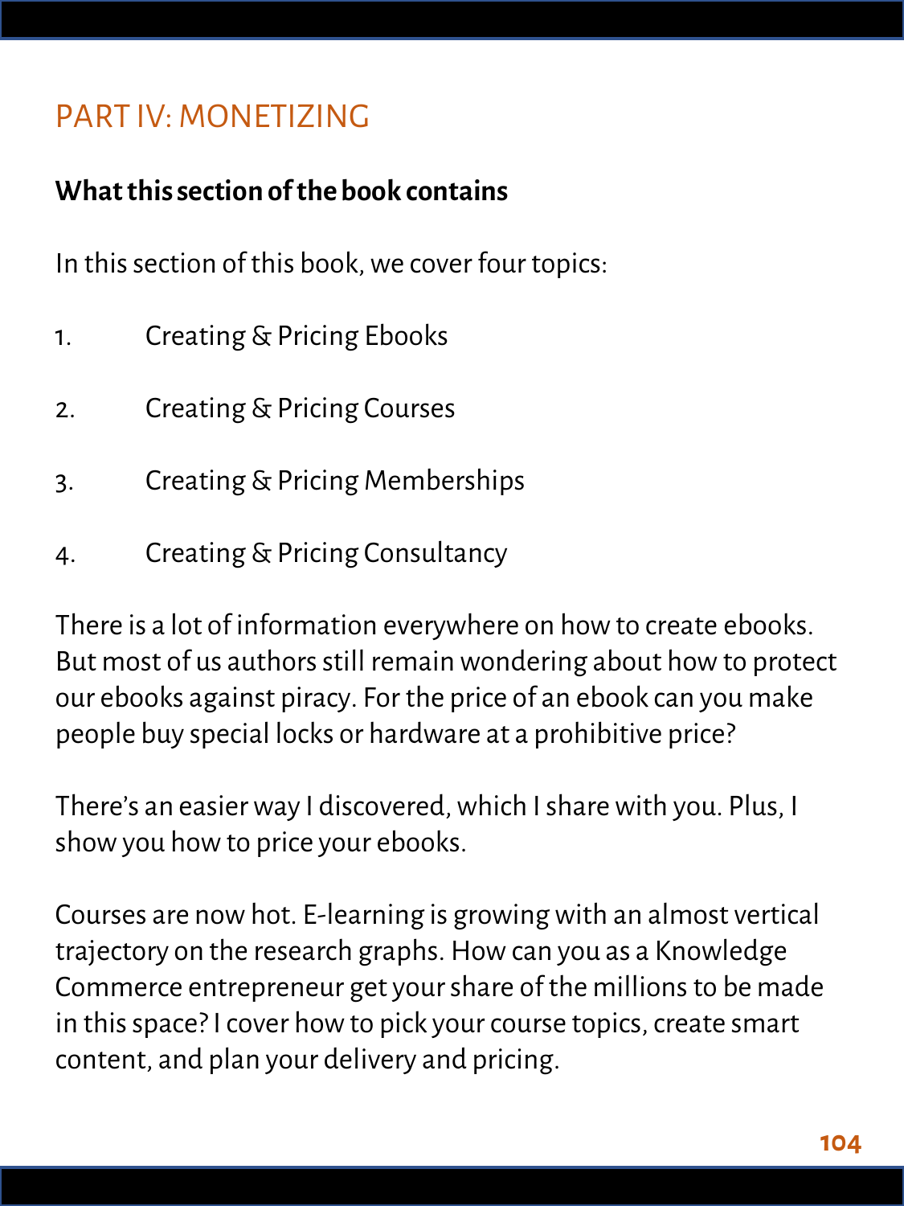# PART IV: MONETIZING

**What this section of the book contains**

In this section of this book, we cover four topics:

1. Creating & Pricing Ebooks
2. Creating & Pricing Courses
3. Creating & Pricing Memberships
4. Creating & Pricing Consultancy

There is a lot of information everywhere on how to create ebooks. But most of us authors still remain wondering about how to protect our ebooks against piracy. For the price of an ebook can you make people buy special locks or hardware at a prohibitive price?

There's an easier way I discovered, which I share with you. Plus, I show you how to price your ebooks.

Courses are now hot. E-learning is growing with an almost vertical trajectory on the research graphs. How can you as a Knowledge Commerce entrepreneur get your share of the millions to be made in this space? I cover how to pick your course topics, create smart content, and plan your delivery and pricing.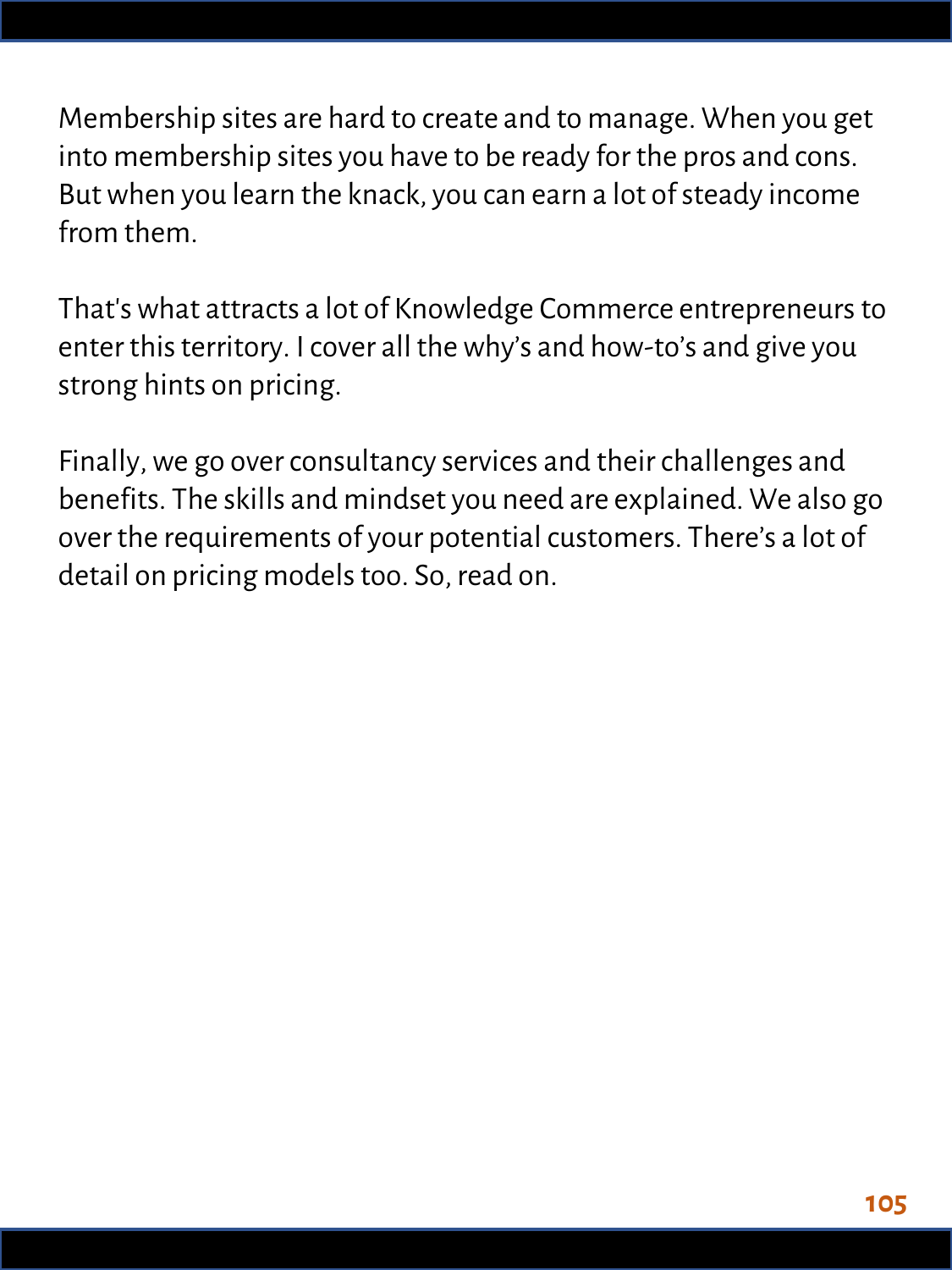Membership sites are hard to create and to manage. When you get into membership sites you have to be ready for the pros and cons. But when you learn the knack, you can earn a lot of steady income from them.

That's what attracts a lot of Knowledge Commerce entrepreneurs to enter this territory. I cover all the why’s and how-to’s and give you strong hints on pricing.

Finally, we go over consultancy services and their challenges and benefits. The skills and mindset you need are explained. We also go over the requirements of your potential customers. There’s a lot of detail on pricing models too. So, read on.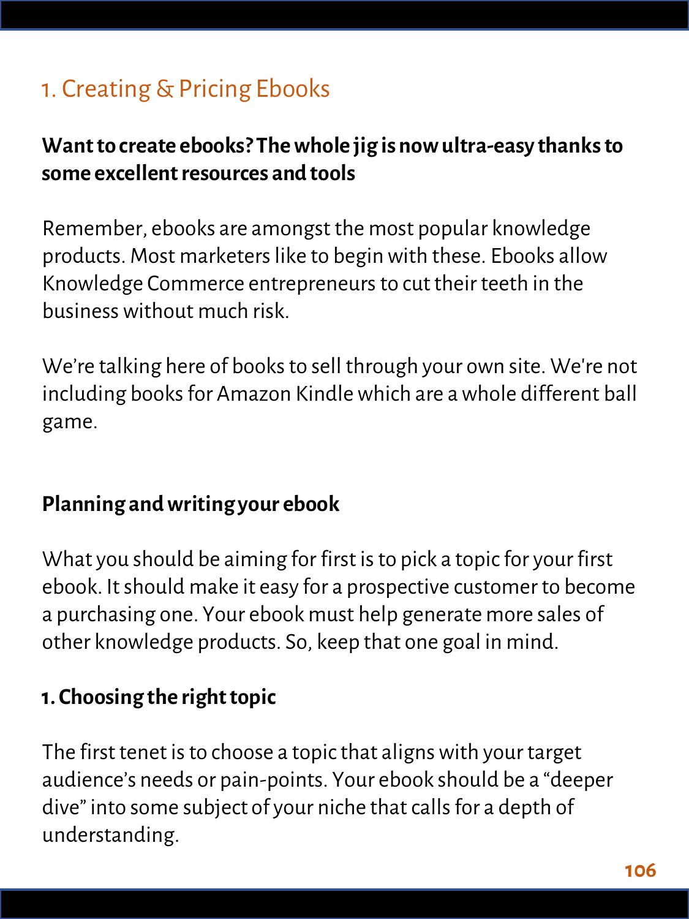## 1. Creating & Pricing Ebooks

**Want to create ebooks? The whole jig is now ultra-easy thanks to some excellent resources and tools**

Remember, ebooks are amongst the most popular knowledge products. Most marketers like to begin with these. Ebooks allow Knowledge Commerce entrepreneurs to cut their teeth in the business without much risk.

We're talking here of books to sell through your own site. We're not including books for Amazon Kindle which are a whole different ball game.

### Planning and writing your ebook

What you should be aiming for first is to pick a topic for your first ebook. It should make it easy for a prospective customer to become a purchasing one. Your ebook must help generate more sales of other knowledge products. So, keep that one goal in mind.

#### 1. Choosing the right topic

The first tenet is to choose a topic that aligns with your target audience's needs or pain-points. Your ebook should be a "deeper dive" into some subject of your niche that calls for a depth of understanding.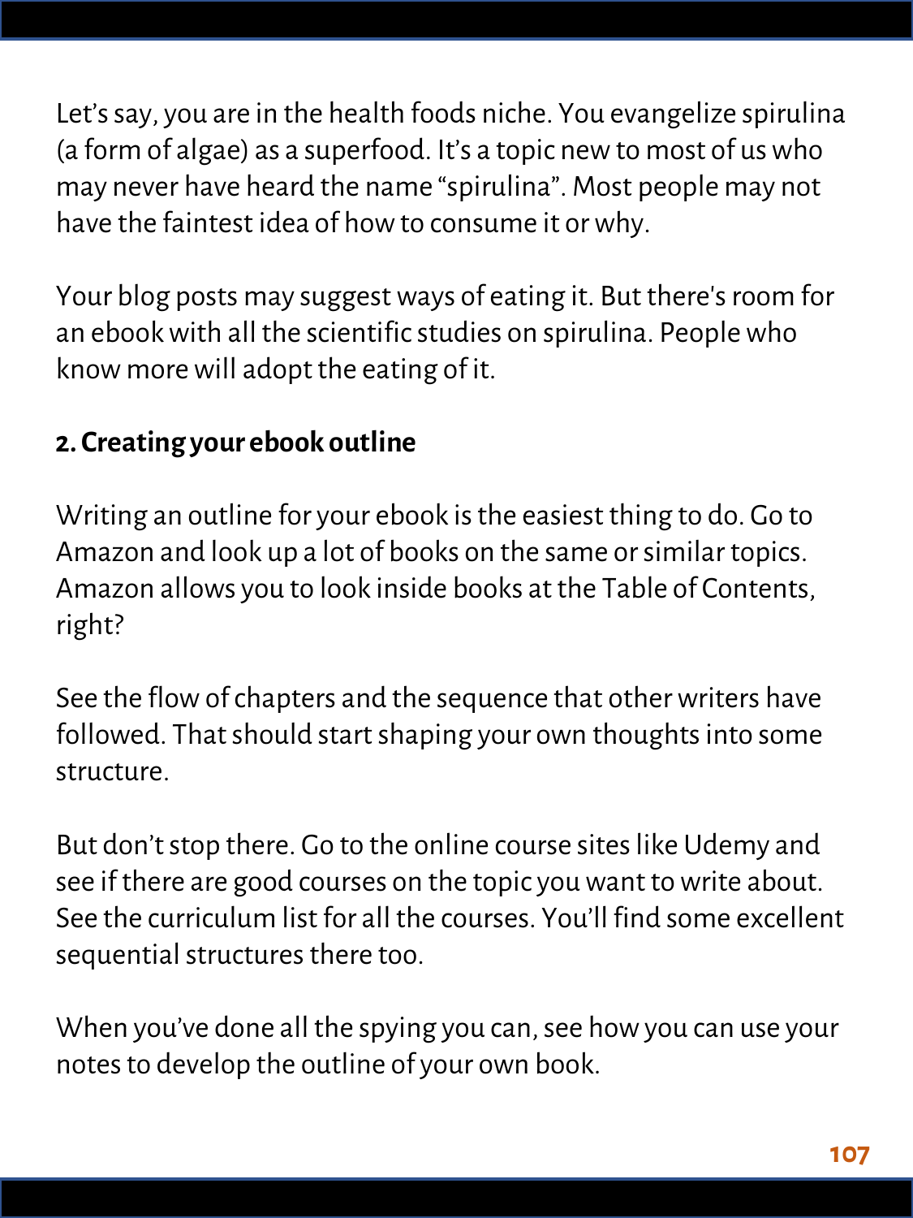Let’s say, you are in the health foods niche. You evangelize spirulina (a form of algae) as a superfood. It’s a topic new to most of us who may never have heard the name “spirulina”. Most people may not have the faintest idea of how to consume it or why.

Your blog posts may suggest ways of eating it. But there's room for an ebook with all the scientific studies on spirulina. People who know more will adopt the eating of it.

**2. Creating your ebook outline**

Writing an outline for your ebook is the easiest thing to do. Go to Amazon and look up a lot of books on the same or similar topics. Amazon allows you to look inside books at the Table of Contents, right?

See the flow of chapters and the sequence that other writers have followed. That should start shaping your own thoughts into some structure.

But don’t stop there. Go to the online course sites like Udemy and see if there are good courses on the topic you want to write about. See the curriculum list for all the courses. You’ll find some excellent sequential structures there too.

When you’ve done all the spying you can, see how you can use your notes to develop the outline of your own book.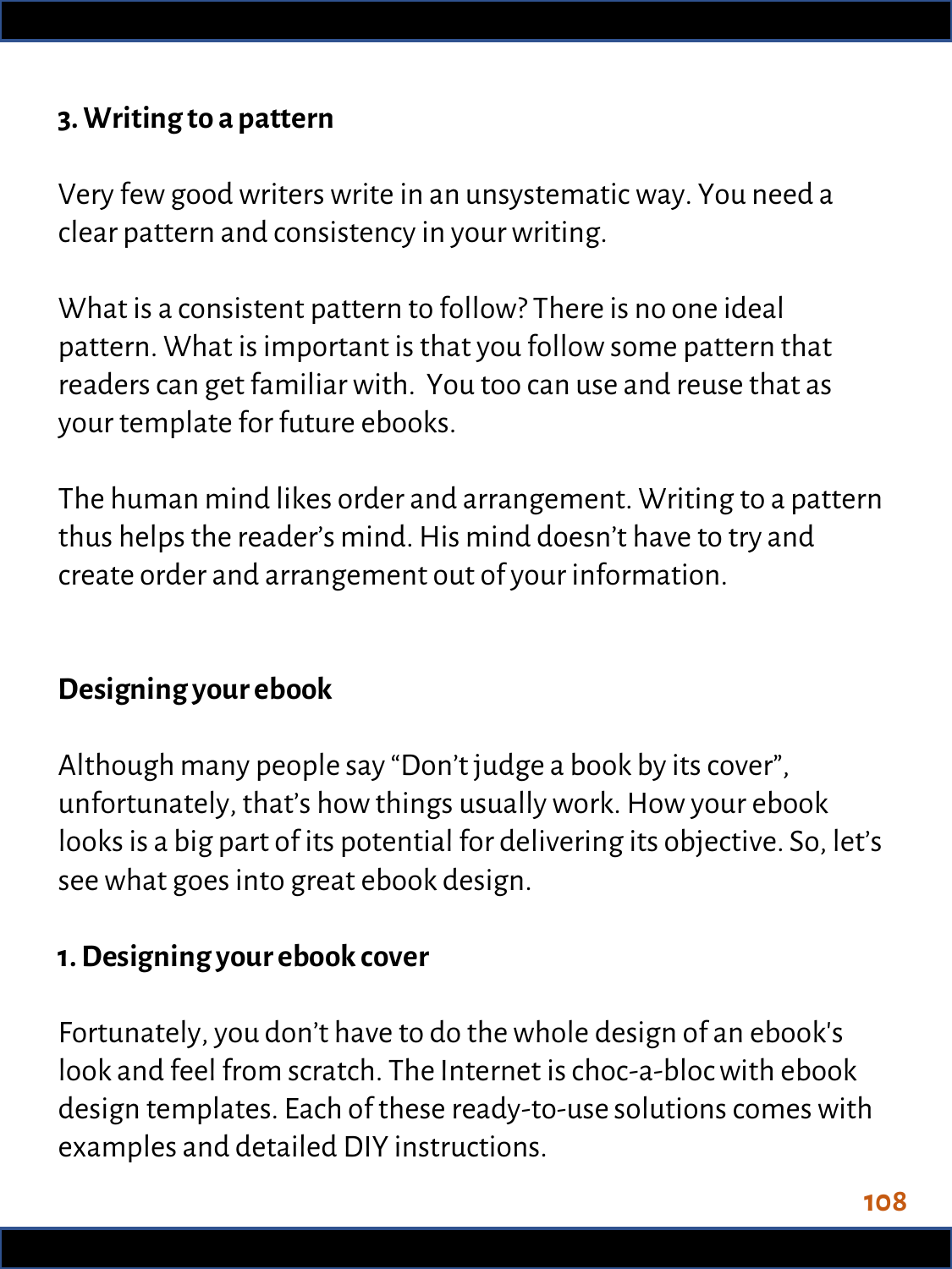### 3. Writing to a pattern

Very few good writers write in an unsystematic way. You need a clear pattern and consistency in your writing.

What is a consistent pattern to follow? There is no one ideal pattern. What is important is that you follow some pattern that readers can get familiar with.  You too can use and reuse that as your template for future ebooks.

The human mind likes order and arrangement. Writing to a pattern thus helps the reader's mind. His mind doesn't have to try and create order and arrangement out of your information.

## Designing your ebook

Although many people say "Don't judge a book by its cover", unfortunately, that's how things usually work. How your ebook looks is a big part of its potential for delivering its objective. So, let's see what goes into great ebook design.

### 1. Designing your ebook cover

Fortunately, you don't have to do the whole design of an ebook's look and feel from scratch. The Internet is choc-a-bloc with ebook design templates. Each of these ready-to-use solutions comes with examples and detailed DIY instructions.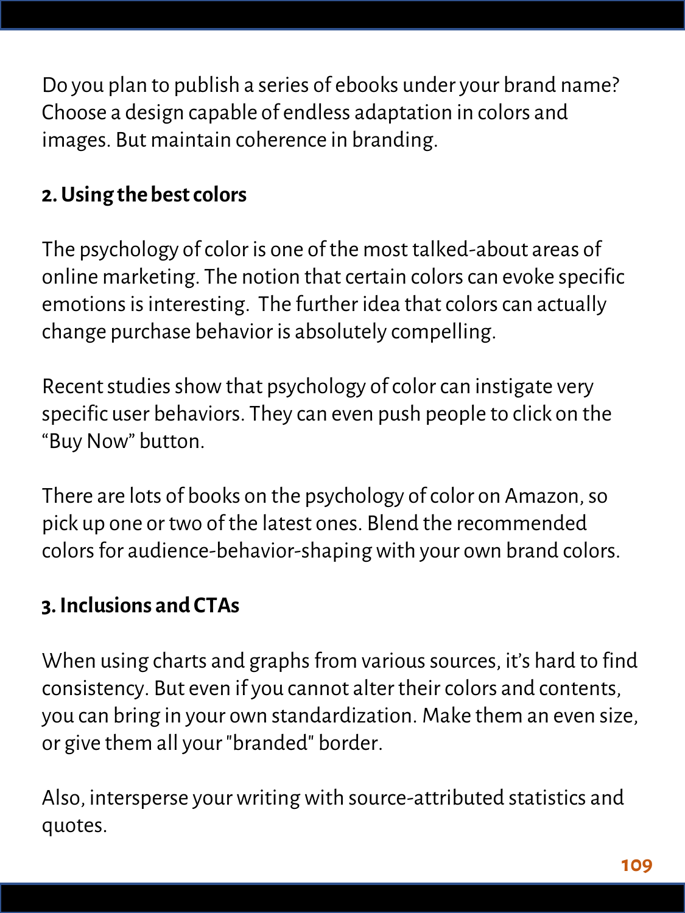Do you plan to publish a series of ebooks under your brand name? Choose a design capable of endless adaptation in colors and images. But maintain coherence in branding.

**2. Using the best colors**

The psychology of color is one of the most talked-about areas of online marketing. The notion that certain colors can evoke specific emotions is interesting.  The further idea that colors can actually change purchase behavior is absolutely compelling.

Recent studies show that psychology of color can instigate very specific user behaviors. They can even push people to click on the “Buy Now” button.

There are lots of books on the psychology of color on Amazon, so pick up one or two of the latest ones. Blend the recommended colors for audience-behavior-shaping with your own brand colors.

**3. Inclusions and CTAs**

When using charts and graphs from various sources, it’s hard to find consistency. But even if you cannot alter their colors and contents, you can bring in your own standardization. Make them an even size, or give them all your "branded" border.

Also, intersperse your writing with source-attributed statistics and quotes.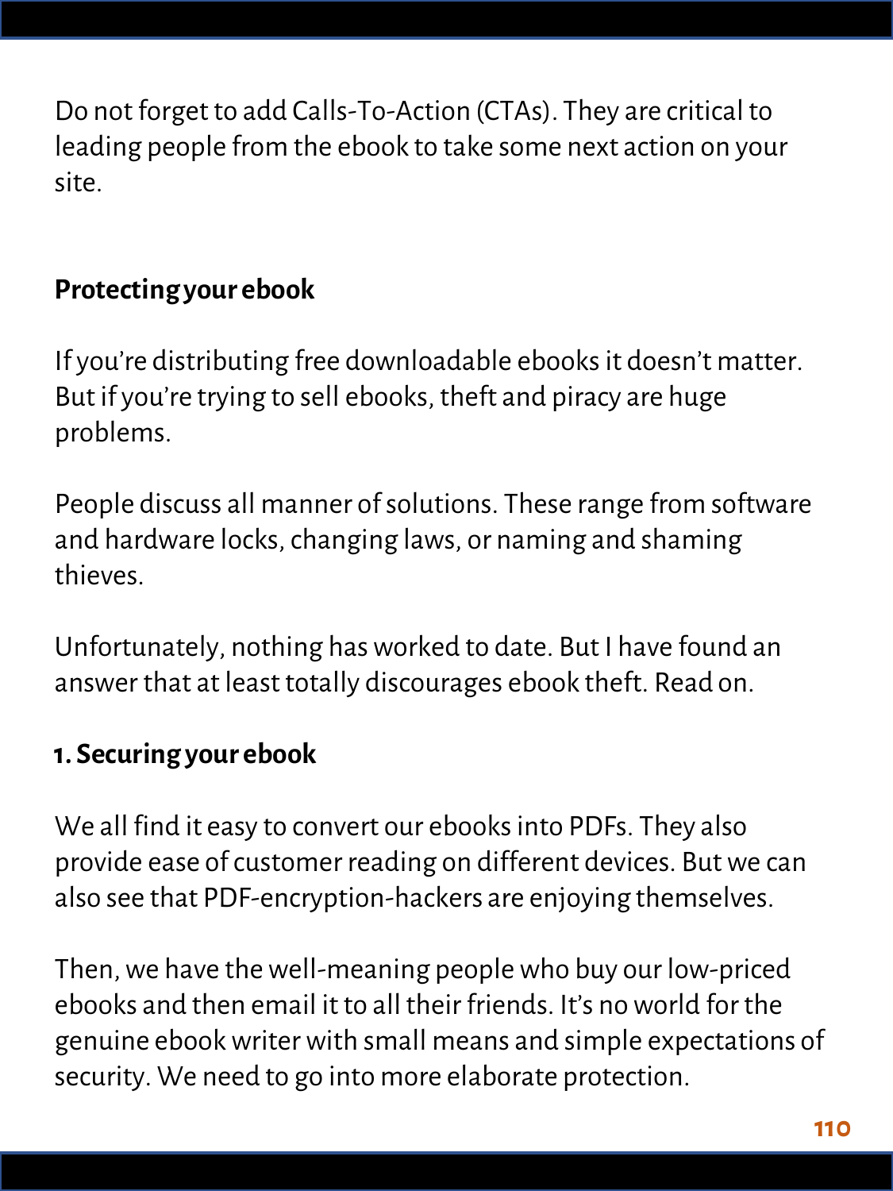Do not forget to add Calls-To-Action (CTAs). They are critical to leading people from the ebook to take some next action on your site.

**Protecting your ebook**

If you're distributing free downloadable ebooks it doesn't matter. But if you're trying to sell ebooks, theft and piracy are huge problems.

People discuss all manner of solutions. These range from software and hardware locks, changing laws, or naming and shaming thieves.

Unfortunately, nothing has worked to date. But I have found an answer that at least totally discourages ebook theft. Read on.

**1. Securing your ebook**

We all find it easy to convert our ebooks into PDFs. They also provide ease of customer reading on different devices. But we can also see that PDF-encryption-hackers are enjoying themselves.

Then, we have the well-meaning people who buy our low-priced ebooks and then email it to all their friends. It's no world for the genuine ebook writer with small means and simple expectations of security. We need to go into more elaborate protection.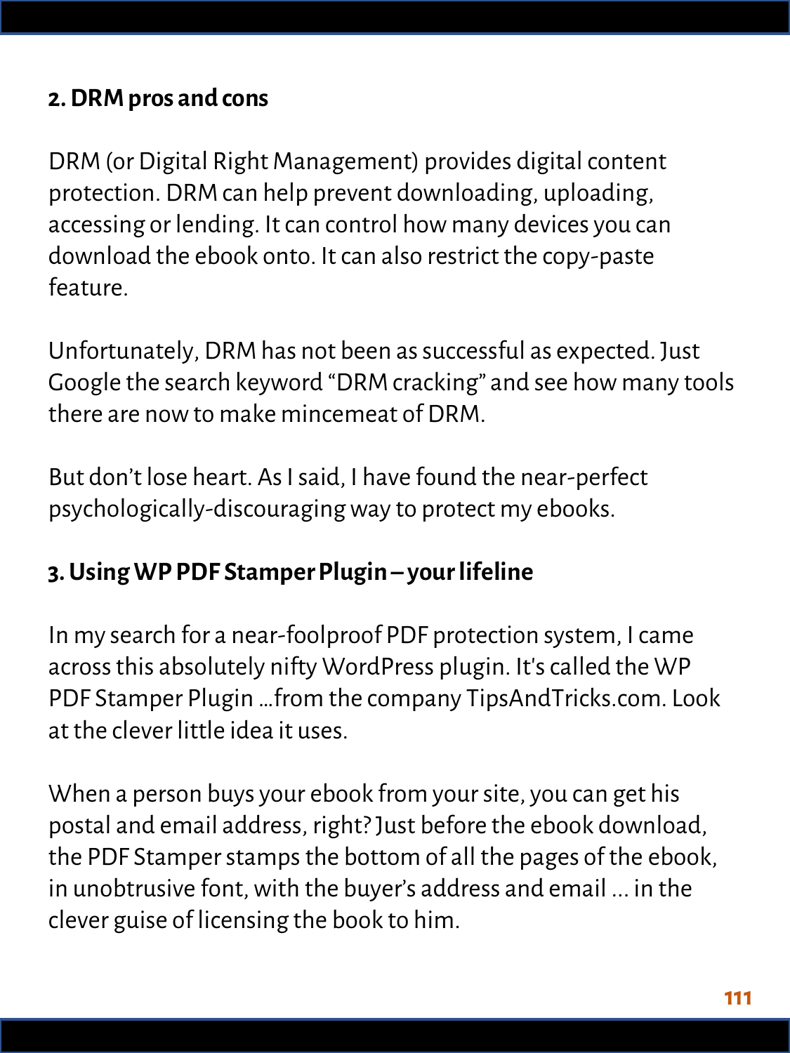**2. DRM pros and cons**

DRM (or Digital Right Management) provides digital content protection. DRM can help prevent downloading, uploading, accessing or lending. It can control how many devices you can download the ebook onto. It can also restrict the copy-paste feature.

Unfortunately, DRM has not been as successful as expected. Just Google the search keyword "DRM cracking" and see how many tools there are now to make mincemeat of DRM.

But don't lose heart. As I said, I have found the near-perfect psychologically-discouraging way to protect my ebooks.

**3. Using WP PDF Stamper Plugin – your lifeline**

In my search for a near-foolproof PDF protection system, I came across this absolutely nifty WordPress plugin. It's called the WP PDF Stamper Plugin ...from the company TipsAndTricks.com. Look at the clever little idea it uses.

When a person buys your ebook from your site, you can get his postal and email address, right? Just before the ebook download, the PDF Stamper stamps the bottom of all the pages of the ebook, in unobtrusive font, with the buyer's address and email ... in the clever guise of licensing the book to him.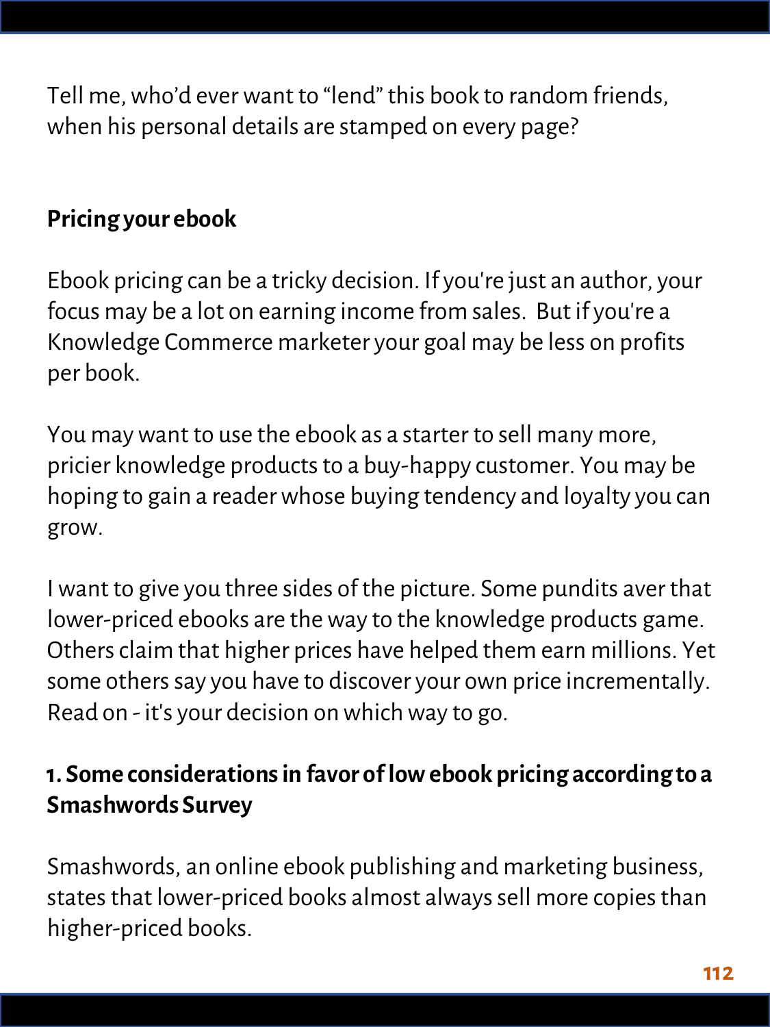Tell me, who'd ever want to "lend" this book to random friends, when his personal details are stamped on every page?

## Pricing your ebook

Ebook pricing can be a tricky decision. If you're just an author, your focus may be a lot on earning income from sales. But if you're a Knowledge Commerce marketer your goal may be less on profits per book.

You may want to use the ebook as a starter to sell many more, pricier knowledge products to a buy-happy customer. You may be hoping to gain a reader whose buying tendency and loyalty you can grow.

I want to give you three sides of the picture. Some pundits aver that lower-priced ebooks are the way to the knowledge products game. Others claim that higher prices have helped them earn millions. Yet some others say you have to discover your own price incrementally. Read on - it's your decision on which way to go.

### 1. Some considerations in favor of low ebook pricing according to a Smashwords Survey

Smashwords, an online ebook publishing and marketing business, states that lower-priced books almost always sell more copies than higher-priced books.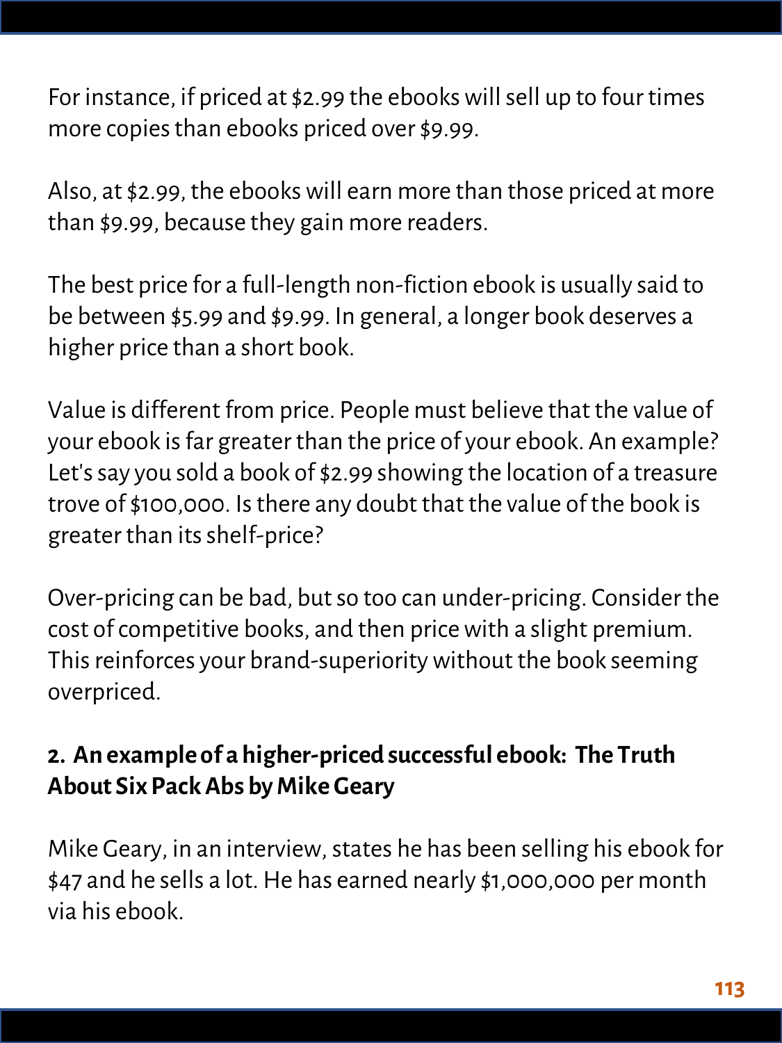For instance, if priced at $2.99 the ebooks will sell up to four times more copies than ebooks priced over $9.99.

Also, at $2.99, the ebooks will earn more than those priced at more than $9.99, because they gain more readers.

The best price for a full-length non-fiction ebook is usually said to be between $5.99 and $9.99. In general, a longer book deserves a higher price than a short book.

Value is different from price. People must believe that the value of your ebook is far greater than the price of your ebook. An example? Let's say you sold a book of $2.99 showing the location of a treasure trove of $100,000. Is there any doubt that the value of the book is greater than its shelf-price?

Over-pricing can be bad, but so too can under-pricing. Consider the cost of competitive books, and then price with a slight premium. This reinforces your brand-superiority without the book seeming overpriced.

### 2. An example of a higher-priced successful ebook: The Truth About Six Pack Abs by Mike Geary

Mike Geary, in an interview, states he has been selling his ebook for $47 and he sells a lot. He has earned nearly $1,000,000 per month via his ebook.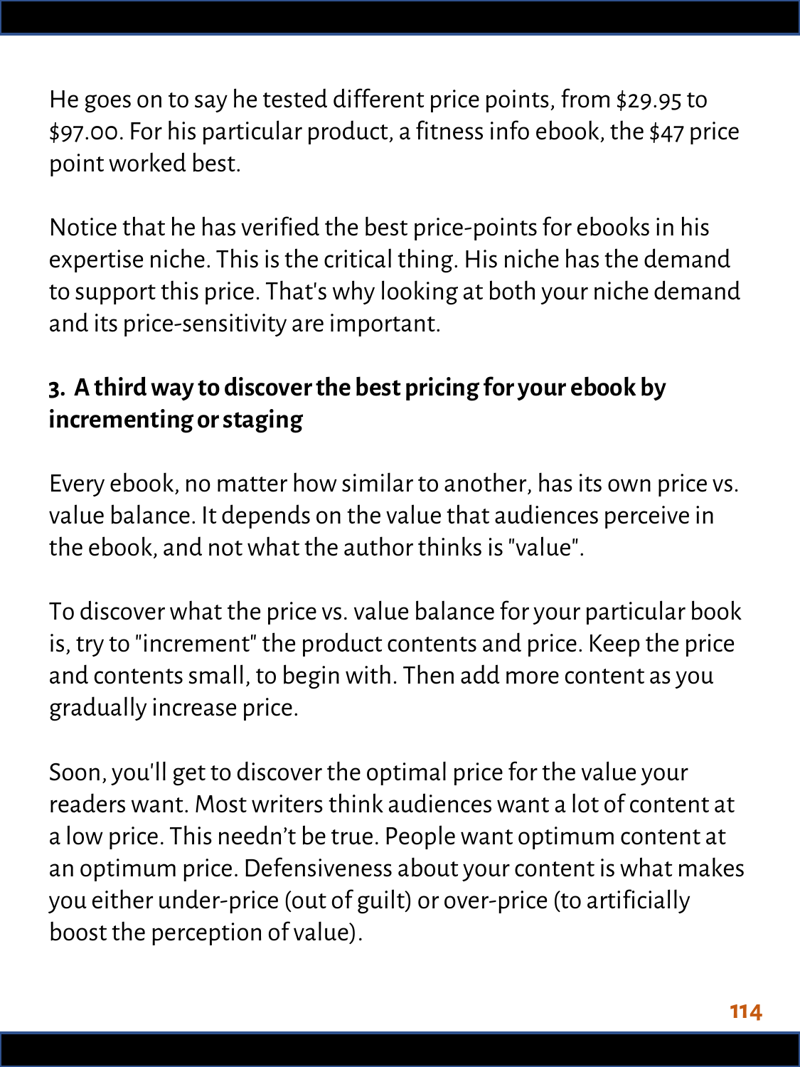He goes on to say he tested different price points, from $29.95 to $97.00. For his particular product, a fitness info ebook, the $47 price point worked best.

Notice that he has verified the best price-points for ebooks in his expertise niche. This is the critical thing. His niche has the demand to support this price. That's why looking at both your niche demand and its price-sensitivity are important.

### 3. A third way to discover the best pricing for your ebook by incrementing or staging

Every ebook, no matter how similar to another, has its own price vs. value balance. It depends on the value that audiences perceive in the ebook, and not what the author thinks is "value".

To discover what the price vs. value balance for your particular book is, try to "increment" the product contents and price. Keep the price and contents small, to begin with. Then add more content as you gradually increase price.

Soon, you'll get to discover the optimal price for the value your readers want. Most writers think audiences want a lot of content at a low price. This needn't be true. People want optimum content at an optimum price. Defensiveness about your content is what makes you either under-price (out of guilt) or over-price (to artificially boost the perception of value).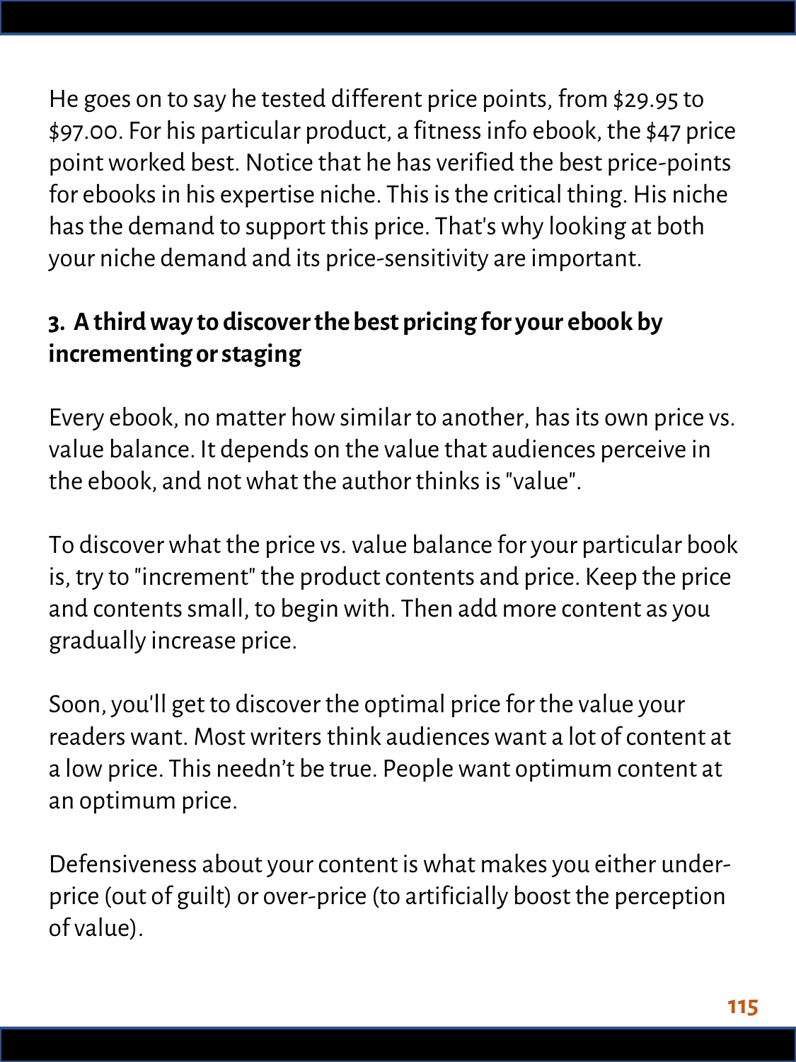He goes on to say he tested different price points, from $29.95 to $97.00. For his particular product, a fitness info ebook, the $47 price point worked best. Notice that he has verified the best price-points for ebooks in his expertise niche. This is the critical thing. His niche has the demand to support this price. That's why looking at both your niche demand and its price-sensitivity are important.

### 3. A third way to discover the best pricing for your ebook by incrementing or staging

Every ebook, no matter how similar to another, has its own price vs. value balance. It depends on the value that audiences perceive in the ebook, and not what the author thinks is "value".

To discover what the price vs. value balance for your particular book is, try to "increment" the product contents and price. Keep the price and contents small, to begin with. Then add more content as you gradually increase price.

Soon, you'll get to discover the optimal price for the value your readers want. Most writers think audiences want a lot of content at a low price. This needn't be true. People want optimum content at an optimum price.

Defensiveness about your content is what makes you either under-price (out of guilt) or over-price (to artificially boost the perception of value).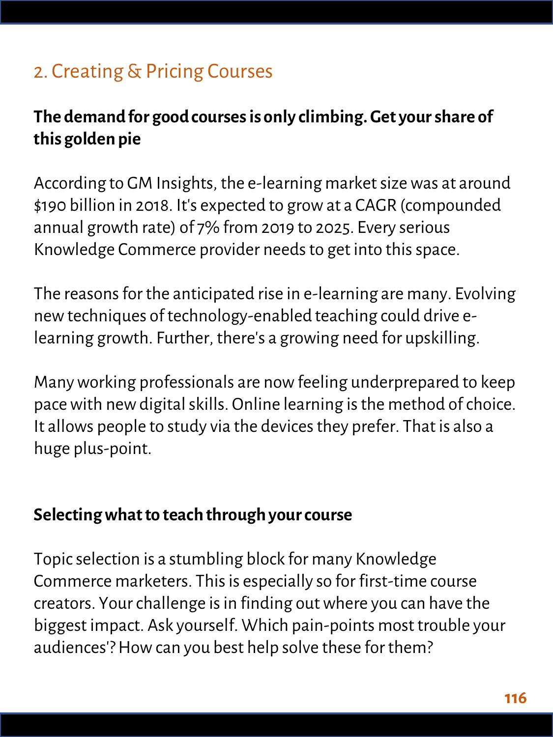## 2. Creating & Pricing Courses

**The demand for good courses is only climbing. Get your share of this golden pie**

According to GM Insights, the e-learning market size was at around $190 billion in 2018. It's expected to grow at a CAGR (compounded annual growth rate) of 7% from 2019 to 2025. Every serious Knowledge Commerce provider needs to get into this space.

The reasons for the anticipated rise in e-learning are many. Evolving new techniques of technology-enabled teaching could drive e-learning growth. Further, there's a growing need for upskilling.

Many working professionals are now feeling underprepared to keep pace with new digital skills. Online learning is the method of choice. It allows people to study via the devices they prefer. That is also a huge plus-point.

**Selecting what to teach through your course**

Topic selection is a stumbling block for many Knowledge Commerce marketers. This is especially so for first-time course creators. Your challenge is in finding out where you can have the biggest impact. Ask yourself. Which pain-points most trouble your audiences'? How can you best help solve these for them?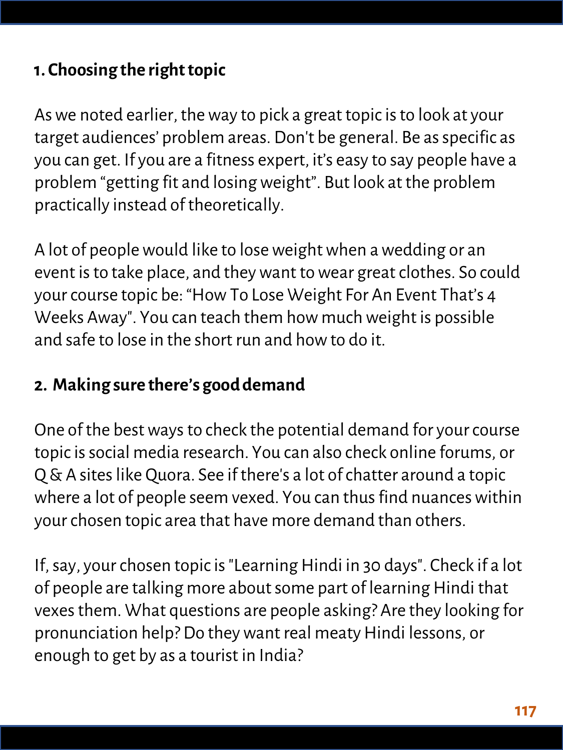**1. Choosing the right topic**

As we noted earlier, the way to pick a great topic is to look at your target audiences' problem areas. Don't be general. Be as specific as you can get. If you are a fitness expert, it's easy to say people have a problem "getting fit and losing weight". But look at the problem practically instead of theoretically.

A lot of people would like to lose weight when a wedding or an event is to take place, and they want to wear great clothes. So could your course topic be: "How To Lose Weight For An Event That's 4 Weeks Away". You can teach them how much weight is possible and safe to lose in the short run and how to do it.

**2. Making sure there's good demand**

One of the best ways to check the potential demand for your course topic is social media research. You can also check online forums, or Q & A sites like Quora. See if there's a lot of chatter around a topic where a lot of people seem vexed. You can thus find nuances within your chosen topic area that have more demand than others.

If, say, your chosen topic is "Learning Hindi in 30 days". Check if a lot of people are talking more about some part of learning Hindi that vexes them. What questions are people asking? Are they looking for pronunciation help? Do they want real meaty Hindi lessons, or enough to get by as a tourist in India?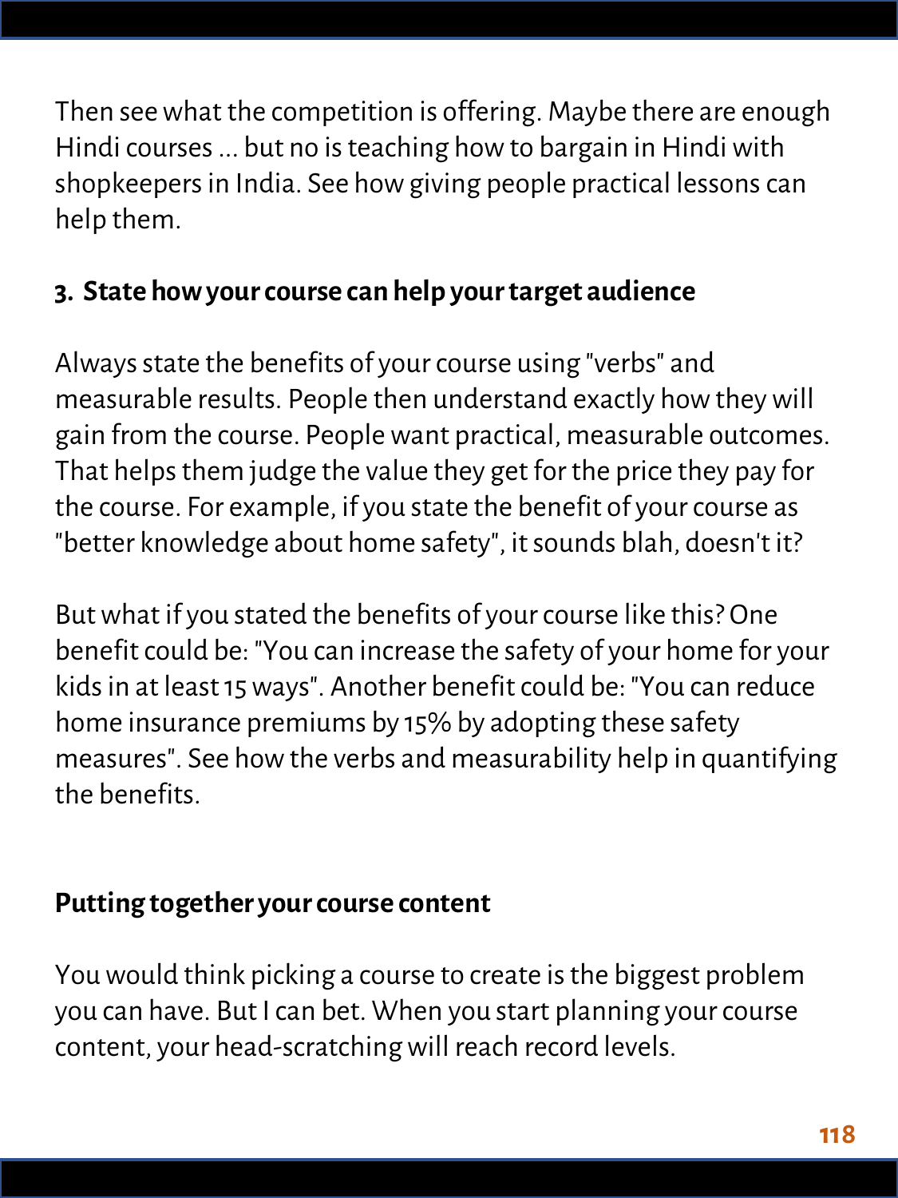Then see what the competition is offering. Maybe there are enough Hindi courses ... but no is teaching how to bargain in Hindi with shopkeepers in India. See how giving people practical lessons can help them.

**3. State how your course can help your target audience**

Always state the benefits of your course using "verbs" and measurable results. People then understand exactly how they will gain from the course. People want practical, measurable outcomes. That helps them judge the value they get for the price they pay for the course. For example, if you state the benefit of your course as "better knowledge about home safety", it sounds blah, doesn't it?

But what if you stated the benefits of your course like this? One benefit could be: "You can increase the safety of your home for your kids in at least 15 ways". Another benefit could be: "You can reduce home insurance premiums by 15% by adopting these safety measures". See how the verbs and measurability help in quantifying the benefits.

**Putting together your course content**

You would think picking a course to create is the biggest problem you can have. But I can bet. When you start planning your course content, your head-scratching will reach record levels.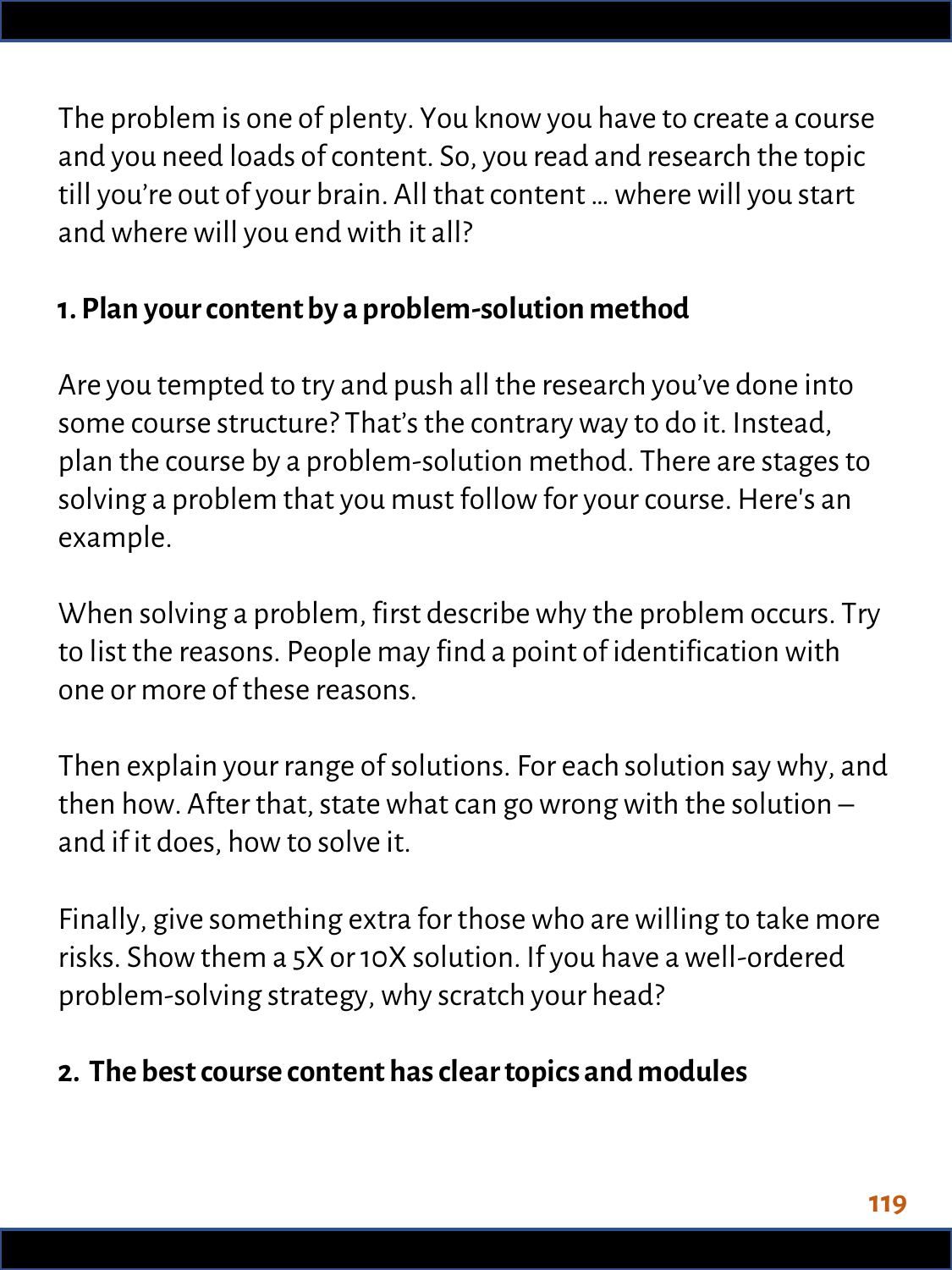The problem is one of plenty. You know you have to create a course and you need loads of content. So, you read and research the topic till you're out of your brain. All that content … where will you start and where will you end with it all?

### 1. Plan your content by a problem-solution method

Are you tempted to try and push all the research you've done into some course structure? That's the contrary way to do it. Instead, plan the course by a problem-solution method. There are stages to solving a problem that you must follow for your course. Here's an example.

When solving a problem, first describe why the problem occurs. Try to list the reasons. People may find a point of identification with one or more of these reasons.

Then explain your range of solutions. For each solution say why, and then how. After that, state what can go wrong with the solution – and if it does, how to solve it.

Finally, give something extra for those who are willing to take more risks. Show them a 5X or 10X solution. If you have a well-ordered problem-solving strategy, why scratch your head?

### 2. The best course content has clear topics and modules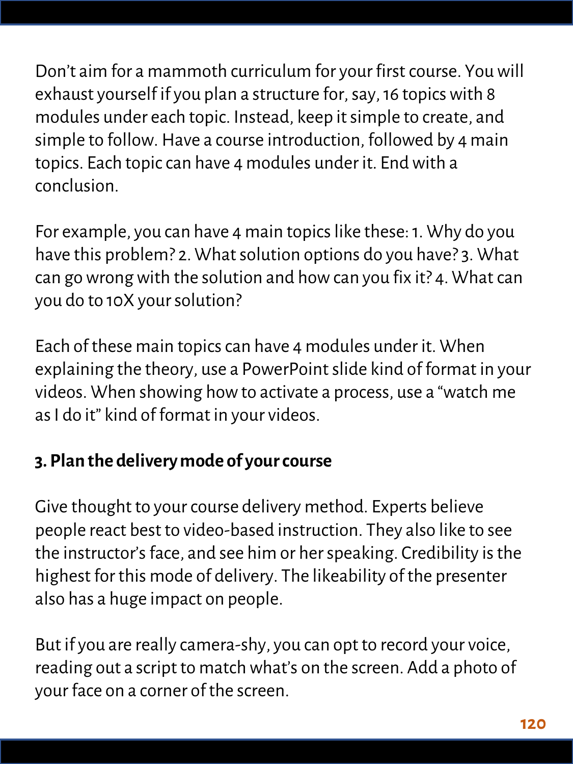Don't aim for a mammoth curriculum for your first course. You will exhaust yourself if you plan a structure for, say, 16 topics with 8 modules under each topic. Instead, keep it simple to create, and simple to follow. Have a course introduction, followed by 4 main topics. Each topic can have 4 modules under it. End with a conclusion.

For example, you can have 4 main topics like these: 1. Why do you have this problem? 2. What solution options do you have? 3. What can go wrong with the solution and how can you fix it? 4. What can you do to 10X your solution?

Each of these main topics can have 4 modules under it. When explaining the theory, use a PowerPoint slide kind of format in your videos. When showing how to activate a process, use a "watch me as I do it" kind of format in your videos.

### 3. Plan the delivery mode of your course

Give thought to your course delivery method. Experts believe people react best to video-based instruction. They also like to see the instructor's face, and see him or her speaking. Credibility is the highest for this mode of delivery. The likeability of the presenter also has a huge impact on people.

But if you are really camera-shy, you can opt to record your voice, reading out a script to match what's on the screen. Add a photo of your face on a corner of the screen.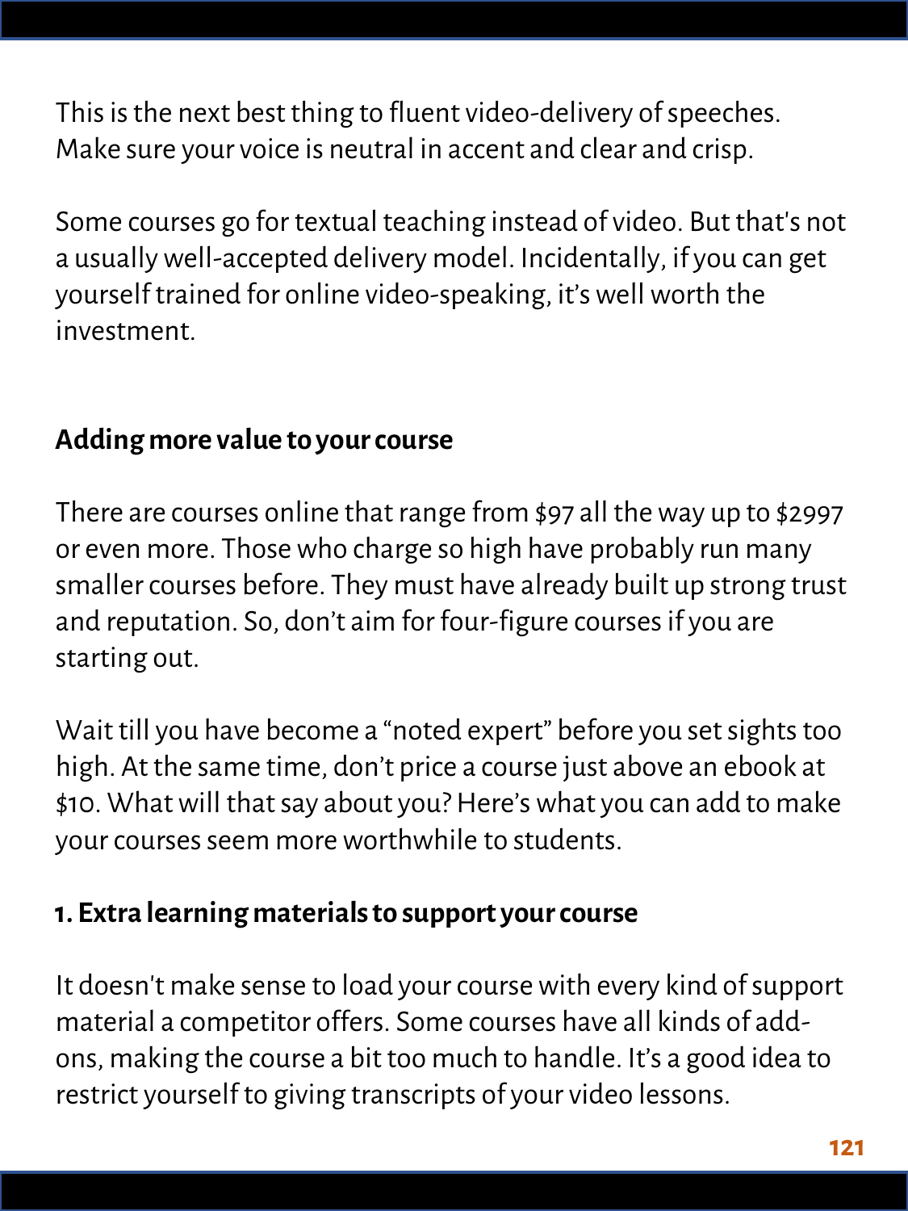This is the next best thing to fluent video-delivery of speeches. Make sure your voice is neutral in accent and clear and crisp.

Some courses go for textual teaching instead of video. But that's not a usually well-accepted delivery model. Incidentally, if you can get yourself trained for online video-speaking, it's well worth the investment.

## Adding more value to your course

There are courses online that range from $97 all the way up to $2997 or even more. Those who charge so high have probably run many smaller courses before. They must have already built up strong trust and reputation. So, don't aim for four-figure courses if you are starting out.

Wait till you have become a "noted expert" before you set sights too high. At the same time, don't price a course just above an ebook at $10. What will that say about you? Here's what you can add to make your courses seem more worthwhile to students.

### 1. Extra learning materials to support your course

It doesn't make sense to load your course with every kind of support material a competitor offers. Some courses have all kinds of add-ons, making the course a bit too much to handle. It's a good idea to restrict yourself to giving transcripts of your video lessons.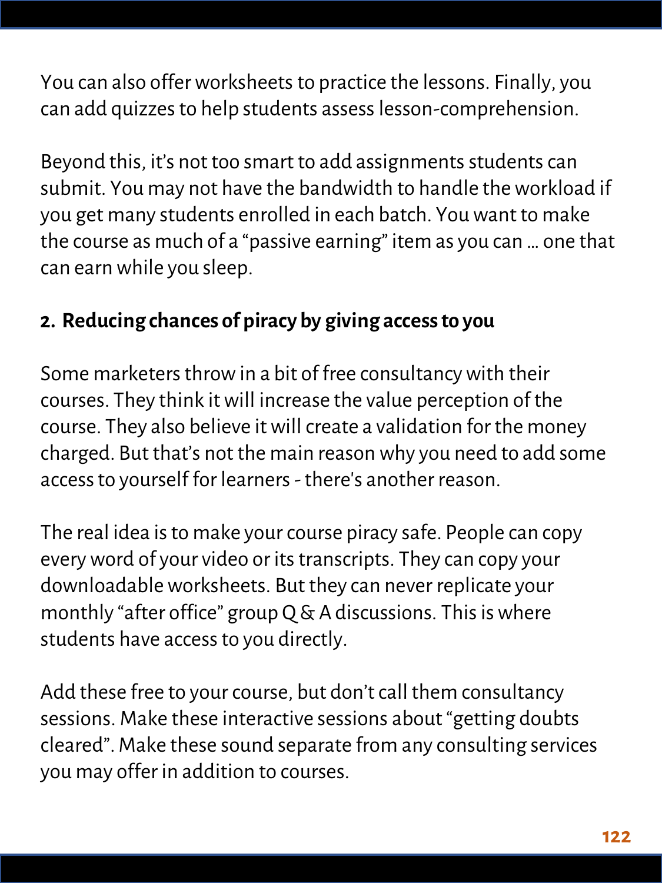You can also offer worksheets to practice the lessons. Finally, you can add quizzes to help students assess lesson-comprehension.

Beyond this, it's not too smart to add assignments students can submit. You may not have the bandwidth to handle the workload if you get many students enrolled in each batch. You want to make the course as much of a "passive earning" item as you can … one that can earn while you sleep.

**2. Reducing chances of piracy by giving access to you**

Some marketers throw in a bit of free consultancy with their courses. They think it will increase the value perception of the course. They also believe it will create a validation for the money charged. But that's not the main reason why you need to add some access to yourself for learners - there's another reason.

The real idea is to make your course piracy safe. People can copy every word of your video or its transcripts. They can copy your downloadable worksheets. But they can never replicate your monthly "after office" group Q & A discussions. This is where students have access to you directly.

Add these free to your course, but don't call them consultancy sessions. Make these interactive sessions about "getting doubts cleared". Make these sound separate from any consulting services you may offer in addition to courses.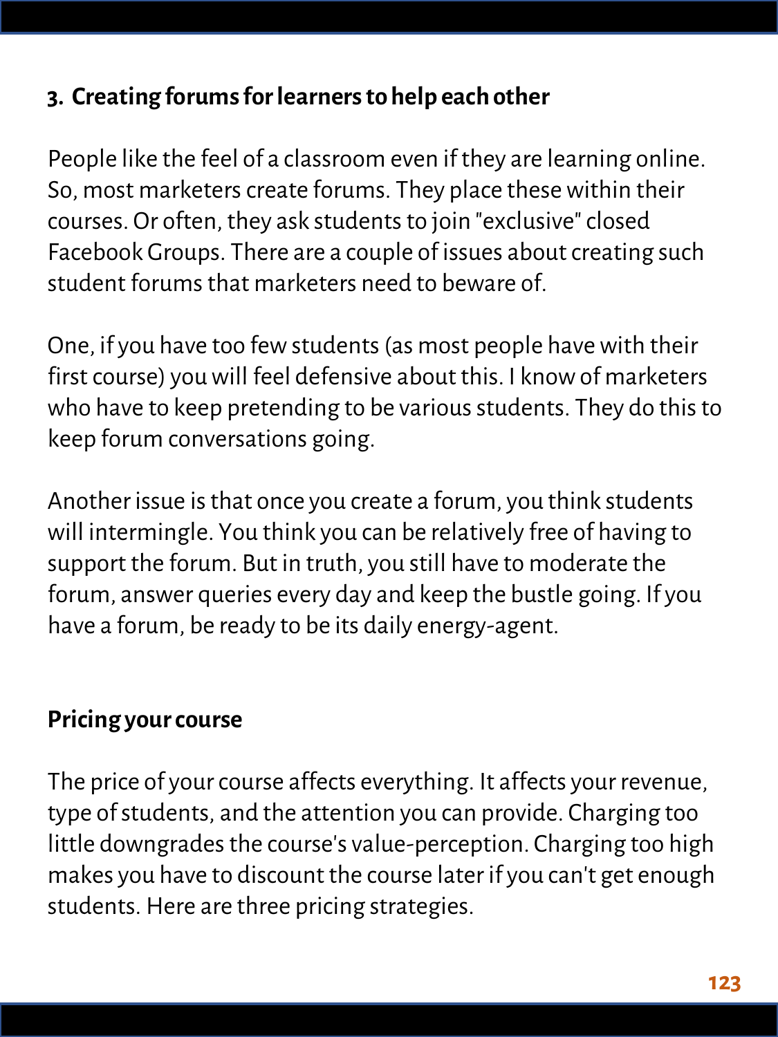### 3. Creating forums for learners to help each other

People like the feel of a classroom even if they are learning online. So, most marketers create forums. They place these within their courses. Or often, they ask students to join "exclusive" closed Facebook Groups. There are a couple of issues about creating such student forums that marketers need to beware of.

One, if you have too few students (as most people have with their first course) you will feel defensive about this. I know of marketers who have to keep pretending to be various students. They do this to keep forum conversations going.

Another issue is that once you create a forum, you think students will intermingle. You think you can be relatively free of having to support the forum. But in truth, you still have to moderate the forum, answer queries every day and keep the bustle going. If you have a forum, be ready to be its daily energy-agent.

## Pricing your course

The price of your course affects everything. It affects your revenue, type of students, and the attention you can provide. Charging too little downgrades the course's value-perception. Charging too high makes you have to discount the course later if you can't get enough students. Here are three pricing strategies.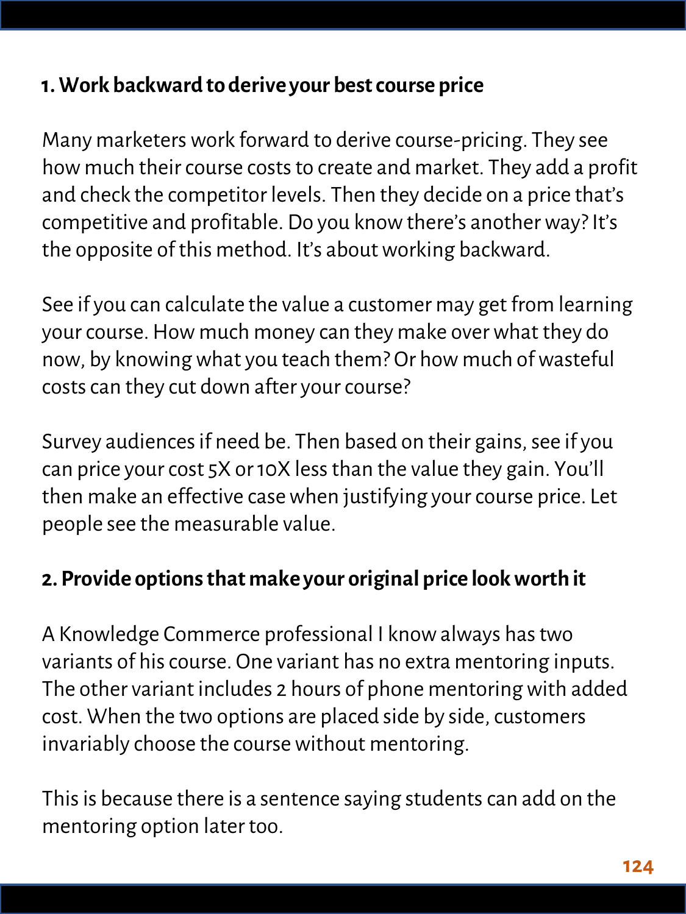**1. Work backward to derive your best course price**

Many marketers work forward to derive course-pricing. They see how much their course costs to create and market. They add a profit and check the competitor levels. Then they decide on a price that's competitive and profitable. Do you know there's another way? It's the opposite of this method. It's about working backward.

See if you can calculate the value a customer may get from learning your course. How much money can they make over what they do now, by knowing what you teach them? Or how much of wasteful costs can they cut down after your course?

Survey audiences if need be. Then based on their gains, see if you can price your cost 5X or 10X less than the value they gain. You'll then make an effective case when justifying your course price. Let people see the measurable value.

**2. Provide options that make your original price look worth it**

A Knowledge Commerce professional I know always has two variants of his course. One variant has no extra mentoring inputs. The other variant includes 2 hours of phone mentoring with added cost. When the two options are placed side by side, customers invariably choose the course without mentoring.

This is because there is a sentence saying students can add on the mentoring option later too.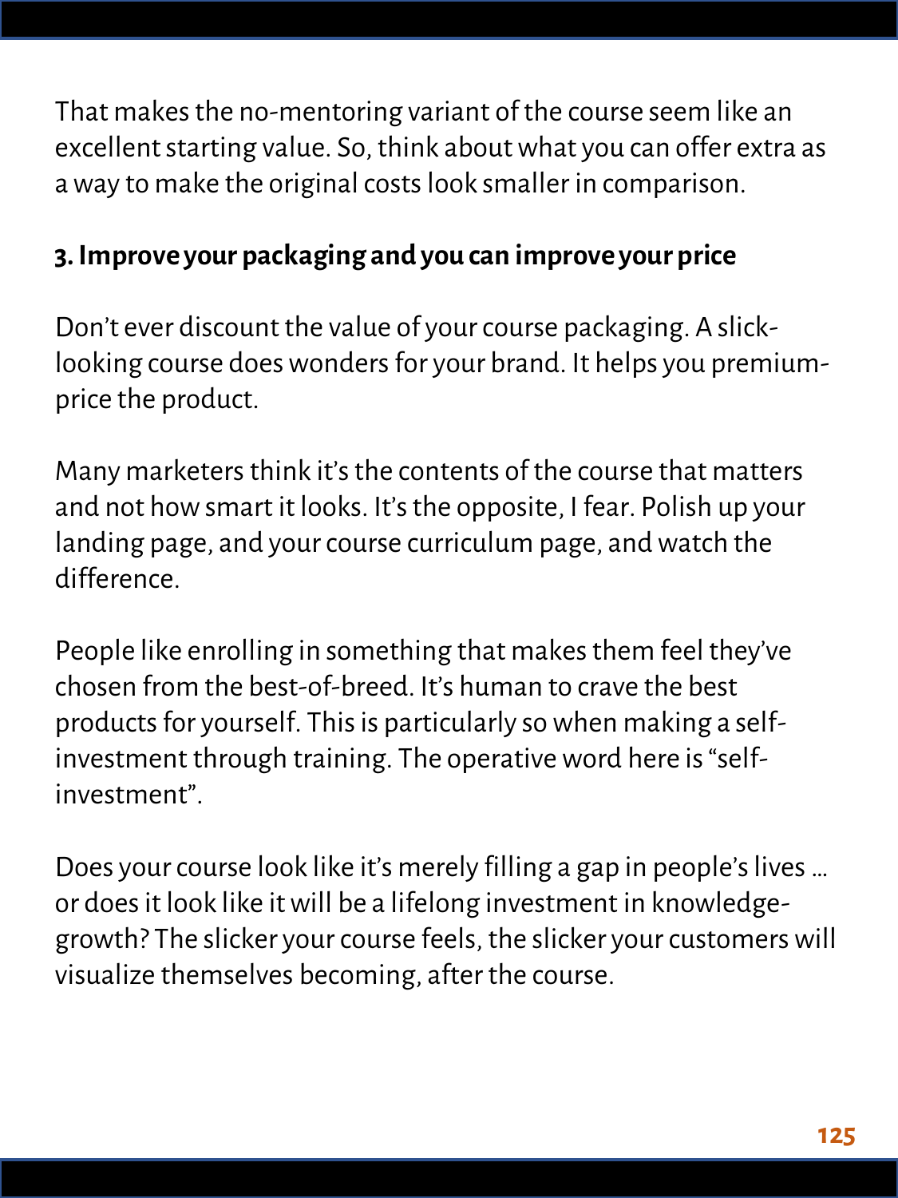That makes the no-mentoring variant of the course seem like an excellent starting value. So, think about what you can offer extra as a way to make the original costs look smaller in comparison.

**3. Improve your packaging and you can improve your price**

Don't ever discount the value of your course packaging. A slick-looking course does wonders for your brand. It helps you premium-price the product.

Many marketers think it's the contents of the course that matters and not how smart it looks. It's the opposite, I fear. Polish up your landing page, and your course curriculum page, and watch the difference.

People like enrolling in something that makes them feel they've chosen from the best-of-breed. It's human to crave the best products for yourself. This is particularly so when making a self-investment through training. The operative word here is "self-investment".

Does your course look like it's merely filling a gap in people's lives ... or does it look like it will be a lifelong investment in knowledge-growth? The slicker your course feels, the slicker your customers will visualize themselves becoming, after the course.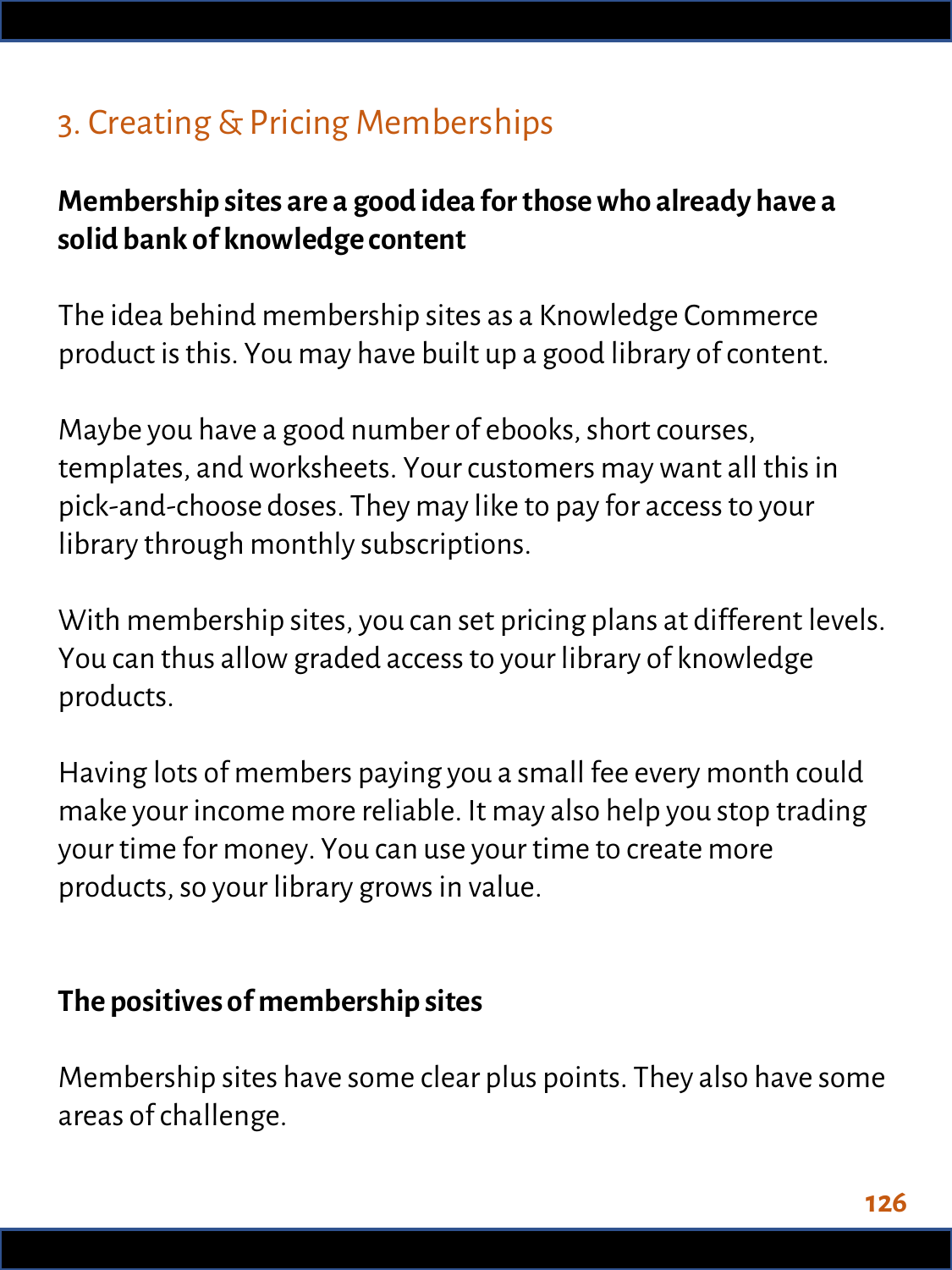## 3. Creating & Pricing Memberships

**Membership sites are a good idea for those who already have a solid bank of knowledge content**

The idea behind membership sites as a Knowledge Commerce product is this. You may have built up a good library of content.

Maybe you have a good number of ebooks, short courses, templates, and worksheets. Your customers may want all this in pick-and-choose doses. They may like to pay for access to your library through monthly subscriptions.

With membership sites, you can set pricing plans at different levels. You can thus allow graded access to your library of knowledge products.

Having lots of members paying you a small fee every month could make your income more reliable. It may also help you stop trading your time for money. You can use your time to create more products, so your library grows in value.

**The positives of membership sites**

Membership sites have some clear plus points. They also have some areas of challenge.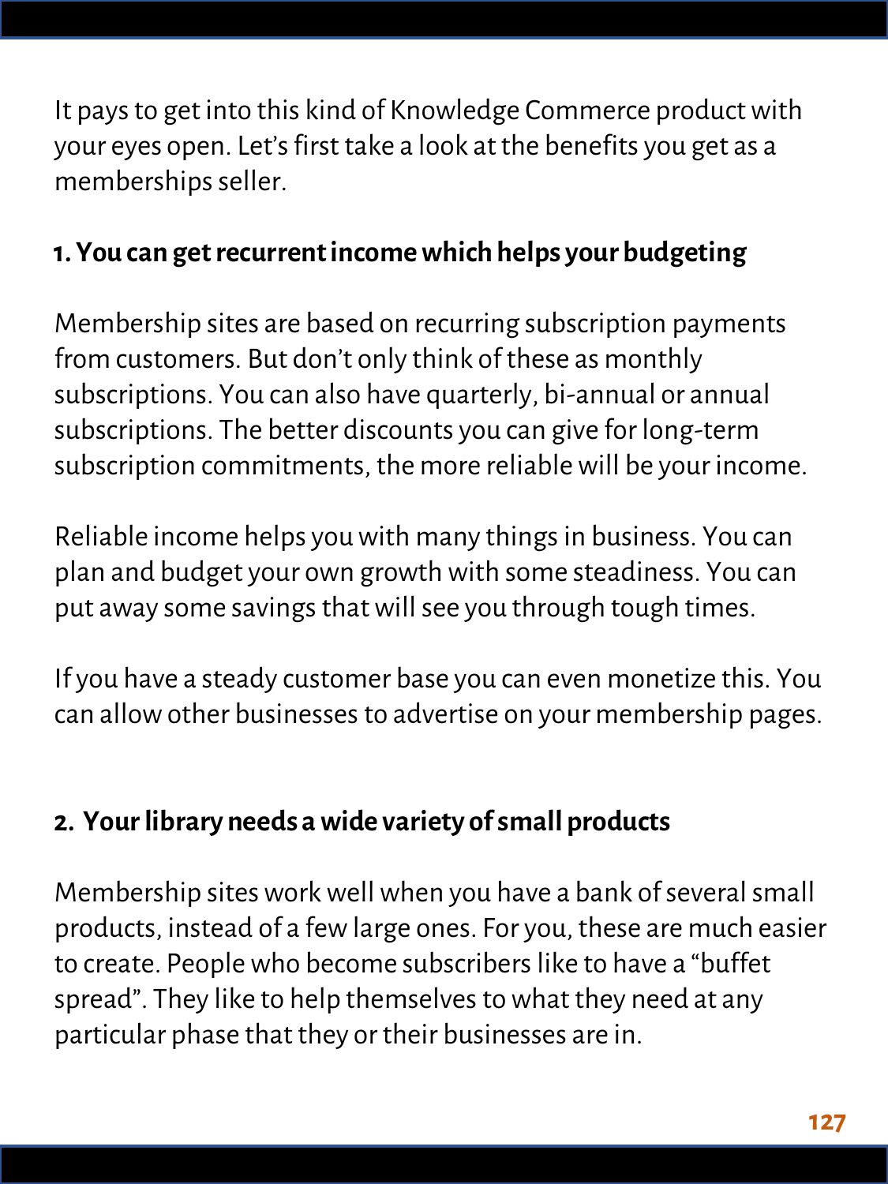It pays to get into this kind of Knowledge Commerce product with your eyes open. Let's first take a look at the benefits you get as a memberships seller.

### 1. You can get recurrent income which helps your budgeting

Membership sites are based on recurring subscription payments from customers. But don't only think of these as monthly subscriptions. You can also have quarterly, bi-annual or annual subscriptions. The better discounts you can give for long-term subscription commitments, the more reliable will be your income.

Reliable income helps you with many things in business. You can plan and budget your own growth with some steadiness. You can put away some savings that will see you through tough times.

If you have a steady customer base you can even monetize this. You can allow other businesses to advertise on your membership pages.

### 2. Your library needs a wide variety of small products

Membership sites work well when you have a bank of several small products, instead of a few large ones. For you, these are much easier to create. People who become subscribers like to have a "buffet spread". They like to help themselves to what they need at any particular phase that they or their businesses are in.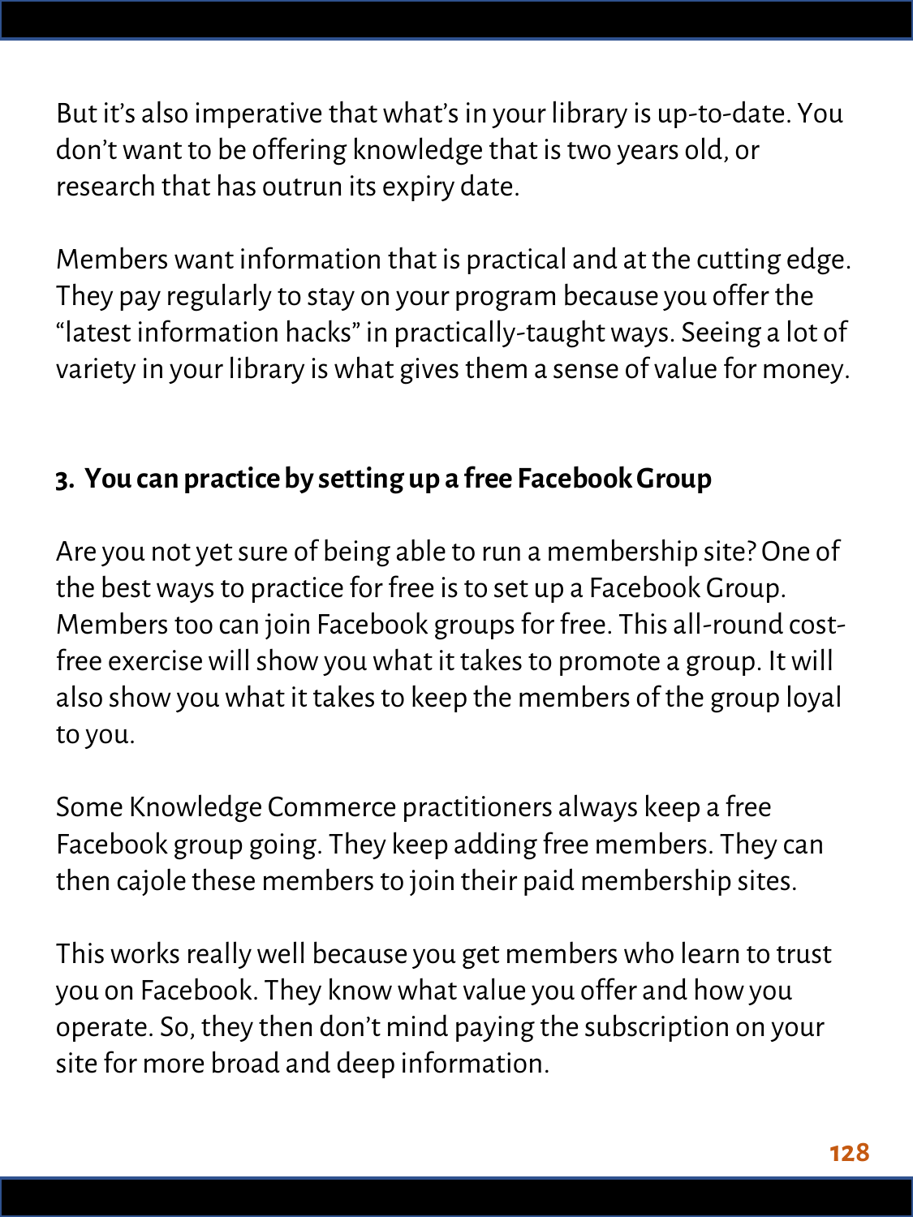But it's also imperative that what's in your library is up-to-date. You don't want to be offering knowledge that is two years old, or research that has outrun its expiry date.

Members want information that is practical and at the cutting edge. They pay regularly to stay on your program because you offer the "latest information hacks" in practically-taught ways. Seeing a lot of variety in your library is what gives them a sense of value for money.

### 3. You can practice by setting up a free Facebook Group

Are you not yet sure of being able to run a membership site? One of the best ways to practice for free is to set up a Facebook Group. Members too can join Facebook groups for free. This all-round cost-free exercise will show you what it takes to promote a group. It will also show you what it takes to keep the members of the group loyal to you.

Some Knowledge Commerce practitioners always keep a free Facebook group going. They keep adding free members. They can then cajole these members to join their paid membership sites.

This works really well because you get members who learn to trust you on Facebook. They know what value you offer and how you operate. So, they then don't mind paying the subscription on your site for more broad and deep information.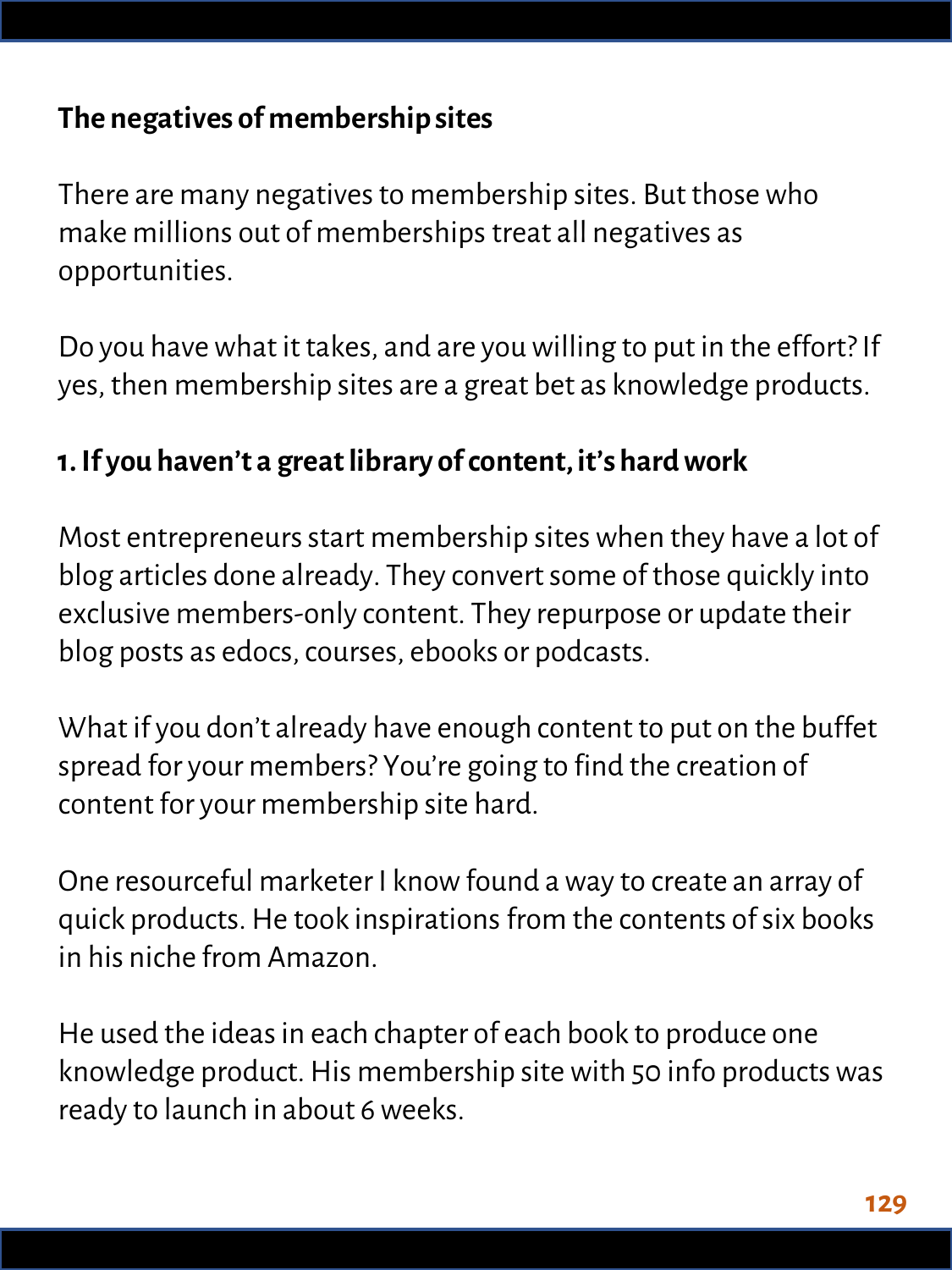## The negatives of membership sites

There are many negatives to membership sites. But those who make millions out of memberships treat all negatives as opportunities.

Do you have what it takes, and are you willing to put in the effort? If yes, then membership sites are a great bet as knowledge products.

### 1. If you haven't a great library of content, it's hard work

Most entrepreneurs start membership sites when they have a lot of blog articles done already. They convert some of those quickly into exclusive members-only content. They repurpose or update their blog posts as edocs, courses, ebooks or podcasts.

What if you don't already have enough content to put on the buffet spread for your members? You're going to find the creation of content for your membership site hard.

One resourceful marketer I know found a way to create an array of quick products. He took inspirations from the contents of six books in his niche from Amazon.

He used the ideas in each chapter of each book to produce one knowledge product. His membership site with 50 info products was ready to launch in about 6 weeks.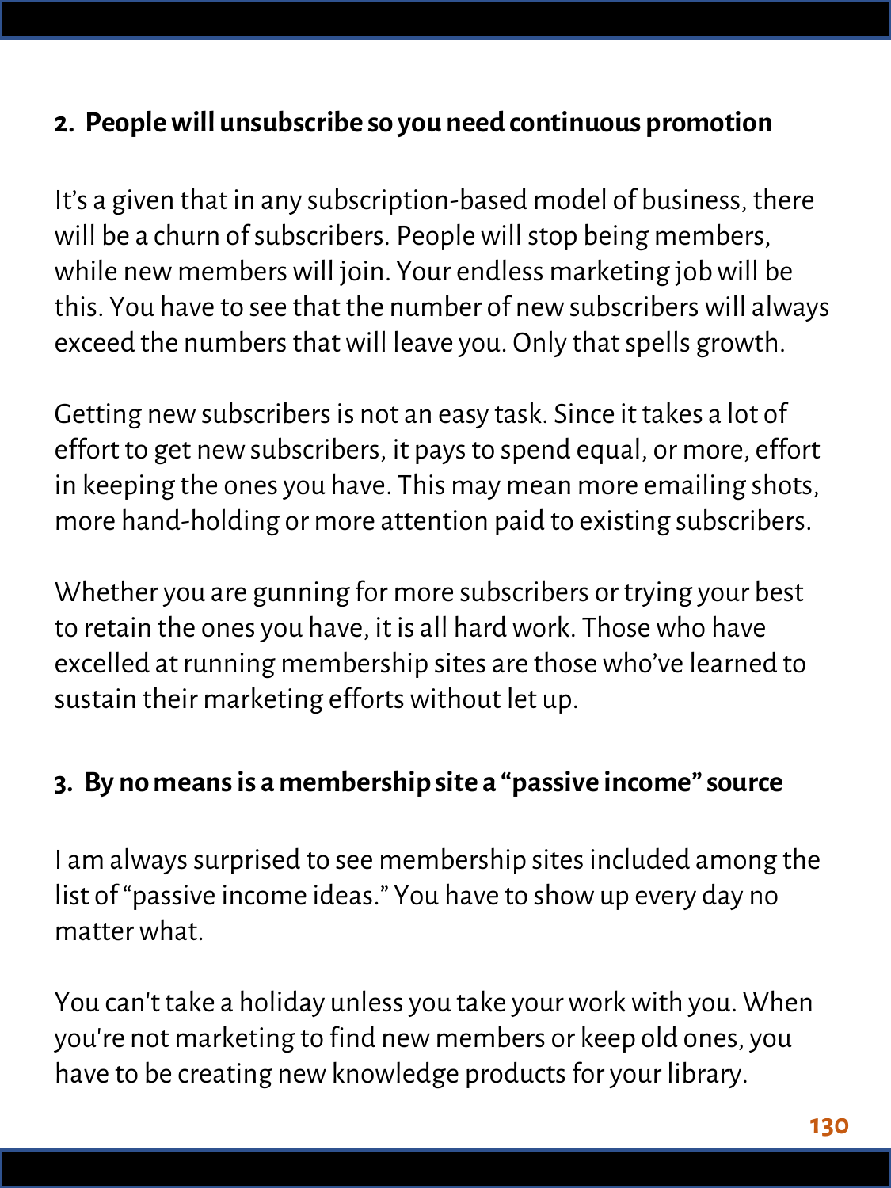**2. People will unsubscribe so you need continuous promotion**

It's a given that in any subscription-based model of business, there will be a churn of subscribers. People will stop being members, while new members will join. Your endless marketing job will be this. You have to see that the number of new subscribers will always exceed the numbers that will leave you. Only that spells growth.

Getting new subscribers is not an easy task. Since it takes a lot of effort to get new subscribers, it pays to spend equal, or more, effort in keeping the ones you have. This may mean more emailing shots, more hand-holding or more attention paid to existing subscribers.

Whether you are gunning for more subscribers or trying your best to retain the ones you have, it is all hard work. Those who have excelled at running membership sites are those who've learned to sustain their marketing efforts without let up.

**3. By no means is a membership site a "passive income" source**

I am always surprised to see membership sites included among the list of "passive income ideas." You have to show up every day no matter what.

You can't take a holiday unless you take your work with you. When you're not marketing to find new members or keep old ones, you have to be creating new knowledge products for your library.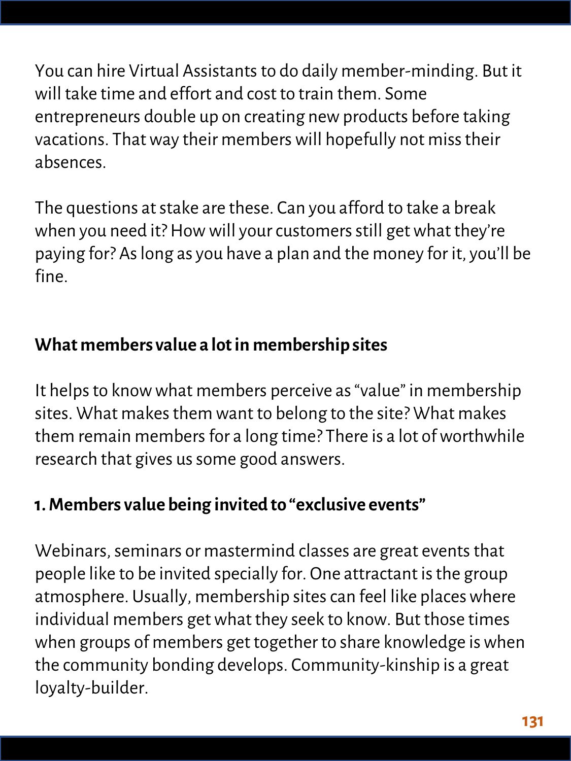You can hire Virtual Assistants to do daily member-minding. But it will take time and effort and cost to train them. Some entrepreneurs double up on creating new products before taking vacations. That way their members will hopefully not miss their absences.

The questions at stake are these. Can you afford to take a break when you need it? How will your customers still get what they're paying for? As long as you have a plan and the money for it, you'll be fine.

## What members value a lot in membership sites

It helps to know what members perceive as "value" in membership sites. What makes them want to belong to the site? What makes them remain members for a long time? There is a lot of worthwhile research that gives us some good answers.

### 1. Members value being invited to "exclusive events"

Webinars, seminars or mastermind classes are great events that people like to be invited specially for. One attractant is the group atmosphere. Usually, membership sites can feel like places where individual members get what they seek to know. But those times when groups of members get together to share knowledge is when the community bonding develops. Community-kinship is a great loyalty-builder.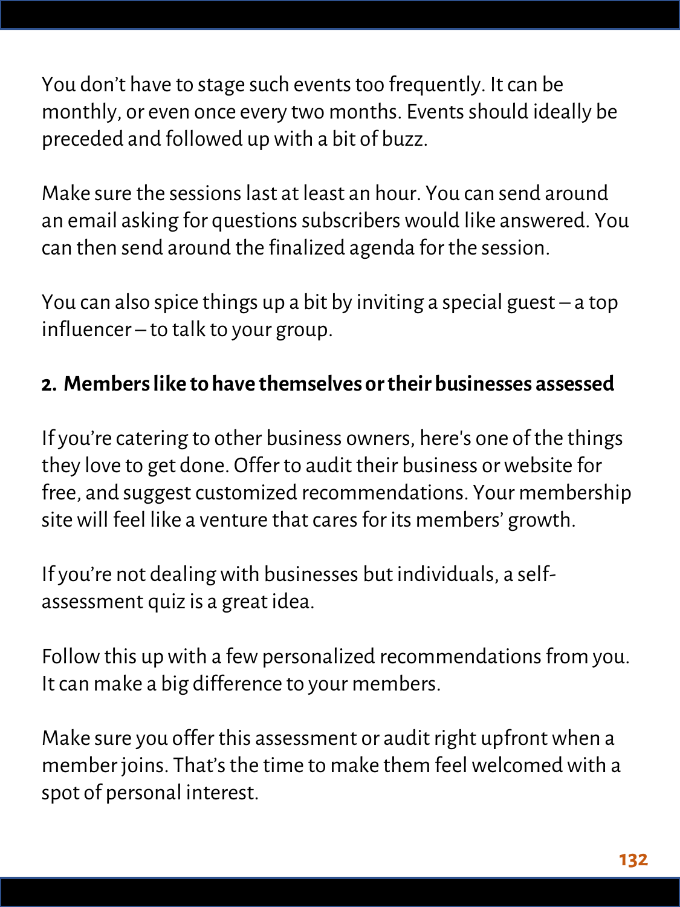You don't have to stage such events too frequently. It can be monthly, or even once every two months. Events should ideally be preceded and followed up with a bit of buzz.

Make sure the sessions last at least an hour. You can send around an email asking for questions subscribers would like answered. You can then send around the finalized agenda for the session.

You can also spice things up a bit by inviting a special guest – a top influencer – to talk to your group.

**2. Members like to have themselves or their businesses assessed**

If you're catering to other business owners, here's one of the things they love to get done. Offer to audit their business or website for free, and suggest customized recommendations. Your membership site will feel like a venture that cares for its members' growth.

If you're not dealing with businesses but individuals, a self-assessment quiz is a great idea.

Follow this up with a few personalized recommendations from you. It can make a big difference to your members.

Make sure you offer this assessment or audit right upfront when a member joins. That's the time to make them feel welcomed with a spot of personal interest.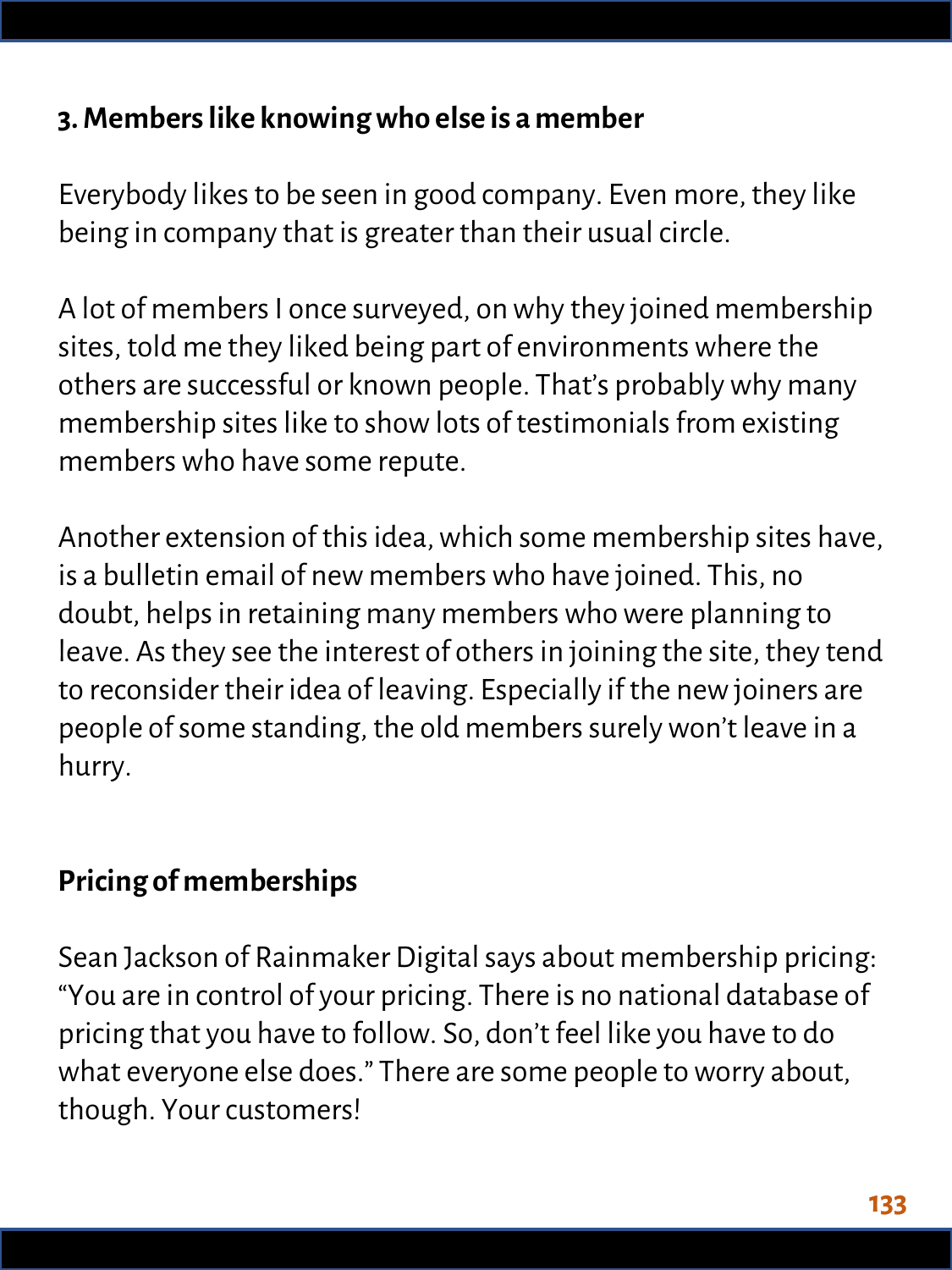### 3. Members like knowing who else is a member

Everybody likes to be seen in good company. Even more, they like being in company that is greater than their usual circle.

A lot of members I once surveyed, on why they joined membership sites, told me they liked being part of environments where the others are successful or known people. That's probably why many membership sites like to show lots of testimonials from existing members who have some repute.

Another extension of this idea, which some membership sites have, is a bulletin email of new members who have joined. This, no doubt, helps in retaining many members who were planning to leave. As they see the interest of others in joining the site, they tend to reconsider their idea of leaving. Especially if the new joiners are people of some standing, the old members surely won't leave in a hurry.

## Pricing of memberships

Sean Jackson of Rainmaker Digital says about membership pricing: "You are in control of your pricing. There is no national database of pricing that you have to follow. So, don't feel like you have to do what everyone else does." There are some people to worry about, though. Your customers!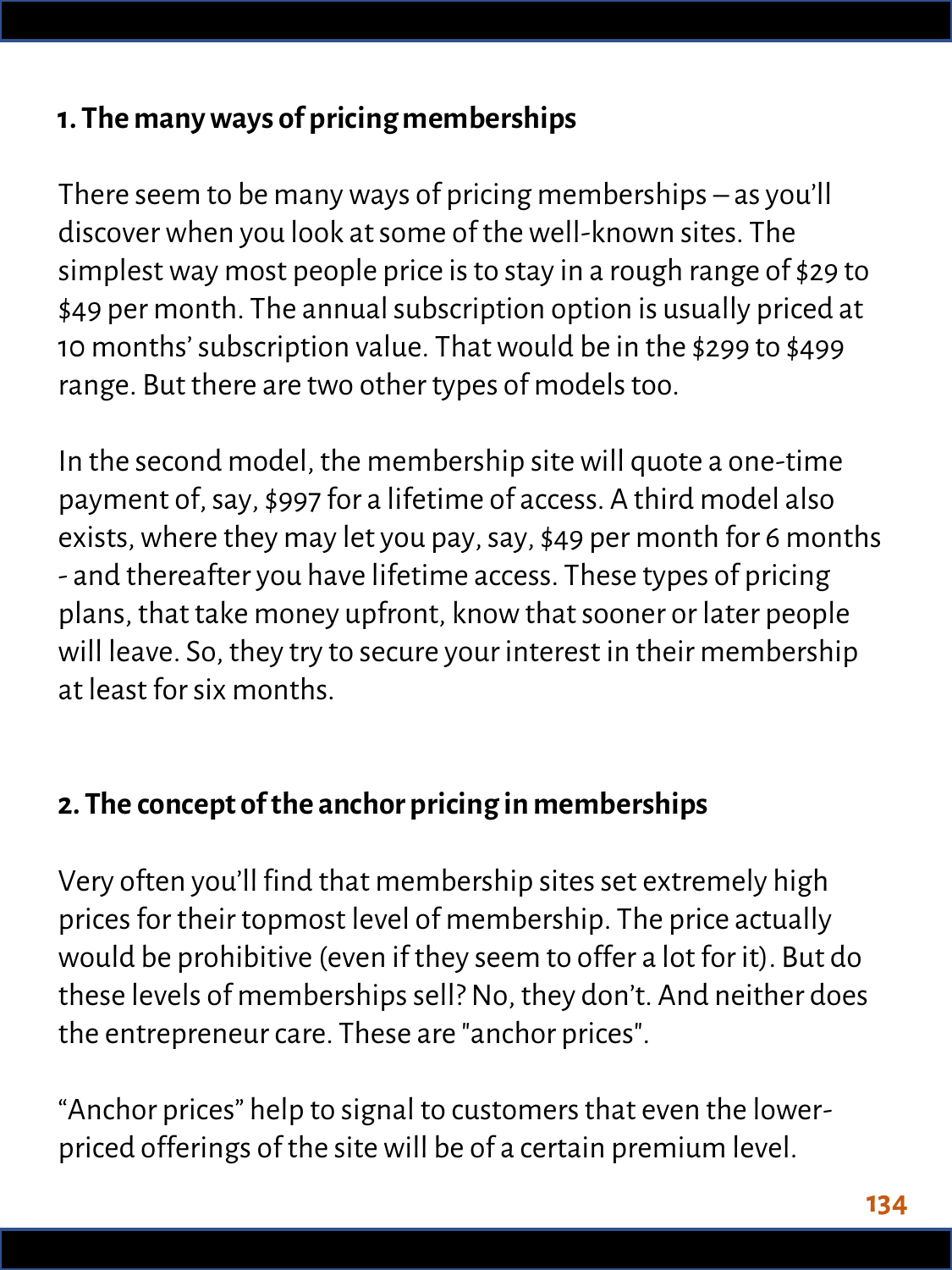### 1. The many ways of pricing memberships

There seem to be many ways of pricing memberships – as you'll discover when you look at some of the well-known sites. The simplest way most people price is to stay in a rough range of $29 to $49 per month. The annual subscription option is usually priced at 10 months' subscription value. That would be in the $299 to $499 range. But there are two other types of models too.

In the second model, the membership site will quote a one-time payment of, say, $997 for a lifetime of access. A third model also exists, where they may let you pay, say, $49 per month for 6 months - and thereafter you have lifetime access. These types of pricing plans, that take money upfront, know that sooner or later people will leave. So, they try to secure your interest in their membership at least for six months.

### 2. The concept of the anchor pricing in memberships

Very often you'll find that membership sites set extremely high prices for their topmost level of membership. The price actually would be prohibitive (even if they seem to offer a lot for it). But do these levels of memberships sell? No, they don't. And neither does the entrepreneur care. These are "anchor prices".

"Anchor prices" help to signal to customers that even the lower-priced offerings of the site will be of a certain premium level.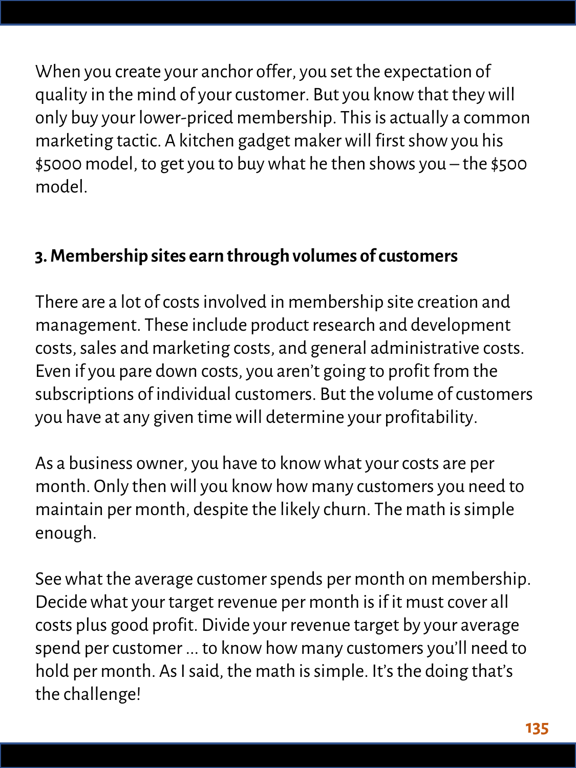When you create your anchor offer, you set the expectation of quality in the mind of your customer. But you know that they will only buy your lower-priced membership. This is actually a common marketing tactic. A kitchen gadget maker will first show you his $5000 model, to get you to buy what he then shows you – the $500 model.

### 3. Membership sites earn through volumes of customers

There are a lot of costs involved in membership site creation and management. These include product research and development costs, sales and marketing costs, and general administrative costs. Even if you pare down costs, you aren't going to profit from the subscriptions of individual customers. But the volume of customers you have at any given time will determine your profitability.

As a business owner, you have to know what your costs are per month. Only then will you know how many customers you need to maintain per month, despite the likely churn. The math is simple enough.

See what the average customer spends per month on membership. Decide what your target revenue per month is if it must cover all costs plus good profit. Divide your revenue target by your average spend per customer ... to know how many customers you'll need to hold per month. As I said, the math is simple. It's the doing that's the challenge!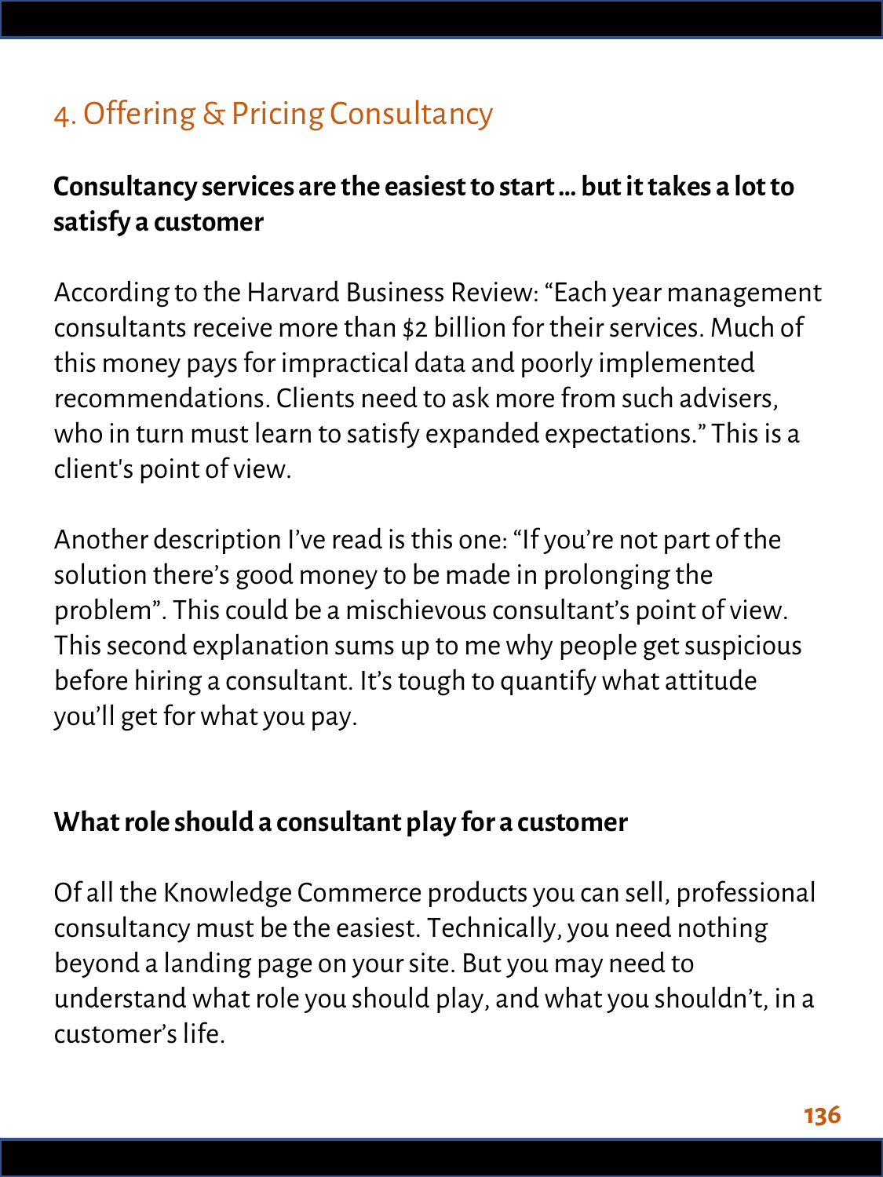## 4. Offering & Pricing Consultancy

**Consultancy services are the easiest to start ... but it takes a lot to satisfy a customer**

According to the Harvard Business Review: “Each year management consultants receive more than $2 billion for their services. Much of this money pays for impractical data and poorly implemented recommendations. Clients need to ask more from such advisers, who in turn must learn to satisfy expanded expectations.” This is a client's point of view.

Another description I’ve read is this one: “If you’re not part of the solution there’s good money to be made in prolonging the problem”. This could be a mischievous consultant’s point of view. This second explanation sums up to me why people get suspicious before hiring a consultant. It’s tough to quantify what attitude you’ll get for what you pay.

**What role should a consultant play for a customer**

Of all the Knowledge Commerce products you can sell, professional consultancy must be the easiest. Technically, you need nothing beyond a landing page on your site. But you may need to understand what role you should play, and what you shouldn’t, in a customer’s life.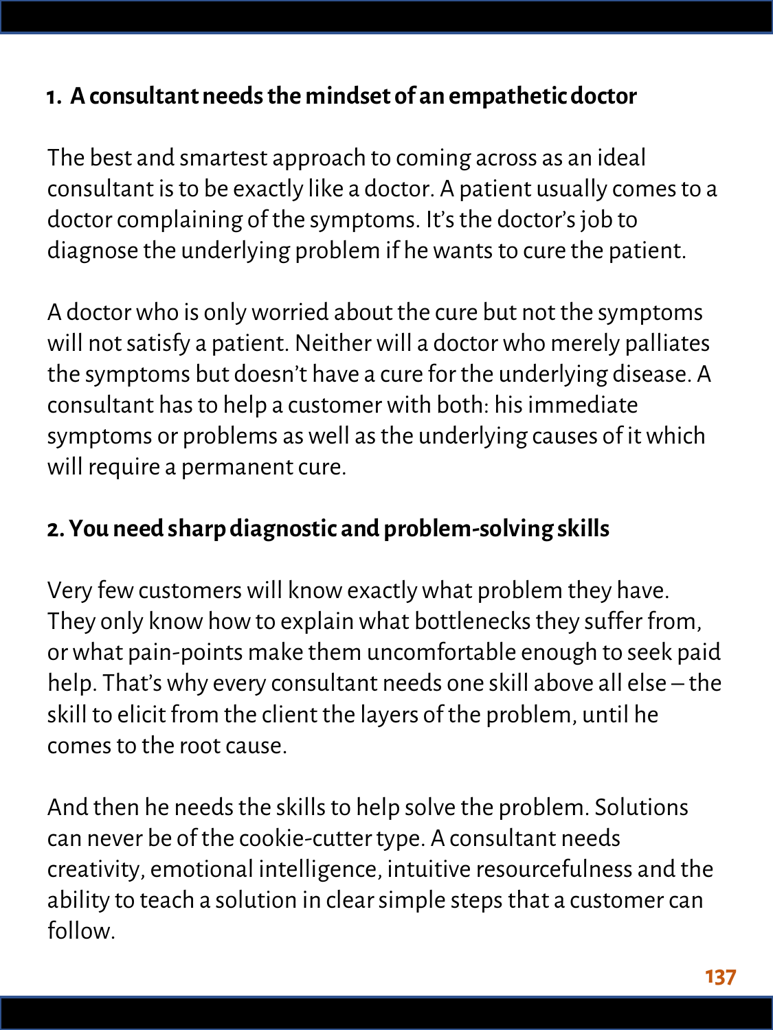### 1. A consultant needs the mindset of an empathetic doctor

The best and smartest approach to coming across as an ideal consultant is to be exactly like a doctor. A patient usually comes to a doctor complaining of the symptoms. It's the doctor's job to diagnose the underlying problem if he wants to cure the patient.

A doctor who is only worried about the cure but not the symptoms will not satisfy a patient. Neither will a doctor who merely palliates the symptoms but doesn't have a cure for the underlying disease. A consultant has to help a customer with both: his immediate symptoms or problems as well as the underlying causes of it which will require a permanent cure.

### 2. You need sharp diagnostic and problem-solving skills

Very few customers will know exactly what problem they have. They only know how to explain what bottlenecks they suffer from, or what pain-points make them uncomfortable enough to seek paid help. That's why every consultant needs one skill above all else – the skill to elicit from the client the layers of the problem, until he comes to the root cause.

And then he needs the skills to help solve the problem. Solutions can never be of the cookie-cutter type. A consultant needs creativity, emotional intelligence, intuitive resourcefulness and the ability to teach a solution in clear simple steps that a customer can follow.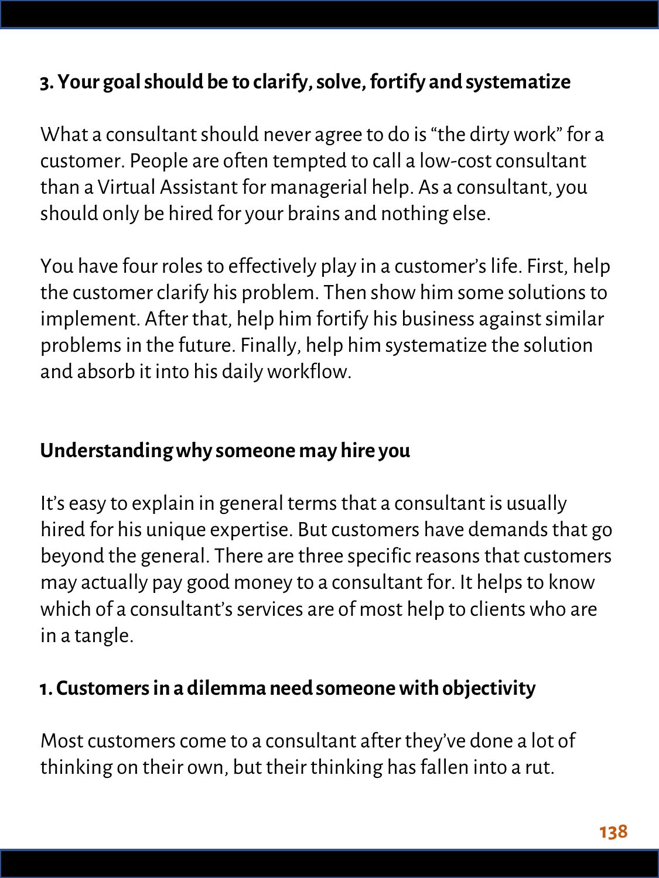### 3. Your goal should be to clarify, solve, fortify and systematize

What a consultant should never agree to do is "the dirty work" for a customer. People are often tempted to call a low-cost consultant than a Virtual Assistant for managerial help. As a consultant, you should only be hired for your brains and nothing else.

You have four roles to effectively play in a customer's life. First, help the customer clarify his problem. Then show him some solutions to implement. After that, help him fortify his business against similar problems in the future. Finally, help him systematize the solution and absorb it into his daily workflow.

## Understanding why someone may hire you

It's easy to explain in general terms that a consultant is usually hired for his unique expertise. But customers have demands that go beyond the general. There are three specific reasons that customers may actually pay good money to a consultant for. It helps to know which of a consultant's services are of most help to clients who are in a tangle.

### 1. Customers in a dilemma need someone with objectivity

Most customers come to a consultant after they've done a lot of thinking on their own, but their thinking has fallen into a rut.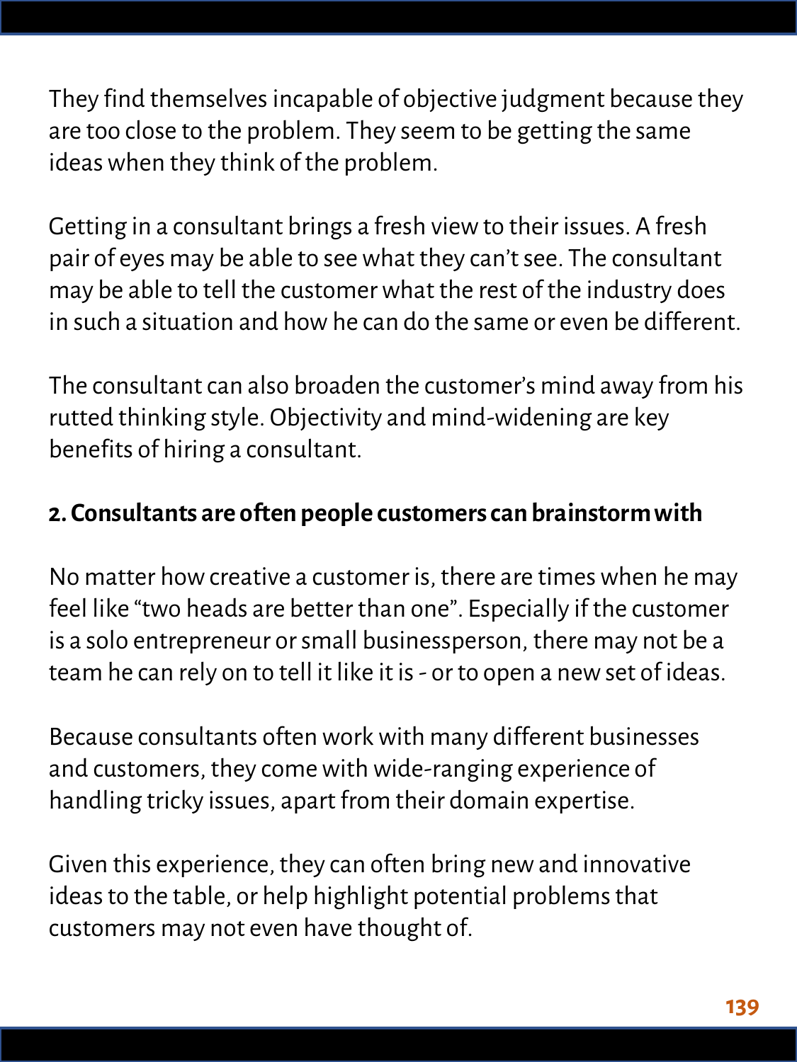They find themselves incapable of objective judgment because they are too close to the problem. They seem to be getting the same ideas when they think of the problem.

Getting in a consultant brings a fresh view to their issues. A fresh pair of eyes may be able to see what they can't see. The consultant may be able to tell the customer what the rest of the industry does in such a situation and how he can do the same or even be different.

The consultant can also broaden the customer's mind away from his rutted thinking style. Objectivity and mind-widening are key benefits of hiring a consultant.

**2. Consultants are often people customers can brainstorm with**

No matter how creative a customer is, there are times when he may feel like "two heads are better than one". Especially if the customer is a solo entrepreneur or small businessperson, there may not be a team he can rely on to tell it like it is - or to open a new set of ideas.

Because consultants often work with many different businesses and customers, they come with wide-ranging experience of handling tricky issues, apart from their domain expertise.

Given this experience, they can often bring new and innovative ideas to the table, or help highlight potential problems that customers may not even have thought of.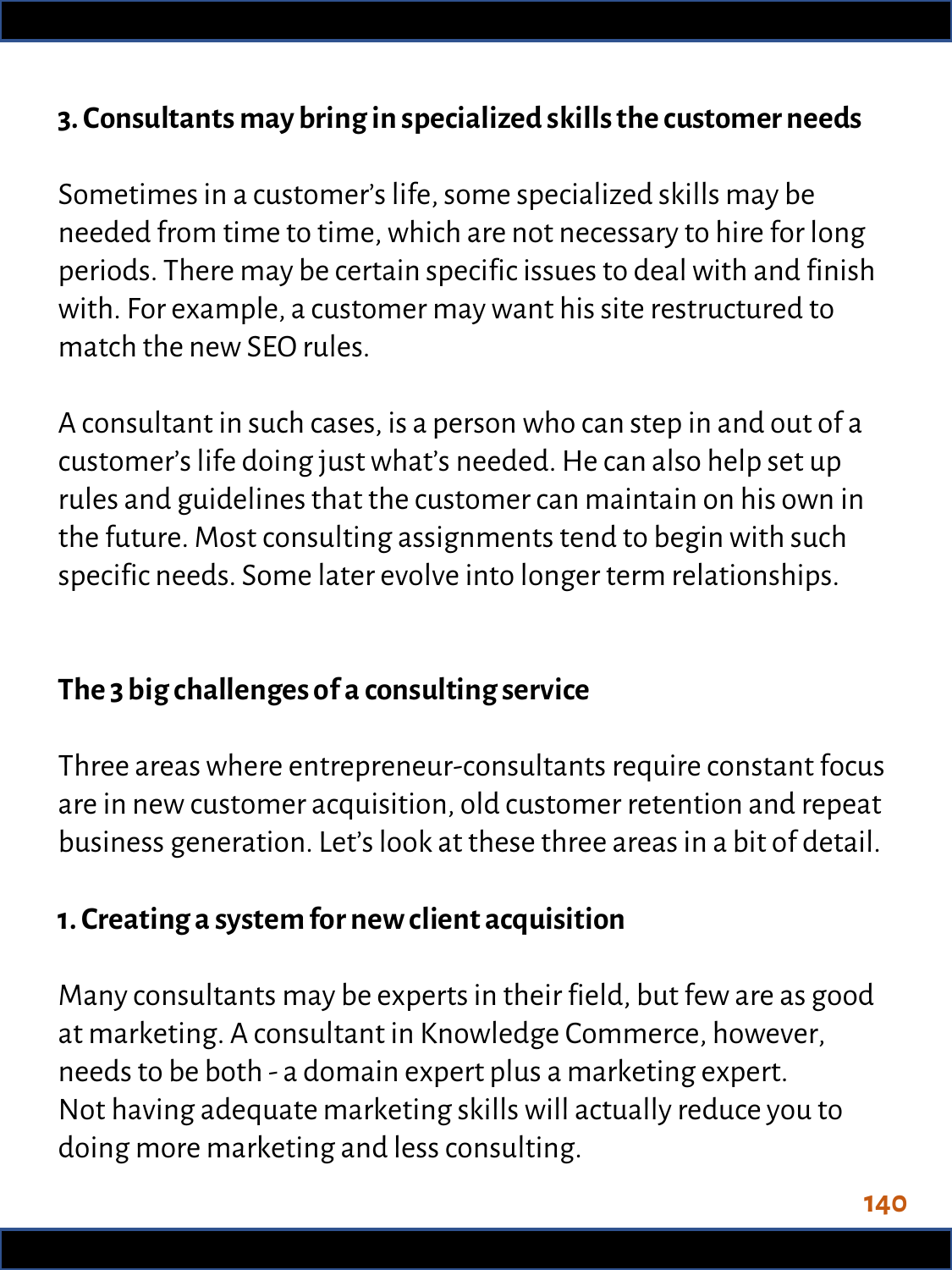### 3. Consultants may bring in specialized skills the customer needs

Sometimes in a customer's life, some specialized skills may be needed from time to time, which are not necessary to hire for long periods. There may be certain specific issues to deal with and finish with. For example, a customer may want his site restructured to match the new SEO rules.

A consultant in such cases, is a person who can step in and out of a customer's life doing just what's needed. He can also help set up rules and guidelines that the customer can maintain on his own in the future. Most consulting assignments tend to begin with such specific needs. Some later evolve into longer term relationships.

## The 3 big challenges of a consulting service

Three areas where entrepreneur-consultants require constant focus are in new customer acquisition, old customer retention and repeat business generation. Let's look at these three areas in a bit of detail.

### 1. Creating a system for new client acquisition

Many consultants may be experts in their field, but few are as good at marketing. A consultant in Knowledge Commerce, however, needs to be both - a domain expert plus a marketing expert.
Not having adequate marketing skills will actually reduce you to doing more marketing and less consulting.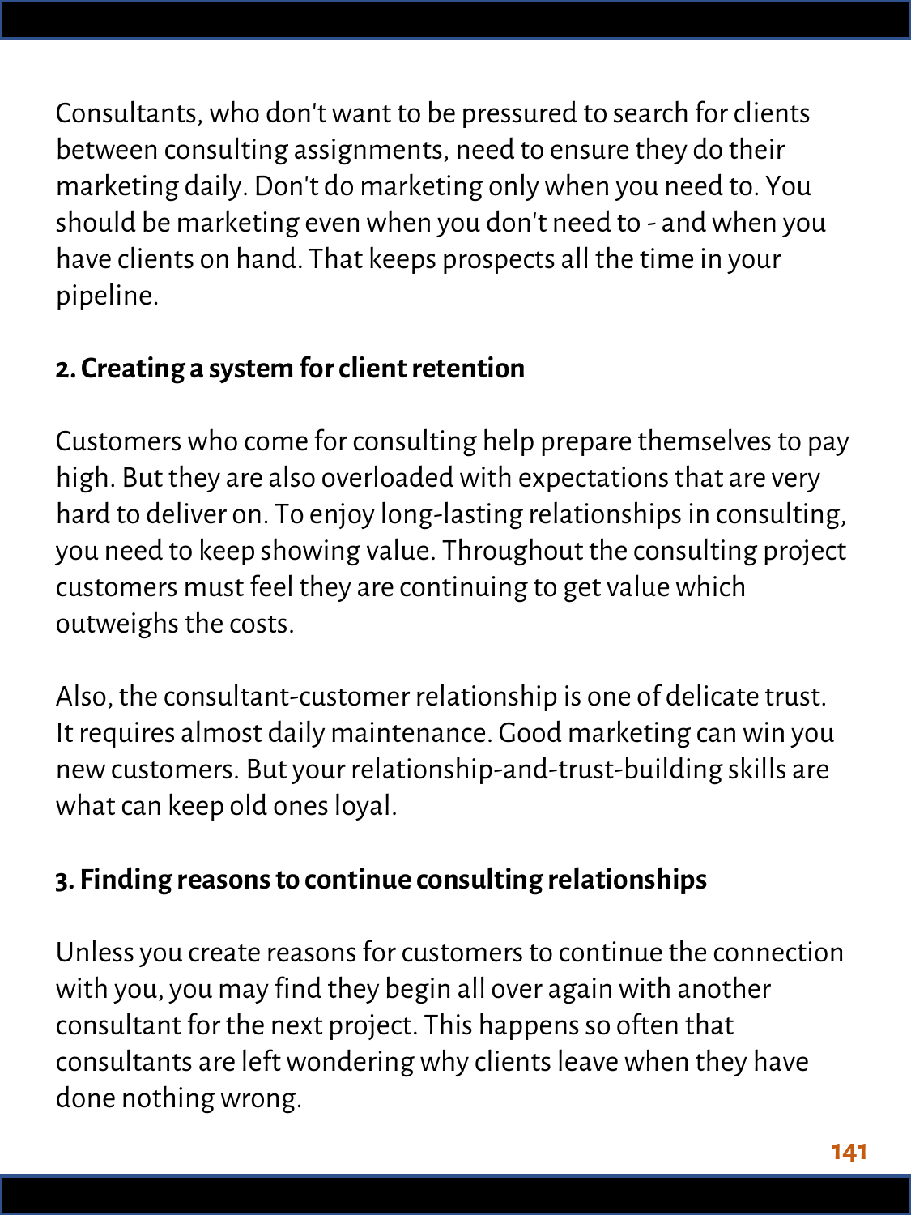Consultants, who don't want to be pressured to search for clients between consulting assignments, need to ensure they do their marketing daily. Don't do marketing only when you need to. You should be marketing even when you don't need to - and when you have clients on hand. That keeps prospects all the time in your pipeline.

**2. Creating a system for client retention**

Customers who come for consulting help prepare themselves to pay high. But they are also overloaded with expectations that are very hard to deliver on. To enjoy long-lasting relationships in consulting, you need to keep showing value. Throughout the consulting project customers must feel they are continuing to get value which outweighs the costs.

Also, the consultant-customer relationship is one of delicate trust. It requires almost daily maintenance. Good marketing can win you new customers. But your relationship-and-trust-building skills are what can keep old ones loyal.

**3. Finding reasons to continue consulting relationships**

Unless you create reasons for customers to continue the connection with you, you may find they begin all over again with another consultant for the next project. This happens so often that consultants are left wondering why clients leave when they have done nothing wrong.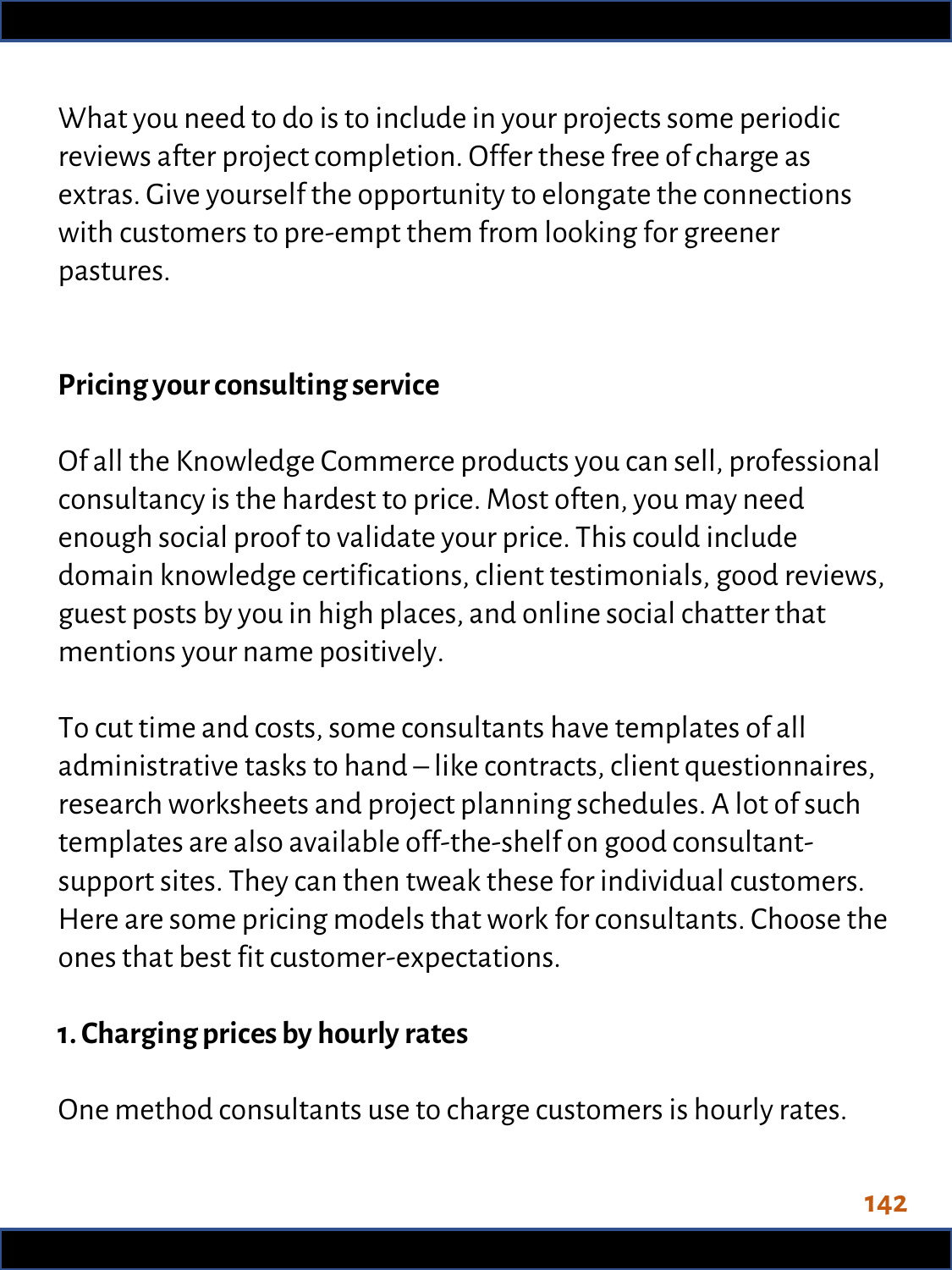What you need to do is to include in your projects some periodic reviews after project completion. Offer these free of charge as extras. Give yourself the opportunity to elongate the connections with customers to pre-empt them from looking for greener pastures.

**Pricing your consulting service**

Of all the Knowledge Commerce products you can sell, professional consultancy is the hardest to price. Most often, you may need enough social proof to validate your price. This could include domain knowledge certifications, client testimonials, good reviews, guest posts by you in high places, and online social chatter that mentions your name positively.

To cut time and costs, some consultants have templates of all administrative tasks to hand – like contracts, client questionnaires, research worksheets and project planning schedules. A lot of such templates are also available off-the-shelf on good consultant-support sites. They can then tweak these for individual customers. Here are some pricing models that work for consultants. Choose the ones that best fit customer-expectations.

**1. Charging prices by hourly rates**

One method consultants use to charge customers is hourly rates.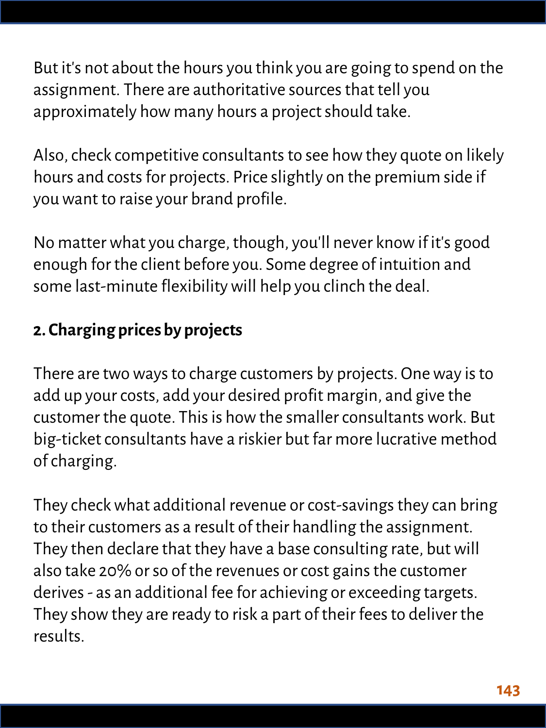But it's not about the hours you think you are going to spend on the assignment. There are authoritative sources that tell you approximately how many hours a project should take.

Also, check competitive consultants to see how they quote on likely hours and costs for projects. Price slightly on the premium side if you want to raise your brand profile.

No matter what you charge, though, you'll never know if it's good enough for the client before you. Some degree of intuition and some last-minute flexibility will help you clinch the deal.

**2. Charging prices by projects**

There are two ways to charge customers by projects. One way is to add up your costs, add your desired profit margin, and give the customer the quote. This is how the smaller consultants work. But big-ticket consultants have a riskier but far more lucrative method of charging.

They check what additional revenue or cost-savings they can bring to their customers as a result of their handling the assignment. They then declare that they have a base consulting rate, but will also take 20% or so of the revenues or cost gains the customer derives - as an additional fee for achieving or exceeding targets. They show they are ready to risk a part of their fees to deliver the results.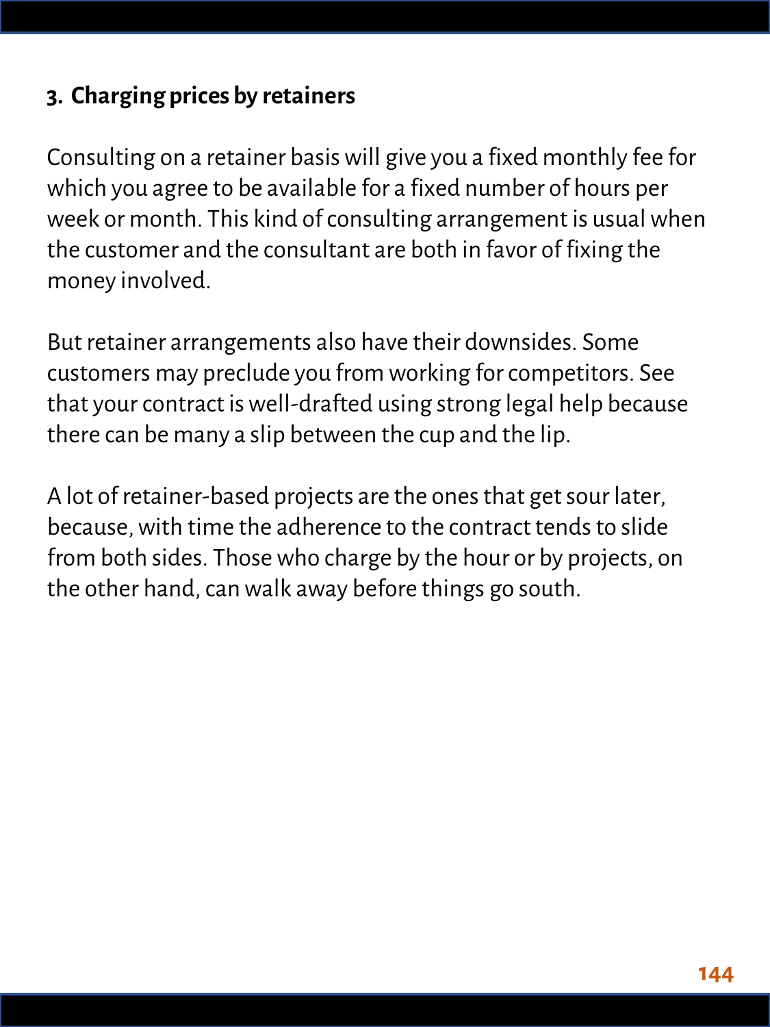### 3. Charging prices by retainers

Consulting on a retainer basis will give you a fixed monthly fee for which you agree to be available for a fixed number of hours per week or month. This kind of consulting arrangement is usual when the customer and the consultant are both in favor of fixing the money involved.

But retainer arrangements also have their downsides. Some customers may preclude you from working for competitors. See that your contract is well-drafted using strong legal help because there can be many a slip between the cup and the lip.

A lot of retainer-based projects are the ones that get sour later, because, with time the adherence to the contract tends to slide from both sides. Those who charge by the hour or by projects, on the other hand, can walk away before things go south.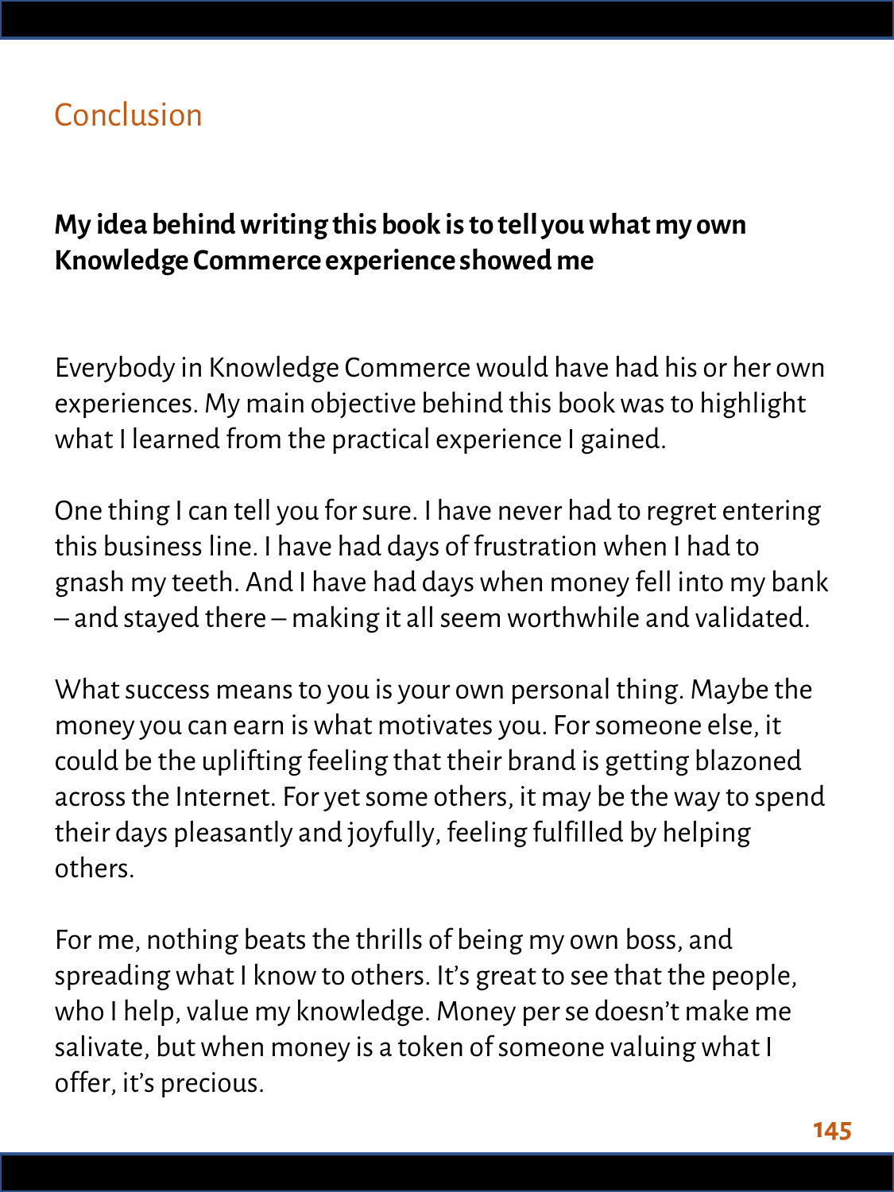# Conclusion

**My idea behind writing this book is to tell you what my own Knowledge Commerce experience showed me**

Everybody in Knowledge Commerce would have had his or her own experiences. My main objective behind this book was to highlight what I learned from the practical experience I gained.

One thing I can tell you for sure. I have never had to regret entering this business line. I have had days of frustration when I had to gnash my teeth. And I have had days when money fell into my bank – and stayed there – making it all seem worthwhile and validated.

What success means to you is your own personal thing. Maybe the money you can earn is what motivates you. For someone else, it could be the uplifting feeling that their brand is getting blazoned across the Internet. For yet some others, it may be the way to spend their days pleasantly and joyfully, feeling fulfilled by helping others.

For me, nothing beats the thrills of being my own boss, and spreading what I know to others. It's great to see that the people, who I help, value my knowledge. Money per se doesn't make me salivate, but when money is a token of someone valuing what I offer, it's precious.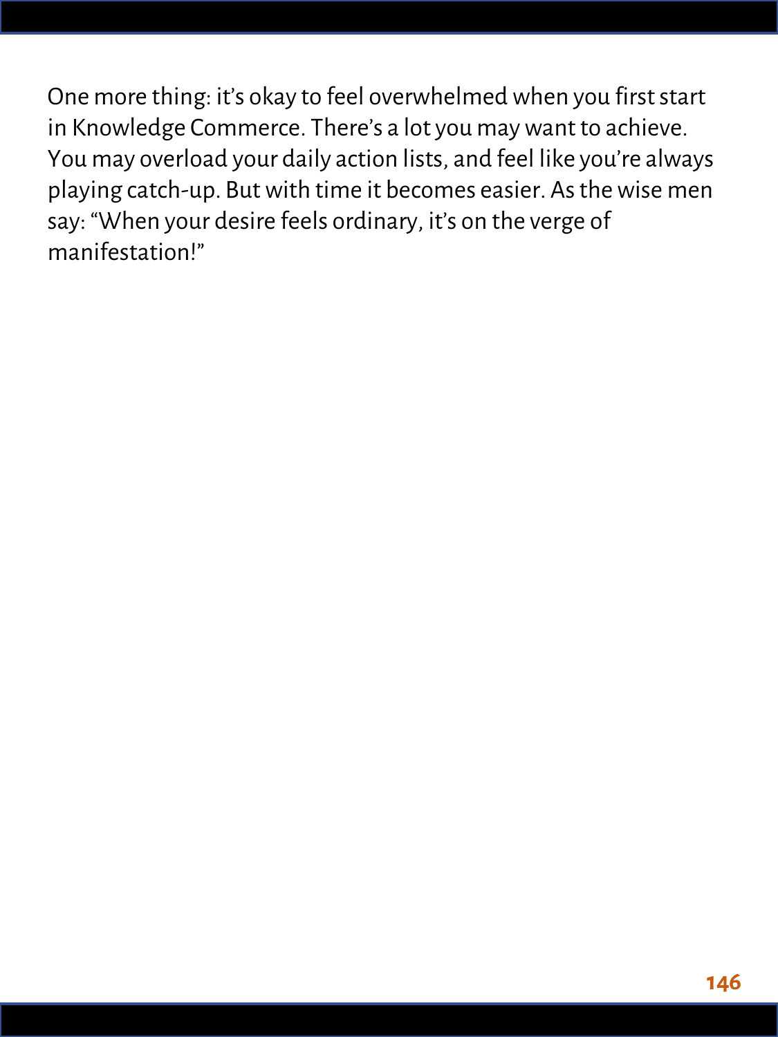One more thing: it's okay to feel overwhelmed when you first start in Knowledge Commerce. There's a lot you may want to achieve. You may overload your daily action lists, and feel like you're always playing catch-up. But with time it becomes easier. As the wise men say: "When your desire feels ordinary, it's on the verge of manifestation!"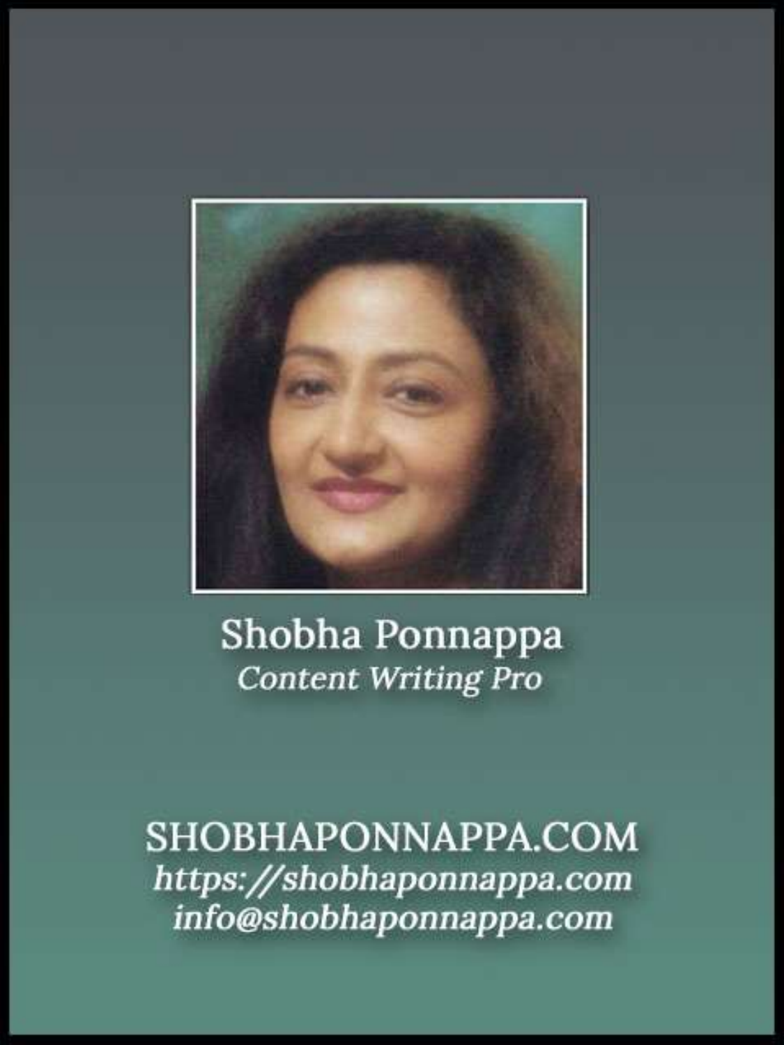Shobha Ponnappa

*Content Writing Pro*

SHOBHAPONNAPPA.COM

*https://shobhaponnappa.com*

*info@shobhaponnappa.com*